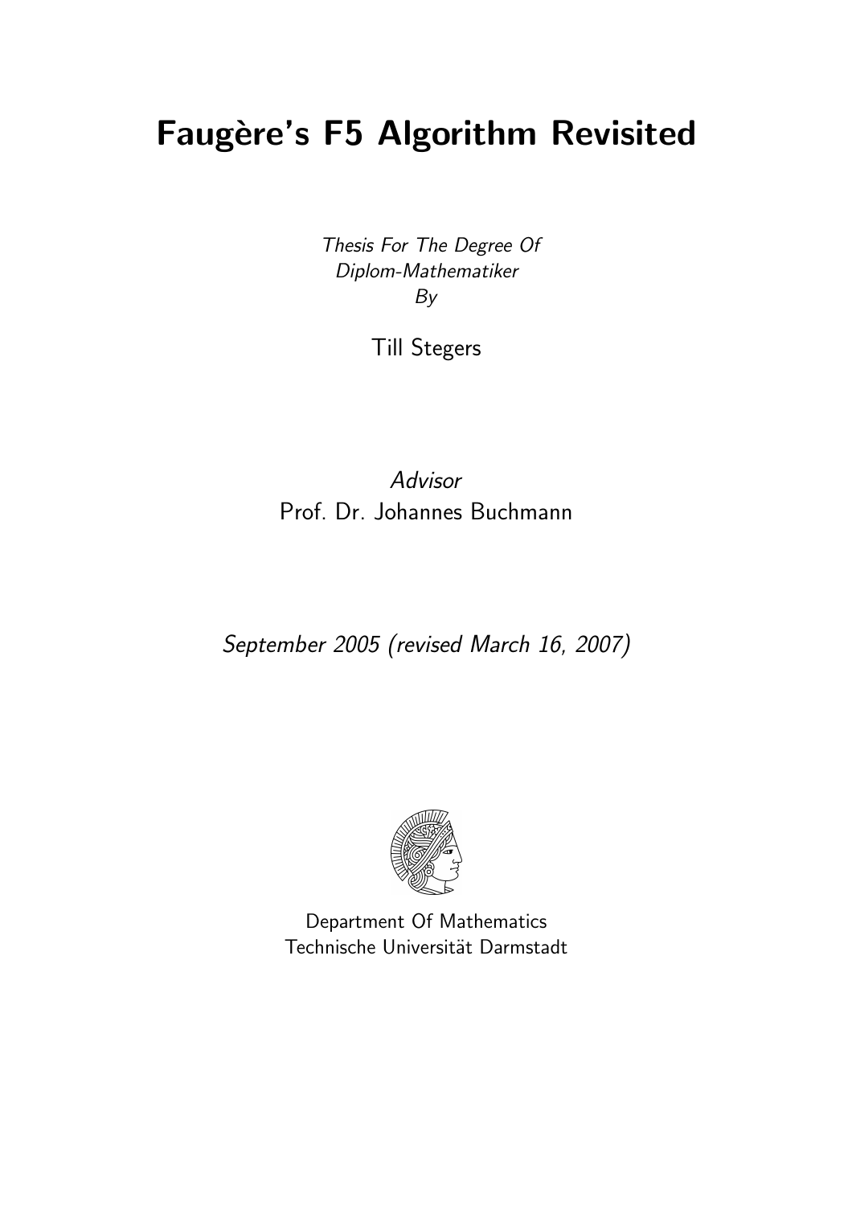# Faugère's F5 Algorithm Revisited

*Thesis For The Degree Of*
*Diplom-Mathematiker*
*By*

Till Stegers

*Advisor*
Prof. Dr. Johannes Buchmann

*September 2005 (revised March 16, 2007)*

Department Of Mathematics
Technische Universität Darmstadt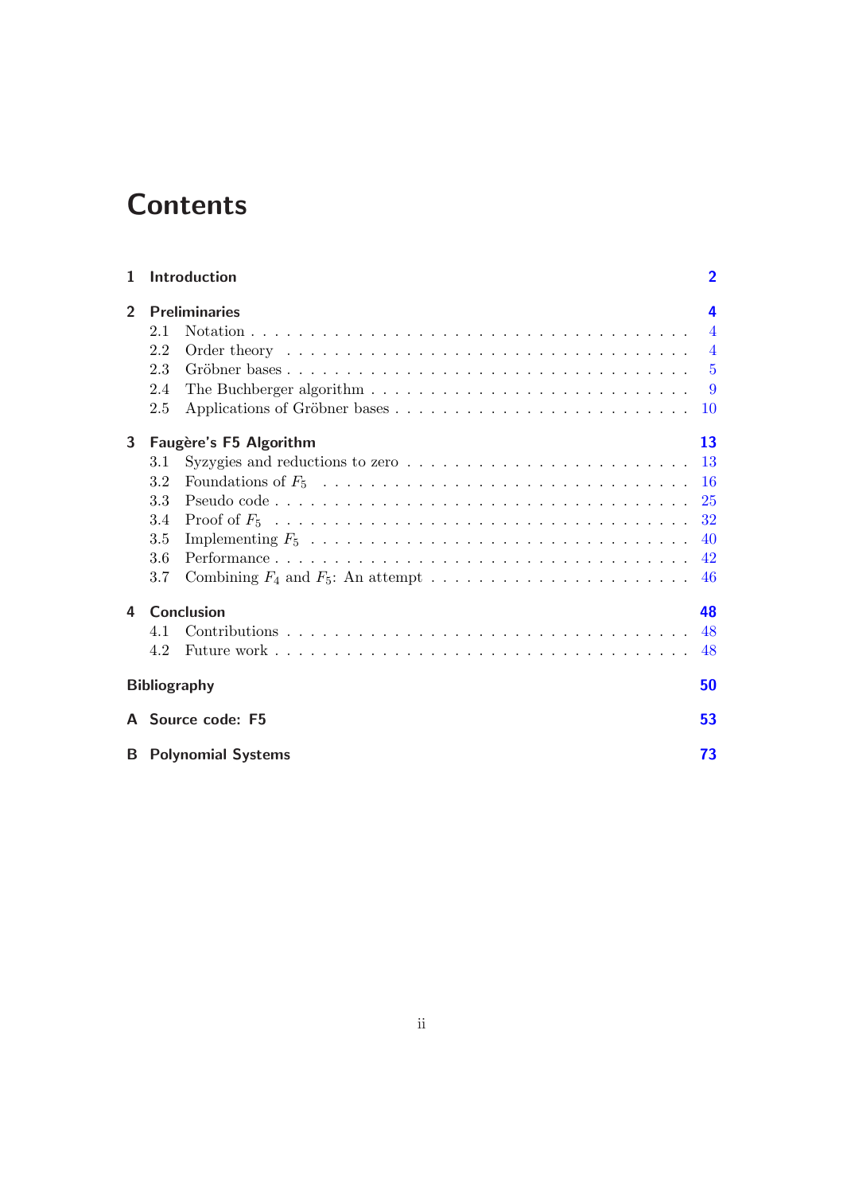# Contents

**1 Introduction** — **2**

**2 Preliminaries** — **4**

- 2.1 Notation — 4
- 2.2 Order theory — 4
- 2.3 Gröbner bases — 5
- 2.4 The Buchberger algorithm — 9
- 2.5 Applications of Gröbner bases — 10

**3 Faugère's F5 Algorithm** — **13**

- 3.1 Syzygies and reductions to zero — 13
- 3.2 Foundations of $F_5$ — 16
- 3.3 Pseudo code — 25
- 3.4 Proof of $F_5$ — 32
- 3.5 Implementing $F_5$ — 40
- 3.6 Performance — 42
- 3.7 Combining $F_4$ and $F_5$: An attempt — 46

**4 Conclusion** — **48**

- 4.1 Contributions — 48
- 4.2 Future work — 48

**Bibliography** — **50**

**A Source code: F5** — **53**

**B Polynomial Systems** — **73**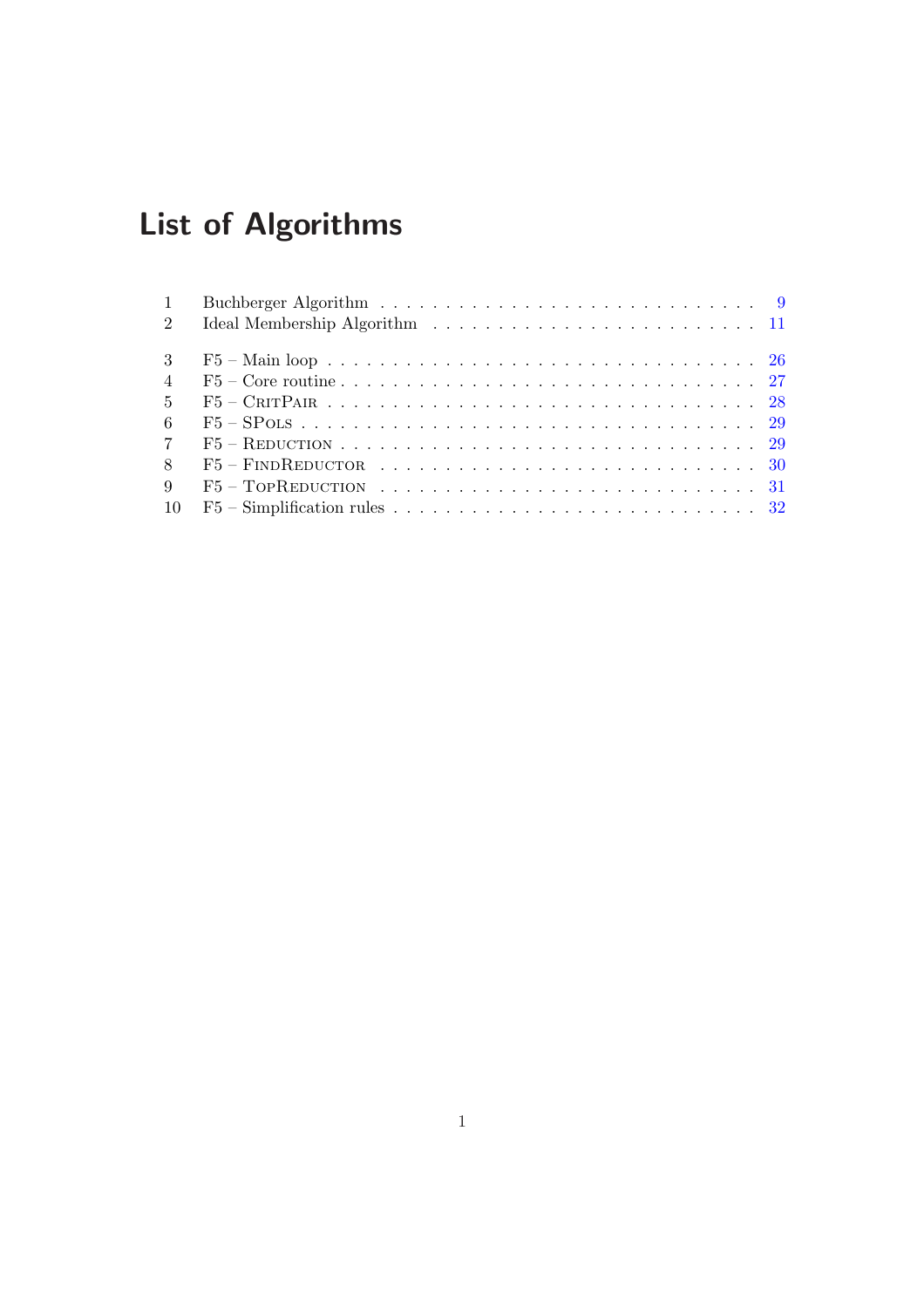# List of Algorithms

| | | |
|---|---|---|
| 1 | Buchberger Algorithm | 9 |
| 2 | Ideal Membership Algorithm | 11 |
| 3 | F5 – Main loop | 26 |
| 4 | F5 – Core routine | 27 |
| 5 | F5 – CritPair | 28 |
| 6 | F5 – SPols | 29 |
| 7 | F5 – Reduction | 29 |
| 8 | F5 – FindReductor | 30 |
| 9 | F5 – TopReduction | 31 |
| 10 | F5 – Simplification rules | 32 |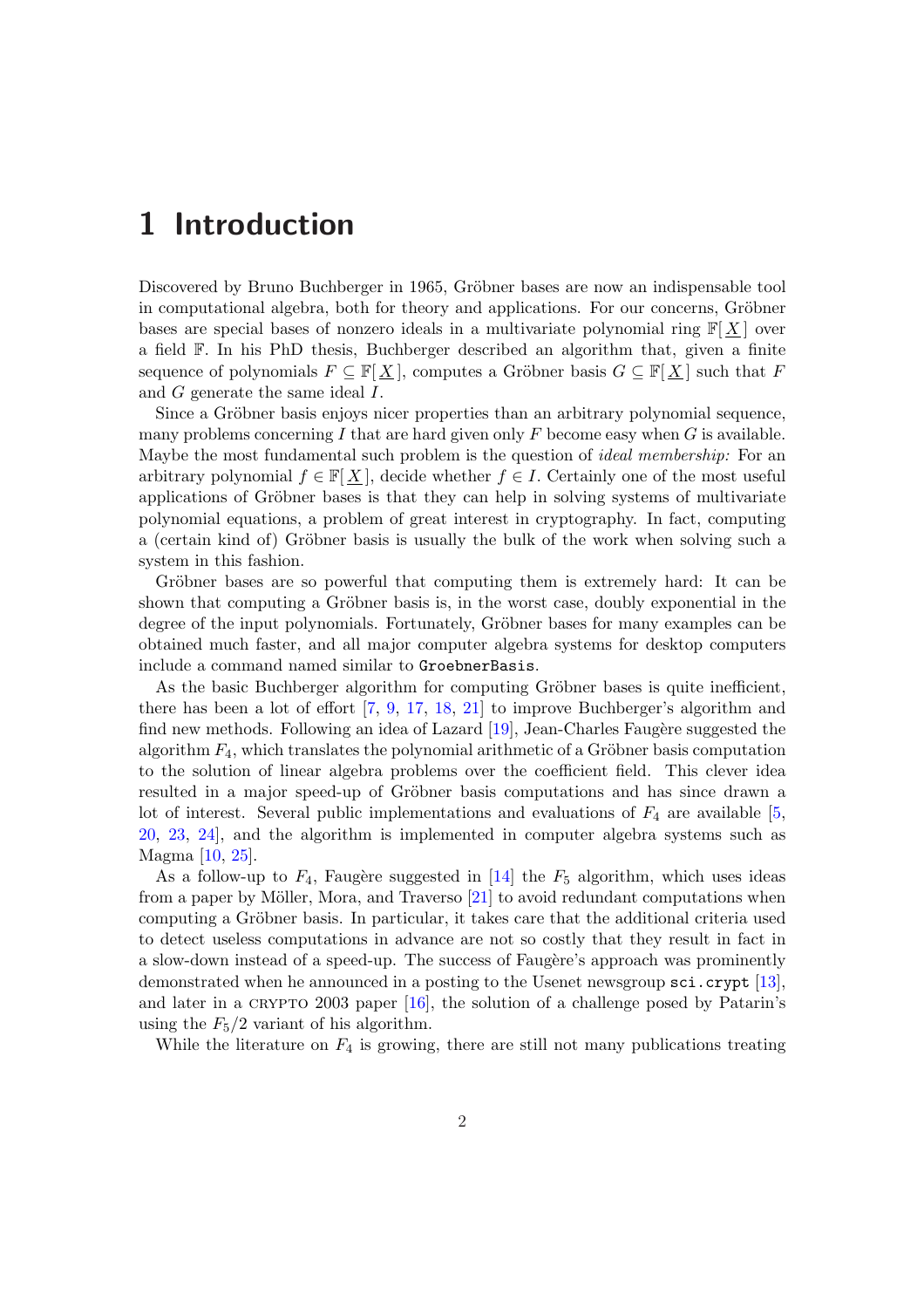# 1 Introduction

Discovered by Bruno Buchberger in 1965, Gröbner bases are now an indispensable tool in computational algebra, both for theory and applications. For our concerns, Gröbner bases are special bases of nonzero ideals in a multivariate polynomial ring $\mathbb{F}[\,\underline{X}\,]$ over a field $\mathbb{F}$. In his PhD thesis, Buchberger described an algorithm that, given a finite sequence of polynomials $F \subseteq \mathbb{F}[\,\underline{X}\,]$, computes a Gröbner basis $G \subseteq \mathbb{F}[\,\underline{X}\,]$ such that $F$ and $G$ generate the same ideal $I$.

Since a Gröbner basis enjoys nicer properties than an arbitrary polynomial sequence, many problems concerning $I$ that are hard given only $F$ become easy when $G$ is available. Maybe the most fundamental such problem is the question of *ideal membership:* For an arbitrary polynomial $f \in \mathbb{F}[\,\underline{X}\,]$, decide whether $f \in I$. Certainly one of the most useful applications of Gröbner bases is that they can help in solving systems of multivariate polynomial equations, a problem of great interest in cryptography. In fact, computing a (certain kind of) Gröbner basis is usually the bulk of the work when solving such a system in this fashion.

Gröbner bases are so powerful that computing them is extremely hard: It can be shown that computing a Gröbner basis is, in the worst case, doubly exponential in the degree of the input polynomials. Fortunately, Gröbner bases for many examples can be obtained much faster, and all major computer algebra systems for desktop computers include a command named similar to `GroebnerBasis`.

As the basic Buchberger algorithm for computing Gröbner bases is quite inefficient, there has been a lot of effort [7, 9, 17, 18, 21] to improve Buchberger's algorithm and find new methods. Following an idea of Lazard [19], Jean-Charles Faugère suggested the algorithm $F_4$, which translates the polynomial arithmetic of a Gröbner basis computation to the solution of linear algebra problems over the coefficient field. This clever idea resulted in a major speed-up of Gröbner basis computations and has since drawn a lot of interest. Several public implementations and evaluations of $F_4$ are available [5, 20, 23, 24], and the algorithm is implemented in computer algebra systems such as Magma [10, 25].

As a follow-up to $F_4$, Faugère suggested in [14] the $F_5$ algorithm, which uses ideas from a paper by Möller, Mora, and Traverso [21] to avoid redundant computations when computing a Gröbner basis. In particular, it takes care that the additional criteria used to detect useless computations in advance are not so costly that they result in fact in a slow-down instead of a speed-up. The success of Faugère's approach was prominently demonstrated when he announced in a posting to the Usenet newsgroup `sci.crypt` [13], and later in a CRYPTO 2003 paper [16], the solution of a challenge posed by Patarin's using the $F_5/2$ variant of his algorithm.

While the literature on $F_4$ is growing, there are still not many publications treating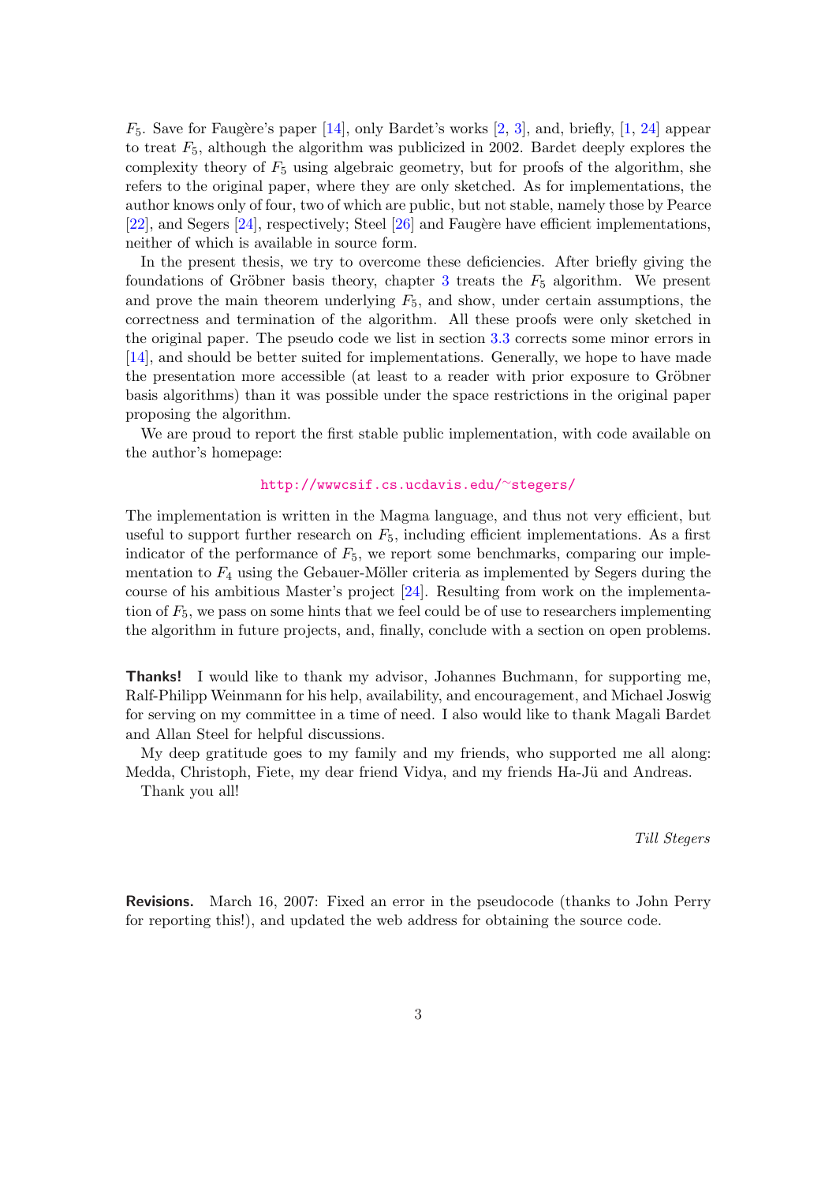$F_5$. Save for Faugère's paper [14], only Bardet's works [2, 3], and, briefly, [1, 24] appear to treat $F_5$, although the algorithm was publicized in 2002. Bardet deeply explores the complexity theory of $F_5$ using algebraic geometry, but for proofs of the algorithm, she refers to the original paper, where they are only sketched. As for implementations, the author knows only of four, two of which are public, but not stable, namely those by Pearce [22], and Segers [24], respectively; Steel [26] and Faugère have efficient implementations, neither of which is available in source form.

In the present thesis, we try to overcome these deficiencies. After briefly giving the foundations of Gröbner basis theory, chapter 3 treats the $F_5$ algorithm. We present and prove the main theorem underlying $F_5$, and show, under certain assumptions, the correctness and termination of the algorithm. All these proofs were only sketched in the original paper. The pseudo code we list in section 3.3 corrects some minor errors in [14], and should be better suited for implementations. Generally, we hope to have made the presentation more accessible (at least to a reader with prior exposure to Gröbner basis algorithms) than it was possible under the space restrictions in the original paper proposing the algorithm.

We are proud to report the first stable public implementation, with code available on the author's homepage:

http://wwwcsif.cs.ucdavis.edu/~stegers/

The implementation is written in the Magma language, and thus not very efficient, but useful to support further research on $F_5$, including efficient implementations. As a first indicator of the performance of $F_5$, we report some benchmarks, comparing our implementation to $F_4$ using the Gebauer-Möller criteria as implemented by Segers during the course of his ambitious Master's project [24]. Resulting from work on the implementation of $F_5$, we pass on some hints that we feel could be of use to researchers implementing the algorithm in future projects, and, finally, conclude with a section on open problems.

**Thanks!** I would like to thank my advisor, Johannes Buchmann, for supporting me, Ralf-Philipp Weinmann for his help, availability, and encouragement, and Michael Joswig for serving on my committee in a time of need. I also would like to thank Magali Bardet and Allan Steel for helpful discussions.

My deep gratitude goes to my family and my friends, who supported me all along: Medda, Christoph, Fiete, my dear friend Vidya, and my friends Ha-Jü and Andreas.

Thank you all!

*Till Stegers*

**Revisions.** March 16, 2007: Fixed an error in the pseudocode (thanks to John Perry for reporting this!), and updated the web address for obtaining the source code.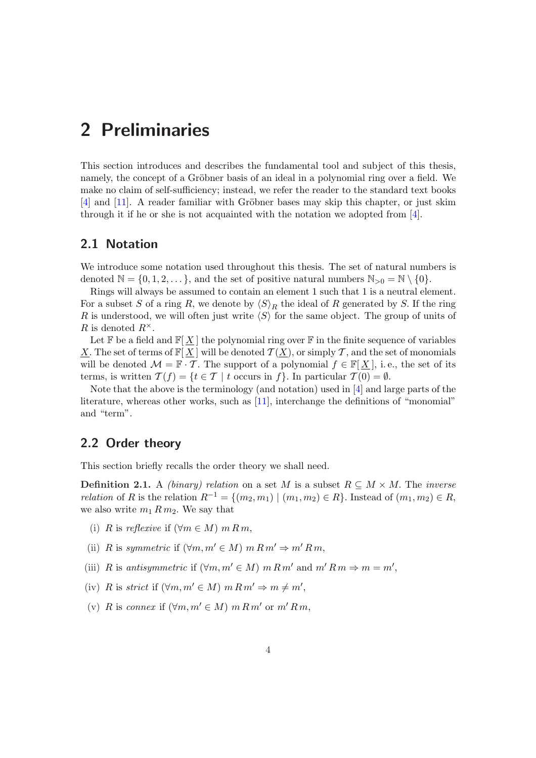// Inline $...$ math inside headings and list items (e.g. item (i) $m\,R\,m$) left as-is; ... (truncated, 60 more lines)
# 2 Preliminaries

This section introduces and describes the fundamental tool and subject of this thesis, namely, the concept of a Gröbner basis of an ideal in a polynomial ring over a field. We make no claim of self-sufficiency; instead, we refer the reader to the standard text books [4] and [11]. A reader familiar with Gröbner bases may skip this chapter, or just skim through it if he or she is not acquainted with the notation we adopted from [4].

## 2.1 Notation

We introduce some notation used throughout this thesis. The set of natural numbers is denoted $\mathbb{N} = \{0, 1, 2, \dots\}$, and the set of positive natural numbers $\mathbb{N}_{>0} = \mathbb{N} \setminus \{0\}$.

Rings will always be assumed to contain an element 1 such that 1 is a neutral element. For a subset $S$ of a ring $R$, we denote by $\langle S \rangle_R$ the ideal of $R$ generated by $S$. If the ring $R$ is understood, we will often just write $\langle S \rangle$ for the same object. The group of units of $R$ is denoted $R^\times$.

Let $\mathbb{F}$ be a field and $\mathbb{F}[\,\underline{X}\,]$ the polynomial ring over $\mathbb{F}$ in the finite sequence of variables $\underline{X}$. The set of terms of $\mathbb{F}[\,\underline{X}\,]$ will be denoted $\mathcal{T}(\underline{X})$, or simply $\mathcal{T}$, and the set of monomials will be denoted $\mathcal{M} = \mathbb{F} \cdot \mathcal{T}$. The support of a polynomial $f \in \mathbb{F}[\,\underline{X}\,]$, i. e., the set of its terms, is written $\mathcal{T}(f) = \{t \in \mathcal{T} \mid t \text{ occurs in } f\}$. In particular $\mathcal{T}(0) = \emptyset$.

Note that the above is the terminology (and notation) used in [4] and large parts of the literature, whereas other works, such as [11], interchange the definitions of "monomial" and "term".

## 2.2 Order theory

This section briefly recalls the order theory we shall need.

**Definition 2.1.** A *(binary) relation* on a set $M$ is a subset $R \subseteq M \times M$. The *inverse relation* of $R$ is the relation $R^{-1} = \{(m_2, m_1) \mid (m_1, m_2) \in R\}$. Instead of $(m_1, m_2) \in R$, we also write $m_1 \, R \, m_2$. We say that

- (i) $R$ is *reflexive* if $(\forall m \in M)\ m \, R \, m$,
- (ii) $R$ is *symmetric* if $(\forall m, m' \in M)\ m \, R \, m' \Rightarrow m' \, R \, m$,
- (iii) $R$ is *antisymmetric* if $(\forall m, m' \in M)\ m \, R \, m'$ and $m' \, R \, m \Rightarrow m = m'$,
- (iv) $R$ is *strict* if $(\forall m, m' \in M)\ m \, R \, m' \Rightarrow m \neq m'$,
- (v) $R$ is *connex* if $(\forall m, m' \in M)\ m \, R \, m'$ or $m' \, R \, m$,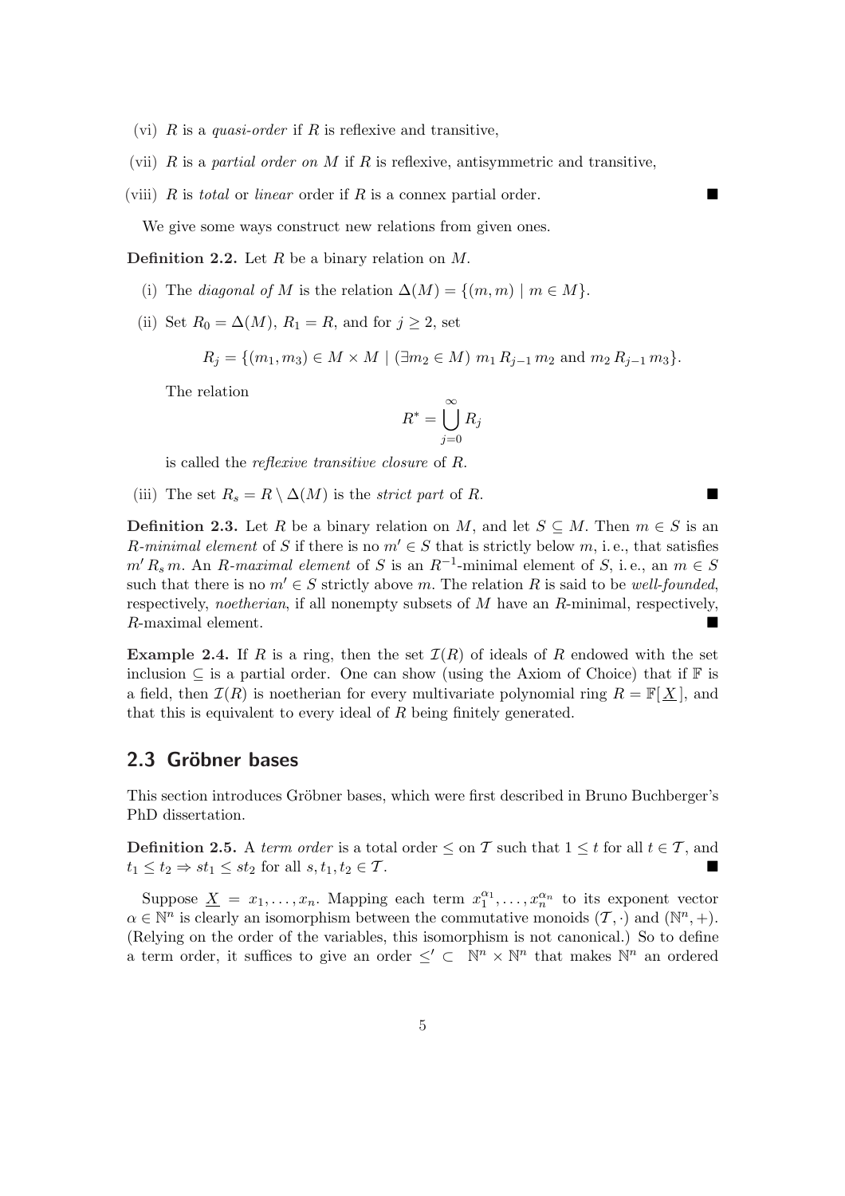(vi) $R$ is a *quasi-order* if $R$ is reflexive and transitive,

(vii) $R$ is a *partial order on $M$* if $R$ is reflexive, antisymmetric and transitive,

(viii) $R$ is *total* or *linear* order if $R$ is a connex partial order. ■

We give some ways construct new relations from given ones.

**Definition 2.2.** Let $R$ be a binary relation on $M$.

(i) The *diagonal of $M$* is the relation $\Delta(M) = \{(m, m) \mid m \in M\}$.

(ii) Set $R_0 = \Delta(M)$, $R_1 = R$, and for $j \geq 2$, set

$$R_j = \{(m_1, m_3) \in M \times M \mid (\exists m_2 \in M)\ m_1\, R_{j-1}\, m_2 \text{ and } m_2\, R_{j-1}\, m_3\}.$$

The relation

$$R^* = \bigcup_{j=0}^{\infty} R_j$$

is called the *reflexive transitive closure* of $R$.

(iii) The set $R_s = R \setminus \Delta(M)$ is the *strict part* of $R$. ■

**Definition 2.3.** Let $R$ be a binary relation on $M$, and let $S \subseteq M$. Then $m \in S$ is an *$R$-minimal element* of $S$ if there is no $m' \in S$ that is strictly below $m$, i. e., that satisfies $m'\, R_s\, m$. An *$R$-maximal element* of $S$ is an $R^{-1}$-minimal element of $S$, i. e., an $m \in S$ such that there is no $m' \in S$ strictly above $m$. The relation $R$ is said to be *well-founded*, respectively, *noetherian*, if all nonempty subsets of $M$ have an $R$-minimal, respectively, $R$-maximal element. ■

**Example 2.4.** If $R$ is a ring, then the set $\mathcal{I}(R)$ of ideals of $R$ endowed with the set inclusion $\subseteq$ is a partial order. One can show (using the Axiom of Choice) that if $\mathbb{F}$ is a field, then $\mathcal{I}(R)$ is noetherian for every multivariate polynomial ring $R = \mathbb{F}[\underline{X}]$, and that this is equivalent to every ideal of $R$ being finitely generated.

## 2.3 Gröbner bases

This section introduces Gröbner bases, which were first described in Bruno Buchberger's PhD dissertation.

**Definition 2.5.** A *term order* is a total order $\leq$ on $\mathcal{T}$ such that $1 \leq t$ for all $t \in \mathcal{T}$, and $t_1 \leq t_2 \Rightarrow st_1 \leq st_2$ for all $s, t_1, t_2 \in \mathcal{T}$. ■

Suppose $\underline{X} = x_1, \ldots, x_n$. Mapping each term $x_1^{\alpha_1}, \ldots, x_n^{\alpha_n}$ to its exponent vector $\alpha \in \mathbb{N}^n$ is clearly an isomorphism between the commutative monoids $(\mathcal{T}, \cdot)$ and $(\mathbb{N}^n, +)$. (Relying on the order of the variables, this isomorphism is not canonical.) So to define a term order, it suffices to give an order $\leq' \subset \mathbb{N}^n \times \mathbb{N}^n$ that makes $\mathbb{N}^n$ an ordered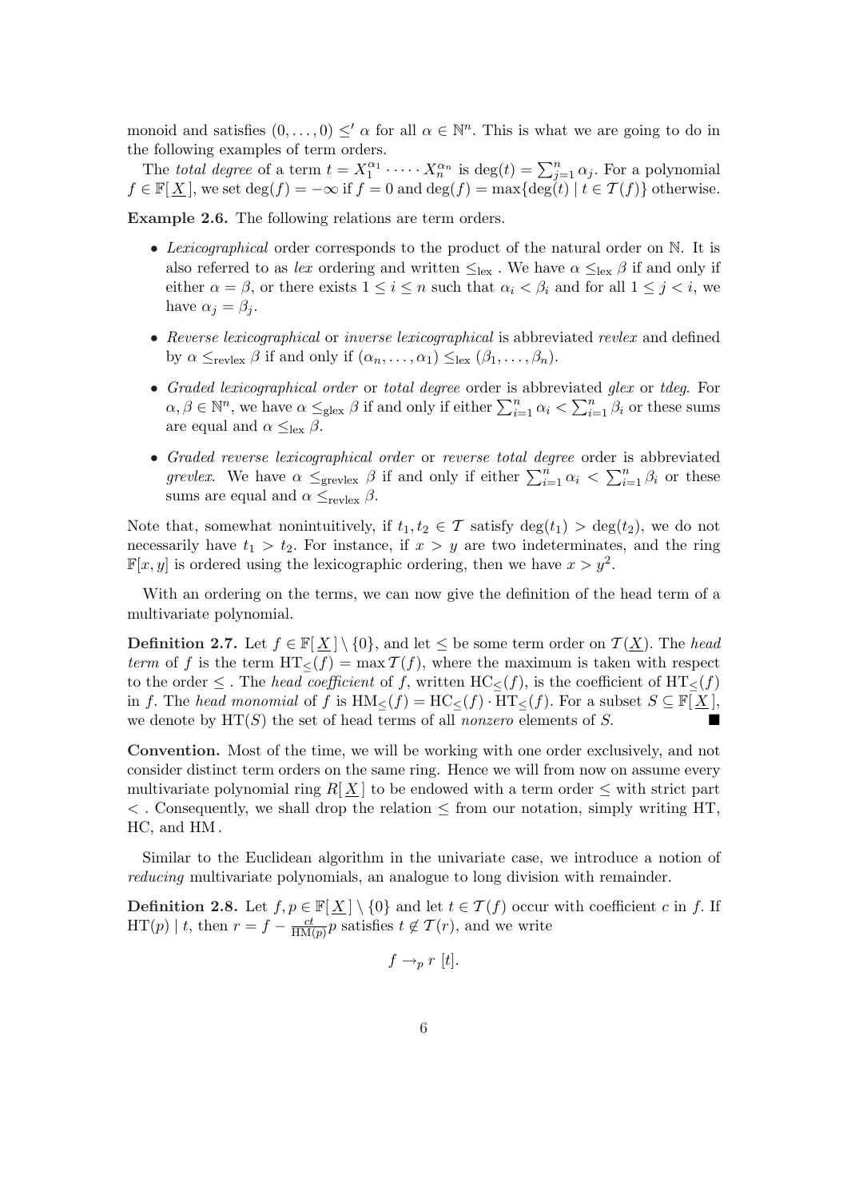monoid and satisfies $(0, \ldots, 0) \leq' \alpha$ for all $\alpha \in \mathbb{N}^n$. This is what we are going to do in the following examples of term orders.

The *total degree* of a term $t = X_1^{\alpha_1} \cdot \cdots \cdot X_n^{\alpha_n}$ is $\deg(t) = \sum_{j=1}^{n} \alpha_j$. For a polynomial $f \in \mathbb{F}[\underline{X}]$, we set $\deg(f) = -\infty$ if $f = 0$ and $\deg(f) = \max\{\deg(t) \mid t \in \mathcal{T}(f)\}$ otherwise.

**Example 2.6.** The following relations are term orders.

- *Lexicographical* order corresponds to the product of the natural order on $\mathbb{N}$. It is also referred to as *lex* ordering and written $\leq_{\text{lex}}$. We have $\alpha \leq_{\text{lex}} \beta$ if and only if either $\alpha = \beta$, or there exists $1 \leq i \leq n$ such that $\alpha_i < \beta_i$ and for all $1 \leq j < i$, we have $\alpha_j = \beta_j$.
- *Reverse lexicographical* or *inverse lexicographical* is abbreviated *revlex* and defined by $\alpha \leq_{\text{revlex}} \beta$ if and only if $(\alpha_n, \ldots, \alpha_1) \leq_{\text{lex}} (\beta_1, \ldots, \beta_n)$.
- *Graded lexicographical order* or *total degree* order is abbreviated *glex* or *tdeg*. For $\alpha, \beta \in \mathbb{N}^n$, we have $\alpha \leq_{\text{glex}} \beta$ if and only if either $\sum_{i=1}^{n} \alpha_i < \sum_{i=1}^{n} \beta_i$ or these sums are equal and $\alpha \leq_{\text{lex}} \beta$.
- *Graded reverse lexicographical order* or *reverse total degree* order is abbreviated *grevlex*. We have $\alpha \leq_{\text{grevlex}} \beta$ if and only if either $\sum_{i=1}^{n} \alpha_i < \sum_{i=1}^{n} \beta_i$ or these sums are equal and $\alpha \leq_{\text{revlex}} \beta$.

Note that, somewhat nonintuitively, if $t_1, t_2 \in \mathcal{T}$ satisfy $\deg(t_1) > \deg(t_2)$, we do not necessarily have $t_1 > t_2$. For instance, if $x > y$ are two indeterminates, and the ring $\mathbb{F}[x, y]$ is ordered using the lexicographic ordering, then we have $x > y^2$.

With an ordering on the terms, we can now give the definition of the head term of a multivariate polynomial.

**Definition 2.7.** Let $f \in \mathbb{F}[\underline{X}] \setminus \{0\}$, and let $\leq$ be some term order on $\mathcal{T}(\underline{X})$. The *head term* of $f$ is the term $\mathrm{HT}_{\leq}(f) = \max \mathcal{T}(f)$, where the maximum is taken with respect to the order $\leq$. The *head coefficient* of $f$, written $\mathrm{HC}_{\leq}(f)$, is the coefficient of $\mathrm{HT}_{\leq}(f)$ in $f$. The *head monomial* of $f$ is $\mathrm{HM}_{\leq}(f) = \mathrm{HC}_{\leq}(f) \cdot \mathrm{HT}_{\leq}(f)$. For a subset $S \subseteq \mathbb{F}[\underline{X}]$, we denote by $\mathrm{HT}(S)$ the set of head terms of all *nonzero* elements of $S$. ■

**Convention.** Most of the time, we will be working with one order exclusively, and not consider distinct term orders on the same ring. Hence we will from now on assume every multivariate polynomial ring $R[\underline{X}]$ to be endowed with a term order $\leq$ with strict part $<$. Consequently, we shall drop the relation $\leq$ from our notation, simply writing HT, HC, and HM.

Similar to the Euclidean algorithm in the univariate case, we introduce a notion of *reducing* multivariate polynomials, an analogue to long division with remainder.

**Definition 2.8.** Let $f, p \in \mathbb{F}[\underline{X}] \setminus \{0\}$ and let $t \in \mathcal{T}(f)$ occur with coefficient $c$ in $f$. If $\mathrm{HT}(p) \mid t$, then $r = f - \frac{ct}{\mathrm{HM}(p)} p$ satisfies $t \notin \mathcal{T}(r)$, and we write

$$f \rightarrow_p r \ [t].$$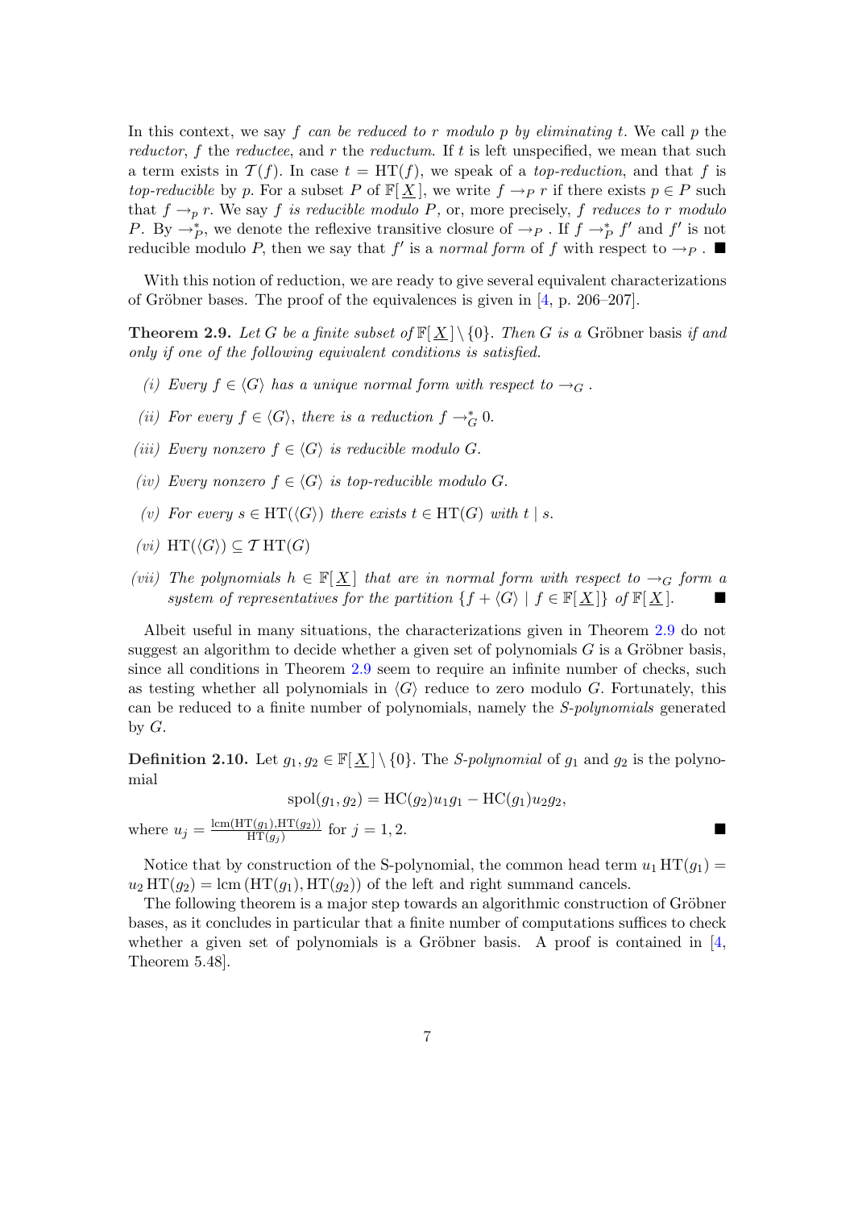In this context, we say $f$ *can be reduced to* $r$ *modulo* $p$ *by eliminating* $t$. We call $p$ the *reductor*, $f$ the *reductee*, and $r$ the *reductum*. If $t$ is left unspecified, we mean that such a term exists in $\mathcal{T}(f)$. In case $t = \mathrm{HT}(f)$, we speak of a *top-reduction*, and that $f$ is *top-reducible* by $p$. For a subset $P$ of $\mathbb{F}[\,\underline{X}\,]$, we write $f \to_P r$ if there exists $p \in P$ such that $f \to_p r$. We say $f$ *is reducible modulo* $P$, or, more precisely, $f$ *reduces to* $r$ *modulo* $P$. By $\to_P^*$, we denote the reflexive transitive closure of $\to_P$. If $f \to_P^* f'$ and $f'$ is not reducible modulo $P$, then we say that $f'$ is a *normal form* of $f$ with respect to $\to_P$. ■

With this notion of reduction, we are ready to give several equivalent characterizations of Gröbner bases. The proof of the equivalences is given in [4, p. 206–207].

**Theorem 2.9.** *Let $G$ be a finite subset of $\mathbb{F}[\,\underline{X}\,] \setminus \{0\}$. Then $G$ is a* Gröbner basis *if and only if one of the following equivalent conditions is satisfied.*

*(i) Every $f \in \langle G \rangle$ has a unique normal form with respect to $\to_G$.*

*(ii) For every $f \in \langle G \rangle$, there is a reduction $f \to_G^* 0$.*

*(iii) Every nonzero $f \in \langle G \rangle$ is reducible modulo $G$.*

*(iv) Every nonzero $f \in \langle G \rangle$ is top-reducible modulo $G$.*

*(v) For every $s \in \mathrm{HT}(\langle G \rangle)$ there exists $t \in \mathrm{HT}(G)$ with $t \mid s$.*

*(vi) $\mathrm{HT}(\langle G \rangle) \subseteq \mathcal{T}\,\mathrm{HT}(G)$*

*(vii) The polynomials $h \in \mathbb{F}[\,\underline{X}\,]$ that are in normal form with respect to $\to_G$ form a system of representatives for the partition $\{f + \langle G \rangle \mid f \in \mathbb{F}[\,\underline{X}\,]\}$ of $\mathbb{F}[\,\underline{X}\,]$.* ■

Albeit useful in many situations, the characterizations given in Theorem 2.9 do not suggest an algorithm to decide whether a given set of polynomials $G$ is a Gröbner basis, since all conditions in Theorem 2.9 seem to require an infinite number of checks, such as testing whether all polynomials in $\langle G \rangle$ reduce to zero modulo $G$. Fortunately, this can be reduced to a finite number of polynomials, namely the *S-polynomials* generated by $G$.

**Definition 2.10.** Let $g_1, g_2 \in \mathbb{F}[\,\underline{X}\,] \setminus \{0\}$. The *S-polynomial* of $g_1$ and $g_2$ is the polynomial

$$\mathrm{spol}(g_1, g_2) = \mathrm{HC}(g_2) u_1 g_1 - \mathrm{HC}(g_1) u_2 g_2,$$

where $u_j = \frac{\mathrm{lcm}(\mathrm{HT}(g_1), \mathrm{HT}(g_2))}{\mathrm{HT}(g_j)}$ for $j = 1, 2$. ■

Notice that by construction of the S-polynomial, the common head term $u_1 \mathrm{HT}(g_1) = u_2 \mathrm{HT}(g_2) = \mathrm{lcm}\,(\mathrm{HT}(g_1), \mathrm{HT}(g_2))$ of the left and right summand cancels.

The following theorem is a major step towards an algorithmic construction of Gröbner bases, as it concludes in particular that a finite number of computations suffices to check whether a given set of polynomials is a Gröbner basis. A proof is contained in [4, Theorem 5.48].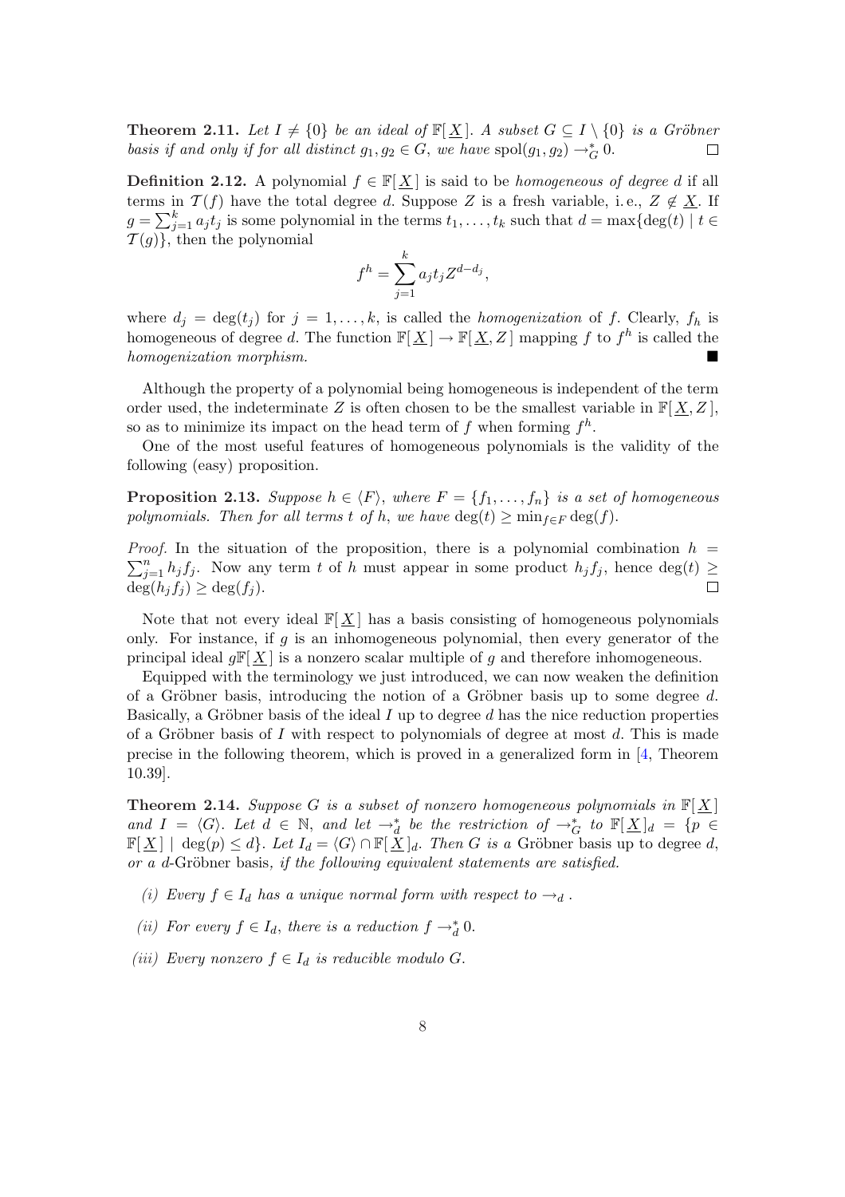**Theorem 2.11.** *Let $I \neq \{0\}$ be an ideal of $\mathbb{F}[\underline{X}]$. A subset $G \subseteq I \setminus \{0\}$ is a Gröbner basis if and only if for all distinct $g_1, g_2 \in G$, we have $\operatorname{spol}(g_1, g_2) \to_G^* 0$.* □

**Definition 2.12.** A polynomial $f \in \mathbb{F}[\underline{X}]$ is said to be *homogeneous of degree d* if all terms in $\mathcal{T}(f)$ have the total degree $d$. Suppose $Z$ is a fresh variable, i. e., $Z \notin \underline{X}$. If $g = \sum_{j=1}^{k} a_j t_j$ is some polynomial in the terms $t_1, \ldots, t_k$ such that $d = \max\{\deg(t) \mid t \in \mathcal{T}(g)\}$, then the polynomial

$$f^h = \sum_{j=1}^{k} a_j t_j Z^{d-d_j},$$

where $d_j = \deg(t_j)$ for $j = 1, \ldots, k$, is called the *homogenization* of $f$. Clearly, $f_h$ is homogeneous of degree $d$. The function $\mathbb{F}[\underline{X}] \to \mathbb{F}[\underline{X}, Z]$ mapping $f$ to $f^h$ is called the *homogenization morphism.* ■

Although the property of a polynomial being homogeneous is independent of the term order used, the indeterminate $Z$ is often chosen to be the smallest variable in $\mathbb{F}[\underline{X}, Z]$, so as to minimize its impact on the head term of $f$ when forming $f^h$.

One of the most useful features of homogeneous polynomials is the validity of the following (easy) proposition.

**Proposition 2.13.** *Suppose $h \in \langle F \rangle$, where $F = \{f_1, \ldots, f_n\}$ is a set of homogeneous polynomials. Then for all terms $t$ of $h$, we have $\deg(t) \geq \min_{f \in F} \deg(f)$.*

*Proof.* In the situation of the proposition, there is a polynomial combination $h = \sum_{j=1}^{n} h_j f_j$. Now any term $t$ of $h$ must appear in some product $h_j f_j$, hence $\deg(t) \geq \deg(h_j f_j) \geq \deg(f_j)$. □

Note that not every ideal $\mathbb{F}[\underline{X}]$ has a basis consisting of homogeneous polynomials only. For instance, if $g$ is an inhomogeneous polynomial, then every generator of the principal ideal $g\mathbb{F}[\underline{X}]$ is a nonzero scalar multiple of $g$ and therefore inhomogeneous.

Equipped with the terminology we just introduced, we can now weaken the definition of a Gröbner basis, introducing the notion of a Gröbner basis up to some degree $d$. Basically, a Gröbner basis of the ideal $I$ up to degree $d$ has the nice reduction properties of a Gröbner basis of $I$ with respect to polynomials of degree at most $d$. This is made precise in the following theorem, which is proved in a generalized form in [4, Theorem 10.39].

**Theorem 2.14.** *Suppose $G$ is a subset of nonzero homogeneous polynomials in $\mathbb{F}[\underline{X}]$ and $I = \langle G \rangle$. Let $d \in \mathbb{N}$, and let $\to_d^*$ be the restriction of $\to_G^*$ to $\mathbb{F}[\underline{X}]_d = \{p \in \mathbb{F}[\underline{X}] \mid \deg(p) \leq d\}$. Let $I_d = \langle G \rangle \cap \mathbb{F}[\underline{X}]_d$. Then $G$ is a* Gröbner basis up to degree $d$, *or a $d$-*Gröbner basis*, if the following equivalent statements are satisfied.*

*(i) Every $f \in I_d$ has a unique normal form with respect to $\to_d$.*

*(ii) For every $f \in I_d$, there is a reduction $f \to_d^* 0$.*

*(iii) Every nonzero $f \in I_d$ is reducible modulo $G$.*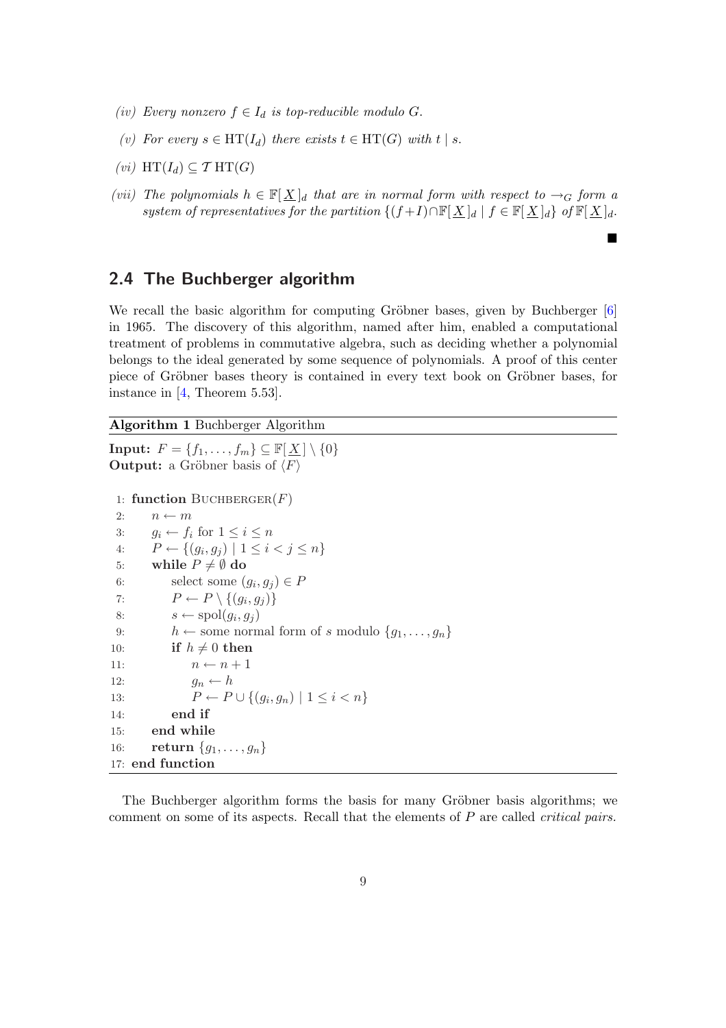*(iv)* *Every nonzero* $f \in I_d$ *is top-reducible modulo* $G$.

*(v)* *For every* $s \in \mathrm{HT}(I_d)$ *there exists* $t \in \mathrm{HT}(G)$ *with* $t \mid s$.

*(vi)* $\mathrm{HT}(I_d) \subseteq \mathcal{T}\,\mathrm{HT}(G)$

*(vii)* *The polynomials* $h \in \mathbb{F}[\underline{X}]_d$ *that are in normal form with respect to* $\to_G$ *form a system of representatives for the partition* $\{(f+I) \cap \mathbb{F}[\underline{X}]_d \mid f \in \mathbb{F}[\underline{X}]_d\}$ *of* $\mathbb{F}[\underline{X}]_d$.

■

## 2.4 The Buchberger algorithm

We recall the basic algorithm for computing Gröbner bases, given by Buchberger [6] in 1965. The discovery of this algorithm, named after him, enabled a computational treatment of problems in commutative algebra, such as deciding whether a polynomial belongs to the ideal generated by some sequence of polynomials. A proof of this center piece of Gröbner bases theory is contained in every text book on Gröbner bases, for instance in [4, Theorem 5.53].

**Algorithm 1** Buchberger Algorithm

**Input:** $F = \{f_1, \ldots, f_m\} \subseteq \mathbb{F}[\underline{X}] \setminus \{0\}$
**Output:** a Gröbner basis of $\langle F \rangle$

```
1: function Buchberger(F)
2:     n ← m
3:     g_i ← f_i for 1 ≤ i ≤ n
4:     P ← {(g_i, g_j) | 1 ≤ i < j ≤ n}
5:     while P ≠ ∅ do
6:         select some (g_i, g_j) ∈ P
7:         P ← P \ {(g_i, g_j)}
8:         s ← spol(g_i, g_j)
9:         h ← some normal form of s modulo {g_1, ..., g_n}
10:        if h ≠ 0 then
11:            n ← n + 1
12:            g_n ← h
13:            P ← P ∪ {(g_i, g_n) | 1 ≤ i < n}
14:        end if
15:    end while
16:    return {g_1, ..., g_n}
17: end function
```

The Buchberger algorithm forms the basis for many Gröbner basis algorithms; we comment on some of its aspects. Recall that the elements of $P$ are called *critical pairs*.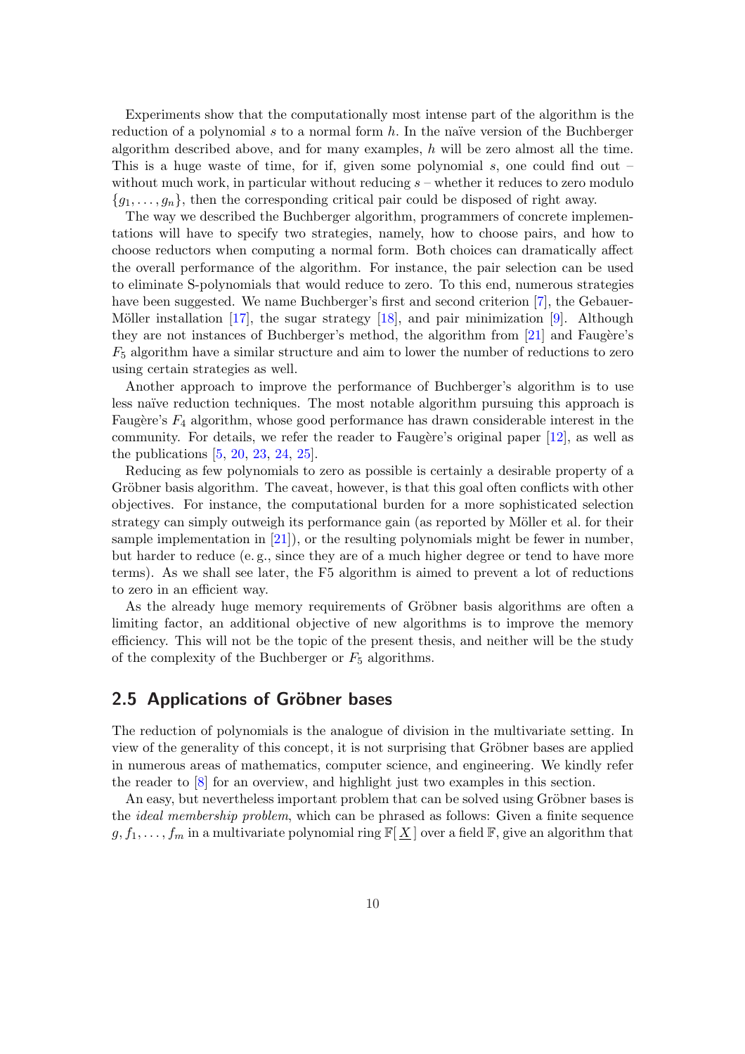Experiments show that the computationally most intense part of the algorithm is the reduction of a polynomial $s$ to a normal form $h$. In the naïve version of the Buchberger algorithm described above, and for many examples, $h$ will be zero almost all the time. This is a huge waste of time, for if, given some polynomial $s$, one could find out – without much work, in particular without reducing $s$ – whether it reduces to zero modulo $\{g_1, \ldots, g_n\}$, then the corresponding critical pair could be disposed of right away.

The way we described the Buchberger algorithm, programmers of concrete implementations will have to specify two strategies, namely, how to choose pairs, and how to choose reductors when computing a normal form. Both choices can dramatically affect the overall performance of the algorithm. For instance, the pair selection can be used to eliminate S-polynomials that would reduce to zero. To this end, numerous strategies have been suggested. We name Buchberger's first and second criterion [7], the Gebauer-Möller installation [17], the sugar strategy [18], and pair minimization [9]. Although they are not instances of Buchberger's method, the algorithm from [21] and Faugère's $F_5$ algorithm have a similar structure and aim to lower the number of reductions to zero using certain strategies as well.

Another approach to improve the performance of Buchberger's algorithm is to use less naïve reduction techniques. The most notable algorithm pursuing this approach is Faugère's $F_4$ algorithm, whose good performance has drawn considerable interest in the community. For details, we refer the reader to Faugère's original paper [12], as well as the publications [5, 20, 23, 24, 25].

Reducing as few polynomials to zero as possible is certainly a desirable property of a Gröbner basis algorithm. The caveat, however, is that this goal often conflicts with other objectives. For instance, the computational burden for a more sophisticated selection strategy can simply outweigh its performance gain (as reported by Möller et al. for their sample implementation in [21]), or the resulting polynomials might be fewer in number, but harder to reduce (e. g., since they are of a much higher degree or tend to have more terms). As we shall see later, the F5 algorithm is aimed to prevent a lot of reductions to zero in an efficient way.

As the already huge memory requirements of Gröbner basis algorithms are often a limiting factor, an additional objective of new algorithms is to improve the memory efficiency. This will not be the topic of the present thesis, and neither will be the study of the complexity of the Buchberger or $F_5$ algorithms.

## 2.5 Applications of Gröbner bases

The reduction of polynomials is the analogue of division in the multivariate setting. In view of the generality of this concept, it is not surprising that Gröbner bases are applied in numerous areas of mathematics, computer science, and engineering. We kindly refer the reader to [8] for an overview, and highlight just two examples in this section.

An easy, but nevertheless important problem that can be solved using Gröbner bases is the *ideal membership problem*, which can be phrased as follows: Given a finite sequence $g, f_1, \ldots, f_m$ in a multivariate polynomial ring $\mathbb{F}[\,\underline{X}\,]$ over a field $\mathbb{F}$, give an algorithm that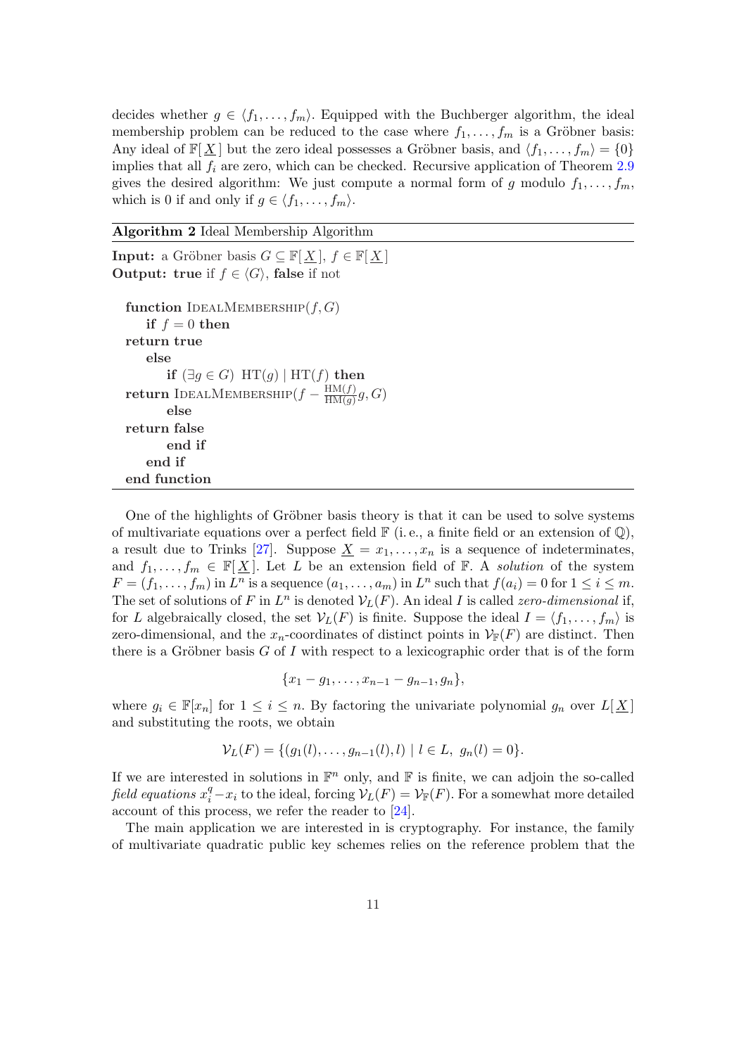decides whether $g \in \langle f_1, \dots, f_m \rangle$. Equipped with the Buchberger algorithm, the ideal membership problem can be reduced to the case where $f_1, \dots, f_m$ is a Gröbner basis: Any ideal of $\mathbb{F}[\underline{X}]$ but the zero ideal possesses a Gröbner basis, and $\langle f_1, \dots, f_m \rangle = \{0\}$ implies that all $f_i$ are zero, which can be checked. Recursive application of Theorem 2.9 gives the desired algorithm: We just compute a normal form of $g$ modulo $f_1, \dots, f_m$, which is 0 if and only if $g \in \langle f_1, \dots, f_m \rangle$.

**Algorithm 2** Ideal Membership Algorithm

**Input:** a Gröbner basis $G \subseteq \mathbb{F}[\underline{X}]$, $f \in \mathbb{F}[\underline{X}]$
**Output:** **true** if $f \in \langle G \rangle$, **false** if not

```
function IdealMembership(f, G)
    if f = 0 then
return true
    else
        if (∃g ∈ G) HT(g) | HT(f) then
return IdealMembership(f − (HM(f)/HM(g)) g, G)
        else
return false
        end if
    end if
end function
```

One of the highlights of Gröbner basis theory is that it can be used to solve systems of multivariate equations over a perfect field $\mathbb{F}$ (i. e., a finite field or an extension of $\mathbb{Q}$), a result due to Trinks [27]. Suppose $\underline{X} = x_1, \dots, x_n$ is a sequence of indeterminates, and $f_1, \dots, f_m \in \mathbb{F}[\underline{X}]$. Let $L$ be an extension field of $\mathbb{F}$. A *solution* of the system $F = (f_1, \dots, f_m)$ in $L^n$ is a sequence $(a_1, \dots, a_m)$ in $L^n$ such that $f(a_i) = 0$ for $1 \leq i \leq m$. The set of solutions of $F$ in $L^n$ is denoted $\mathcal{V}_L(F)$. An ideal $I$ is called *zero-dimensional* if, for $L$ algebraically closed, the set $\mathcal{V}_L(F)$ is finite. Suppose the ideal $I = \langle f_1, \dots, f_m \rangle$ is zero-dimensional, and the $x_n$-coordinates of distinct points in $\mathcal{V}_{\mathbb{F}}(F)$ are distinct. Then there is a Gröbner basis $G$ of $I$ with respect to a lexicographic order that is of the form

$$\{x_1 - g_1, \dots, x_{n-1} - g_{n-1}, g_n\},$$

where $g_i \in \mathbb{F}[x_n]$ for $1 \leq i \leq n$. By factoring the univariate polynomial $g_n$ over $L[\underline{X}]$ and substituting the roots, we obtain

$$\mathcal{V}_L(F) = \{(g_1(l), \dots, g_{n-1}(l), l) \mid l \in L,\ g_n(l) = 0\}.$$

If we are interested in solutions in $\mathbb{F}^n$ only, and $\mathbb{F}$ is finite, we can adjoin the so-called *field equations* $x_i^q - x_i$ to the ideal, forcing $\mathcal{V}_L(F) = \mathcal{V}_{\mathbb{F}}(F)$. For a somewhat more detailed account of this process, we refer the reader to [24].

The main application we are interested in is cryptography. For instance, the family of multivariate quadratic public key schemes relies on the reference problem that the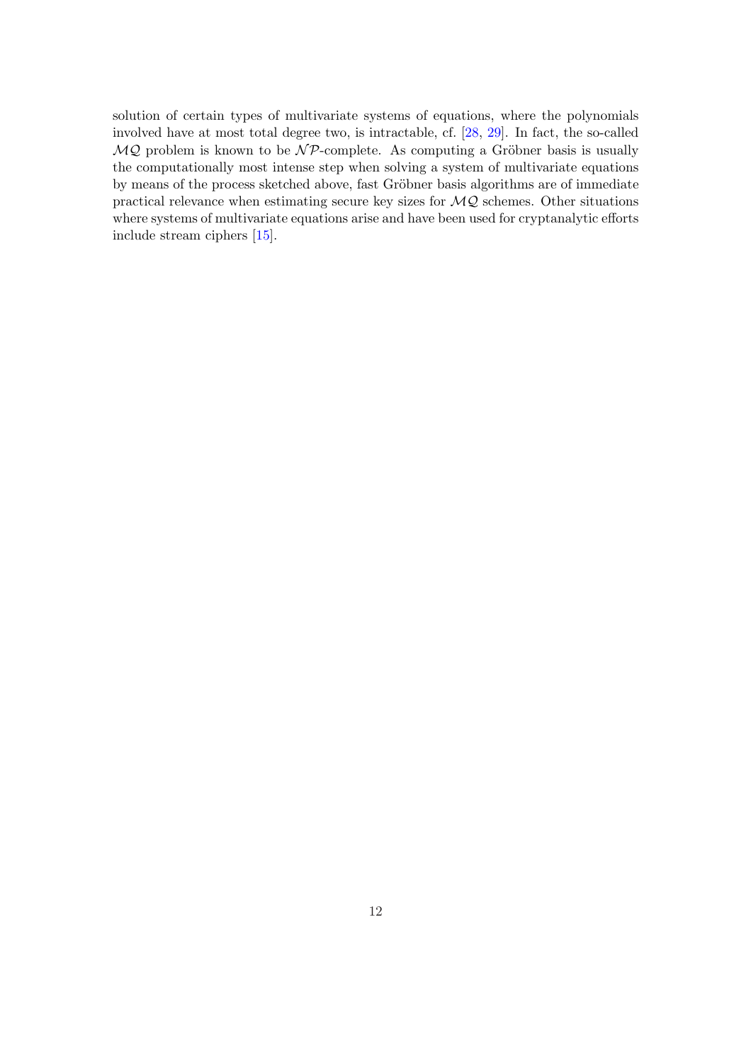solution of certain types of multivariate systems of equations, where the polynomials involved have at most total degree two, is intractable, cf. [28, 29]. In fact, the so-called $\mathcal{MQ}$ problem is known to be $\mathcal{NP}$-complete. As computing a Gröbner basis is usually the computationally most intense step when solving a system of multivariate equations by means of the process sketched above, fast Gröbner basis algorithms are of immediate practical relevance when estimating secure key sizes for $\mathcal{MQ}$ schemes. Other situations where systems of multivariate equations arise and have been used for cryptanalytic efforts include stream ciphers [15].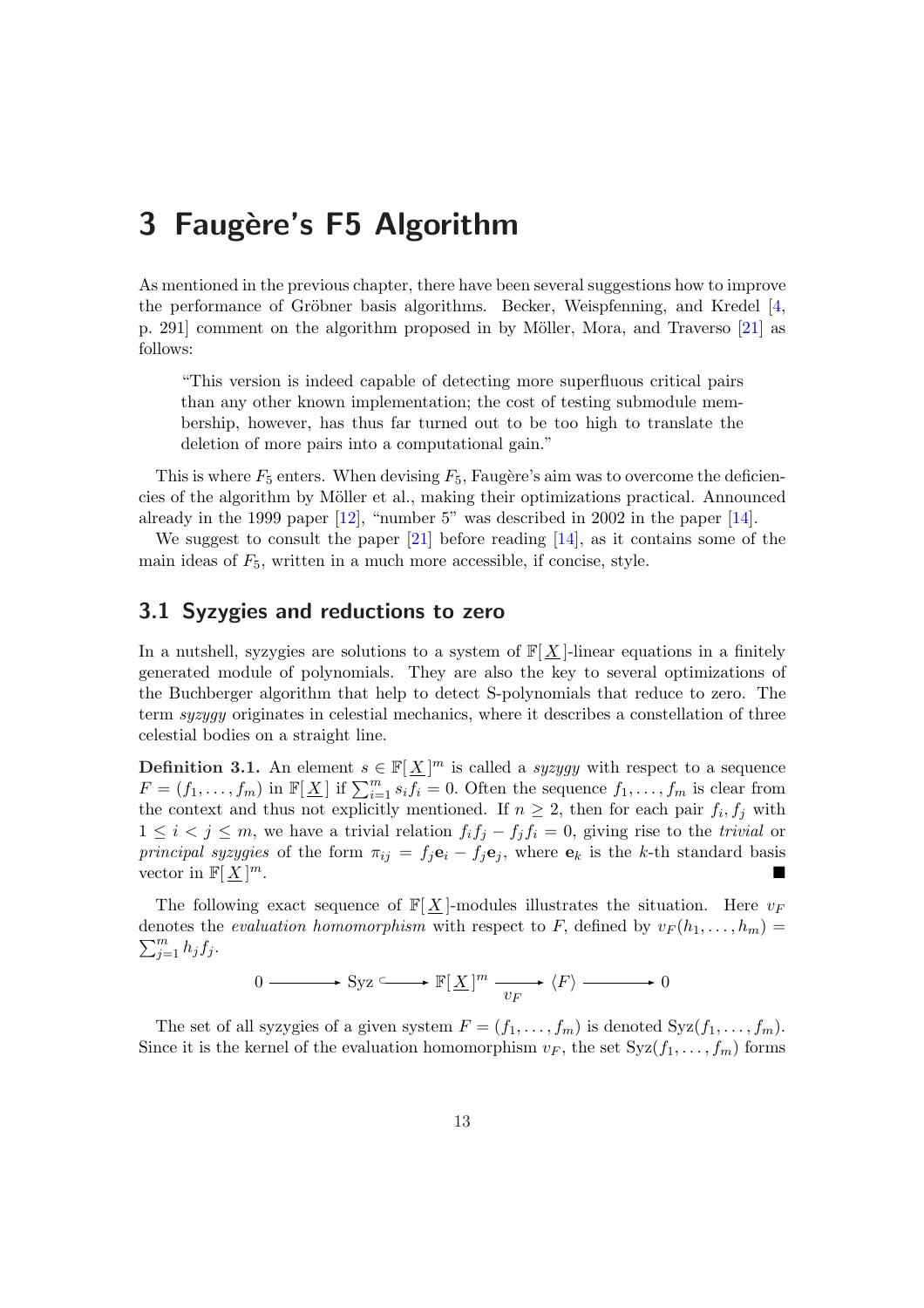// Note: printed subscripts and symbols (e.g., $F_5$, $\mathbb{F}[\underline{X}]$) are rendered in LaTeX; the ■ marks the end of the definition.
# 3 Faugère's F5 Algorithm

As mentioned in the previous chapter, there have been several suggestions how to improve the performance of Gröbner basis algorithms. Becker, Weispfenning, and Kredel [4, p. 291] comment on the algorithm proposed in by Möller, Mora, and Traverso [21] as follows:

> "This version is indeed capable of detecting more superfluous critical pairs than any other known implementation; the cost of testing submodule membership, however, has thus far turned out to be too high to translate the deletion of more pairs into a computational gain."

This is where $F_5$ enters. When devising $F_5$, Faugère's aim was to overcome the deficiencies of the algorithm by Möller et al., making their optimizations practical. Announced already in the 1999 paper [12], "number 5" was described in 2002 in the paper [14].

We suggest to consult the paper [21] before reading [14], as it contains some of the main ideas of $F_5$, written in a much more accessible, if concise, style.

## 3.1 Syzygies and reductions to zero

In a nutshell, syzygies are solutions to a system of $\mathbb{F}[\underline{X}]$-linear equations in a finitely generated module of polynomials. They are also the key to several optimizations of the Buchberger algorithm that help to detect S-polynomials that reduce to zero. The term *syzygy* originates in celestial mechanics, where it describes a constellation of three celestial bodies on a straight line.

**Definition 3.1.** An element $s \in \mathbb{F}[\underline{X}]^m$ is called a *syzygy* with respect to a sequence $F = (f_1, \ldots, f_m)$ in $\mathbb{F}[\underline{X}]$ if $\sum_{i=1}^{m} s_i f_i = 0$. Often the sequence $f_1, \ldots, f_m$ is clear from the context and thus not explicitly mentioned. If $n \geq 2$, then for each pair $f_i, f_j$ with $1 \leq i < j \leq m$, we have a trivial relation $f_i f_j - f_j f_i = 0$, giving rise to the *trivial* or *principal syzygies* of the form $\pi_{ij} = f_j \mathbf{e}_i - f_j \mathbf{e}_j$, where $\mathbf{e}_k$ is the $k$-th standard basis vector in $\mathbb{F}[\underline{X}]^m$. ■

The following exact sequence of $\mathbb{F}[\underline{X}]$-modules illustrates the situation. Here $v_F$ denotes the *evaluation homomorphism* with respect to $F$, defined by $v_F(h_1, \ldots, h_m) = \sum_{j=1}^{m} h_j f_j$.

$$0 \longrightarrow \mathrm{Syz} \hookrightarrow \mathbb{F}[\underline{X}]^m \xrightarrow[v_F]{} \langle F \rangle \longrightarrow 0$$

The set of all syzygies of a given system $F = (f_1, \ldots, f_m)$ is denoted $\mathrm{Syz}(f_1, \ldots, f_m)$. Since it is the kernel of the evaluation homomorphism $v_F$, the set $\mathrm{Syz}(f_1, \ldots, f_m)$ forms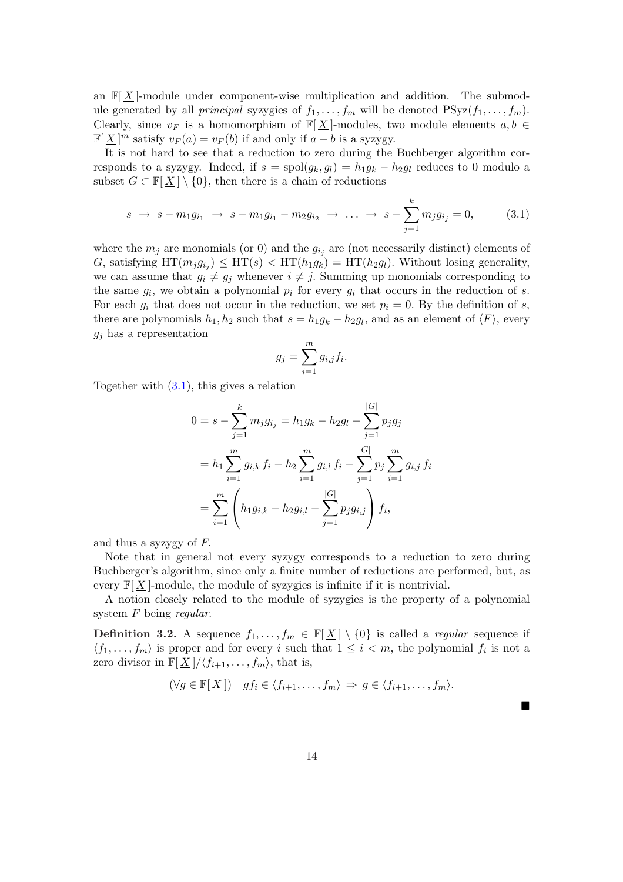an $\mathbb{F}[\underline{X}]$-module under component-wise multiplication and addition. The submodule generated by all *principal* syzygies of $f_1, \ldots, f_m$ will be denoted $\mathrm{PSyz}(f_1, \ldots, f_m)$. Clearly, since $v_F$ is a homomorphism of $\mathbb{F}[\underline{X}]$-modules, two module elements $a, b \in \mathbb{F}[\underline{X}]^m$ satisfy $v_F(a) = v_F(b)$ if and only if $a - b$ is a syzygy.

It is not hard to see that a reduction to zero during the Buchberger algorithm corresponds to a syzygy. Indeed, if $s = \mathrm{spol}(g_k, g_l) = h_1 g_k - h_2 g_l$ reduces to 0 modulo a subset $G \subset \mathbb{F}[\underline{X}] \setminus \{0\}$, then there is a chain of reductions

$$s \;\to\; s - m_1 g_{i_1} \;\to\; s - m_1 g_{i_1} - m_2 g_{i_2} \;\to\; \ldots \;\to\; s - \sum_{j=1}^{k} m_j g_{i_j} = 0, \tag{3.1}$$

where the $m_j$ are monomials (or 0) and the $g_{i_j}$ are (not necessarily distinct) elements of $G$, satisfying $\mathrm{HT}(m_j g_{i_j}) \le \mathrm{HT}(s) < \mathrm{HT}(h_1 g_k) = \mathrm{HT}(h_2 g_l)$. Without losing generality, we can assume that $g_i \ne g_j$ whenever $i \ne j$. Summing up monomials corresponding to the same $g_i$, we obtain a polynomial $p_i$ for every $g_i$ that occurs in the reduction of $s$. For each $g_i$ that does not occur in the reduction, we set $p_i = 0$. By the definition of $s$, there are polynomials $h_1, h_2$ such that $s = h_1 g_k - h_2 g_l$, and as an element of $\langle F \rangle$, every $g_j$ has a representation

$$g_j = \sum_{i=1}^{m} g_{i,j} f_i.$$

Together with (3.1), this gives a relation

$$\begin{aligned}
0 = s - \sum_{j=1}^{k} m_j g_{i_j} &= h_1 g_k - h_2 g_l - \sum_{j=1}^{|G|} p_j g_j \\
&= h_1 \sum_{i=1}^{m} g_{i,k}\, f_i - h_2 \sum_{i=1}^{m} g_{i,l}\, f_i - \sum_{j=1}^{|G|} p_j \sum_{i=1}^{m} g_{i,j}\, f_i \\
&= \sum_{i=1}^{m} \left( h_1 g_{i,k} - h_2 g_{i,l} - \sum_{j=1}^{|G|} p_j g_{i,j} \right) f_i,
\end{aligned}$$

and thus a syzygy of $F$.

Note that in general not every syzygy corresponds to a reduction to zero during Buchberger's algorithm, since only a finite number of reductions are performed, but, as every $\mathbb{F}[\underline{X}]$-module, the module of syzygies is infinite if it is nontrivial.

A notion closely related to the module of syzygies is the property of a polynomial system $F$ being *regular*.

**Definition 3.2.** A sequence $f_1, \ldots, f_m \in \mathbb{F}[\underline{X}] \setminus \{0\}$ is called a *regular* sequence if $\langle f_1, \ldots, f_m \rangle$ is proper and for every $i$ such that $1 \le i < m$, the polynomial $f_i$ is not a zero divisor in $\mathbb{F}[\underline{X}]/\langle f_{i+1}, \ldots, f_m \rangle$, that is,

$$(\forall g \in \mathbb{F}[\underline{X}]) \quad g f_i \in \langle f_{i+1}, \ldots, f_m \rangle \;\Rightarrow\; g \in \langle f_{i+1}, \ldots, f_m \rangle.$$

■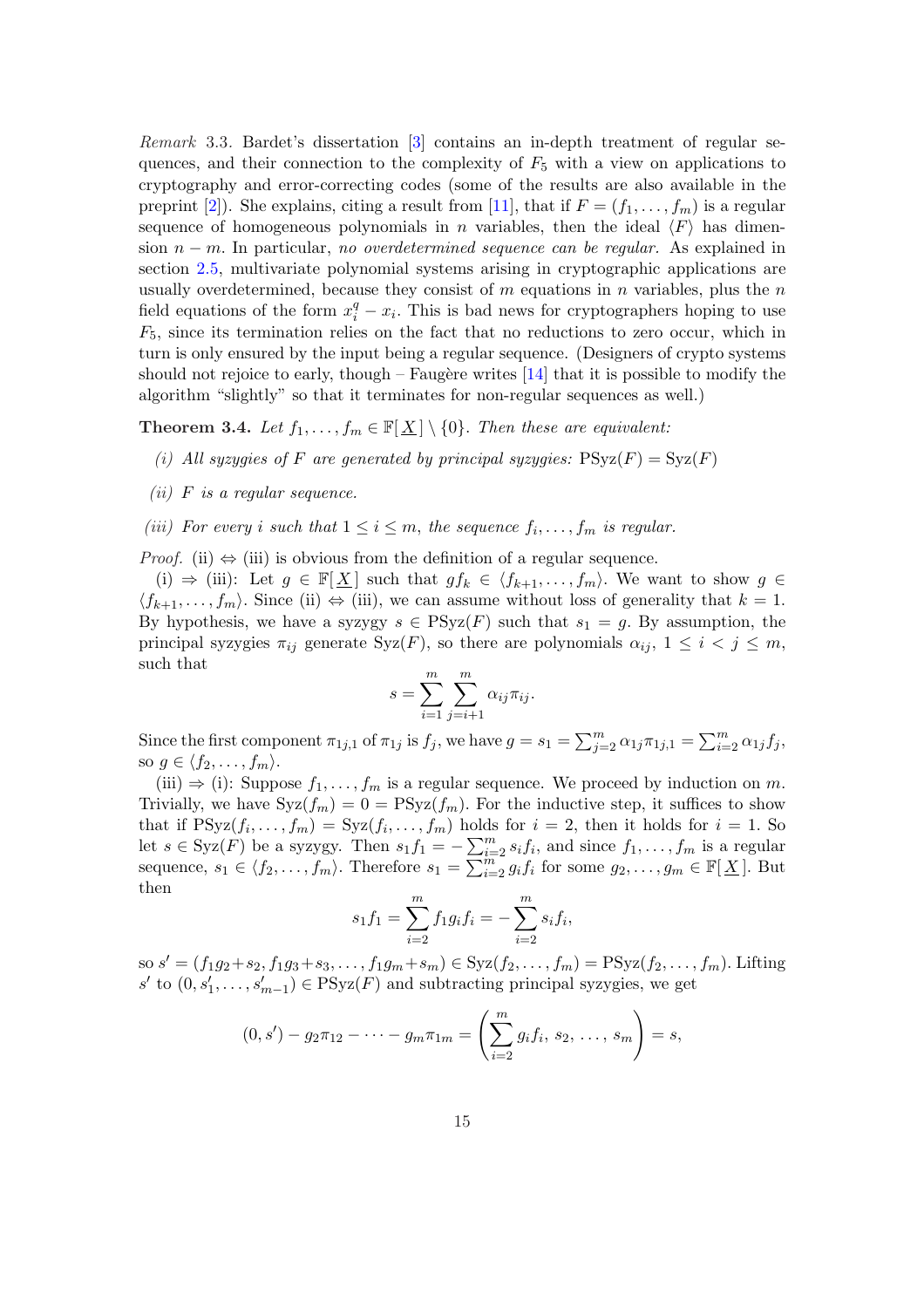*Remark* 3.3. Bardet's dissertation [3] contains an in-depth treatment of regular sequences, and their connection to the complexity of $F_5$ with a view on applications to cryptography and error-correcting codes (some of the results are also available in the preprint [2]). She explains, citing a result from [11], that if $F = (f_1, \ldots, f_m)$ is a regular sequence of homogeneous polynomials in $n$ variables, then the ideal $\langle F \rangle$ has dimension $n - m$. In particular, *no overdetermined sequence can be regular.* As explained in section 2.5, multivariate polynomial systems arising in cryptographic applications are usually overdetermined, because they consist of $m$ equations in $n$ variables, plus the $n$ field equations of the form $x_i^q - x_i$. This is bad news for cryptographers hoping to use $F_5$, since its termination relies on the fact that no reductions to zero occur, which in turn is only ensured by the input being a regular sequence. (Designers of crypto systems should not rejoice to early, though – Faugère writes [14] that it is possible to modify the algorithm "slightly" so that it terminates for non-regular sequences as well.)

**Theorem 3.4.** *Let $f_1, \ldots, f_m \in \mathbb{F}[\underline{X}] \setminus \{0\}$. Then these are equivalent:*

*(i) All syzygies of $F$ are generated by principal syzygies: $\mathrm{PSyz}(F) = \mathrm{Syz}(F)$*

*(ii) $F$ is a regular sequence.*

*(iii) For every $i$ such that $1 \le i \le m$, the sequence $f_i, \ldots, f_m$ is regular.*

*Proof.* (ii) $\Leftrightarrow$ (iii) is obvious from the definition of a regular sequence.

(i) $\Rightarrow$ (iii): Let $g \in \mathbb{F}[\underline{X}]$ such that $gf_k \in \langle f_{k+1}, \ldots, f_m \rangle$. We want to show $g \in \langle f_{k+1}, \ldots, f_m \rangle$. Since (ii) $\Leftrightarrow$ (iii), we can assume without loss of generality that $k = 1$. By hypothesis, we have a syzygy $s \in \mathrm{PSyz}(F)$ such that $s_1 = g$. By assumption, the principal syzygies $\pi_{ij}$ generate $\mathrm{Syz}(F)$, so there are polynomials $\alpha_{ij}$, $1 \le i < j \le m$, such that

$$s = \sum_{i=1}^{m} \sum_{j=i+1}^{m} \alpha_{ij} \pi_{ij}.$$

Since the first component $\pi_{1j,1}$ of $\pi_{1j}$ is $f_j$, we have $g = s_1 = \sum_{j=2}^{m} \alpha_{1j} \pi_{1j,1} = \sum_{i=2}^{m} \alpha_{1j} f_j$, so $g \in \langle f_2, \ldots, f_m \rangle$.

(iii) $\Rightarrow$ (i): Suppose $f_1, \ldots, f_m$ is a regular sequence. We proceed by induction on $m$. Trivially, we have $\mathrm{Syz}(f_m) = 0 = \mathrm{PSyz}(f_m)$. For the inductive step, it suffices to show that if $\mathrm{PSyz}(f_i, \ldots, f_m) = \mathrm{Syz}(f_i, \ldots, f_m)$ holds for $i = 2$, then it holds for $i = 1$. So let $s \in \mathrm{Syz}(F)$ be a syzygy. Then $s_1 f_1 = -\sum_{i=2}^{m} s_i f_i$, and since $f_1, \ldots, f_m$ is a regular sequence, $s_1 \in \langle f_2, \ldots, f_m \rangle$. Therefore $s_1 = \sum_{i=2}^{m} g_i f_i$ for some $g_2, \ldots, g_m \in \mathbb{F}[\underline{X}]$. But then

$$s_1 f_1 = \sum_{i=2}^{m} f_1 g_i f_i = -\sum_{i=2}^{m} s_i f_i,$$

so $s' = (f_1 g_2 + s_2, f_1 g_3 + s_3, \ldots, f_1 g_m + s_m) \in \mathrm{Syz}(f_2, \ldots, f_m) = \mathrm{PSyz}(f_2, \ldots, f_m)$. Lifting $s'$ to $(0, s'_1, \ldots, s'_{m-1}) \in \mathrm{PSyz}(F)$ and subtracting principal syzygies, we get

$$(0, s') - g_2 \pi_{12} - \cdots - g_m \pi_{1m} = \left( \sum_{i=2}^{m} g_i f_i,\ s_2,\ \ldots,\ s_m \right) = s,$$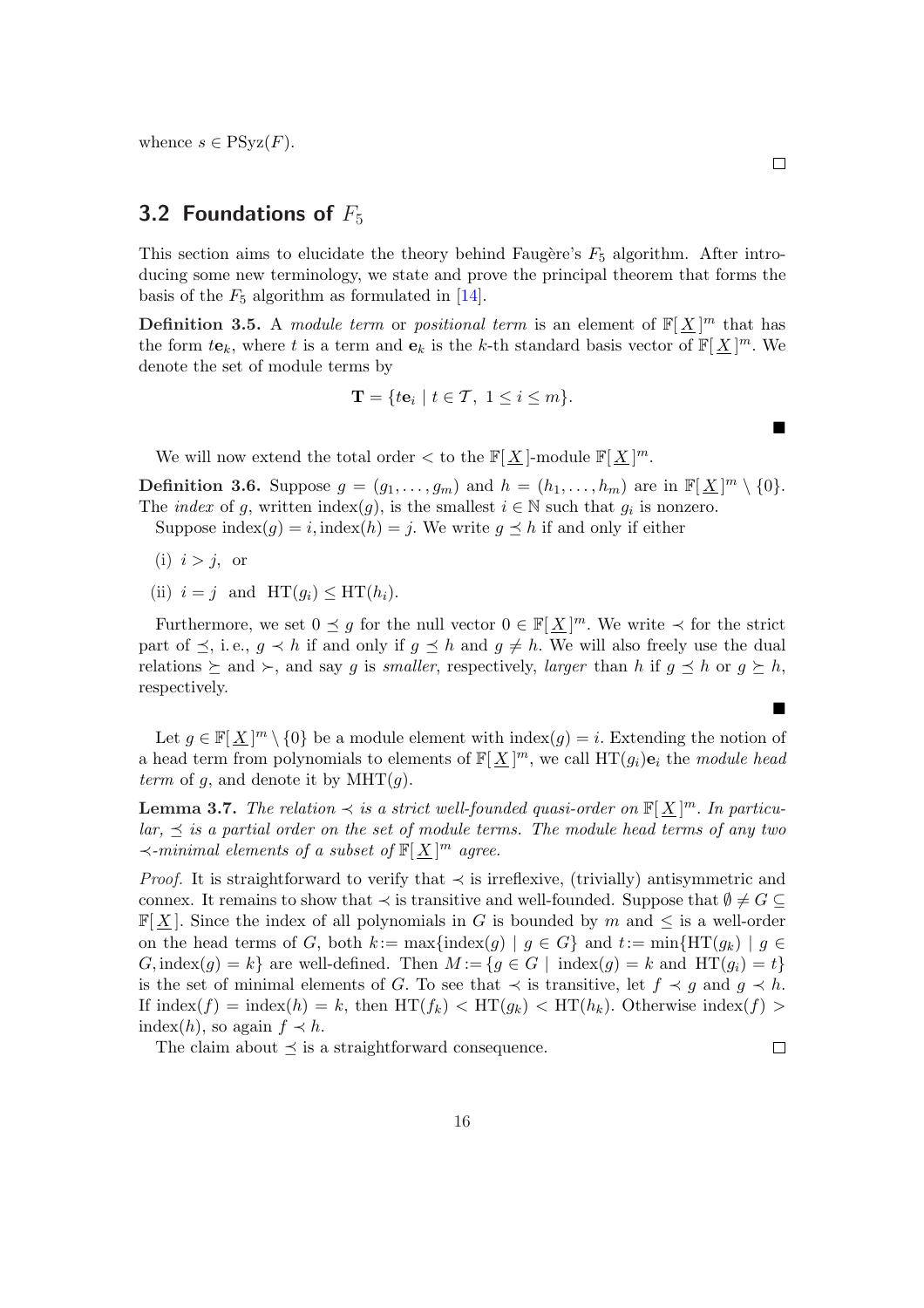whence $s \in \mathrm{PSyz}(F)$.

□

## 3.2 Foundations of $F_5$

This section aims to elucidate the theory behind Faugère's $F_5$ algorithm. After introducing some new terminology, we state and prove the principal theorem that forms the basis of the $F_5$ algorithm as formulated in [14].

**Definition 3.5.** A *module term* or *positional term* is an element of $\mathbb{F}[\,\underline{X}\,]^m$ that has the form $t\mathbf{e}_k$, where $t$ is a term and $\mathbf{e}_k$ is the $k$-th standard basis vector of $\mathbb{F}[\,\underline{X}\,]^m$. We denote the set of module terms by

$$\mathbf{T} = \{t\mathbf{e}_i \mid t \in \mathcal{T},\ 1 \leq i \leq m\}.$$

■

We will now extend the total order $<$ to the $\mathbb{F}[\,\underline{X}\,]$-module $\mathbb{F}[\,\underline{X}\,]^m$.

**Definition 3.6.** Suppose $g = (g_1, \ldots, g_m)$ and $h = (h_1, \ldots, h_m)$ are in $\mathbb{F}[\,\underline{X}\,]^m \setminus \{0\}$. The *index* of $g$, written $\mathrm{index}(g)$, is the smallest $i \in \mathbb{N}$ such that $g_i$ is nonzero.

Suppose $\mathrm{index}(g) = i, \mathrm{index}(h) = j$. We write $g \preceq h$ if and only if either

(i) $i > j$, or

(ii) $i = j$ and $\mathrm{HT}(g_i) \leq \mathrm{HT}(h_i)$.

Furthermore, we set $0 \preceq g$ for the null vector $0 \in \mathbb{F}[\,\underline{X}\,]^m$. We write $\prec$ for the strict part of $\preceq$, i. e., $g \prec h$ if and only if $g \preceq h$ and $g \neq h$. We will also freely use the dual relations $\succeq$ and $\succ$, and say $g$ is *smaller*, respectively, *larger* than $h$ if $g \preceq h$ or $g \succeq h$, respectively.

■

Let $g \in \mathbb{F}[\,\underline{X}\,]^m \setminus \{0\}$ be a module element with $\mathrm{index}(g) = i$. Extending the notion of a head term from polynomials to elements of $\mathbb{F}[\,\underline{X}\,]^m$, we call $\mathrm{HT}(g_i)\mathbf{e}_i$ the *module head term* of $g$, and denote it by $\mathrm{MHT}(g)$.

**Lemma 3.7.** *The relation $\prec$ is a strict well-founded quasi-order on $\mathbb{F}[\,\underline{X}\,]^m$. In particular, $\preceq$ is a partial order on the set of module terms. The module head terms of any two $\prec$-minimal elements of a subset of $\mathbb{F}[\,\underline{X}\,]^m$ agree.*

*Proof.* It is straightforward to verify that $\prec$ is irreflexive, (trivially) antisymmetric and connex. It remains to show that $\prec$ is transitive and well-founded. Suppose that $\emptyset \neq G \subseteq \mathbb{F}[\,\underline{X}\,]$. Since the index of all polynomials in $G$ is bounded by $m$ and $\leq$ is a well-order on the head terms of $G$, both $k := \max\{\mathrm{index}(g) \mid g \in G\}$ and $t := \min\{\mathrm{HT}(g_k) \mid g \in G, \mathrm{index}(g) = k\}$ are well-defined. Then $M := \{g \in G \mid \mathrm{index}(g) = k \text{ and } \mathrm{HT}(g_i) = t\}$ is the set of minimal elements of $G$. To see that $\prec$ is transitive, let $f \prec g$ and $g \prec h$. If $\mathrm{index}(f) = \mathrm{index}(h) = k$, then $\mathrm{HT}(f_k) < \mathrm{HT}(g_k) < \mathrm{HT}(h_k)$. Otherwise $\mathrm{index}(f) > \mathrm{index}(h)$, so again $f \prec h$.

The claim about $\preceq$ is a straightforward consequence. □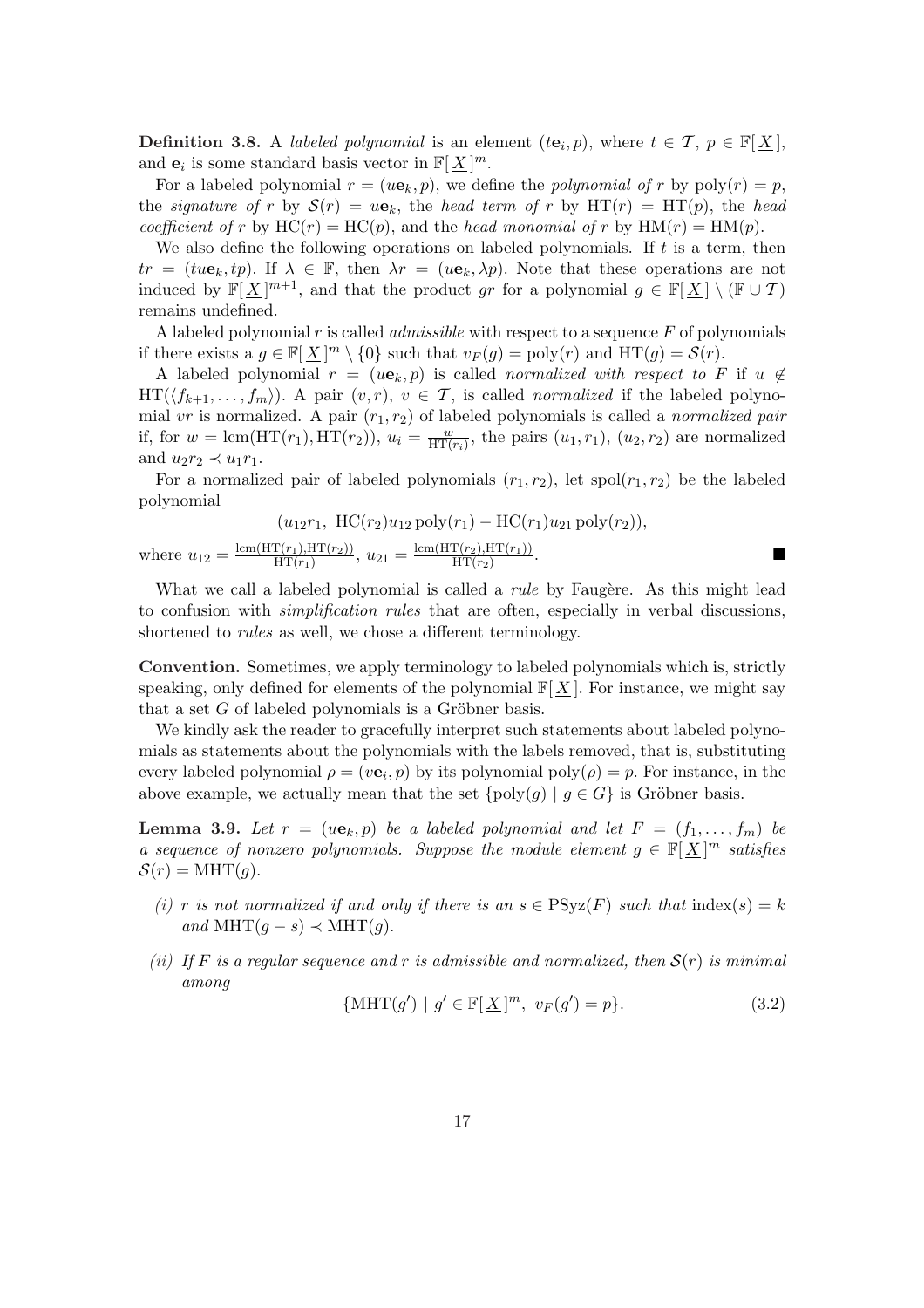**Definition 3.8.** A *labeled polynomial* is an element $(t\mathbf{e}_i, p)$, where $t \in \mathcal{T}$, $p \in \mathbb{F}[\underline{X}]$, and $\mathbf{e}_i$ is some standard basis vector in $\mathbb{F}[\underline{X}]^m$.

For a labeled polynomial $r = (u\mathbf{e}_k, p)$, we define the *polynomial of* $r$ by $\text{poly}(r) = p$, the *signature of* $r$ by $\mathcal{S}(r) = u\mathbf{e}_k$, the *head term of* $r$ by $\text{HT}(r) = \text{HT}(p)$, the *head coefficient of* $r$ by $\text{HC}(r) = \text{HC}(p)$, and the *head monomial of* $r$ by $\text{HM}(r) = \text{HM}(p)$.

We also define the following operations on labeled polynomials. If $t$ is a term, then $tr = (tu\mathbf{e}_k, tp)$. If $\lambda \in \mathbb{F}$, then $\lambda r = (u\mathbf{e}_k, \lambda p)$. Note that these operations are not induced by $\mathbb{F}[\underline{X}]^{m+1}$, and that the product $gr$ for a polynomial $g \in \mathbb{F}[\underline{X}] \setminus (\mathbb{F} \cup \mathcal{T})$ remains undefined.

A labeled polynomial $r$ is called *admissible* with respect to a sequence $F$ of polynomials if there exists a $g \in \mathbb{F}[\underline{X}]^m \setminus \{0\}$ such that $v_F(g) = \text{poly}(r)$ and $\text{HT}(g) = \mathcal{S}(r)$.

A labeled polynomial $r = (u\mathbf{e}_k, p)$ is called *normalized with respect to* $F$ if $u \notin \text{HT}(\langle f_{k+1}, \ldots, f_m \rangle)$. A pair $(v, r)$, $v \in \mathcal{T}$, is called *normalized* if the labeled polynomial $vr$ is normalized. A pair $(r_1, r_2)$ of labeled polynomials is called a *normalized pair* if, for $w = \text{lcm}(\text{HT}(r_1), \text{HT}(r_2))$, $u_i = \frac{w}{\text{HT}(r_i)}$, the pairs $(u_1, r_1)$, $(u_2, r_2)$ are normalized and $u_2 r_2 \prec u_1 r_1$.

For a normalized pair of labeled polynomials $(r_1, r_2)$, let $\text{spol}(r_1, r_2)$ be the labeled polynomial

$$(u_{12} r_1,\ \text{HC}(r_2) u_{12}\, \text{poly}(r_1) - \text{HC}(r_1) u_{21}\, \text{poly}(r_2)),$$

where $u_{12} = \frac{\text{lcm}(\text{HT}(r_1), \text{HT}(r_2))}{\text{HT}(r_1)}$, $u_{21} = \frac{\text{lcm}(\text{HT}(r_2), \text{HT}(r_1))}{\text{HT}(r_2)}$. ∎

What we call a labeled polynomial is called a *rule* by Faugère. As this might lead to confusion with *simplification rules* that are often, especially in verbal discussions, shortened to *rules* as well, we chose a different terminology.

**Convention.** Sometimes, we apply terminology to labeled polynomials which is, strictly speaking, only defined for elements of the polynomial $\mathbb{F}[\underline{X}]$. For instance, we might say that a set $G$ of labeled polynomials is a Gröbner basis.

We kindly ask the reader to gracefully interpret such statements about labeled polynomials as statements about the polynomials with the labels removed, that is, substituting every labeled polynomial $\rho = (v\mathbf{e}_i, p)$ by its polynomial $\text{poly}(\rho) = p$. For instance, in the above example, we actually mean that the set $\{\text{poly}(g) \mid g \in G\}$ is Gröbner basis.

**Lemma 3.9.** *Let $r = (u\mathbf{e}_k, p)$ be a labeled polynomial and let $F = (f_1, \ldots, f_m)$ be a sequence of nonzero polynomials. Suppose the module element $g \in \mathbb{F}[\underline{X}]^m$ satisfies $\mathcal{S}(r) = \text{MHT}(g)$.*

*(i) $r$ is not normalized if and only if there is an $s \in \text{PSyz}(F)$ such that $\text{index}(s) = k$ and $\text{MHT}(g - s) \prec \text{MHT}(g)$.*

*(ii) If $F$ is a regular sequence and $r$ is admissible and normalized, then $\mathcal{S}(r)$ is minimal among*

$$\{\text{MHT}(g') \mid g' \in \mathbb{F}[\underline{X}]^m,\ v_F(g') = p\}. \tag{3.2}$$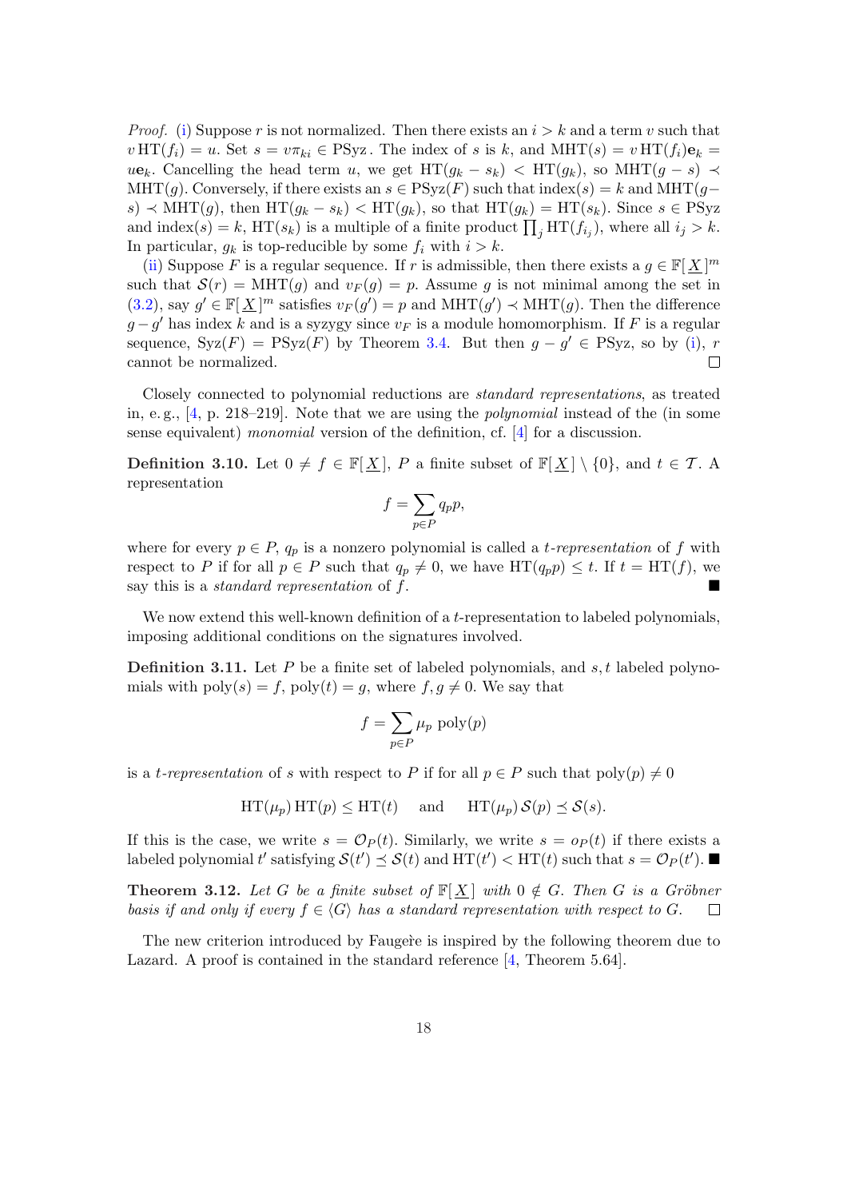*Proof.* (i) Suppose $r$ is not normalized. Then there exists an $i > k$ and a term $v$ such that $v\,\mathrm{HT}(f_i) = u$. Set $s = v\pi_{ki} \in \mathrm{PSyz}$. The index of $s$ is $k$, and $\mathrm{MHT}(s) = v\,\mathrm{HT}(f_i)\mathbf{e}_k = u\mathbf{e}_k$. Cancelling the head term $u$, we get $\mathrm{HT}(g_k - s_k) < \mathrm{HT}(g_k)$, so $\mathrm{MHT}(g - s) \prec \mathrm{MHT}(g)$. Conversely, if there exists an $s \in \mathrm{PSyz}(F)$ such that $\mathrm{index}(s) = k$ and $\mathrm{MHT}(g - s) \prec \mathrm{MHT}(g)$, then $\mathrm{HT}(g_k - s_k) < \mathrm{HT}(g_k)$, so that $\mathrm{HT}(g_k) = \mathrm{HT}(s_k)$. Since $s \in \mathrm{PSyz}$ and $\mathrm{index}(s) = k$, $\mathrm{HT}(s_k)$ is a multiple of a finite product $\prod_j \mathrm{HT}(f_{i_j})$, where all $i_j > k$. In particular, $g_k$ is top-reducible by some $f_i$ with $i > k$.

(ii) Suppose $F$ is a regular sequence. If $r$ is admissible, then there exists a $g \in \mathbb{F}[\,\underline{X}\,]^m$ such that $\mathcal{S}(r) = \mathrm{MHT}(g)$ and $v_F(g) = p$. Assume $g$ is not minimal among the set in (3.2), say $g' \in \mathbb{F}[\,\underline{X}\,]^m$ satisfies $v_F(g') = p$ and $\mathrm{MHT}(g') \prec \mathrm{MHT}(g)$. Then the difference $g - g'$ has index $k$ and is a syzygy since $v_F$ is a module homomorphism. If $F$ is a regular sequence, $\mathrm{Syz}(F) = \mathrm{PSyz}(F)$ by Theorem 3.4. But then $g - g' \in \mathrm{PSyz}$, so by (i), $r$ cannot be normalized. □

Closely connected to polynomial reductions are *standard representations*, as treated in, e. g., [4, p. 218–219]. Note that we are using the *polynomial* instead of the (in some sense equivalent) *monomial* version of the definition, cf. [4] for a discussion.

**Definition 3.10.** Let $0 \neq f \in \mathbb{F}[\,\underline{X}\,]$, $P$ a finite subset of $\mathbb{F}[\,\underline{X}\,] \setminus \{0\}$, and $t \in \mathcal{T}$. A representation

$$f = \sum_{p \in P} q_p p,$$

where for every $p \in P$, $q_p$ is a nonzero polynomial is called a *$t$-representation* of $f$ with respect to $P$ if for all $p \in P$ such that $q_p \neq 0$, we have $\mathrm{HT}(q_p p) \leq t$. If $t = \mathrm{HT}(f)$, we say this is a *standard representation* of $f$. ■

We now extend this well-known definition of a $t$-representation to labeled polynomials, imposing additional conditions on the signatures involved.

**Definition 3.11.** Let $P$ be a finite set of labeled polynomials, and $s, t$ labeled polynomials with $\mathrm{poly}(s) = f$, $\mathrm{poly}(t) = g$, where $f, g \neq 0$. We say that

$$f = \sum_{p \in P} \mu_p \,\mathrm{poly}(p)$$

is a *$t$-representation* of $s$ with respect to $P$ if for all $p \in P$ such that $\mathrm{poly}(p) \neq 0$

$$\mathrm{HT}(\mu_p)\,\mathrm{HT}(p) \leq \mathrm{HT}(t) \quad \text{ and } \quad \mathrm{HT}(\mu_p)\,\mathcal{S}(p) \preceq \mathcal{S}(s).$$

If this is the case, we write $s = \mathcal{O}_P(t)$. Similarly, we write $s = o_P(t)$ if there exists a labeled polynomial $t'$ satisfying $\mathcal{S}(t') \preceq \mathcal{S}(t)$ and $\mathrm{HT}(t') < \mathrm{HT}(t)$ such that $s = \mathcal{O}_P(t')$. ■

**Theorem 3.12.** *Let $G$ be a finite subset of $\mathbb{F}[\,\underline{X}\,]$ with $0 \notin G$. Then $G$ is a Gröbner basis if and only if every $f \in \langle G \rangle$ has a standard representation with respect to $G$.* □

The new criterion introduced by Faugère is inspired by the following theorem due to Lazard. A proof is contained in the standard reference [4, Theorem 5.64].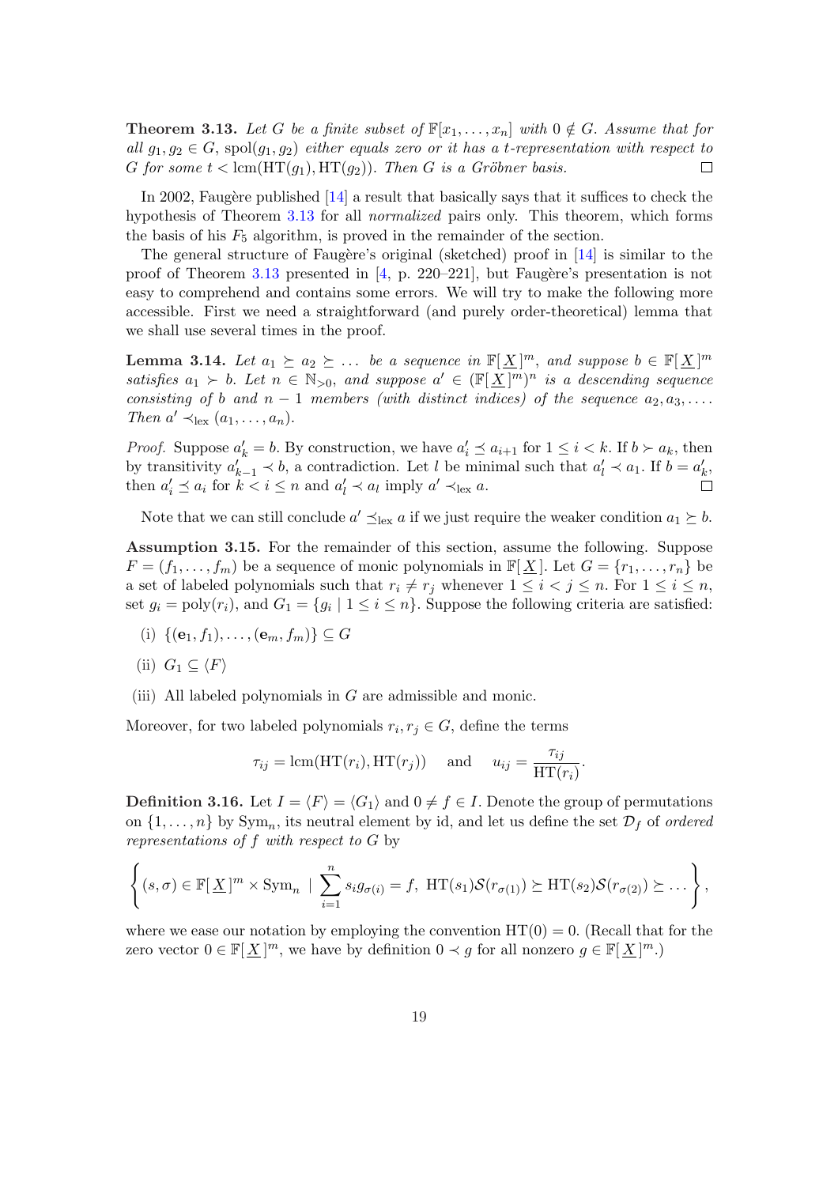**Theorem 3.13.** *Let $G$ be a finite subset of $\mathbb{F}[x_1, \ldots, x_n]$ with $0 \notin G$. Assume that for all $g_1, g_2 \in G$, $\operatorname{spol}(g_1, g_2)$ either equals zero or it has a $t$-representation with respect to $G$ for some $t < \operatorname{lcm}(\operatorname{HT}(g_1), \operatorname{HT}(g_2))$. Then $G$ is a Gröbner basis.* □

In 2002, Faugère published [14] a result that basically says that it suffices to check the hypothesis of Theorem 3.13 for all *normalized* pairs only. This theorem, which forms the basis of his $F_5$ algorithm, is proved in the remainder of the section.

The general structure of Faugère's original (sketched) proof in [14] is similar to the proof of Theorem 3.13 presented in [4, p. 220–221], but Faugère's presentation is not easy to comprehend and contains some errors. We will try to make the following more accessible. First we need a straightforward (and purely order-theoretical) lemma that we shall use several times in the proof.

**Lemma 3.14.** *Let $a_1 \succeq a_2 \succeq \ldots$ be a sequence in $\mathbb{F}[\,\underline{X}\,]^m$, and suppose $b \in \mathbb{F}[\,\underline{X}\,]^m$ satisfies $a_1 \succ b$. Let $n \in \mathbb{N}_{>0}$, and suppose $a' \in (\mathbb{F}[\,\underline{X}\,]^m)^n$ is a descending sequence consisting of $b$ and $n-1$ members (with distinct indices) of the sequence $a_2, a_3, \ldots$. Then $a' \prec_{\text{lex}} (a_1, \ldots, a_n)$.*

*Proof.* Suppose $a'_k = b$. By construction, we have $a'_i \preceq a_{i+1}$ for $1 \leq i < k$. If $b \succ a_k$, then by transitivity $a'_{k-1} \prec b$, a contradiction. Let $l$ be minimal such that $a'_l \prec a_1$. If $b = a'_k$, then $a'_i \preceq a_i$ for $k < i \leq n$ and $a'_l \prec a_l$ imply $a' \prec_{\text{lex}} a$. □

Note that we can still conclude $a' \preceq_{\text{lex}} a$ if we just require the weaker condition $a_1 \succeq b$.

**Assumption 3.15.** For the remainder of this section, assume the following. Suppose $F = (f_1, \ldots, f_m)$ be a sequence of monic polynomials in $\mathbb{F}[\,\underline{X}\,]$. Let $G = \{r_1, \ldots, r_n\}$ be a set of labeled polynomials such that $r_i \neq r_j$ whenever $1 \leq i < j \leq n$. For $1 \leq i \leq n$, set $g_i = \operatorname{poly}(r_i)$, and $G_1 = \{g_i \mid 1 \leq i \leq n\}$. Suppose the following criteria are satisfied:

(i) $\{(\mathbf{e}_1, f_1), \ldots, (\mathbf{e}_m, f_m)\} \subseteq G$

(ii) $G_1 \subseteq \langle F \rangle$

(iii) All labeled polynomials in $G$ are admissible and monic.

Moreover, for two labeled polynomials $r_i, r_j \in G$, define the terms

$$\tau_{ij} = \operatorname{lcm}(\operatorname{HT}(r_i), \operatorname{HT}(r_j)) \quad \text{and} \quad u_{ij} = \frac{\tau_{ij}}{\operatorname{HT}(r_i)}.$$

**Definition 3.16.** Let $I = \langle F \rangle = \langle G_1 \rangle$ and $0 \neq f \in I$. Denote the group of permutations on $\{1, \ldots, n\}$ by $\operatorname{Sym}_n$, its neutral element by id, and let us define the set $\mathcal{D}_f$ of *ordered representations of $f$ with respect to $G$* by

$$\left\{ (s, \sigma) \in \mathbb{F}[\,\underline{X}\,]^m \times \operatorname{Sym}_n \;\middle|\; \sum_{i=1}^{n} s_i g_{\sigma(i)} = f,\ \operatorname{HT}(s_1)\mathcal{S}(r_{\sigma(1)}) \succeq \operatorname{HT}(s_2)\mathcal{S}(r_{\sigma(2)}) \succeq \ldots \right\},$$

where we ease our notation by employing the convention $\operatorname{HT}(0) = 0$. (Recall that for the zero vector $0 \in \mathbb{F}[\,\underline{X}\,]^m$, we have by definition $0 \prec g$ for all nonzero $g \in \mathbb{F}[\,\underline{X}\,]^m$.)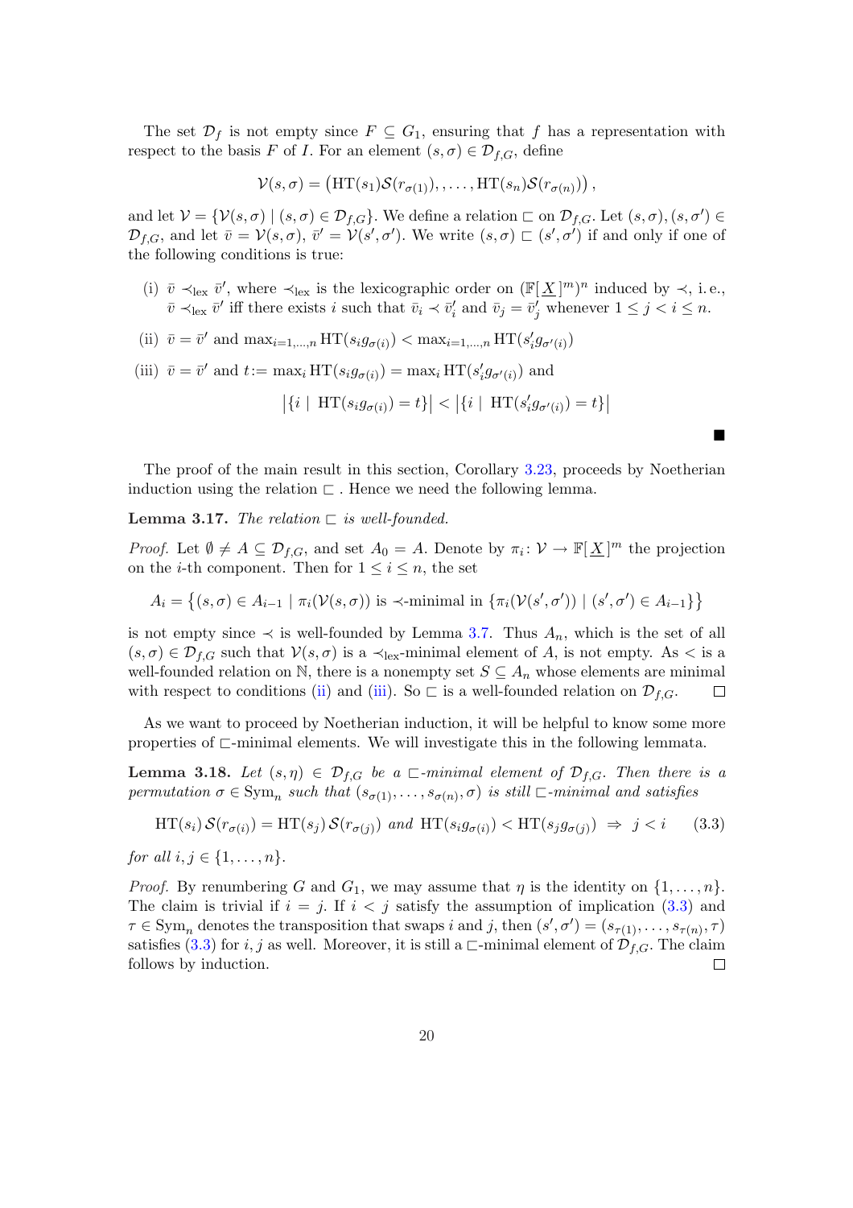The set $\mathcal{D}_f$ is not empty since $F \subseteq G_1$, ensuring that $f$ has a representation with respect to the basis $F$ of $I$. For an element $(s,\sigma) \in \mathcal{D}_{f,G}$, define

$$\mathcal{V}(s,\sigma) = \left(\mathrm{HT}(s_1)\mathcal{S}(r_{\sigma(1)}), \ldots, \mathrm{HT}(s_n)\mathcal{S}(r_{\sigma(n)})\right),$$

and let $\mathcal{V} = \{\mathcal{V}(s,\sigma) \mid (s,\sigma) \in \mathcal{D}_{f,G}\}$. We define a relation $\sqsubset$ on $\mathcal{D}_{f,G}$. Let $(s,\sigma), (s,\sigma') \in \mathcal{D}_{f,G}$, and let $\bar{v} = \mathcal{V}(s,\sigma)$, $\bar{v}' = \mathcal{V}(s',\sigma')$. We write $(s,\sigma) \sqsubset (s',\sigma')$ if and only if one of the following conditions is true:

(i) $\bar{v} \prec_{\mathrm{lex}} \bar{v}'$, where $\prec_{\mathrm{lex}}$ is the lexicographic order on $(\mathbb{F}[\,\underline{X}\,]^m)^n$ induced by $\prec$, i.e., $\bar{v} \prec_{\mathrm{lex}} \bar{v}'$ iff there exists $i$ such that $\bar{v}_i \prec \bar{v}'_i$ and $\bar{v}_j = \bar{v}'_j$ whenever $1 \leq j < i \leq n$.

(ii) $\bar{v} = \bar{v}'$ and $\max_{i=1,\ldots,n} \mathrm{HT}(s_i g_{\sigma(i)}) < \max_{i=1,\ldots,n} \mathrm{HT}(s'_i g_{\sigma'(i)})$

(iii) $\bar{v} = \bar{v}'$ and $t := \max_i \mathrm{HT}(s_i g_{\sigma(i)}) = \max_i \mathrm{HT}(s'_i g_{\sigma'(i)})$ and

$$\left|\{i \mid \mathrm{HT}(s_i g_{\sigma(i)}) = t\}\right| < \left|\{i \mid \mathrm{HT}(s'_i g_{\sigma'(i)}) = t\}\right|$$

■

The proof of the main result in this section, Corollary 3.23, proceeds by Noetherian induction using the relation $\sqsubset$ . Hence we need the following lemma.

**Lemma 3.17.** *The relation $\sqsubset$ is well-founded.*

*Proof.* Let $\emptyset \neq A \subseteq \mathcal{D}_{f,G}$, and set $A_0 = A$. Denote by $\pi_i \colon \mathcal{V} \to \mathbb{F}[\,\underline{X}\,]^m$ the projection on the $i$-th component. Then for $1 \leq i \leq n$, the set

$$A_i = \left\{(s,\sigma) \in A_{i-1} \mid \pi_i(\mathcal{V}(s,\sigma)) \text{ is } \prec\text{-minimal in } \{\pi_i(\mathcal{V}(s',\sigma')) \mid (s',\sigma') \in A_{i-1}\}\right\}$$

is not empty since $\prec$ is well-founded by Lemma 3.7. Thus $A_n$, which is the set of all $(s,\sigma) \in \mathcal{D}_{f,G}$ such that $\mathcal{V}(s,\sigma)$ is a $\prec_{\mathrm{lex}}$-minimal element of $A$, is not empty. As $<$ is a well-founded relation on $\mathbb{N}$, there is a nonempty set $S \subseteq A_n$ whose elements are minimal with respect to conditions (ii) and (iii). So $\sqsubset$ is a well-founded relation on $\mathcal{D}_{f,G}$. □

As we want to proceed by Noetherian induction, it will be helpful to know some more properties of $\sqsubset$-minimal elements. We will investigate this in the following lemmata.

**Lemma 3.18.** *Let $(s,\eta) \in \mathcal{D}_{f,G}$ be a $\sqsubset$-minimal element of $\mathcal{D}_{f,G}$. Then there is a permutation $\sigma \in \mathrm{Sym}_n$ such that $(s_{\sigma(1)}, \ldots, s_{\sigma(n)}, \sigma)$ is still $\sqsubset$-minimal and satisfies*

$$\mathrm{HT}(s_i)\,\mathcal{S}(r_{\sigma(i)}) = \mathrm{HT}(s_j)\,\mathcal{S}(r_{\sigma(j)}) \text{ and } \mathrm{HT}(s_i g_{\sigma(i)}) < \mathrm{HT}(s_j g_{\sigma(j)}) \;\Rightarrow\; j < i \qquad (3.3)$$

*for all $i, j \in \{1, \ldots, n\}$.*

*Proof.* By renumbering $G$ and $G_1$, we may assume that $\eta$ is the identity on $\{1,\ldots,n\}$. The claim is trivial if $i = j$. If $i < j$ satisfy the assumption of implication (3.3) and $\tau \in \mathrm{Sym}_n$ denotes the transposition that swaps $i$ and $j$, then $(s',\sigma') = (s_{\tau(1)}, \ldots, s_{\tau(n)}, \tau)$ satisfies (3.3) for $i, j$ as well. Moreover, it is still a $\sqsubset$-minimal element of $\mathcal{D}_{f,G}$. The claim follows by induction. □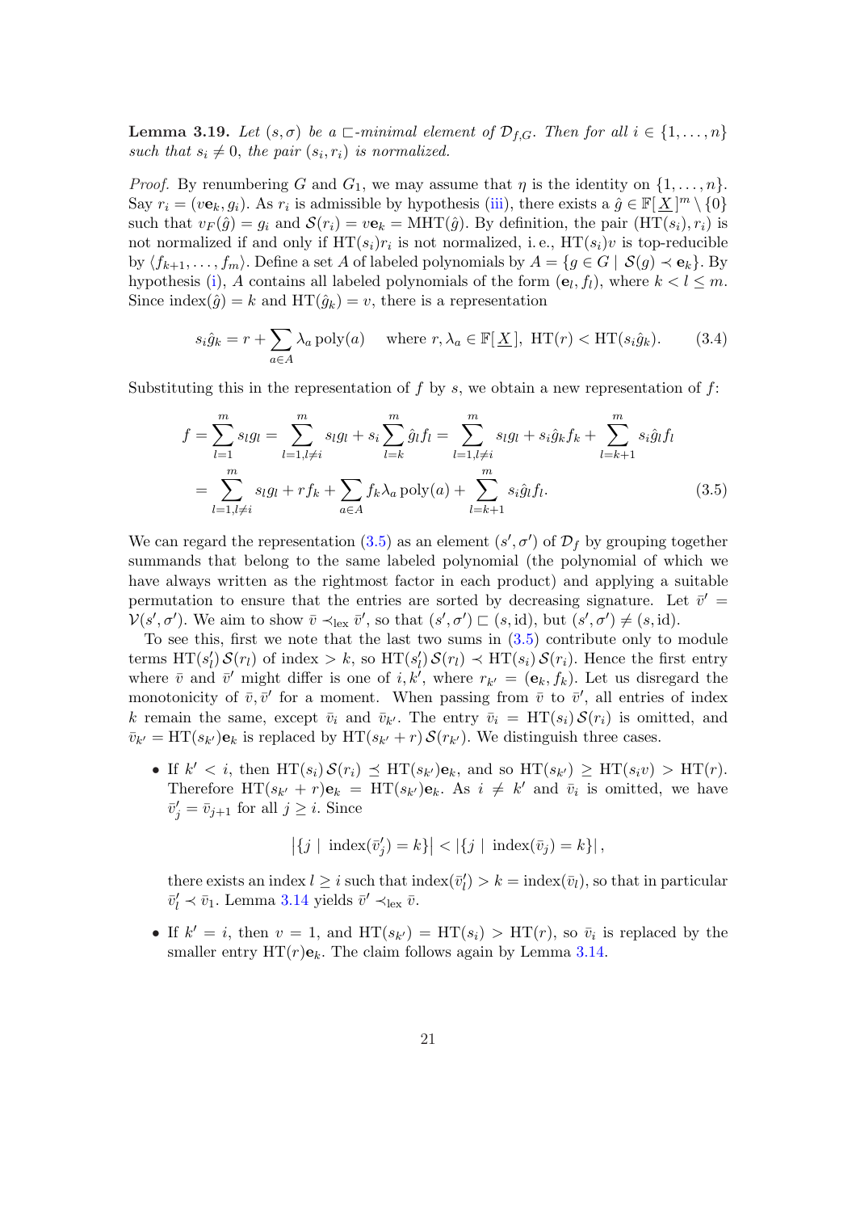**Lemma 3.19.** *Let $(s, \sigma)$ be a $\sqsubset$-minimal element of $\mathcal{D}_{f,G}$. Then for all $i \in \{1, \ldots, n\}$ such that $s_i \neq 0$, the pair $(s_i, r_i)$ is normalized.*

*Proof.* By renumbering $G$ and $G_1$, we may assume that $\eta$ is the identity on $\{1, \ldots, n\}$. Say $r_i = (v\mathbf{e}_k, g_i)$. As $r_i$ is admissible by hypothesis (iii), there exists a $\hat{g} \in \mathbb{F}[\underline{X}]^m \setminus \{0\}$ such that $v_F(\hat{g}) = g_i$ and $\mathcal{S}(r_i) = v\mathbf{e}_k = \operatorname{MHT}(\hat{g})$. By definition, the pair $(\operatorname{HT}(s_i), r_i)$ is not normalized if and only if $\operatorname{HT}(s_i)r_i$ is not normalized, i.e., $\operatorname{HT}(s_i)v$ is top-reducible by $\langle f_{k+1}, \ldots, f_m \rangle$. Define a set $A$ of labeled polynomials by $A = \{g \in G \mid \mathcal{S}(g) \prec \mathbf{e}_k\}$. By hypothesis (i), $A$ contains all labeled polynomials of the form $(\mathbf{e}_l, f_l)$, where $k < l \leq m$. Since $\operatorname{index}(\hat{g}) = k$ and $\operatorname{HT}(\hat{g}_k) = v$, there is a representation

$$s_i \hat{g}_k = r + \sum_{a \in A} \lambda_a \operatorname{poly}(a) \quad \text{where } r, \lambda_a \in \mathbb{F}[\underline{X}],\ \operatorname{HT}(r) < \operatorname{HT}(s_i \hat{g}_k). \tag{3.4}$$

Substituting this in the representation of $f$ by $s$, we obtain a new representation of $f$:

$$\begin{aligned} f = \sum_{l=1}^{m} s_l g_l &= \sum_{l=1, l \neq i}^{m} s_l g_l + s_i \sum_{l=k}^{m} \hat{g}_l f_l = \sum_{l=1, l \neq i}^{m} s_l g_l + s_i \hat{g}_k f_k + \sum_{l=k+1}^{m} s_i \hat{g}_l f_l \\ &= \sum_{l=1, l \neq i}^{m} s_l g_l + r f_k + \sum_{a \in A} f_k \lambda_a \operatorname{poly}(a) + \sum_{l=k+1}^{m} s_i \hat{g}_l f_l. \end{aligned} \tag{3.5}$$

We can regard the representation (3.5) as an element $(s', \sigma')$ of $\mathcal{D}_f$ by grouping together summands that belong to the same labeled polynomial (the polynomial of which we have always written as the rightmost factor in each product) and applying a suitable permutation to ensure that the entries are sorted by decreasing signature. Let $\bar{v}' = \mathcal{V}(s', \sigma')$. We aim to show $\bar{v} \prec_{\text{lex}} \bar{v}'$, so that $(s', \sigma') \sqsubset (s, \text{id})$, but $(s', \sigma') \neq (s, \text{id})$.

To see this, first we note that the last two sums in (3.5) contribute only to module terms $\operatorname{HT}(s'_l)\,\mathcal{S}(r_l)$ of index $> k$, so $\operatorname{HT}(s'_l)\,\mathcal{S}(r_l) \prec \operatorname{HT}(s_i)\,\mathcal{S}(r_i)$. Hence the first entry where $\bar{v}$ and $\bar{v}'$ might differ is one of $i, k'$, where $r_{k'} = (\mathbf{e}_k, f_k)$. Let us disregard the monotonicity of $\bar{v}, \bar{v}'$ for a moment. When passing from $\bar{v}$ to $\bar{v}'$, all entries of index $k$ remain the same, except $\bar{v}_i$ and $\bar{v}_{k'}$. The entry $\bar{v}_i = \operatorname{HT}(s_i)\,\mathcal{S}(r_i)$ is omitted, and $\bar{v}_{k'} = \operatorname{HT}(s_{k'})\mathbf{e}_k$ is replaced by $\operatorname{HT}(s_{k'} + r)\,\mathcal{S}(r_{k'})$. We distinguish three cases.

- If $k' < i$, then $\operatorname{HT}(s_i)\,\mathcal{S}(r_i) \preceq \operatorname{HT}(s_{k'})\mathbf{e}_k$, and so $\operatorname{HT}(s_{k'}) \geq \operatorname{HT}(s_i v) > \operatorname{HT}(r)$. Therefore $\operatorname{HT}(s_{k'} + r)\mathbf{e}_k = \operatorname{HT}(s_{k'})\mathbf{e}_k$. As $i \neq k'$ and $\bar{v}_i$ is omitted, we have $\bar{v}'_j = \bar{v}_{j+1}$ for all $j \geq i$. Since

$$\left|\{j \mid \operatorname{index}(\bar{v}'_j) = k\}\right| < \left|\{j \mid \operatorname{index}(\bar{v}_j) = k\}\right|,$$

there exists an index $l \geq i$ such that $\operatorname{index}(\bar{v}'_l) > k = \operatorname{index}(\bar{v}_l)$, so that in particular $\bar{v}'_l \prec \bar{v}_1$. Lemma 3.14 yields $\bar{v}' \prec_{\text{lex}} \bar{v}$.

- If $k' = i$, then $v = 1$, and $\operatorname{HT}(s_{k'}) = \operatorname{HT}(s_i) > \operatorname{HT}(r)$, so $\bar{v}_i$ is replaced by the smaller entry $\operatorname{HT}(r)\mathbf{e}_k$. The claim follows again by Lemma 3.14.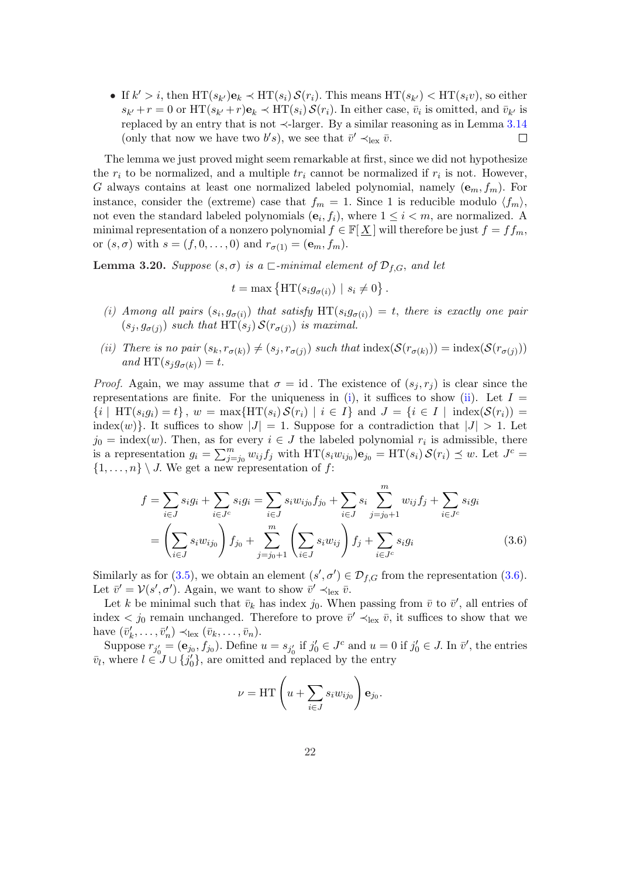- If $k' > i$, then $\mathrm{HT}(s_{k'})\mathbf{e}_k \prec \mathrm{HT}(s_i)\,\mathcal{S}(r_i)$. This means $\mathrm{HT}(s_{k'}) < \mathrm{HT}(s_i v)$, so either $s_{k'} + r = 0$ or $\mathrm{HT}(s_{k'} + r)\mathbf{e}_k \prec \mathrm{HT}(s_i)\,\mathcal{S}(r_i)$. In either case, $\bar{v}_i$ is omitted, and $\bar{v}_{k'}$ is replaced by an entry that is not $\prec$-larger. By a similar reasoning as in Lemma 3.14 (only that now we have two $b's$), we see that $\bar{v}' \prec_{\mathrm{lex}} \bar{v}$. $\square$

The lemma we just proved might seem remarkable at first, since we did not hypothesize the $r_i$ to be normalized, and a multiple $tr_i$ cannot be normalized if $r_i$ is not. However, $G$ always contains at least one normalized labeled polynomial, namely $(\mathbf{e}_m, f_m)$. For instance, consider the (extreme) case that $f_m = 1$. Since 1 is reducible modulo $\langle f_m \rangle$, not even the standard labeled polynomials $(\mathbf{e}_i, f_i)$, where $1 \leq i < m$, are normalized. A minimal representation of a nonzero polynomial $f \in \mathbb{F}[\,\underline{X}\,]$ will therefore be just $f = f f_m$, or $(s, \sigma)$ with $s = (f, 0, \ldots, 0)$ and $r_{\sigma(1)} = (\mathbf{e}_m, f_m)$.

**Lemma 3.20.** *Suppose $(s, \sigma)$ is a $\sqsubset$-minimal element of $\mathcal{D}_{f,G}$, and let*

$$t = \max\left\{ \mathrm{HT}(s_i g_{\sigma(i)}) \mid s_i \neq 0 \right\}.$$

*(i) Among all pairs $(s_i, g_{\sigma(i)})$ that satisfy $\mathrm{HT}(s_i g_{\sigma(i)}) = t$, there is exactly one pair $(s_j, g_{\sigma(j)})$ such that $\mathrm{HT}(s_j)\,\mathcal{S}(r_{\sigma(j)})$ is maximal.*

*(ii) There is no pair $(s_k, r_{\sigma(k)}) \neq (s_j, r_{\sigma(j)})$ such that $\mathrm{index}(\mathcal{S}(r_{\sigma(k)})) = \mathrm{index}(\mathcal{S}(r_{\sigma(j)}))$ and $\mathrm{HT}(s_j g_{\sigma(k)}) = t$.*

*Proof.* Again, we may assume that $\sigma = \mathrm{id}$. The existence of $(s_j, r_j)$ is clear since the representations are finite. For the uniqueness in (i), it suffices to show (ii). Let $I = \{ i \mid \mathrm{HT}(s_i g_i) = t \}$, $w = \max\{ \mathrm{HT}(s_i)\,\mathcal{S}(r_i) \mid i \in I \}$ and $J = \{ i \in I \mid \mathrm{index}(\mathcal{S}(r_i)) = \mathrm{index}(w) \}$. It suffices to show $|J| = 1$. Suppose for a contradiction that $|J| > 1$. Let $j_0 = \mathrm{index}(w)$. Then, as for every $i \in J$ the labeled polynomial $r_i$ is admissible, there is a representation $g_i = \sum_{j=j_0}^{m} w_{ij} f_j$ with $\mathrm{HT}(s_i w_{ij_0})\mathbf{e}_{j_0} = \mathrm{HT}(s_i)\,\mathcal{S}(r_i) \preceq w$. Let $J^c = \{1, \ldots, n\} \setminus J$. We get a new representation of $f$:

$$\begin{aligned}
f = \sum_{i \in J} s_i g_i + \sum_{i \in J^c} s_i g_i &= \sum_{i \in J} s_i w_{ij_0} f_{j_0} + \sum_{i \in J} s_i \sum_{j=j_0+1}^{m} w_{ij} f_j + \sum_{i \in J^c} s_i g_i \\
&= \left( \sum_{i \in J} s_i w_{ij_0} \right) f_{j_0} + \sum_{j=j_0+1}^{m} \left( \sum_{i \in J} s_i w_{ij} \right) f_j + \sum_{i \in J^c} s_i g_i
\end{aligned} \tag{3.6}$$

Similarly as for (3.5), we obtain an element $(s', \sigma') \in \mathcal{D}_{f,G}$ from the representation (3.6). Let $\bar{v}' = \mathcal{V}(s', \sigma')$. Again, we want to show $\bar{v}' \prec_{\mathrm{lex}} \bar{v}$.

Let $k$ be minimal such that $\bar{v}_k$ has index $j_0$. When passing from $\bar{v}$ to $\bar{v}'$, all entries of index $< j_0$ remain unchanged. Therefore to prove $\bar{v}' \prec_{\mathrm{lex}} \bar{v}$, it suffices to show that we have $(\bar{v}'_k, \ldots, \bar{v}'_n) \prec_{\mathrm{lex}} (\bar{v}_k, \ldots, \bar{v}_n)$.

Suppose $r_{j'_0} = (\mathbf{e}_{j_0}, f_{j_0})$. Define $u = s_{j'_0}$ if $j'_0 \in J^c$ and $u = 0$ if $j'_0 \in J$. In $\bar{v}'$, the entries $\bar{v}_l$, where $l \in J \cup \{j'_0\}$, are omitted and replaced by the entry

$$\nu = \mathrm{HT}\left( u + \sum_{i \in J} s_i w_{ij_0} \right) \mathbf{e}_{j_0}.$$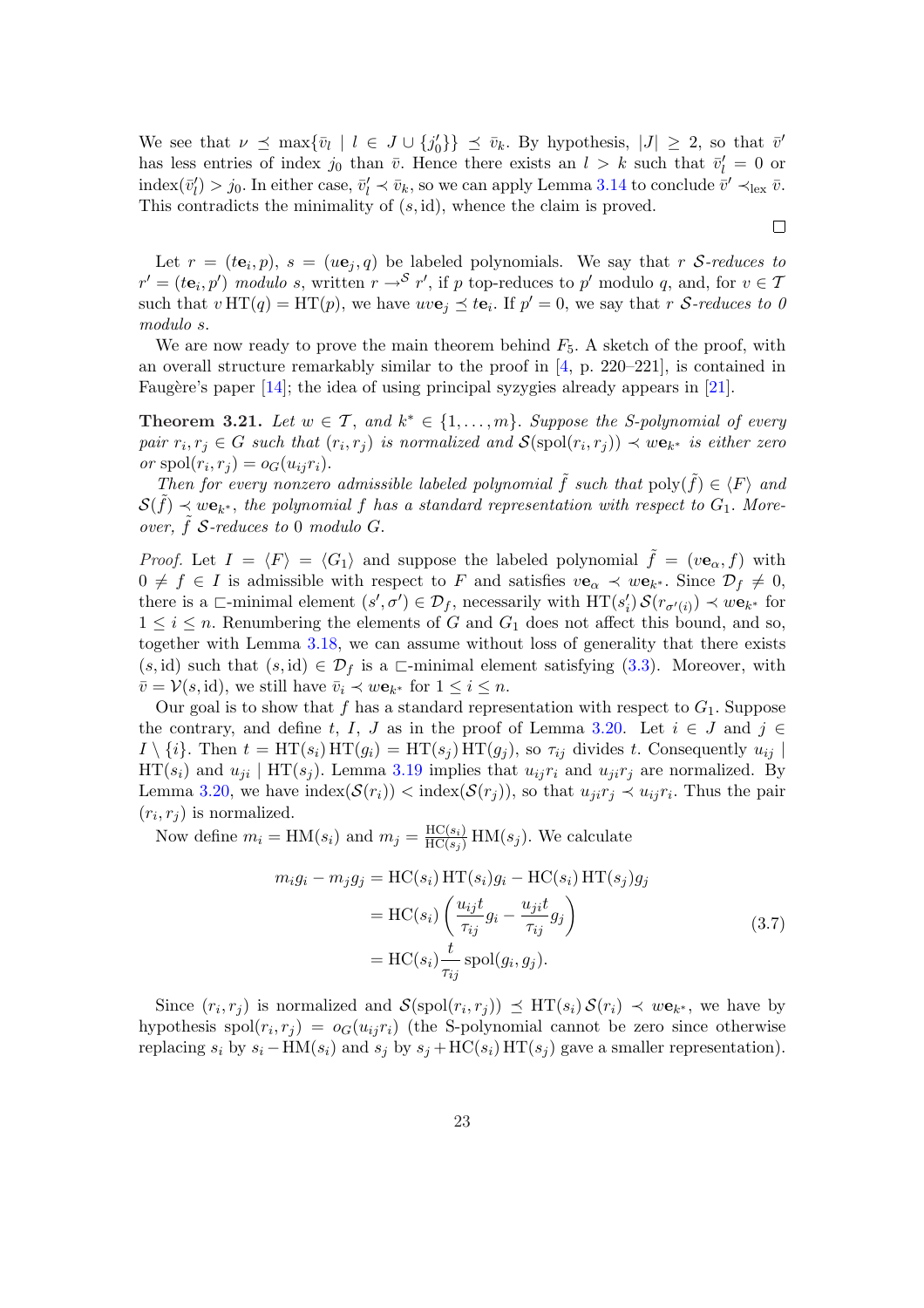We see that $\nu \preceq \max\{\bar{v}_l \mid l \in J \cup \{j_0'\}\} \preceq \bar{v}_k$. By hypothesis, $|J| \geq 2$, so that $\bar{v}'$ has less entries of index $j_0$ than $\bar{v}$. Hence there exists an $l > k$ such that $\bar{v}_l' = 0$ or $\operatorname{index}(\bar{v}_l') > j_0$. In either case, $\bar{v}_l' \prec \bar{v}_k$, so we can apply Lemma 3.14 to conclude $\bar{v}' \prec_{\text{lex}} \bar{v}$. This contradicts the minimality of $(s, \text{id})$, whence the claim is proved.

□

Let $r = (t\mathbf{e}_i, p)$, $s = (u\mathbf{e}_j, q)$ be labeled polynomials. We say that *$r$ $\mathcal{S}$-reduces to $r' = (t\mathbf{e}_i, p')$ modulo $s$*, written $r \to^{\mathcal{S}} r'$, if $p$ top-reduces to $p'$ modulo $q$, and, for $v \in \mathcal{T}$ such that $v\,\mathrm{HT}(q) = \mathrm{HT}(p)$, we have $uv\mathbf{e}_j \preceq t\mathbf{e}_i$. If $p' = 0$, we say that *$r$ $\mathcal{S}$-reduces to 0 modulo $s$*.

We are now ready to prove the main theorem behind $F_5$. A sketch of the proof, with an overall structure remarkably similar to the proof in [4, p. 220–221], is contained in Faugère's paper [14]; the idea of using principal syzygies already appears in [21].

**Theorem 3.21.** *Let $w \in \mathcal{T}$, and $k^* \in \{1, \ldots, m\}$. Suppose the S-polynomial of every pair $r_i, r_j \in G$ such that $(r_i, r_j)$ is normalized and $\mathcal{S}(\operatorname{spol}(r_i, r_j)) \prec w\mathbf{e}_{k^*}$ is either zero or $\operatorname{spol}(r_i, r_j) = o_G(u_{ij} r_i)$.*

*Then for every nonzero admissible labeled polynomial $\tilde{f}$ such that $\operatorname{poly}(\tilde{f}) \in \langle F \rangle$ and $\mathcal{S}(\tilde{f}) \prec w\mathbf{e}_{k^*}$, the polynomial $f$ has a standard representation with respect to $G_1$. Moreover, $\tilde{f}$ $\mathcal{S}$-reduces to 0 modulo $G$.*

*Proof.* Let $I = \langle F \rangle = \langle G_1 \rangle$ and suppose the labeled polynomial $\tilde{f} = (v\mathbf{e}_\alpha, f)$ with $0 \neq f \in I$ is admissible with respect to $F$ and satisfies $v\mathbf{e}_\alpha \prec w\mathbf{e}_{k^*}$. Since $\mathcal{D}_f \neq 0$, there is a $\sqsubset$-minimal element $(s', \sigma') \in \mathcal{D}_f$, necessarily with $\mathrm{HT}(s_i')\,\mathcal{S}(r_{\sigma'(i)}) \prec w\mathbf{e}_{k^*}$ for $1 \leq i \leq n$. Renumbering the elements of $G$ and $G_1$ does not affect this bound, and so, together with Lemma 3.18, we can assume without loss of generality that there exists $(s, \text{id})$ such that $(s, \text{id}) \in \mathcal{D}_f$ is a $\sqsubset$-minimal element satisfying (3.3). Moreover, with $\bar{v} = \mathcal{V}(s, \text{id})$, we still have $\bar{v}_i \prec w\mathbf{e}_{k^*}$ for $1 \leq i \leq n$.

Our goal is to show that $f$ has a standard representation with respect to $G_1$. Suppose the contrary, and define $t$, $I$, $J$ as in the proof of Lemma 3.20. Let $i \in J$ and $j \in I \setminus \{i\}$. Then $t = \mathrm{HT}(s_i)\,\mathrm{HT}(g_i) = \mathrm{HT}(s_j)\,\mathrm{HT}(g_j)$, so $\tau_{ij}$ divides $t$. Consequently $u_{ij} \mid \mathrm{HT}(s_i)$ and $u_{ji} \mid \mathrm{HT}(s_j)$. Lemma 3.19 implies that $u_{ij} r_i$ and $u_{ji} r_j$ are normalized. By Lemma 3.20, we have $\operatorname{index}(\mathcal{S}(r_i)) < \operatorname{index}(\mathcal{S}(r_j))$, so that $u_{ji} r_j \prec u_{ij} r_i$. Thus the pair $(r_i, r_j)$ is normalized.

Now define $m_i = \mathrm{HM}(s_i)$ and $m_j = \frac{\mathrm{HC}(s_i)}{\mathrm{HC}(s_j)}\,\mathrm{HM}(s_j)$. We calculate

$$
\begin{aligned}
m_i g_i - m_j g_j &= \mathrm{HC}(s_i)\,\mathrm{HT}(s_i) g_i - \mathrm{HC}(s_i)\,\mathrm{HT}(s_j) g_j \\
&= \mathrm{HC}(s_i) \left( \frac{u_{ij} t}{\tau_{ij}} g_i - \frac{u_{ji} t}{\tau_{ij}} g_j \right) \\
&= \mathrm{HC}(s_i) \frac{t}{\tau_{ij}} \operatorname{spol}(g_i, g_j).
\end{aligned} \tag{3.7}
$$

Since $(r_i, r_j)$ is normalized and $\mathcal{S}(\operatorname{spol}(r_i, r_j)) \preceq \mathrm{HT}(s_i)\,\mathcal{S}(r_i) \prec w\mathbf{e}_{k^*}$, we have by hypothesis $\operatorname{spol}(r_i, r_j) = o_G(u_{ij} r_i)$ (the S-polynomial cannot be zero since otherwise replacing $s_i$ by $s_i - \mathrm{HM}(s_i)$ and $s_j$ by $s_j + \mathrm{HC}(s_i)\,\mathrm{HT}(s_j)$ gave a smaller representation).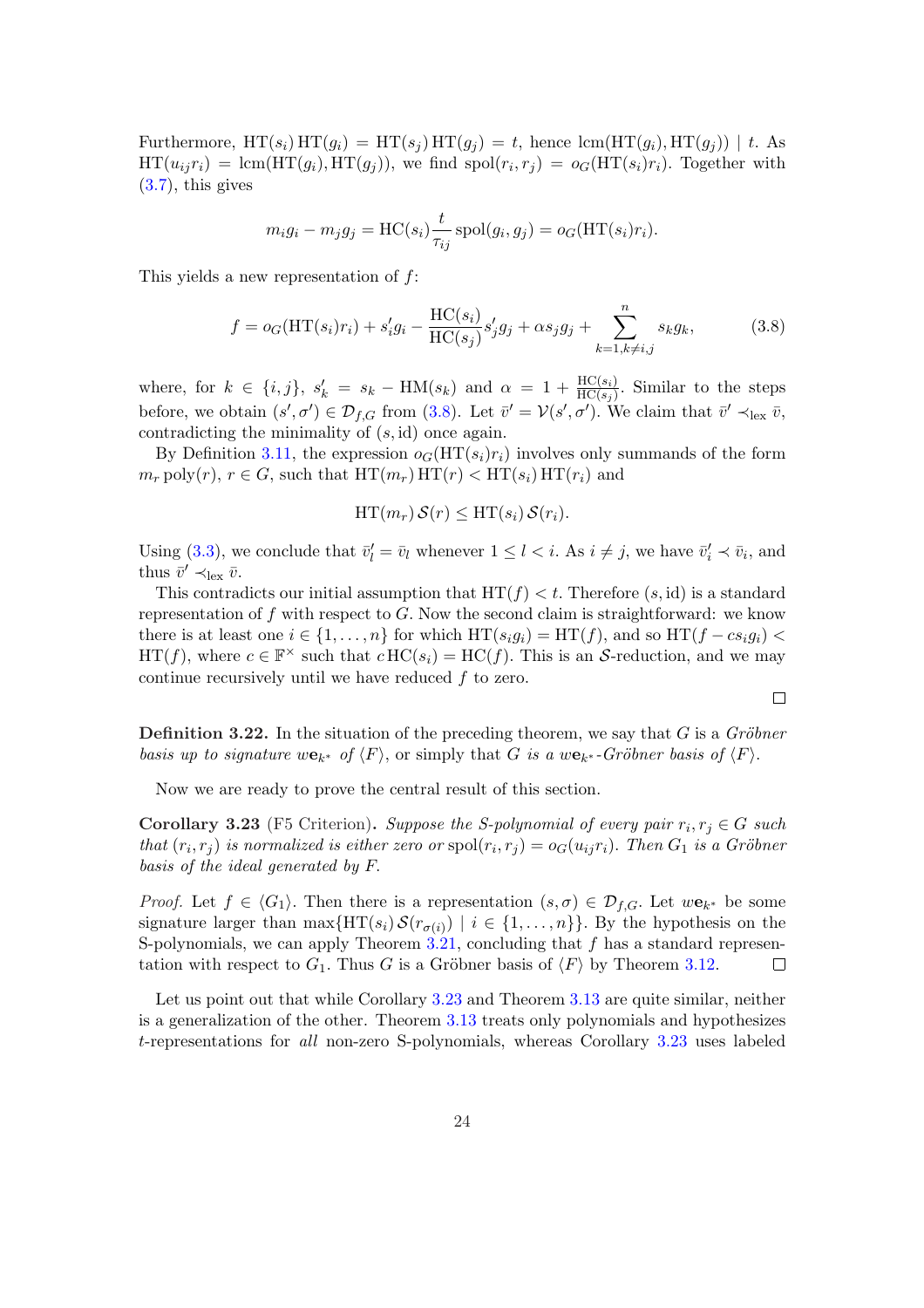Furthermore, $\mathrm{HT}(s_i)\,\mathrm{HT}(g_i) = \mathrm{HT}(s_j)\,\mathrm{HT}(g_j) = t$, hence $\mathrm{lcm}(\mathrm{HT}(g_i), \mathrm{HT}(g_j)) \mid t$. As $\mathrm{HT}(u_{ij} r_i) = \mathrm{lcm}(\mathrm{HT}(g_i), \mathrm{HT}(g_j))$, we find $\mathrm{spol}(r_i, r_j) = o_G(\mathrm{HT}(s_i) r_i)$. Together with (3.7), this gives

$$m_i g_i - m_j g_j = \mathrm{HC}(s_i) \frac{t}{\tau_{ij}} \mathrm{spol}(g_i, g_j) = o_G(\mathrm{HT}(s_i) r_i).$$

This yields a new representation of $f$:

$$f = o_G(\mathrm{HT}(s_i) r_i) + s'_i g_i - \frac{\mathrm{HC}(s_i)}{\mathrm{HC}(s_j)} s'_j g_j + \alpha s_j g_j + \sum_{k=1, k \neq i,j}^{n} s_k g_k, \tag{3.8}$$

where, for $k \in \{i, j\}$, $s'_k = s_k - \mathrm{HM}(s_k)$ and $\alpha = 1 + \frac{\mathrm{HC}(s_i)}{\mathrm{HC}(s_j)}$. Similar to the steps before, we obtain $(s', \sigma') \in \mathcal{D}_{f,G}$ from (3.8). Let $\bar{v}' = \mathcal{V}(s', \sigma')$. We claim that $\bar{v}' \prec_{\mathrm{lex}} \bar{v}$, contradicting the minimality of $(s, \mathrm{id})$ once again.

By Definition 3.11, the expression $o_G(\mathrm{HT}(s_i) r_i)$ involves only summands of the form $m_r \operatorname{poly}(r)$, $r \in G$, such that $\mathrm{HT}(m_r)\,\mathrm{HT}(r) < \mathrm{HT}(s_i)\,\mathrm{HT}(r_i)$ and

$$\mathrm{HT}(m_r)\,\mathcal{S}(r) \leq \mathrm{HT}(s_i)\,\mathcal{S}(r_i).$$

Using (3.3), we conclude that $\bar{v}'_l = \bar{v}_l$ whenever $1 \leq l < i$. As $i \neq j$, we have $\bar{v}'_i \prec \bar{v}_i$, and thus $\bar{v}' \prec_{\mathrm{lex}} \bar{v}$.

This contradicts our initial assumption that $\mathrm{HT}(f) < t$. Therefore $(s, \mathrm{id})$ is a standard representation of $f$ with respect to $G$. Now the second claim is straightforward: we know there is at least one $i \in \{1, \ldots, n\}$ for which $\mathrm{HT}(s_i g_i) = \mathrm{HT}(f)$, and so $\mathrm{HT}(f - c s_i g_i) < \mathrm{HT}(f)$, where $c \in \mathbb{F}^\times$ such that $c\,\mathrm{HC}(s_i) = \mathrm{HC}(f)$. This is an $\mathcal{S}$-reduction, and we may continue recursively until we have reduced $f$ to zero. □

**Definition 3.22.** In the situation of the preceding theorem, we say that $G$ is a *Gröbner basis up to signature* $w\mathbf{e}_{k^*}$ *of* $\langle F \rangle$, or simply that *$G$ is a $w\mathbf{e}_{k^*}$-Gröbner basis of* $\langle F \rangle$.

Now we are ready to prove the central result of this section.

**Corollary 3.23** (F5 Criterion)**.** *Suppose the S-polynomial of every pair $r_i, r_j \in G$ such that $(r_i, r_j)$ is normalized is either zero or $\mathrm{spol}(r_i, r_j) = o_G(u_{ij} r_i)$. Then $G_1$ is a Gröbner basis of the ideal generated by $F$.*

*Proof.* Let $f \in \langle G_1 \rangle$. Then there is a representation $(s, \sigma) \in \mathcal{D}_{f,G}$. Let $w\mathbf{e}_{k^*}$ be some signature larger than $\max\{\mathrm{HT}(s_i)\,\mathcal{S}(r_{\sigma(i)}) \mid i \in \{1, \ldots, n\}\}$. By the hypothesis on the S-polynomials, we can apply Theorem 3.21, concluding that $f$ has a standard representation with respect to $G_1$. Thus $G$ is a Gröbner basis of $\langle F \rangle$ by Theorem 3.12. □

Let us point out that while Corollary 3.23 and Theorem 3.13 are quite similar, neither is a generalization of the other. Theorem 3.13 treats only polynomials and hypothesizes $t$-representations for *all* non-zero S-polynomials, whereas Corollary 3.23 uses labeled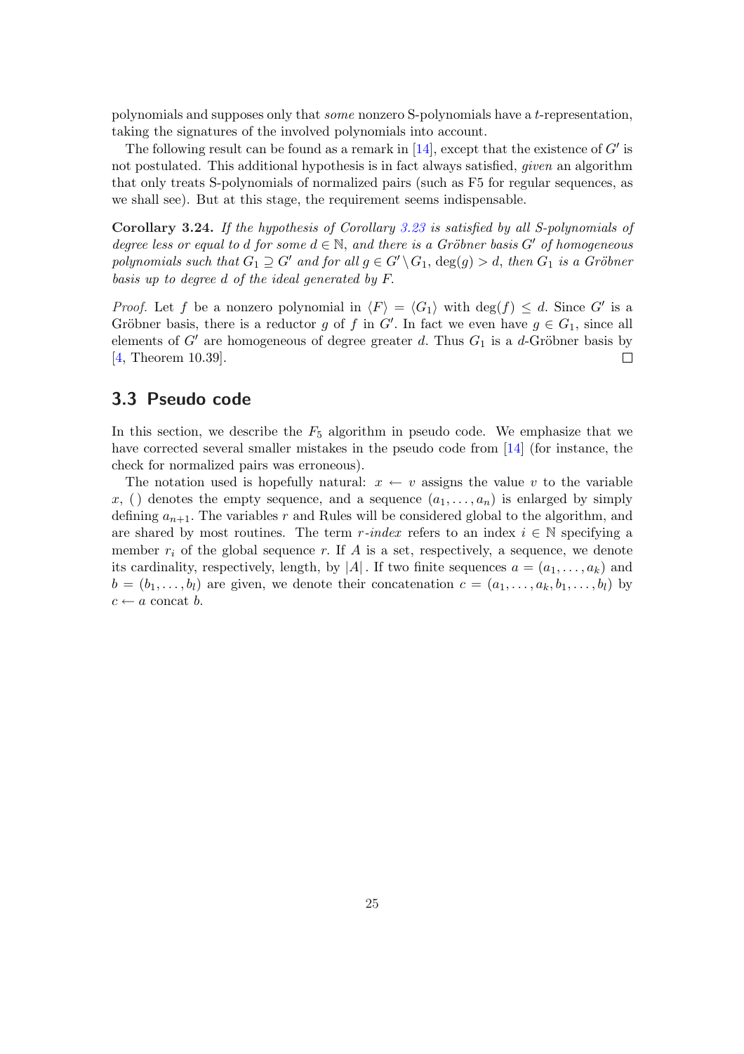polynomials and supposes only that *some* nonzero S-polynomials have a $t$-representation, taking the signatures of the involved polynomials into account.

The following result can be found as a remark in [14], except that the existence of $G'$ is not postulated. This additional hypothesis is in fact always satisfied, *given* an algorithm that only treats S-polynomials of normalized pairs (such as F5 for regular sequences, as we shall see). But at this stage, the requirement seems indispensable.

**Corollary 3.24.** *If the hypothesis of Corollary 3.23 is satisfied by all S-polynomials of degree less or equal to $d$ for some $d \in \mathbb{N}$, and there is a Gröbner basis $G'$ of homogeneous polynomials such that $G_1 \supseteq G'$ and for all $g \in G' \setminus G_1$, $\deg(g) > d$, then $G_1$ is a Gröbner basis up to degree $d$ of the ideal generated by $F$.*

*Proof.* Let $f$ be a nonzero polynomial in $\langle F \rangle = \langle G_1 \rangle$ with $\deg(f) \leq d$. Since $G'$ is a Gröbner basis, there is a reductor $g$ of $f$ in $G'$. In fact we even have $g \in G_1$, since all elements of $G'$ are homogeneous of degree greater $d$. Thus $G_1$ is a $d$-Gröbner basis by [4, Theorem 10.39]. □

## 3.3 Pseudo code

In this section, we describe the $F_5$ algorithm in pseudo code. We emphasize that we have corrected several smaller mistakes in the pseudo code from [14] (for instance, the check for normalized pairs was erroneous).

The notation used is hopefully natural: $x \leftarrow v$ assigns the value $v$ to the variable $x$, $()$ denotes the empty sequence, and a sequence $(a_1, \ldots, a_n)$ is enlarged by simply defining $a_{n+1}$. The variables $r$ and Rules will be considered global to the algorithm, and are shared by most routines. The term *$r$-index* refers to an index $i \in \mathbb{N}$ specifying a member $r_i$ of the global sequence $r$. If $A$ is a set, respectively, a sequence, we denote its cardinality, respectively, length, by $|A|$. If two finite sequences $a = (a_1, \ldots, a_k)$ and $b = (b_1, \ldots, b_l)$ are given, we denote their concatenation $c = (a_1, \ldots, a_k, b_1, \ldots, b_l)$ by $c \leftarrow a$ concat $b$.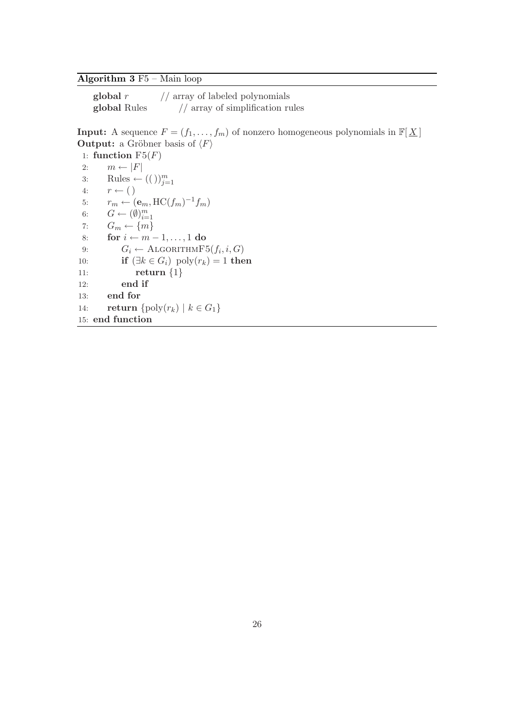**Algorithm 3** F5 – Main loop

```
    global r          // array of labeled polynomials
    global Rules      // array of simplification rules

Input: A sequence F = (f_1, ..., f_m) of nonzero homogeneous polynomials in 𝔽[X]
Output: a Gröbner basis of ⟨F⟩
 1: function F5(F)
 2:     m ← |F|
 3:     Rules ← (( ))_{j=1}^m
 4:     r ← ( )
 5:     r_m ← (e_m, HC(f_m)^{-1} f_m)
 6:     G ← (∅)_{i=1}^m
 7:     G_m ← {m}
 8:     for i ← m − 1, ..., 1 do
 9:         G_i ← AlgorithmF5(f_i, i, G)
10:         if (∃k ∈ G_i) poly(r_k) = 1 then
11:             return {1}
12:         end if
13:     end for
14:     return {poly(r_k) | k ∈ G_1}
15: end function
```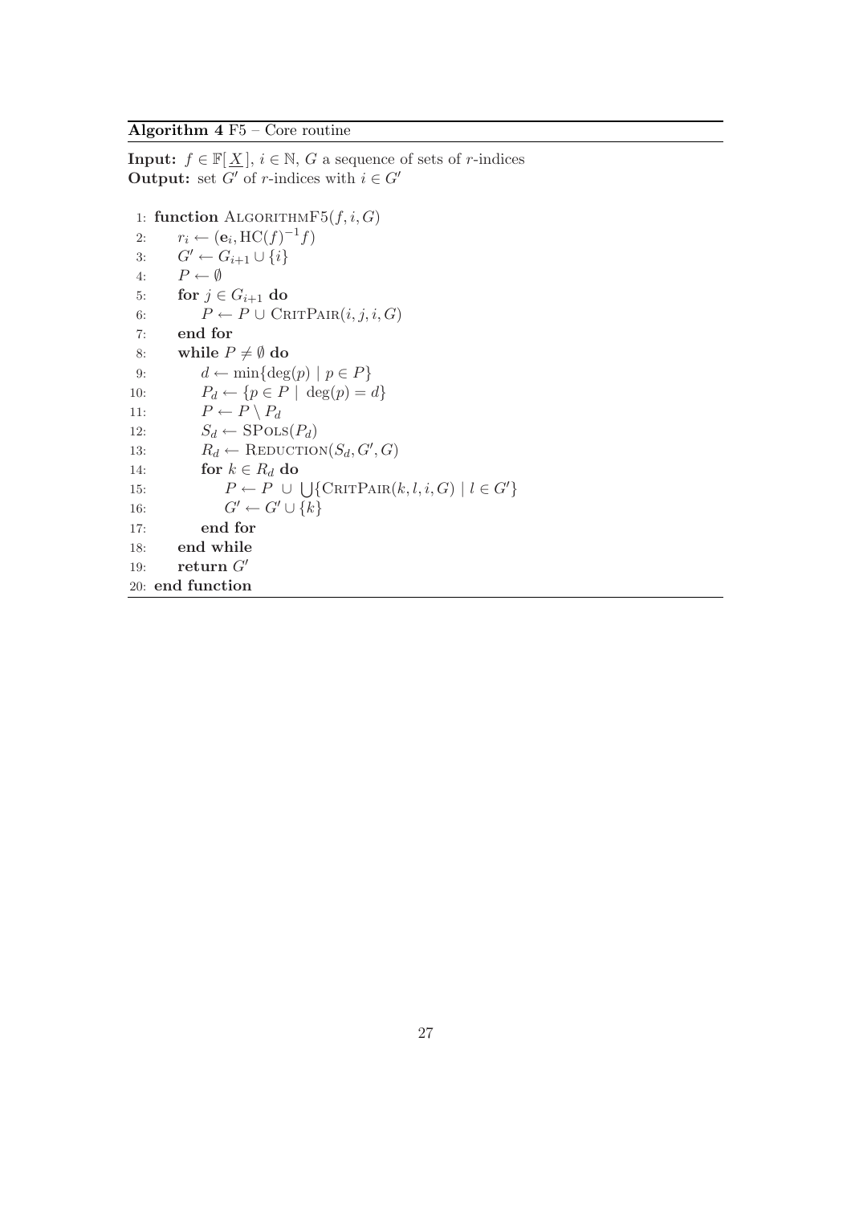**Algorithm 4** F5 – Core routine

**Input:** $f \in \mathbb{F}[\underline{X}]$, $i \in \mathbb{N}$, $G$ a sequence of sets of $r$-indices
**Output:** set $G'$ of $r$-indices with $i \in G'$

```
1: function AlgorithmF5(f, i, G)
2:     r_i ← (e_i, HC(f)^{-1} f)
3:     G' ← G_{i+1} ∪ {i}
4:     P ← ∅
5:     for j ∈ G_{i+1} do
6:         P ← P ∪ CritPair(i, j, i, G)
7:     end for
8:     while P ≠ ∅ do
9:         d ← min{deg(p) | p ∈ P}
10:        P_d ← {p ∈ P | deg(p) = d}
11:        P ← P \ P_d
12:        S_d ← SPols(P_d)
13:        R_d ← Reduction(S_d, G', G)
14:        for k ∈ R_d do
15:            P ← P ∪ ⋃{CritPair(k, l, i, G) | l ∈ G'}
16:            G' ← G' ∪ {k}
17:        end for
18:    end while
19:    return G'
20: end function
```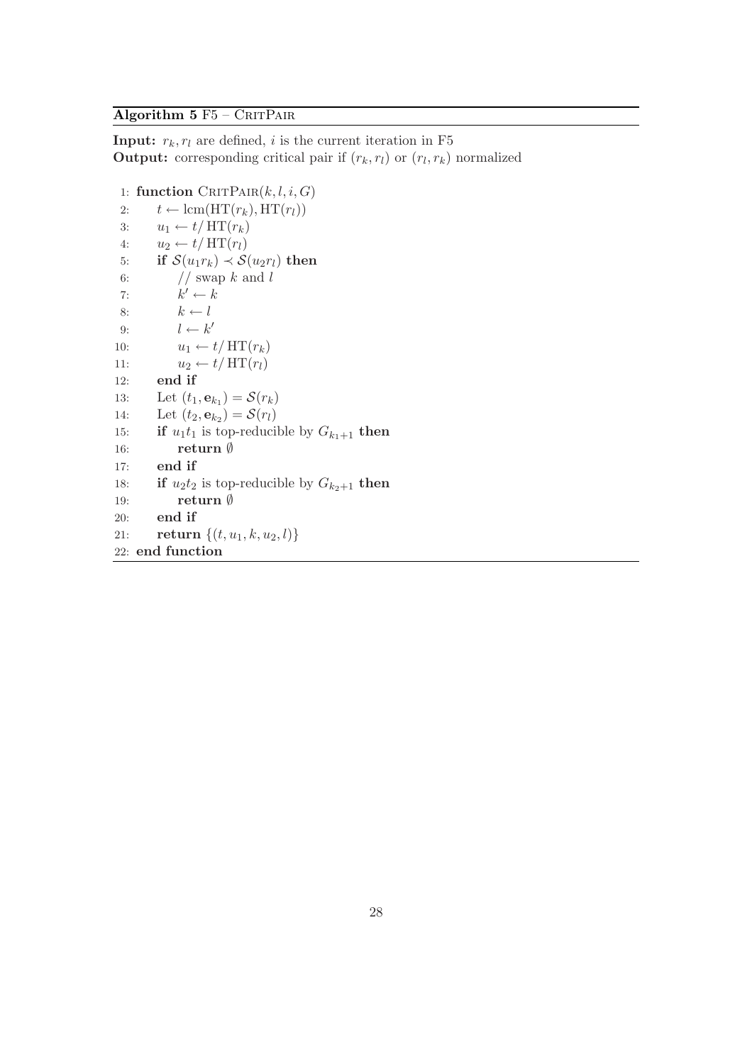**Algorithm 5** F5 – CritPair

**Input:** $r_k, r_l$ are defined, $i$ is the current iteration in F5
**Output:** corresponding critical pair if $(r_k, r_l)$ or $(r_l, r_k)$ normalized

```
 1: function CritPair(k, l, i, G)
 2:     t ← lcm(HT(r_k), HT(r_l))
 3:     u_1 ← t/HT(r_k)
 4:     u_2 ← t/HT(r_l)
 5:     if S(u_1 r_k) ≺ S(u_2 r_l) then
 6:         // swap k and l
 7:         k' ← k
 8:         k ← l
 9:         l ← k'
10:         u_1 ← t/HT(r_k)
11:         u_2 ← t/HT(r_l)
12:     end if
13:     Let (t_1, e_{k_1}) = S(r_k)
14:     Let (t_2, e_{k_2}) = S(r_l)
15:     if u_1 t_1 is top-reducible by G_{k_1+1} then
16:         return ∅
17:     end if
18:     if u_2 t_2 is top-reducible by G_{k_2+1} then
19:         return ∅
20:     end if
21:     return {(t, u_1, k, u_2, l)}
22: end function
```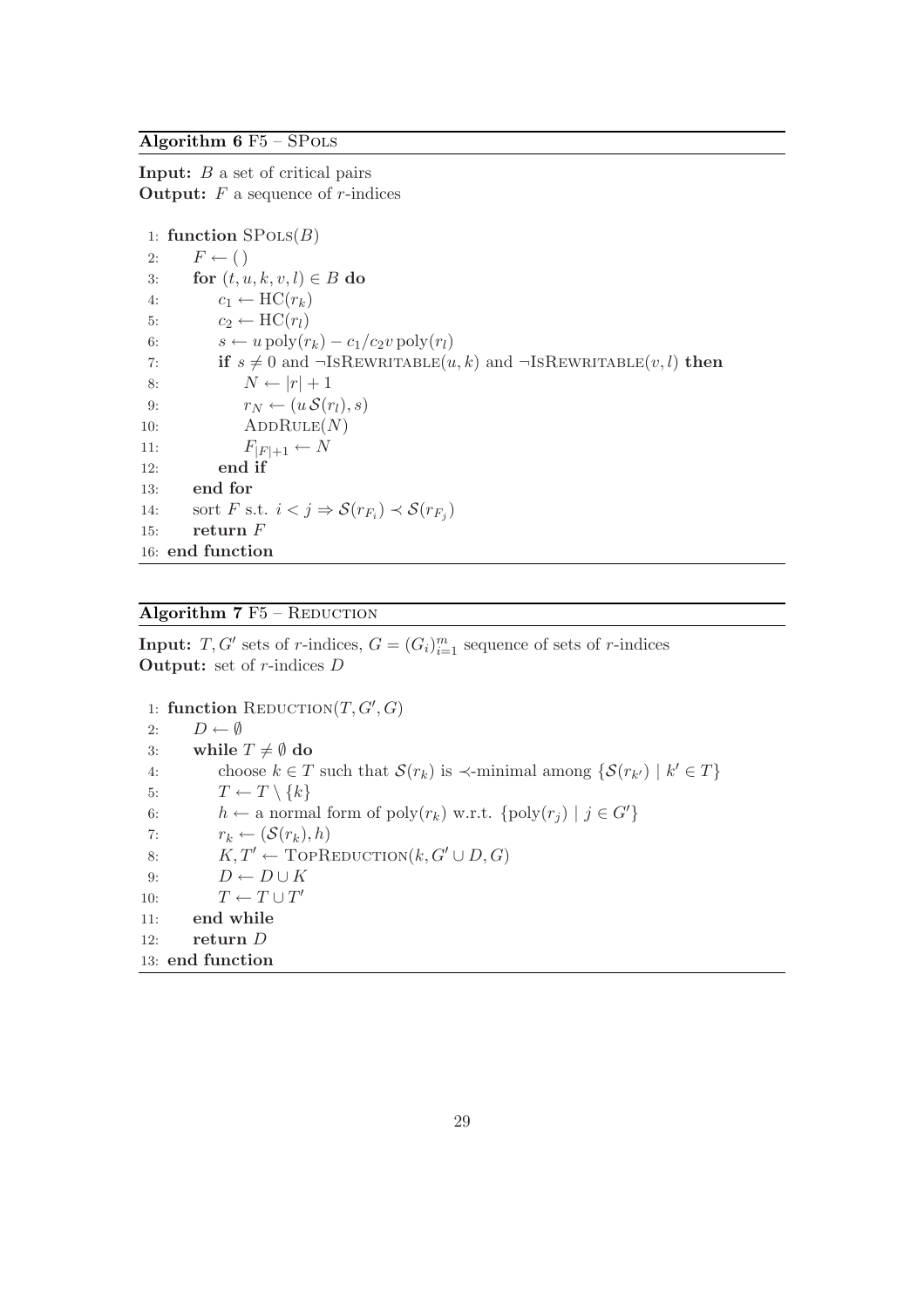**Algorithm 6** F5 – SPols

**Input:** $B$ a set of critical pairs
**Output:** $F$ a sequence of $r$-indices

```
1:  function SPols(B)
2:      F ← ( )
3:      for (t, u, k, v, l) ∈ B do
4:          c_1 ← HC(r_k)
5:          c_2 ← HC(r_l)
6:          s ← u poly(r_k) − c_1/c_2 v poly(r_l)
7:          if s ≠ 0 and ¬IsRewritable(u, k) and ¬IsRewritable(v, l) then
8:              N ← |r| + 1
9:              r_N ← (u S(r_l), s)
10:             AddRule(N)
11:             F_{|F|+1} ← N
12:         end if
13:     end for
14:     sort F s.t. i < j ⇒ S(r_{F_i}) ≺ S(r_{F_j})
15:     return F
16: end function
```

**Algorithm 7** F5 – Reduction

**Input:** $T, G'$ sets of $r$-indices, $G = (G_i)_{i=1}^m$ sequence of sets of $r$-indices
**Output:** set of $r$-indices $D$

```
1:  function Reduction(T, G', G)
2:      D ← ∅
3:      while T ≠ ∅ do
4:          choose k ∈ T such that S(r_k) is ≺-minimal among {S(r_k') | k' ∈ T}
5:          T ← T \ {k}
6:          h ← a normal form of poly(r_k) w.r.t. {poly(r_j) | j ∈ G'}
7:          r_k ← (S(r_k), h)
8:          K, T' ← TopReduction(k, G' ∪ D, G)
9:          D ← D ∪ K
10:         T ← T ∪ T'
11:     end while
12:     return D
13: end function
```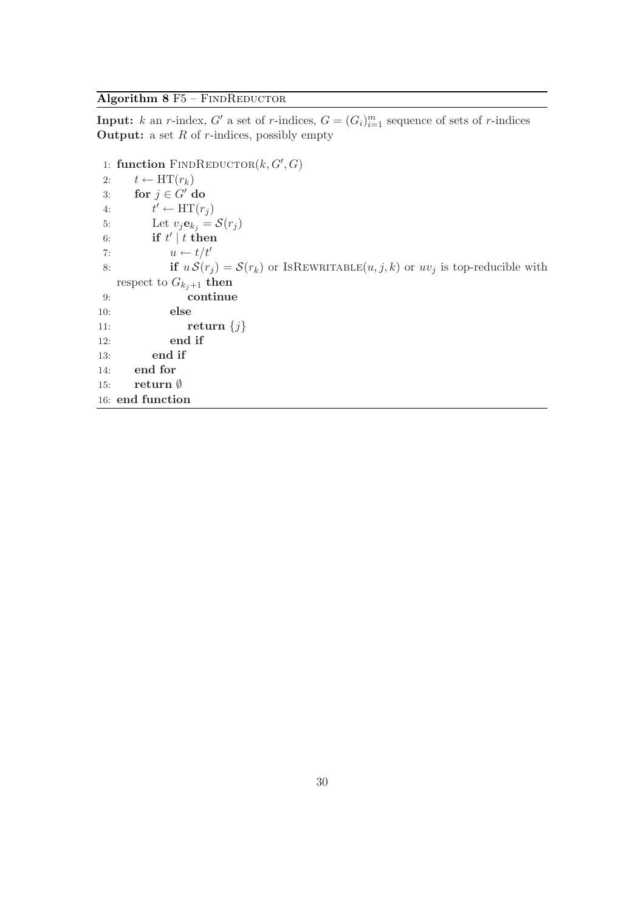**Algorithm 8** F5 – FindReductor

**Input:** $k$ an $r$-index, $G'$ a set of $r$-indices, $G = (G_i)_{i=1}^m$ sequence of sets of $r$-indices
**Output:** a set $R$ of $r$-indices, possibly empty

```
 1: function FindReductor(k, G', G)
 2:     t ← HT(r_k)
 3:     for j ∈ G' do
 4:         t' ← HT(r_j)
 5:         Let v_j e_{k_j} = S(r_j)
 6:         if t' | t then
 7:             u ← t/t'
 8:             if u S(r_j) = S(r_k) or IsRewritable(u, j, k) or u v_j is top-reducible with
                respect to G_{k_j+1} then
 9:                 continue
10:             else
11:                 return {j}
12:             end if
13:         end if
14:     end for
15:     return ∅
16: end function
```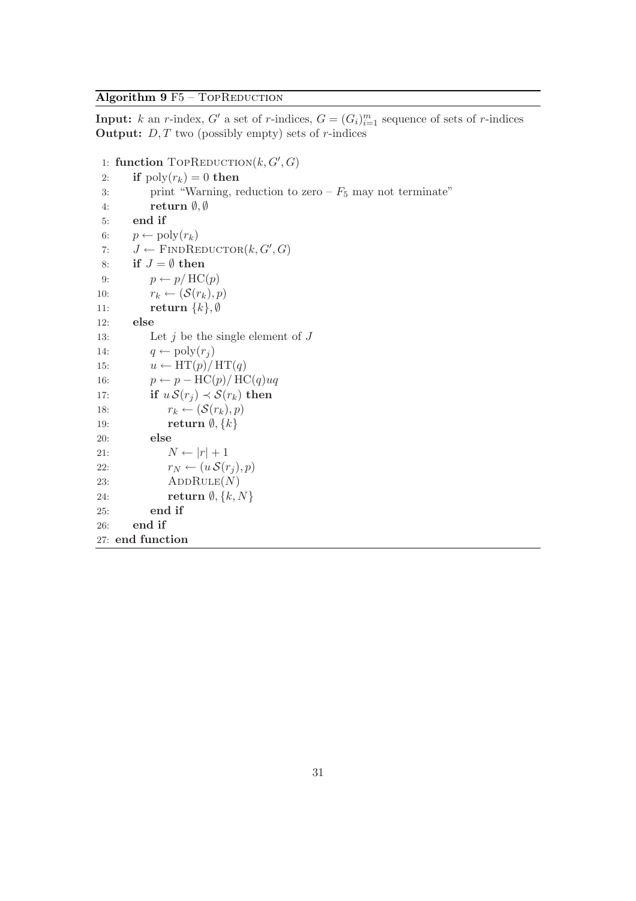**Algorithm 9** F5 – TopReduction

**Input:** $k$ an $r$-index, $G'$ a set of $r$-indices, $G = (G_i)_{i=1}^m$ sequence of sets of $r$-indices
**Output:** $D, T$ two (possibly empty) sets of $r$-indices

```
 1: function TopReduction(k, G', G)
 2:     if poly(r_k) = 0 then
 3:         print "Warning, reduction to zero – F_5 may not terminate"
 4:         return ∅, ∅
 5:     end if
 6:     p ← poly(r_k)
 7:     J ← FindReductor(k, G', G)
 8:     if J = ∅ then
 9:         p ← p / HC(p)
10:         r_k ← (S(r_k), p)
11:         return {k}, ∅
12:     else
13:         Let j be the single element of J
14:         q ← poly(r_j)
15:         u ← HT(p) / HT(q)
16:         p ← p − HC(p) / HC(q) u q
17:         if u S(r_j) ≺ S(r_k) then
18:             r_k ← (S(r_k), p)
19:             return ∅, {k}
20:         else
21:             N ← |r| + 1
22:             r_N ← (u S(r_j), p)
23:             AddRule(N)
24:             return ∅, {k, N}
25:         end if
26:     end if
27: end function
```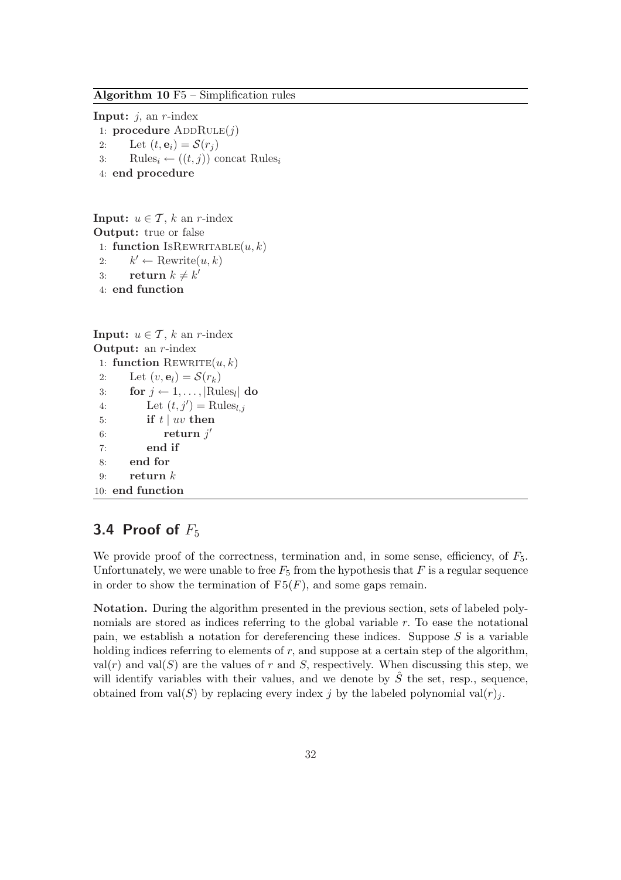**Algorithm 10** F5 – Simplification rules

**Input:** $j$, an $r$-index
```
1: procedure AddRule(j)
2:     Let (t, e_i) = S(r_j)
3:     Rules_i ← ((t, j)) concat Rules_i
4: end procedure
```

**Input:** $u \in \mathcal{T}$, $k$ an $r$-index
**Output:** true or false
```
1: function IsRewritable(u, k)
2:     k' ← Rewrite(u, k)
3:     return k ≠ k'
4: end function
```

**Input:** $u \in \mathcal{T}$, $k$ an $r$-index
**Output:** an $r$-index
```
 1: function Rewrite(u, k)
 2:     Let (v, e_l) = S(r_k)
 3:     for j ← 1, ..., |Rules_l| do
 4:         Let (t, j') = Rules_{l,j}
 5:         if t | uv then
 6:             return j'
 7:         end if
 8:     end for
 9:     return k
10: end function
```

## 3.4 Proof of $F_5$

We provide proof of the correctness, termination and, in some sense, efficiency, of $F_5$. Unfortunately, we were unable to free $F_5$ from the hypothesis that $F$ is a regular sequence in order to show the termination of $\mathrm{F5}(F)$, and some gaps remain.

**Notation.** During the algorithm presented in the previous section, sets of labeled polynomials are stored as indices referring to the global variable $r$. To ease the notational pain, we establish a notation for dereferencing these indices. Suppose $S$ is a variable holding indices referring to elements of $r$, and suppose at a certain step of the algorithm, $\mathrm{val}(r)$ and $\mathrm{val}(S)$ are the values of $r$ and $S$, respectively. When discussing this step, we will identify variables with their values, and we denote by $\hat{S}$ the set, resp., sequence, obtained from $\mathrm{val}(S)$ by replacing every index $j$ by the labeled polynomial $\mathrm{val}(r)_j$.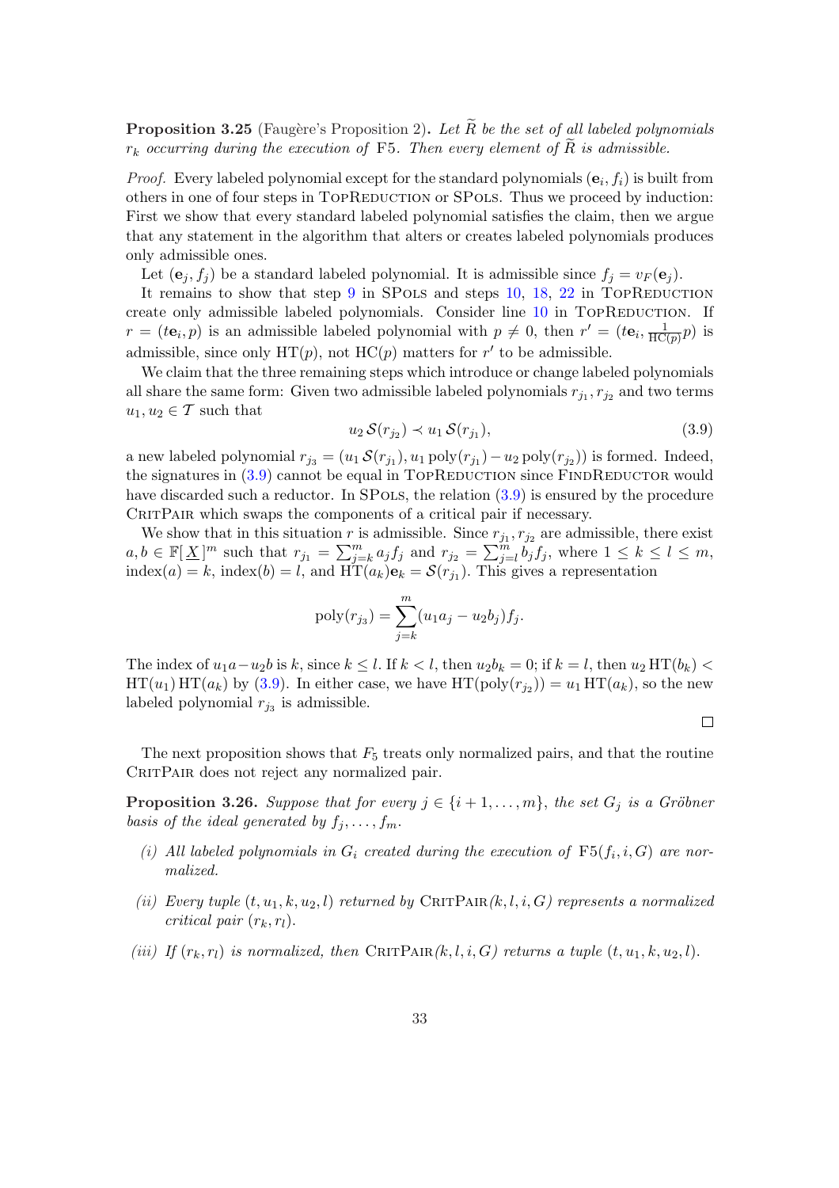**Proposition 3.25** (Faugère's Proposition 2)**.** *Let $\widetilde{R}$ be the set of all labeled polynomials $r_k$ occurring during the execution of* F5*. Then every element of $\widetilde{R}$ is admissible.*

*Proof.* Every labeled polynomial except for the standard polynomials $(\mathbf{e}_i, f_i)$ is built from others in one of four steps in TopReduction or SPols. Thus we proceed by induction: First we show that every standard labeled polynomial satisfies the claim, then we argue that any statement in the algorithm that alters or creates labeled polynomials produces only admissible ones.

Let $(\mathbf{e}_j, f_j)$ be a standard labeled polynomial. It is admissible since $f_j = v_F(\mathbf{e}_j)$.

It remains to show that step 9 in SPols and steps 10, 18, 22 in TopReduction create only admissible labeled polynomials. Consider line 10 in TopReduction. If $r = (t\mathbf{e}_i, p)$ is an admissible labeled polynomial with $p \neq 0$, then $r' = (t\mathbf{e}_i, \frac{1}{\mathrm{HC}(p)}p)$ is admissible, since only $\mathrm{HT}(p)$, not $\mathrm{HC}(p)$ matters for $r'$ to be admissible.

We claim that the three remaining steps which introduce or change labeled polynomials all share the same form: Given two admissible labeled polynomials $r_{j_1}, r_{j_2}$ and two terms $u_1, u_2 \in \mathcal{T}$ such that

$$u_2\, \mathcal{S}(r_{j_2}) \prec u_1\, \mathcal{S}(r_{j_1}), \tag{3.9}$$

a new labeled polynomial $r_{j_3} = (u_1\, \mathcal{S}(r_{j_1}), u_1 \operatorname{poly}(r_{j_1}) - u_2 \operatorname{poly}(r_{j_2}))$ is formed. Indeed, the signatures in (3.9) cannot be equal in TopReduction since FindReductor would have discarded such a reductor. In SPols, the relation (3.9) is ensured by the procedure CritPair which swaps the components of a critical pair if necessary.

We show that in this situation $r$ is admissible. Since $r_{j_1}, r_{j_2}$ are admissible, there exist $a, b \in \mathbb{F}[\,\underline{X}\,]^m$ such that $r_{j_1} = \sum_{j=k}^m a_j f_j$ and $r_{j_2} = \sum_{j=l}^m b_j f_j$, where $1 \leq k \leq l \leq m$, $\operatorname{index}(a) = k$, $\operatorname{index}(b) = l$, and $\mathrm{HT}(a_k)\mathbf{e}_k = \mathcal{S}(r_{j_1})$. This gives a representation

$$\operatorname{poly}(r_{j_3}) = \sum_{j=k}^{m} (u_1 a_j - u_2 b_j) f_j.$$

The index of $u_1 a - u_2 b$ is $k$, since $k \leq l$. If $k < l$, then $u_2 b_k = 0$; if $k = l$, then $u_2 \,\mathrm{HT}(b_k) < \mathrm{HT}(u_1)\,\mathrm{HT}(a_k)$ by (3.9). In either case, we have $\mathrm{HT}(\operatorname{poly}(r_{j_2})) = u_1 \,\mathrm{HT}(a_k)$, so the new labeled polynomial $r_{j_3}$ is admissible. □

The next proposition shows that $F_5$ treats only normalized pairs, and that the routine CritPair does not reject any normalized pair.

**Proposition 3.26.** *Suppose that for every $j \in \{i+1, \ldots, m\}$, the set $G_j$ is a Gröbner basis of the ideal generated by $f_j, \ldots, f_m$.*

*(i) All labeled polynomials in $G_i$ created during the execution of $\mathrm{F5}(f_i, i, G)$ are normalized.*

*(ii) Every tuple $(t, u_1, k, u_2, l)$ returned by CritPair$(k, l, i, G)$ represents a normalized critical pair $(r_k, r_l)$.*

*(iii) If $(r_k, r_l)$ is normalized, then CritPair$(k, l, i, G)$ returns a tuple $(t, u_1, k, u_2, l)$.*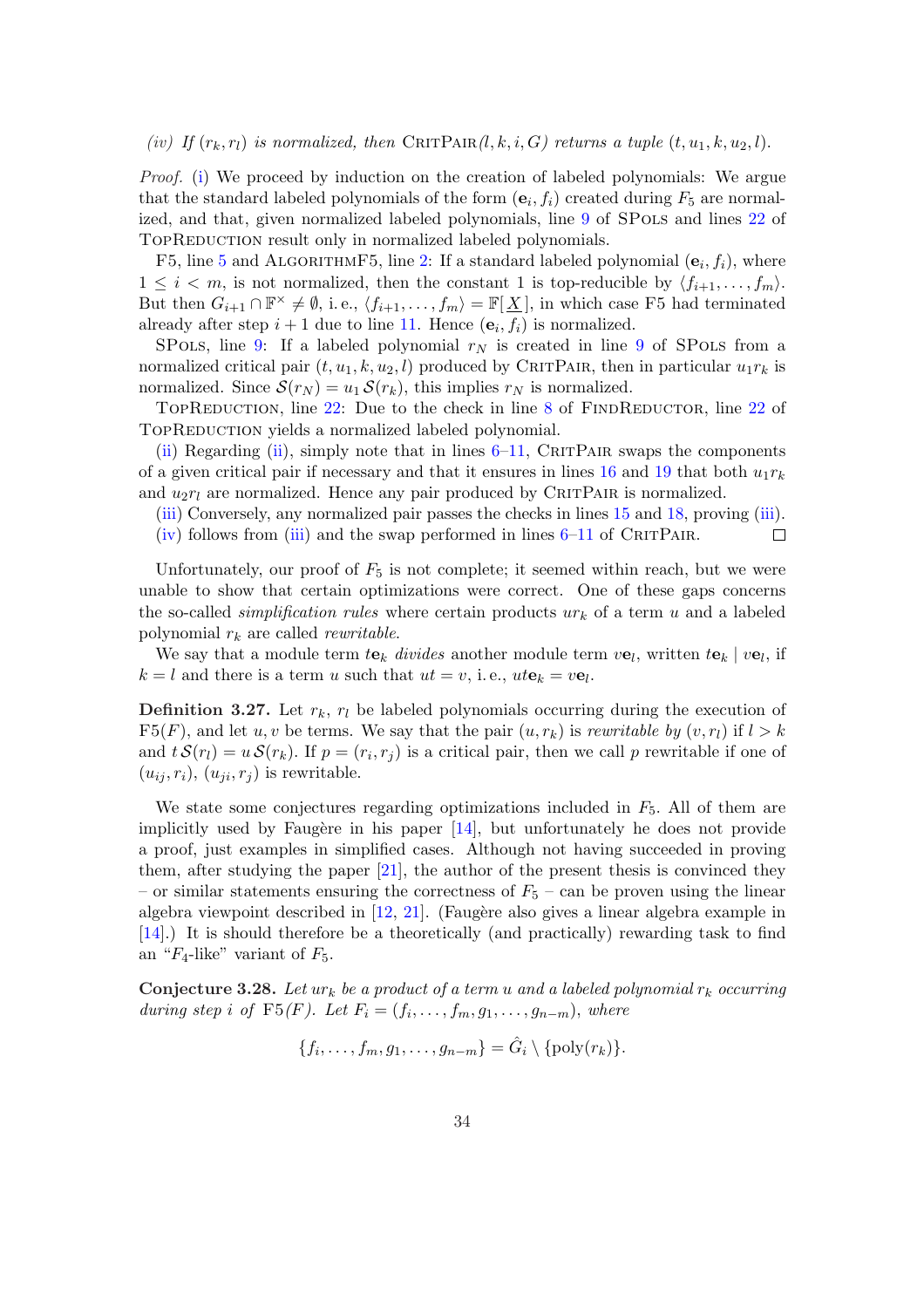*(iv) If $(r_k, r_l)$ is normalized, then* CritPair$(l, k, i, G)$ *returns a tuple* $(t, u_1, k, u_2, l)$.

*Proof.* (i) We proceed by induction on the creation of labeled polynomials: We argue that the standard labeled polynomials of the form $(\mathbf{e}_i, f_i)$ created during $F_5$ are normalized, and that, given normalized labeled polynomials, line 9 of SPols and lines 22 of TopReduction result only in normalized labeled polynomials.

F5, line 5 and AlgorithmF5, line 2: If a standard labeled polynomial $(\mathbf{e}_i, f_i)$, where $1 \le i < m$, is not normalized, then the constant 1 is top-reducible by $\langle f_{i+1}, \dots, f_m \rangle$. But then $G_{i+1} \cap \mathbb{F}^\times \neq \emptyset$, i. e., $\langle f_{i+1}, \dots, f_m \rangle = \mathbb{F}[\underline{X}]$, in which case F5 had terminated already after step $i + 1$ due to line 11. Hence $(\mathbf{e}_i, f_i)$ is normalized.

SPols, line 9: If a labeled polynomial $r_N$ is created in line 9 of SPols from a normalized critical pair $(t, u_1, k, u_2, l)$ produced by CritPair, then in particular $u_1 r_k$ is normalized. Since $\mathcal{S}(r_N) = u_1 \, \mathcal{S}(r_k)$, this implies $r_N$ is normalized.

TopReduction, line 22: Due to the check in line 8 of FindReductor, line 22 of TopReduction yields a normalized labeled polynomial.

(ii) Regarding (ii), simply note that in lines 6–11, CritPair swaps the components of a given critical pair if necessary and that it ensures in lines 16 and 19 that both $u_1 r_k$ and $u_2 r_l$ are normalized. Hence any pair produced by CritPair is normalized.

(iii) Conversely, any normalized pair passes the checks in lines 15 and 18, proving (iii).

(iv) follows from (iii) and the swap performed in lines 6–11 of CritPair. □

Unfortunately, our proof of $F_5$ is not complete; it seemed within reach, but we were unable to show that certain optimizations were correct. One of these gaps concerns the so-called *simplification rules* where certain products $u r_k$ of a term $u$ and a labeled polynomial $r_k$ are called *rewritable*.

We say that a module term $t\mathbf{e}_k$ *divides* another module term $v\mathbf{e}_l$, written $t\mathbf{e}_k \mid v\mathbf{e}_l$, if $k = l$ and there is a term $u$ such that $ut = v$, i. e., $ut\mathbf{e}_k = v\mathbf{e}_l$.

**Definition 3.27.** Let $r_k$, $r_l$ be labeled polynomials occurring during the execution of $\mathrm{F5}(F)$, and let $u, v$ be terms. We say that the pair $(u, r_k)$ is *rewritable by* $(v, r_l)$ if $l > k$ and $t\,\mathcal{S}(r_l) = u\,\mathcal{S}(r_k)$. If $p = (r_i, r_j)$ is a critical pair, then we call $p$ rewritable if one of $(u_{ij}, r_i)$, $(u_{ji}, r_j)$ is rewritable.

We state some conjectures regarding optimizations included in $F_5$. All of them are implicitly used by Faugère in his paper [14], but unfortunately he does not provide a proof, just examples in simplified cases. Although not having succeeded in proving them, after studying the paper [21], the author of the present thesis is convinced they – or similar statements ensuring the correctness of $F_5$ – can be proven using the linear algebra viewpoint described in [12, 21]. (Faugère also gives a linear algebra example in [14].) It is should therefore be a theoretically (and practically) rewarding task to find an "$F_4$-like" variant of $F_5$.

**Conjecture 3.28.** *Let $u r_k$ be a product of a term $u$ and a labeled polynomial $r_k$ occurring during step $i$ of* $\mathrm{F5}(F)$*. Let $F_i = (f_i, \dots, f_m, g_1, \dots, g_{n-m})$, where*

$$\{f_i, \dots, f_m, g_1, \dots, g_{n-m}\} = \hat{G}_i \setminus \{\mathrm{poly}(r_k)\}.$$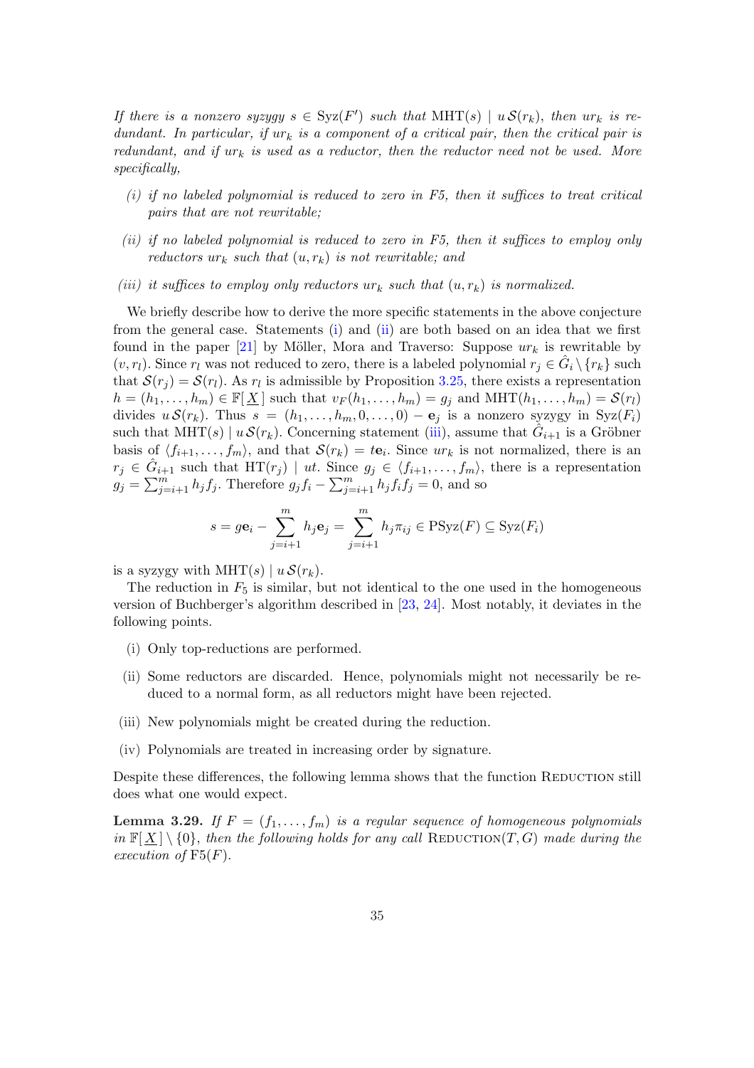*If there is a nonzero syzygy $s \in \mathrm{Syz}(F')$ such that $\mathrm{MHT}(s) \mid u\,\mathcal{S}(r_k)$, then $ur_k$ is redundant. In particular, if $ur_k$ is a component of a critical pair, then the critical pair is redundant, and if $ur_k$ is used as a reductor, then the reductor need not be used. More specifically,*

*(i) if no labeled polynomial is reduced to zero in F5, then it suffices to treat critical pairs that are not rewritable;*

*(ii) if no labeled polynomial is reduced to zero in F5, then it suffices to employ only reductors $ur_k$ such that $(u, r_k)$ is not rewritable; and*

*(iii) it suffices to employ only reductors $ur_k$ such that $(u, r_k)$ is normalized.*

We briefly describe how to derive the more specific statements in the above conjecture from the general case. Statements (i) and (ii) are both based on an idea that we first found in the paper [21] by Möller, Mora and Traverso: Suppose $ur_k$ is rewritable by $(v, r_l)$. Since $r_l$ was not reduced to zero, there is a labeled polynomial $r_j \in \hat{G}_i \setminus \{r_k\}$ such that $\mathcal{S}(r_j) = \mathcal{S}(r_l)$. As $r_l$ is admissible by Proposition 3.25, there exists a representation $h = (h_1, \ldots, h_m) \in \mathbb{F}[\,\underline{X}\,]$ such that $v_F(h_1, \ldots, h_m) = g_j$ and $\mathrm{MHT}(h_1, \ldots, h_m) = \mathcal{S}(r_l)$ divides $u\,\mathcal{S}(r_k)$. Thus $s = (h_1, \ldots, h_m, 0, \ldots, 0) - \mathbf{e}_j$ is a nonzero syzygy in $\mathrm{Syz}(F_i)$ such that $\mathrm{MHT}(s) \mid u\,\mathcal{S}(r_k)$. Concerning statement (iii), assume that $\hat{G}_{i+1}$ is a Gröbner basis of $\langle f_{i+1}, \ldots, f_m \rangle$, and that $\mathcal{S}(r_k) = t\mathbf{e}_i$. Since $ur_k$ is not normalized, there is an $r_j \in \hat{G}_{i+1}$ such that $\mathrm{HT}(r_j) \mid ut$. Since $g_j \in \langle f_{i+1}, \ldots, f_m \rangle$, there is a representation $g_j = \sum_{j=i+1}^{m} h_j f_j$. Therefore $g_j f_i - \sum_{j=i+1}^{m} h_j f_i f_j = 0$, and so

$$s = g\mathbf{e}_i - \sum_{j=i+1}^{m} h_j \mathbf{e}_j = \sum_{j=i+1}^{m} h_j \pi_{ij} \in \mathrm{PSyz}(F) \subseteq \mathrm{Syz}(F_i)$$

is a syzygy with $\mathrm{MHT}(s) \mid u\,\mathcal{S}(r_k)$.

The reduction in $F_5$ is similar, but not identical to the one used in the homogeneous version of Buchberger's algorithm described in [23, 24]. Most notably, it deviates in the following points.

(i) Only top-reductions are performed.

(ii) Some reductors are discarded. Hence, polynomials might not necessarily be reduced to a normal form, as all reductors might have been rejected.

(iii) New polynomials might be created during the reduction.

(iv) Polynomials are treated in increasing order by signature.

Despite these differences, the following lemma shows that the function Reduction still does what one would expect.

**Lemma 3.29.** *If $F = (f_1, \ldots, f_m)$ is a regular sequence of homogeneous polynomials in $\mathbb{F}[\,\underline{X}\,] \setminus \{0\}$, then the following holds for any call* Reduction$(T, G)$ *made during the execution of* F5$(F)$.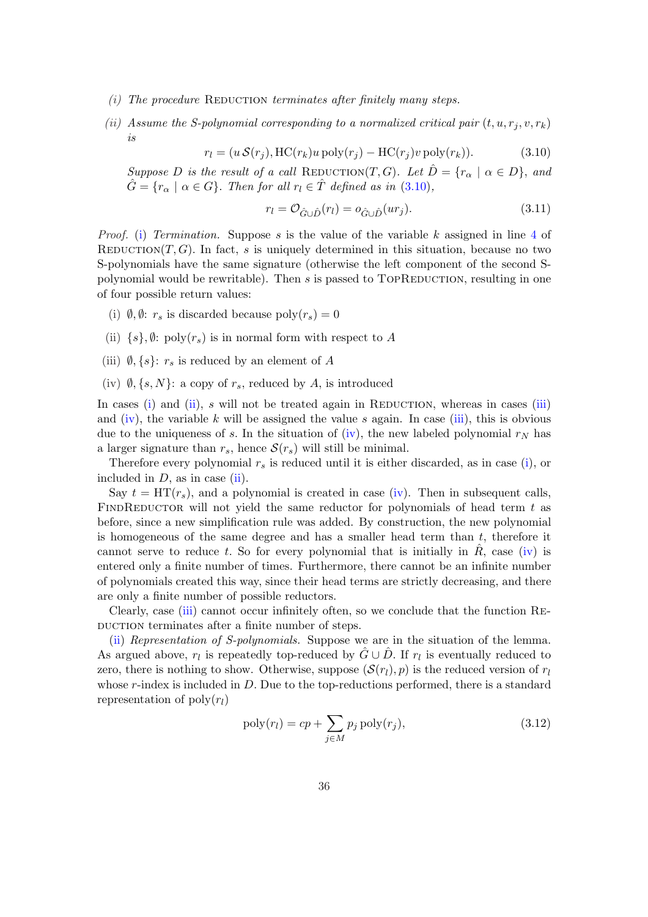*(i) The procedure* Reduction *terminates after finitely many steps.*

*(ii) Assume the S-polynomial corresponding to a normalized critical pair* $(t, u, r_j, v, r_k)$ *is*

$$r_l = (u\,\mathcal{S}(r_j), \mathrm{HC}(r_k)u\,\mathrm{poly}(r_j) - \mathrm{HC}(r_j)v\,\mathrm{poly}(r_k)). \tag{3.10}$$

*Suppose* $D$ *is the result of a call* Reduction$(T, G)$*. Let* $\hat{D} = \{r_\alpha \mid \alpha \in D\}$*, and* $\hat{G} = \{r_\alpha \mid \alpha \in G\}$*. Then for all* $r_l \in \hat{T}$ *defined as in (3.10),*

$$r_l = \mathcal{O}_{\hat{G}\cup\hat{D}}(r_l) = o_{\hat{G}\cup\hat{D}}(ur_j). \tag{3.11}$$

*Proof.* (i) *Termination.* Suppose $s$ is the value of the variable $k$ assigned in line 4 of Reduction$(T, G)$. In fact, $s$ is uniquely determined in this situation, because no two S-polynomials have the same signature (otherwise the left component of the second S-polynomial would be rewritable). Then $s$ is passed to TopReduction, resulting in one of four possible return values:

(i) $\emptyset, \emptyset$: $r_s$ is discarded because $\mathrm{poly}(r_s) = 0$

(ii) $\{s\}, \emptyset$: $\mathrm{poly}(r_s)$ is in normal form with respect to $A$

(iii) $\emptyset, \{s\}$: $r_s$ is reduced by an element of $A$

(iv) $\emptyset, \{s, N\}$: a copy of $r_s$, reduced by $A$, is introduced

In cases (i) and (ii), $s$ will not be treated again in Reduction, whereas in cases (iii) and (iv), the variable $k$ will be assigned the value $s$ again. In case (iii), this is obvious due to the uniqueness of $s$. In the situation of (iv), the new labeled polynomial $r_N$ has a larger signature than $r_s$, hence $\mathcal{S}(r_s)$ will still be minimal.

Therefore every polynomial $r_s$ is reduced until it is either discarded, as in case (i), or included in $D$, as in case (ii).

Say $t = \mathrm{HT}(r_s)$, and a polynomial is created in case (iv). Then in subsequent calls, FindReductor will not yield the same reductor for polynomials of head term $t$ as before, since a new simplification rule was added. By construction, the new polynomial is homogeneous of the same degree and has a smaller head term than $t$, therefore it cannot serve to reduce $t$. So for every polynomial that is initially in $\hat{R}$, case (iv) is entered only a finite number of times. Furthermore, there cannot be an infinite number of polynomials created this way, since their head terms are strictly decreasing, and there are only a finite number of possible reductors.

Clearly, case (iii) cannot occur infinitely often, so we conclude that the function Reduction terminates after a finite number of steps.

(ii) *Representation of S-polynomials.* Suppose we are in the situation of the lemma. As argued above, $r_l$ is repeatedly top-reduced by $\hat{G} \cup \hat{D}$. If $r_l$ is eventually reduced to zero, there is nothing to show. Otherwise, suppose $(\mathcal{S}(r_l), p)$ is the reduced version of $r_l$ whose $r$-index is included in $D$. Due to the top-reductions performed, there is a standard representation of $\mathrm{poly}(r_l)$

$$\mathrm{poly}(r_l) = cp + \sum_{j\in M} p_j\,\mathrm{poly}(r_j), \tag{3.12}$$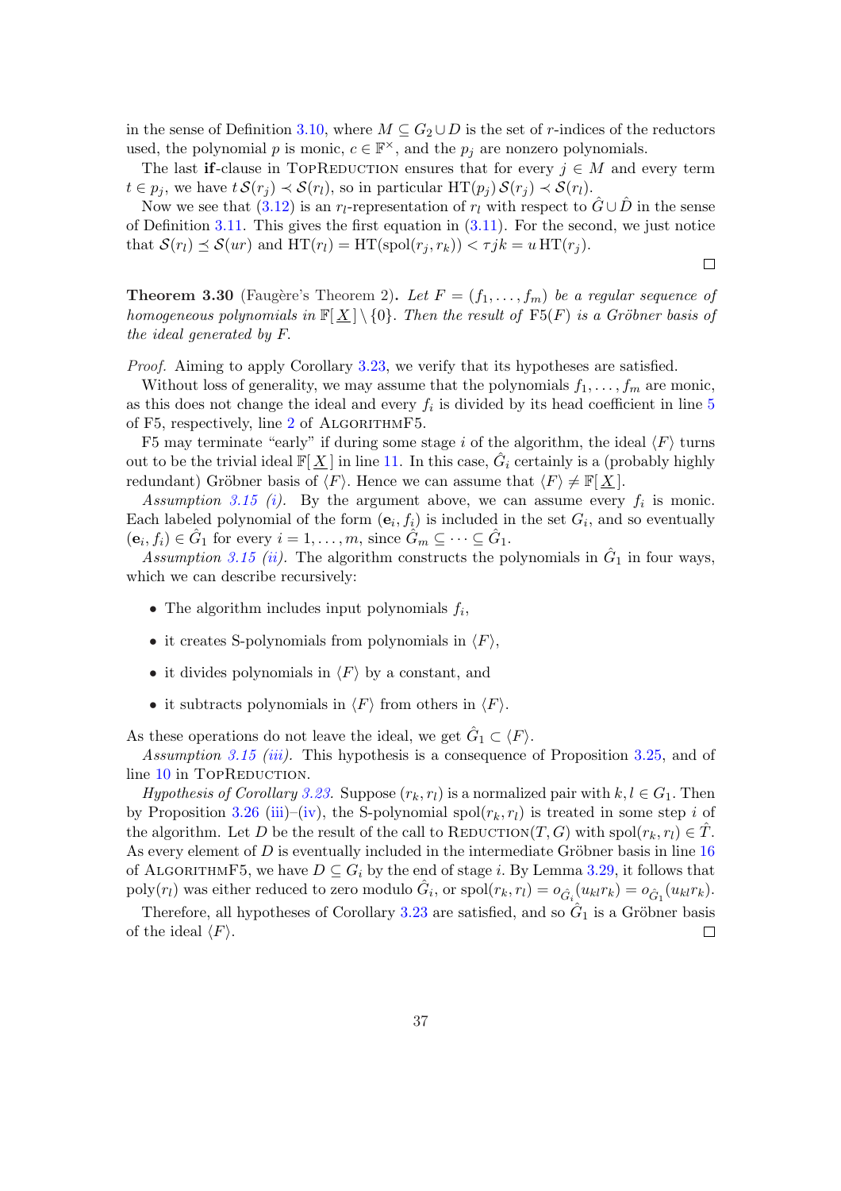in the sense of Definition 3.10, where $M \subseteq G_2 \cup D$ is the set of $r$-indices of the reductors used, the polynomial $p$ is monic, $c \in \mathbb{F}^\times$, and the $p_j$ are nonzero polynomials.

The last **if**-clause in TopReduction ensures that for every $j \in M$ and every term $t \in p_j$, we have $t\,\mathcal{S}(r_j) \prec \mathcal{S}(r_l)$, so in particular $\mathrm{HT}(p_j)\,\mathcal{S}(r_j) \prec \mathcal{S}(r_l)$.

Now we see that (3.12) is an $r_l$-representation of $r_l$ with respect to $\hat{G} \cup \hat{D}$ in the sense of Definition 3.11. This gives the first equation in (3.11). For the second, we just notice that $\mathcal{S}(r_l) \preceq \mathcal{S}(ur)$ and $\mathrm{HT}(r_l) = \mathrm{HT}(\mathrm{spol}(r_j, r_k)) < \tau jk = u\,\mathrm{HT}(r_j)$.

□

**Theorem 3.30** (Faugère's Theorem 2)**.** *Let $F = (f_1, \ldots, f_m)$ be a regular sequence of homogeneous polynomials in $\mathbb{F}[\,\underline{X}\,] \setminus \{0\}$. Then the result of $\mathrm{F5}(F)$ is a Gröbner basis of the ideal generated by $F$.*

*Proof.* Aiming to apply Corollary 3.23, we verify that its hypotheses are satisfied.

Without loss of generality, we may assume that the polynomials $f_1, \ldots, f_m$ are monic, as this does not change the ideal and every $f_i$ is divided by its head coefficient in line 5 of F5, respectively, line 2 of AlgorithmF5.

F5 may terminate "early" if during some stage $i$ of the algorithm, the ideal $\langle F \rangle$ turns out to be the trivial ideal $\mathbb{F}[\,\underline{X}\,]$ in line 11. In this case, $\hat{G}_i$ certainly is a (probably highly redundant) Gröbner basis of $\langle F \rangle$. Hence we can assume that $\langle F \rangle \neq \mathbb{F}[\,\underline{X}\,]$.

*Assumption 3.15 (i).* By the argument above, we can assume every $f_i$ is monic. Each labeled polynomial of the form $(\mathbf{e}_i, f_i)$ is included in the set $G_i$, and so eventually $(\mathbf{e}_i, f_i) \in \hat{G}_1$ for every $i = 1, \ldots, m$, since $\hat{G}_m \subseteq \cdots \subseteq \hat{G}_1$.

*Assumption 3.15 (ii).* The algorithm constructs the polynomials in $\hat{G}_1$ in four ways, which we can describe recursively:

- The algorithm includes input polynomials $f_i$,
- it creates S-polynomials from polynomials in $\langle F \rangle$,
- it divides polynomials in $\langle F \rangle$ by a constant, and
- it subtracts polynomials in $\langle F \rangle$ from others in $\langle F \rangle$.

As these operations do not leave the ideal, we get $\hat{G}_1 \subset \langle F \rangle$.

*Assumption 3.15 (iii).* This hypothesis is a consequence of Proposition 3.25, and of line 10 in TopReduction.

*Hypothesis of Corollary 3.23.* Suppose $(r_k, r_l)$ is a normalized pair with $k, l \in G_1$. Then by Proposition 3.26 (iii)–(iv), the S-polynomial $\mathrm{spol}(r_k, r_l)$ is treated in some step $i$ of the algorithm. Let $D$ be the result of the call to Reduction$(T, G)$ with $\mathrm{spol}(r_k, r_l) \in \hat{T}$. As every element of $D$ is eventually included in the intermediate Gröbner basis in line 16 of AlgorithmF5, we have $D \subseteq G_i$ by the end of stage $i$. By Lemma 3.29, it follows that $\mathrm{poly}(r_l)$ was either reduced to zero modulo $\hat{G}_i$, or $\mathrm{spol}(r_k, r_l) = o_{\hat{G}_i}(u_{kl} r_k) = o_{\hat{G}_1}(u_{kl} r_k)$.

Therefore, all hypotheses of Corollary 3.23 are satisfied, and so $\hat{G}_1$ is a Gröbner basis of the ideal $\langle F \rangle$.

□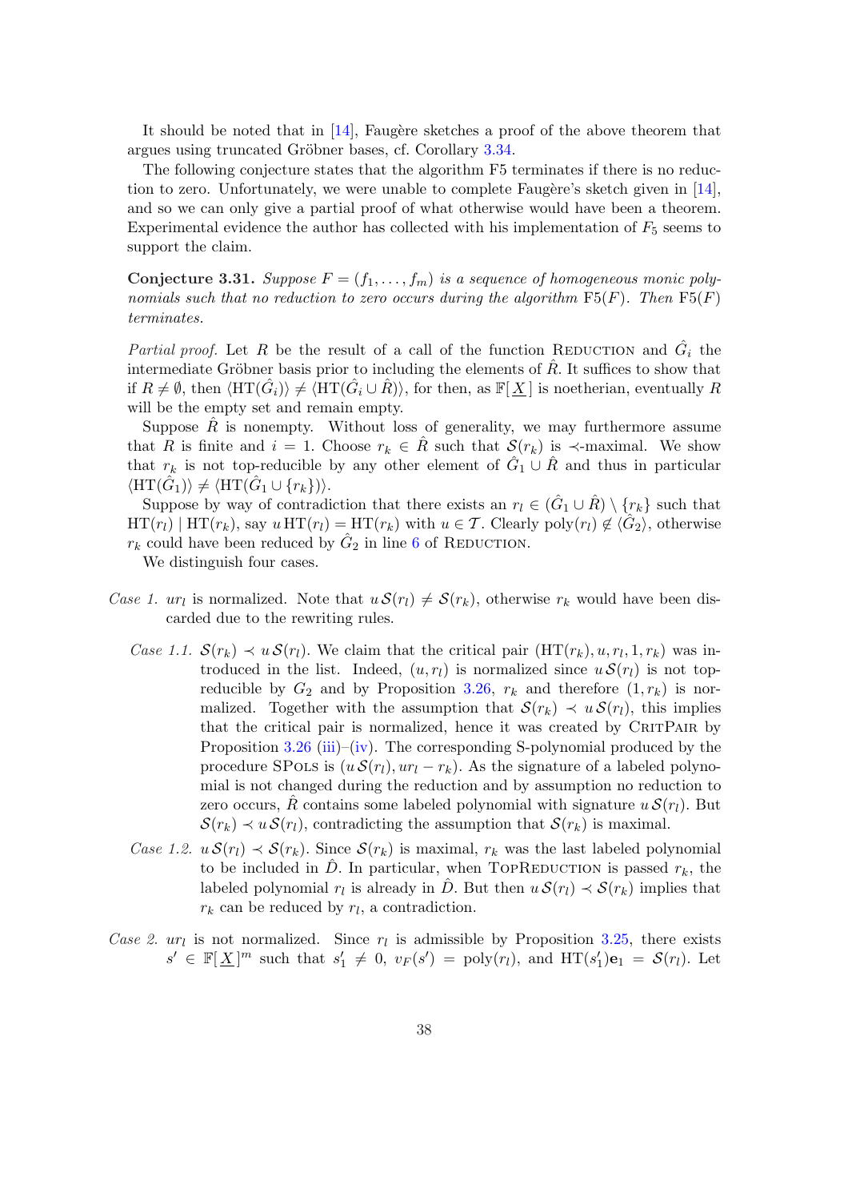It should be noted that in [14], Faugère sketches a proof of the above theorem that argues using truncated Gröbner bases, cf. Corollary 3.34.

The following conjecture states that the algorithm F5 terminates if there is no reduction to zero. Unfortunately, we were unable to complete Faugère's sketch given in [14], and so we can only give a partial proof of what otherwise would have been a theorem. Experimental evidence the author has collected with his implementation of $F_5$ seems to support the claim.

**Conjecture 3.31.** *Suppose $F = (f_1, \ldots, f_m)$ is a sequence of homogeneous monic polynomials such that no reduction to zero occurs during the algorithm* F5$(F)$*. Then* F5$(F)$ *terminates.*

*Partial proof.* Let $R$ be the result of a call of the function Reduction and $\hat{G}_i$ the intermediate Gröbner basis prior to including the elements of $\hat{R}$. It suffices to show that if $R \neq \emptyset$, then $\langle \mathrm{HT}(\hat{G}_i)\rangle \neq \langle \mathrm{HT}(\hat{G}_i \cup \hat{R})\rangle$, for then, as $\mathbb{F}[\,\underline{X}\,]$ is noetherian, eventually $R$ will be the empty set and remain empty.

Suppose $\hat{R}$ is nonempty. Without loss of generality, we may furthermore assume that $R$ is finite and $i = 1$. Choose $r_k \in \hat{R}$ such that $\mathcal{S}(r_k)$ is $\prec$-maximal. We show that $r_k$ is not top-reducible by any other element of $\hat{G}_1 \cup \hat{R}$ and thus in particular $\langle \mathrm{HT}(\hat{G}_1)\rangle \neq \langle \mathrm{HT}(\hat{G}_1 \cup \{r_k\})\rangle$.

Suppose by way of contradiction that there exists an $r_l \in (\hat{G}_1 \cup \hat{R}) \setminus \{r_k\}$ such that $\mathrm{HT}(r_l) \mid \mathrm{HT}(r_k)$, say $u\,\mathrm{HT}(r_l) = \mathrm{HT}(r_k)$ with $u \in \mathcal{T}$. Clearly $\mathrm{poly}(r_l) \notin \langle \hat{G}_2\rangle$, otherwise $r_k$ could have been reduced by $\hat{G}_2$ in line 6 of Reduction.

We distinguish four cases.

*Case 1.* $ur_l$ is normalized. Note that $u\,\mathcal{S}(r_l) \neq \mathcal{S}(r_k)$, otherwise $r_k$ would have been discarded due to the rewriting rules.

*Case 1.1.* $\mathcal{S}(r_k) \prec u\,\mathcal{S}(r_l)$. We claim that the critical pair $(\mathrm{HT}(r_k), u, r_l, 1, r_k)$ was introduced in the list. Indeed, $(u, r_l)$ is normalized since $u\,\mathcal{S}(r_l)$ is not top-reducible by $G_2$ and by Proposition 3.26, $r_k$ and therefore $(1, r_k)$ is normalized. Together with the assumption that $\mathcal{S}(r_k) \prec u\,\mathcal{S}(r_l)$, this implies that the critical pair is normalized, hence it was created by CritPair by Proposition 3.26 (iii)–(iv). The corresponding S-polynomial produced by the procedure SPols is $(u\,\mathcal{S}(r_l), ur_l - r_k)$. As the signature of a labeled polynomial is not changed during the reduction and by assumption no reduction to zero occurs, $\hat{R}$ contains some labeled polynomial with signature $u\,\mathcal{S}(r_l)$. But $\mathcal{S}(r_k) \prec u\,\mathcal{S}(r_l)$, contradicting the assumption that $\mathcal{S}(r_k)$ is maximal.

*Case 1.2.* $u\,\mathcal{S}(r_l) \prec \mathcal{S}(r_k)$. Since $\mathcal{S}(r_k)$ is maximal, $r_k$ was the last labeled polynomial to be included in $\hat{D}$. In particular, when TopReduction is passed $r_k$, the labeled polynomial $r_l$ is already in $\hat{D}$. But then $u\,\mathcal{S}(r_l) \prec \mathcal{S}(r_k)$ implies that $r_k$ can be reduced by $r_l$, a contradiction.

*Case 2.* $ur_l$ is not normalized. Since $r_l$ is admissible by Proposition 3.25, there exists $s' \in \mathbb{F}[\,\underline{X}\,]^m$ such that $s'_1 \neq 0$, $v_F(s') = \mathrm{poly}(r_l)$, and $\mathrm{HT}(s'_1)\mathbf{e}_1 = \mathcal{S}(r_l)$. Let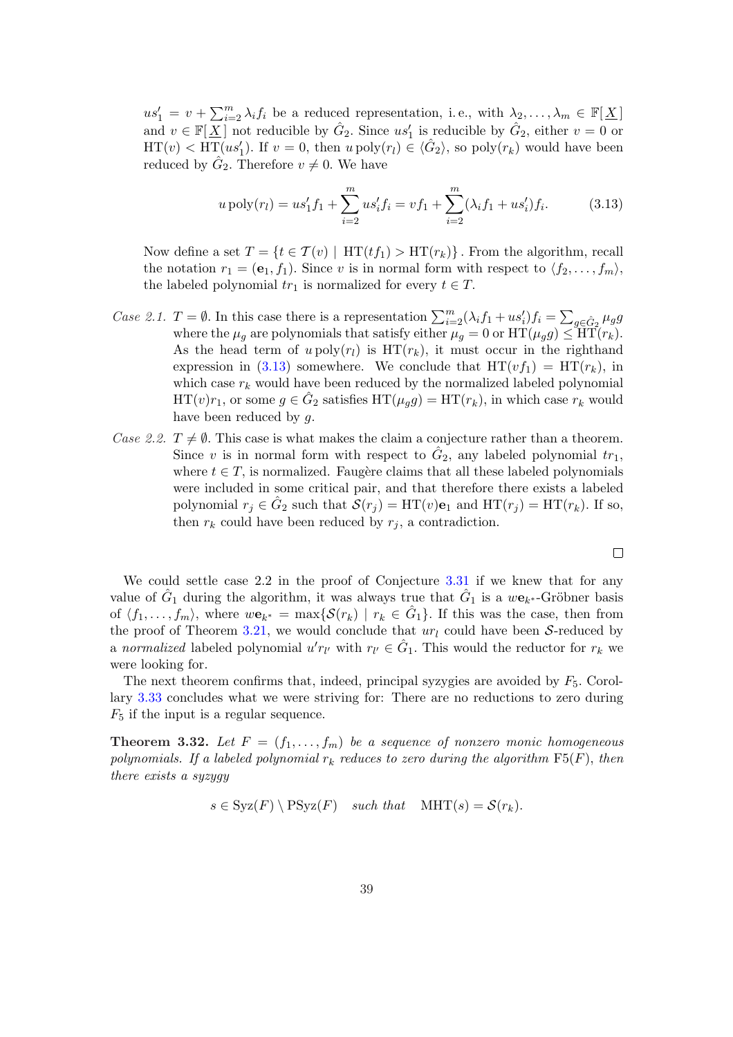$us'_1 = v + \sum_{i=2}^{m} \lambda_i f_i$ be a reduced representation, i. e., with $\lambda_2, \ldots, \lambda_m \in \mathbb{F}[\underline{X}]$ and $v \in \mathbb{F}[\underline{X}]$ not reducible by $\hat{G}_2$. Since $us'_1$ is reducible by $\hat{G}_2$, either $v = 0$ or $\mathrm{HT}(v) < \mathrm{HT}(us'_1)$. If $v = 0$, then $u\,\mathrm{poly}(r_l) \in \langle \hat{G}_2 \rangle$, so $\mathrm{poly}(r_k)$ would have been reduced by $\hat{G}_2$. Therefore $v \neq 0$. We have

$$u\,\mathrm{poly}(r_l) = us'_1 f_1 + \sum_{i=2}^{m} us'_i f_i = v f_1 + \sum_{i=2}^{m} (\lambda_i f_1 + us'_i) f_i. \tag{3.13}$$

Now define a set $T = \{t \in \mathcal{T}(v) \mid \mathrm{HT}(tf_1) > \mathrm{HT}(r_k)\}$. From the algorithm, recall the notation $r_1 = (\mathbf{e}_1, f_1)$. Since $v$ is in normal form with respect to $\langle f_2, \ldots, f_m \rangle$, the labeled polynomial $tr_1$ is normalized for every $t \in T$.

*Case 2.1.* $T = \emptyset$. In this case there is a representation $\sum_{i=2}^{m} (\lambda_i f_1 + us'_i) f_i = \sum_{g \in \hat{G}_2} \mu_g g$ where the $\mu_g$ are polynomials that satisfy either $\mu_g = 0$ or $\mathrm{HT}(\mu_g g) \leq \mathrm{HT}(r_k)$. As the head term of $u\,\mathrm{poly}(r_l)$ is $\mathrm{HT}(r_k)$, it must occur in the righthand expression in (3.13) somewhere. We conclude that $\mathrm{HT}(vf_1) = \mathrm{HT}(r_k)$, in which case $r_k$ would have been reduced by the normalized labeled polynomial $\mathrm{HT}(v) r_1$, or some $g \in \hat{G}_2$ satisfies $\mathrm{HT}(\mu_g g) = \mathrm{HT}(r_k)$, in which case $r_k$ would have been reduced by $g$.

*Case 2.2.* $T \neq \emptyset$. This case is what makes the claim a conjecture rather than a theorem. Since $v$ is in normal form with respect to $\hat{G}_2$, any labeled polynomial $tr_1$, where $t \in T$, is normalized. Faugère claims that all these labeled polynomials were included in some critical pair, and that therefore there exists a labeled polynomial $r_j \in \hat{G}_2$ such that $\mathcal{S}(r_j) = \mathrm{HT}(v)\mathbf{e}_1$ and $\mathrm{HT}(r_j) = \mathrm{HT}(r_k)$. If so, then $r_k$ could have been reduced by $r_j$, a contradiction.

□

We could settle case 2.2 in the proof of Conjecture 3.31 if we knew that for any value of $\hat{G}_1$ during the algorithm, it was always true that $\hat{G}_1$ is a $w\mathbf{e}_{k^*}$-Gröbner basis of $\langle f_1, \ldots, f_m \rangle$, where $w\mathbf{e}_{k^*} = \max\{\mathcal{S}(r_k) \mid r_k \in \hat{G}_1\}$. If this was the case, then from the proof of Theorem 3.21, we would conclude that $ur_l$ could have been $\mathcal{S}$-reduced by a *normalized* labeled polynomial $u' r_{l'}$ with $r_{l'} \in \hat{G}_1$. This would the reductor for $r_k$ we were looking for.

The next theorem confirms that, indeed, principal syzygies are avoided by $F_5$. Corollary 3.33 concludes what we were striving for: There are no reductions to zero during $F_5$ if the input is a regular sequence.

**Theorem 3.32.** *Let $F = (f_1, \ldots, f_m)$ be a sequence of nonzero monic homogeneous polynomials. If a labeled polynomial $r_k$ reduces to zero during the algorithm* F5$(F)$*, then there exists a syzygy*

$$s \in \mathrm{Syz}(F) \setminus \mathrm{PSyz}(F) \quad \textit{such that} \quad \mathrm{MHT}(s) = \mathcal{S}(r_k).$$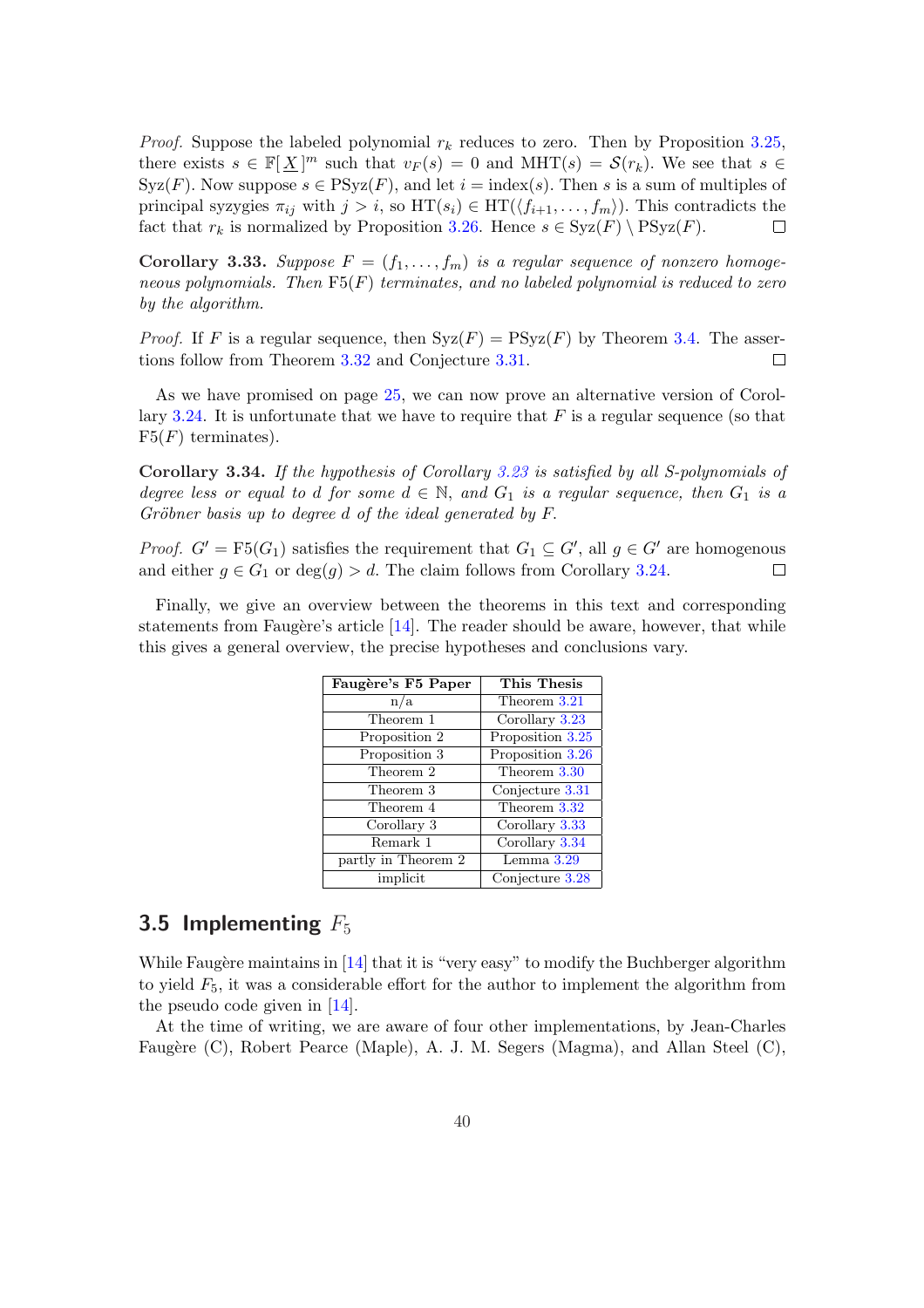*Proof.* Suppose the labeled polynomial $r_k$ reduces to zero. Then by Proposition 3.25, there exists $s \in \mathbb{F}[\underline{X}]^m$ such that $v_F(s) = 0$ and $\mathrm{MHT}(s) = \mathcal{S}(r_k)$. We see that $s \in \mathrm{Syz}(F)$. Now suppose $s \in \mathrm{PSyz}(F)$, and let $i = \mathrm{index}(s)$. Then $s$ is a sum of multiples of principal syzygies $\pi_{ij}$ with $j > i$, so $\mathrm{HT}(s_i) \in \mathrm{HT}(\langle f_{i+1}, \dots, f_m \rangle)$. This contradicts the fact that $r_k$ is normalized by Proposition 3.26. Hence $s \in \mathrm{Syz}(F) \setminus \mathrm{PSyz}(F)$. □

**Corollary 3.33.** *Suppose $F = (f_1, \dots, f_m)$ is a regular sequence of nonzero homogeneous polynomials. Then* $\mathrm{F5}(F)$ *terminates, and no labeled polynomial is reduced to zero by the algorithm.*

*Proof.* If $F$ is a regular sequence, then $\mathrm{Syz}(F) = \mathrm{PSyz}(F)$ by Theorem 3.4. The assertions follow from Theorem 3.32 and Conjecture 3.31. □

As we have promised on page 25, we can now prove an alternative version of Corollary 3.24. It is unfortunate that we have to require that $F$ is a regular sequence (so that $\mathrm{F5}(F)$ terminates).

**Corollary 3.34.** *If the hypothesis of Corollary 3.23 is satisfied by all S-polynomials of degree less or equal to $d$ for some $d \in \mathbb{N}$, and $G_1$ is a regular sequence, then $G_1$ is a Gröbner basis up to degree $d$ of the ideal generated by $F$.*

*Proof.* $G' = \mathrm{F5}(G_1)$ satisfies the requirement that $G_1 \subseteq G'$, all $g \in G'$ are homogenous and either $g \in G_1$ or $\deg(g) > d$. The claim follows from Corollary 3.24. □

Finally, we give an overview between the theorems in this text and corresponding statements from Faugère's article [14]. The reader should be aware, however, that while this gives a general overview, the precise hypotheses and conclusions vary.

| Faugère's F5 Paper | This Thesis |
|---|---|
| n/a | Theorem 3.21 |
| Theorem 1 | Corollary 3.23 |
| Proposition 2 | Proposition 3.25 |
| Proposition 3 | Proposition 3.26 |
| Theorem 2 | Theorem 3.30 |
| Theorem 3 | Conjecture 3.31 |
| Theorem 4 | Theorem 3.32 |
| Corollary 3 | Corollary 3.33 |
| Remark 1 | Corollary 3.34 |
| partly in Theorem 2 | Lemma 3.29 |
| implicit | Conjecture 3.28 |

## 3.5 Implementing $F_5$

While Faugère maintains in [14] that it is "very easy" to modify the Buchberger algorithm to yield $F_5$, it was a considerable effort for the author to implement the algorithm from the pseudo code given in [14].

At the time of writing, we are aware of four other implementations, by Jean-Charles Faugère (C), Robert Pearce (Maple), A. J. M. Segers (Magma), and Allan Steel (C),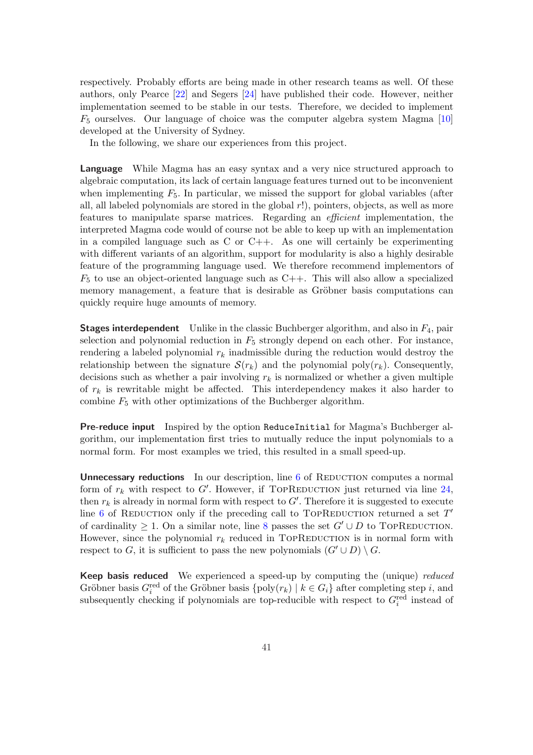respectively. Probably efforts are being made in other research teams as well. Of these authors, only Pearce [22] and Segers [24] have published their code. However, neither implementation seemed to be stable in our tests. Therefore, we decided to implement $F_5$ ourselves. Our language of choice was the computer algebra system Magma [10] developed at the University of Sydney.

In the following, we share our experiences from this project.

**Language** While Magma has an easy syntax and a very nice structured approach to algebraic computation, its lack of certain language features turned out to be inconvenient when implementing $F_5$. In particular, we missed the support for global variables (after all, all labeled polynomials are stored in the global $r$!), pointers, objects, as well as more features to manipulate sparse matrices. Regarding an *efficient* implementation, the interpreted Magma code would of course not be able to keep up with an implementation in a compiled language such as C or C++. As one will certainly be experimenting with different variants of an algorithm, support for modularity is also a highly desirable feature of the programming language used. We therefore recommend implementors of $F_5$ to use an object-oriented language such as C++. This will also allow a specialized memory management, a feature that is desirable as Gröbner basis computations can quickly require huge amounts of memory.

**Stages interdependent** Unlike in the classic Buchberger algorithm, and also in $F_4$, pair selection and polynomial reduction in $F_5$ strongly depend on each other. For instance, rendering a labeled polynomial $r_k$ inadmissible during the reduction would destroy the relationship between the signature $\mathcal{S}(r_k)$ and the polynomial $\mathrm{poly}(r_k)$. Consequently, decisions such as whether a pair involving $r_k$ is normalized or whether a given multiple of $r_k$ is rewritable might be affected. This interdependency makes it also harder to combine $F_5$ with other optimizations of the Buchberger algorithm.

**Pre-reduce input** Inspired by the option `ReduceInitial` for Magma's Buchberger algorithm, our implementation first tries to mutually reduce the input polynomials to a normal form. For most examples we tried, this resulted in a small speed-up.

**Unnecessary reductions** In our description, line 6 of Reduction computes a normal form of $r_k$ with respect to $G'$. However, if TopReduction just returned via line 24, then $r_k$ is already in normal form with respect to $G'$. Therefore it is suggested to execute line 6 of Reduction only if the preceding call to TopReduction returned a set $T'$ of cardinality $\geq 1$. On a similar note, line 8 passes the set $G' \cup D$ to TopReduction. However, since the polynomial $r_k$ reduced in TopReduction is in normal form with respect to $G$, it is sufficient to pass the new polynomials $(G' \cup D) \setminus G$.

**Keep basis reduced** We experienced a speed-up by computing the (unique) *reduced* Gröbner basis $G_i^{\mathrm{red}}$ of the Gröbner basis $\{\mathrm{poly}(r_k) \mid k \in G_i\}$ after completing step $i$, and subsequently checking if polynomials are top-reducible with respect to $G_i^{\mathrm{red}}$ instead of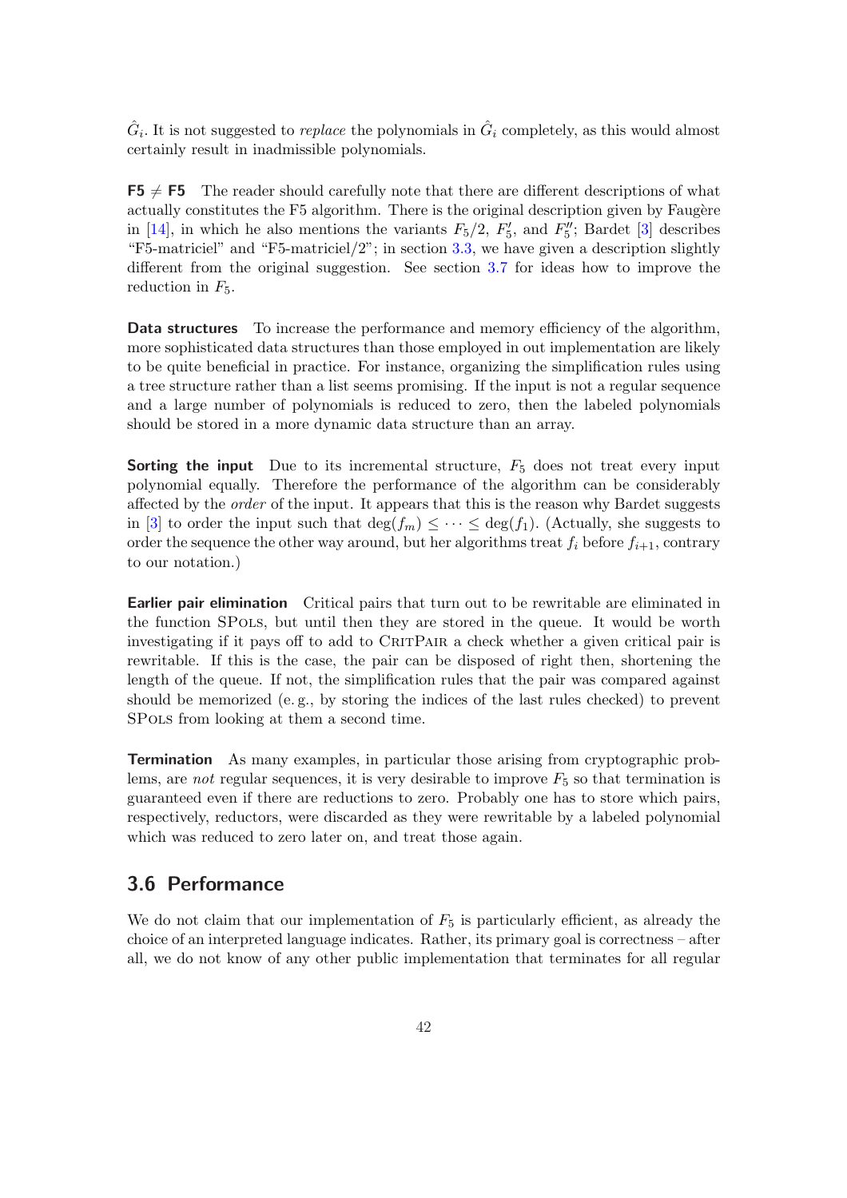$\hat{G}_i$. It is not suggested to *replace* the polynomials in $\hat{G}_i$ completely, as this would almost certainly result in inadmissible polynomials.

**F5 $\neq$ F5** The reader should carefully note that there are different descriptions of what actually constitutes the F5 algorithm. There is the original description given by Faugère in [14], in which he also mentions the variants $F_5/2$, $F_5'$, and $F_5''$; Bardet [3] describes "F5-matriciel" and "F5-matriciel/2"; in section 3.3, we have given a description slightly different from the original suggestion. See section 3.7 for ideas how to improve the reduction in $F_5$.

**Data structures** To increase the performance and memory efficiency of the algorithm, more sophisticated data structures than those employed in out implementation are likely to be quite beneficial in practice. For instance, organizing the simplification rules using a tree structure rather than a list seems promising. If the input is not a regular sequence and a large number of polynomials is reduced to zero, then the labeled polynomials should be stored in a more dynamic data structure than an array.

**Sorting the input** Due to its incremental structure, $F_5$ does not treat every input polynomial equally. Therefore the performance of the algorithm can be considerably affected by the *order* of the input. It appears that this is the reason why Bardet suggests in [3] to order the input such that $\deg(f_m) \leq \cdots \leq \deg(f_1)$. (Actually, she suggests to order the sequence the other way around, but her algorithms treat $f_i$ before $f_{i+1}$, contrary to our notation.)

**Earlier pair elimination** Critical pairs that turn out to be rewritable are eliminated in the function SPols, but until then they are stored in the queue. It would be worth investigating if it pays off to add to CritPair a check whether a given critical pair is rewritable. If this is the case, the pair can be disposed of right then, shortening the length of the queue. If not, the simplification rules that the pair was compared against should be memorized (e. g., by storing the indices of the last rules checked) to prevent SPols from looking at them a second time.

**Termination** As many examples, in particular those arising from cryptographic problems, are *not* regular sequences, it is very desirable to improve $F_5$ so that termination is guaranteed even if there are reductions to zero. Probably one has to store which pairs, respectively, reductors, were discarded as they were rewritable by a labeled polynomial which was reduced to zero later on, and treat those again.

## 3.6 Performance

We do not claim that our implementation of $F_5$ is particularly efficient, as already the choice of an interpreted language indicates. Rather, its primary goal is correctness – after all, we do not know of any other public implementation that terminates for all regular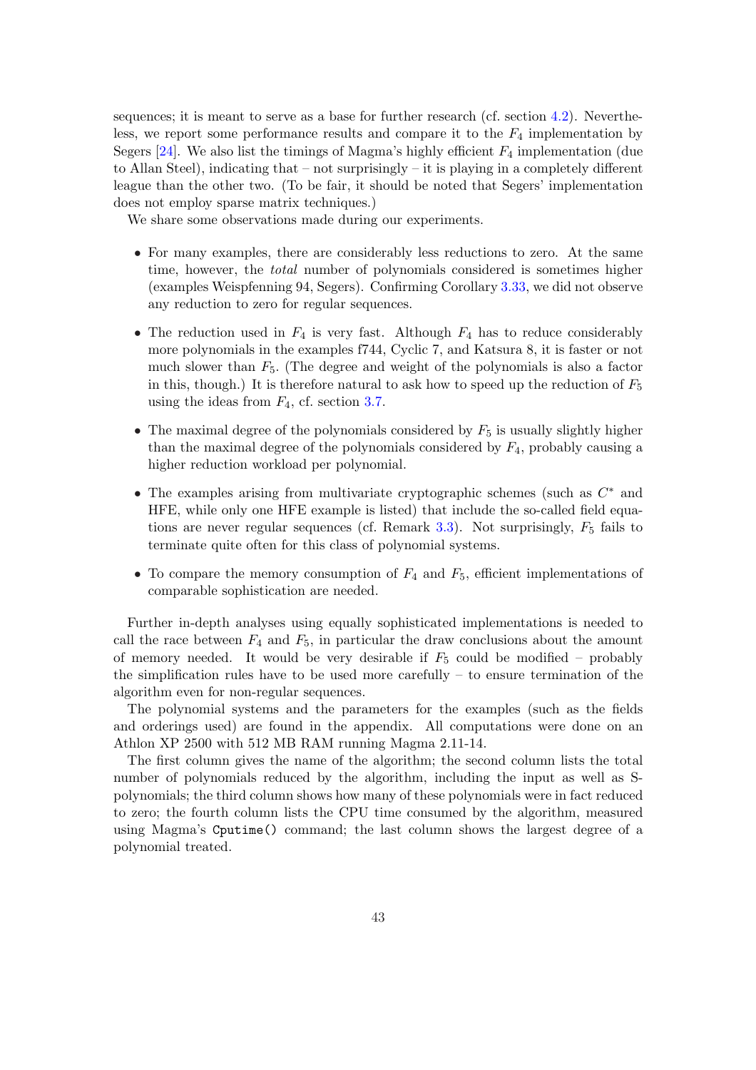sequences; it is meant to serve as a base for further research (cf. section 4.2). Nevertheless, we report some performance results and compare it to the $F_4$ implementation by Segers [24]. We also list the timings of Magma's highly efficient $F_4$ implementation (due to Allan Steel), indicating that – not surprisingly – it is playing in a completely different league than the other two. (To be fair, it should be noted that Segers' implementation does not employ sparse matrix techniques.)

We share some observations made during our experiments.

- For many examples, there are considerably less reductions to zero. At the same time, however, the *total* number of polynomials considered is sometimes higher (examples Weispfenning 94, Segers). Confirming Corollary 3.33, we did not observe any reduction to zero for regular sequences.
- The reduction used in $F_4$ is very fast. Although $F_4$ has to reduce considerably more polynomials in the examples f744, Cyclic 7, and Katsura 8, it is faster or not much slower than $F_5$. (The degree and weight of the polynomials is also a factor in this, though.) It is therefore natural to ask how to speed up the reduction of $F_5$ using the ideas from $F_4$, cf. section 3.7.
- The maximal degree of the polynomials considered by $F_5$ is usually slightly higher than the maximal degree of the polynomials considered by $F_4$, probably causing a higher reduction workload per polynomial.
- The examples arising from multivariate cryptographic schemes (such as $C^*$ and HFE, while only one HFE example is listed) that include the so-called field equations are never regular sequences (cf. Remark 3.3). Not surprisingly, $F_5$ fails to terminate quite often for this class of polynomial systems.
- To compare the memory consumption of $F_4$ and $F_5$, efficient implementations of comparable sophistication are needed.

Further in-depth analyses using equally sophisticated implementations is needed to call the race between $F_4$ and $F_5$, in particular the draw conclusions about the amount of memory needed. It would be very desirable if $F_5$ could be modified – probably the simplification rules have to be used more carefully – to ensure termination of the algorithm even for non-regular sequences.

The polynomial systems and the parameters for the examples (such as the fields and orderings used) are found in the appendix. All computations were done on an Athlon XP 2500 with 512 MB RAM running Magma 2.11-14.

The first column gives the name of the algorithm; the second column lists the total number of polynomials reduced by the algorithm, including the input as well as S-polynomials; the third column shows how many of these polynomials were in fact reduced to zero; the fourth column lists the CPU time consumed by the algorithm, measured using Magma's `Cputime()` command; the last column shows the largest degree of a polynomial treated.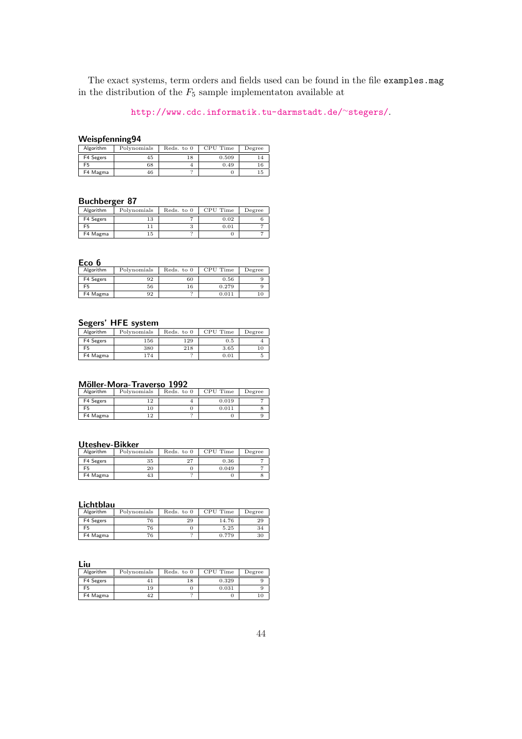The exact systems, term orders and fields used can be found in the file `examples.mag` in the distribution of the $F_5$ sample implementaton available at

http://www.cdc.informatik.tu-darmstadt.de/~stegers/.

### Weispfenning94

| Algorithm | Polynomials | Reds. to 0 | CPU Time | Degree |
|---|---|---|---|---|
| F4 Segers | 45 | 18 | 0.509 | 14 |
| F5 | 68 | 4 | 0.49 | 16 |
| F4 Magma | 46 | ? | 0 | 15 |

### Buchberger 87

| Algorithm | Polynomials | Reds. to 0 | CPU Time | Degree |
|---|---|---|---|---|
| F4 Segers | 13 | 7 | 0.02 | 6 |
| F5 | 11 | 3 | 0.01 | 7 |
| F4 Magma | 15 | ? | 0 | 7 |

### Eco 6

| Algorithm | Polynomials | Reds. to 0 | CPU Time | Degree |
|---|---|---|---|---|
| F4 Segers | 92 | 60 | 0.56 | 9 |
| F5 | 56 | 16 | 0.279 | 9 |
| F4 Magma | 92 | ? | 0.011 | 10 |

### Segers' HFE system

| Algorithm | Polynomials | Reds. to 0 | CPU Time | Degree |
|---|---|---|---|---|
| F4 Segers | 156 | 129 | 0.5 | 4 |
| F5 | 380 | 218 | 3.65 | 10 |
| F4 Magma | 174 | ? | 0.01 | 5 |

### Möller-Mora-Traverso 1992

| Algorithm | Polynomials | Reds. to 0 | CPU Time | Degree |
|---|---|---|---|---|
| F4 Segers | 12 | 4 | 0.019 | 7 |
| F5 | 10 | 0 | 0.011 | 8 |
| F4 Magma | 12 | ? | 0 | 9 |

### Uteshev-Bikker

| Algorithm | Polynomials | Reds. to 0 | CPU Time | Degree |
|---|---|---|---|---|
| F4 Segers | 35 | 27 | 0.36 | 7 |
| F5 | 20 | 0 | 0.049 | 7 |
| F4 Magma | 43 | ? | 0 | 8 |

### Lichtblau

| Algorithm | Polynomials | Reds. to 0 | CPU Time | Degree |
|---|---|---|---|---|
| F4 Segers | 76 | 29 | 14.76 | 29 |
| F5 | 76 | 0 | 5.25 | 34 |
| F4 Magma | 76 | ? | 0.779 | 30 |

### Liu

| Algorithm | Polynomials | Reds. to 0 | CPU Time | Degree |
|---|---|---|---|---|
| F4 Segers | 41 | 18 | 0.329 | 9 |
| F5 | 19 | 0 | 0.031 | 9 |
| F4 Magma | 42 | ? | 0 | 10 |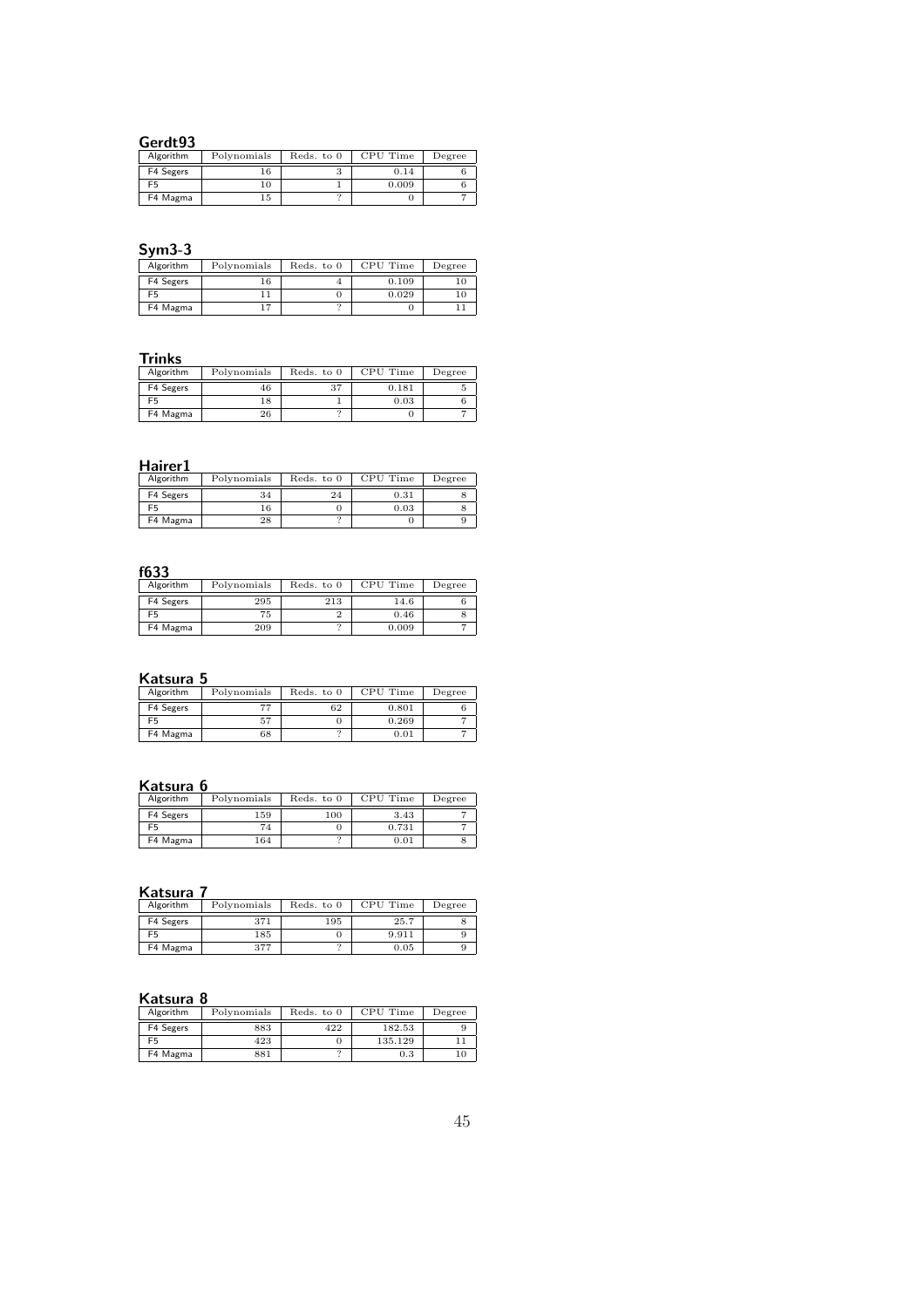## Gerdt93

| Algorithm | Polynomials | Reds. to 0 | CPU Time | Degree |
|---|---|---|---|---|
| F4 Segers | 16 | 3 | 0.14 | 6 |
| F5 | 10 | 1 | 0.009 | 6 |
| F4 Magma | 15 | ? | 0 | 7 |

## Sym3-3

| Algorithm | Polynomials | Reds. to 0 | CPU Time | Degree |
|---|---|---|---|---|
| F4 Segers | 16 | 4 | 0.109 | 10 |
| F5 | 11 | 0 | 0.029 | 10 |
| F4 Magma | 17 | ? | 0 | 11 |

## Trinks

| Algorithm | Polynomials | Reds. to 0 | CPU Time | Degree |
|---|---|---|---|---|
| F4 Segers | 46 | 37 | 0.181 | 5 |
| F5 | 18 | 1 | 0.03 | 6 |
| F4 Magma | 26 | ? | 0 | 7 |

## Hairer1

| Algorithm | Polynomials | Reds. to 0 | CPU Time | Degree |
|---|---|---|---|---|
| F4 Segers | 34 | 24 | 0.31 | 8 |
| F5 | 16 | 0 | 0.03 | 8 |
| F4 Magma | 28 | ? | 0 | 9 |

## f633

| Algorithm | Polynomials | Reds. to 0 | CPU Time | Degree |
|---|---|---|---|---|
| F4 Segers | 295 | 213 | 14.6 | 6 |
| F5 | 75 | 2 | 0.46 | 8 |
| F4 Magma | 209 | ? | 0.009 | 7 |

## Katsura 5

| Algorithm | Polynomials | Reds. to 0 | CPU Time | Degree |
|---|---|---|---|---|
| F4 Segers | 77 | 62 | 0.801 | 6 |
| F5 | 57 | 0 | 0.269 | 7 |
| F4 Magma | 68 | ? | 0.01 | 7 |

## Katsura 6

| Algorithm | Polynomials | Reds. to 0 | CPU Time | Degree |
|---|---|---|---|---|
| F4 Segers | 159 | 100 | 3.43 | 7 |
| F5 | 74 | 0 | 0.731 | 7 |
| F4 Magma | 164 | ? | 0.01 | 8 |

## Katsura 7

| Algorithm | Polynomials | Reds. to 0 | CPU Time | Degree |
|---|---|---|---|---|
| F4 Segers | 371 | 195 | 25.7 | 8 |
| F5 | 185 | 0 | 9.911 | 9 |
| F4 Magma | 377 | ? | 0.05 | 9 |

## Katsura 8

| Algorithm | Polynomials | Reds. to 0 | CPU Time | Degree |
|---|---|---|---|---|
| F4 Segers | 883 | 422 | 182.53 | 9 |
| F5 | 423 | 0 | 135.129 | 11 |
| F4 Magma | 881 | ? | 0.3 | 10 |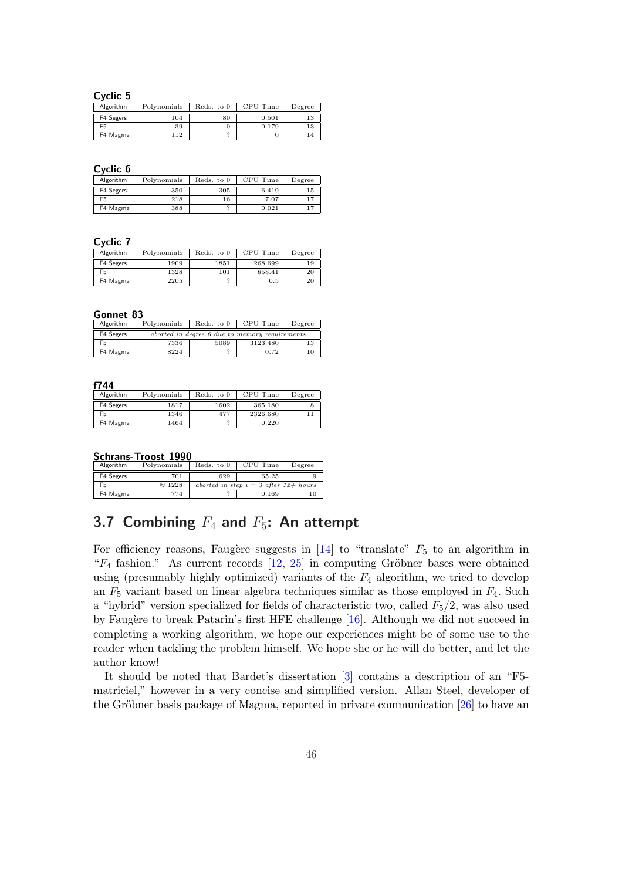**Cyclic 5**

| Algorithm | Polynomials | Reds. to 0 | CPU Time | Degree |
|---|---|---|---|---|
| F4 Segers | 104 | 80 | 0.501 | 13 |
| F5 | 39 | 0 | 0.179 | 13 |
| F4 Magma | 112 | ? | 0 | 14 |

**Cyclic 6**

| Algorithm | Polynomials | Reds. to 0 | CPU Time | Degree |
|---|---|---|---|---|
| F4 Segers | 350 | 305 | 6.419 | 15 |
| F5 | 218 | 16 | 7.07 | 17 |
| F4 Magma | 388 | ? | 0.021 | 17 |

**Cyclic 7**

| Algorithm | Polynomials | Reds. to 0 | CPU Time | Degree |
|---|---|---|---|---|
| F4 Segers | 1909 | 1851 | 268.699 | 19 |
| F5 | 1328 | 101 | 858.41 | 20 |
| F4 Magma | 2205 | ? | 0.5 | 20 |

**Gonnet 83**

| Algorithm | Polynomials | Reds. to 0 | CPU Time | Degree |
|---|---|---|---|---|
| F4 Segers | *aborted in degree 6 due to memory requirements* | | | |
| F5 | 7336 | 5089 | 3123.480 | 13 |
| F4 Magma | 8224 | ? | 0.72 | 10 |

**f744**

| Algorithm | Polynomials | Reds. to 0 | CPU Time | Degree |
|---|---|---|---|---|
| F4 Segers | 1817 | 1602 | 365.180 | 8 |
| F5 | 1346 | 477 | 2326.680 | 11 |
| F4 Magma | 1464 | ? | 0.220 | |

**Schrans-Troost 1990**

| Algorithm | Polynomials | Reds. to 0 | CPU Time | Degree |
|---|---|---|---|---|
| F4 Segers | 701 | 629 | 65.25 | 9 |
| F5 | $\approx 1228$ | *aborted in step $i = 3$ after 12+ hours* | | |
| F4 Magma | 774 | ? | 0.169 | 10 |

## 3.7 Combining $F_4$ and $F_5$: An attempt

For efficiency reasons, Faugère suggests in [14] to "translate" $F_5$ to an algorithm in "$F_4$ fashion." As current records [12, 25] in computing Gröbner bases were obtained using (presumably highly optimized) variants of the $F_4$ algorithm, we tried to develop an $F_5$ variant based on linear algebra techniques similar as those employed in $F_4$. Such a "hybrid" version specialized for fields of characteristic two, called $F_5/2$, was also used by Faugère to break Patarin's first HFE challenge [16]. Although we did not succeed in completing a working algorithm, we hope our experiences might be of some use to the reader when tackling the problem himself. We hope she or he will do better, and let the author know!

It should be noted that Bardet's dissertation [3] contains a description of an "F5-matriciel," however in a very concise and simplified version. Allan Steel, developer of the Gröbner basis package of Magma, reported in private communication [26] to have an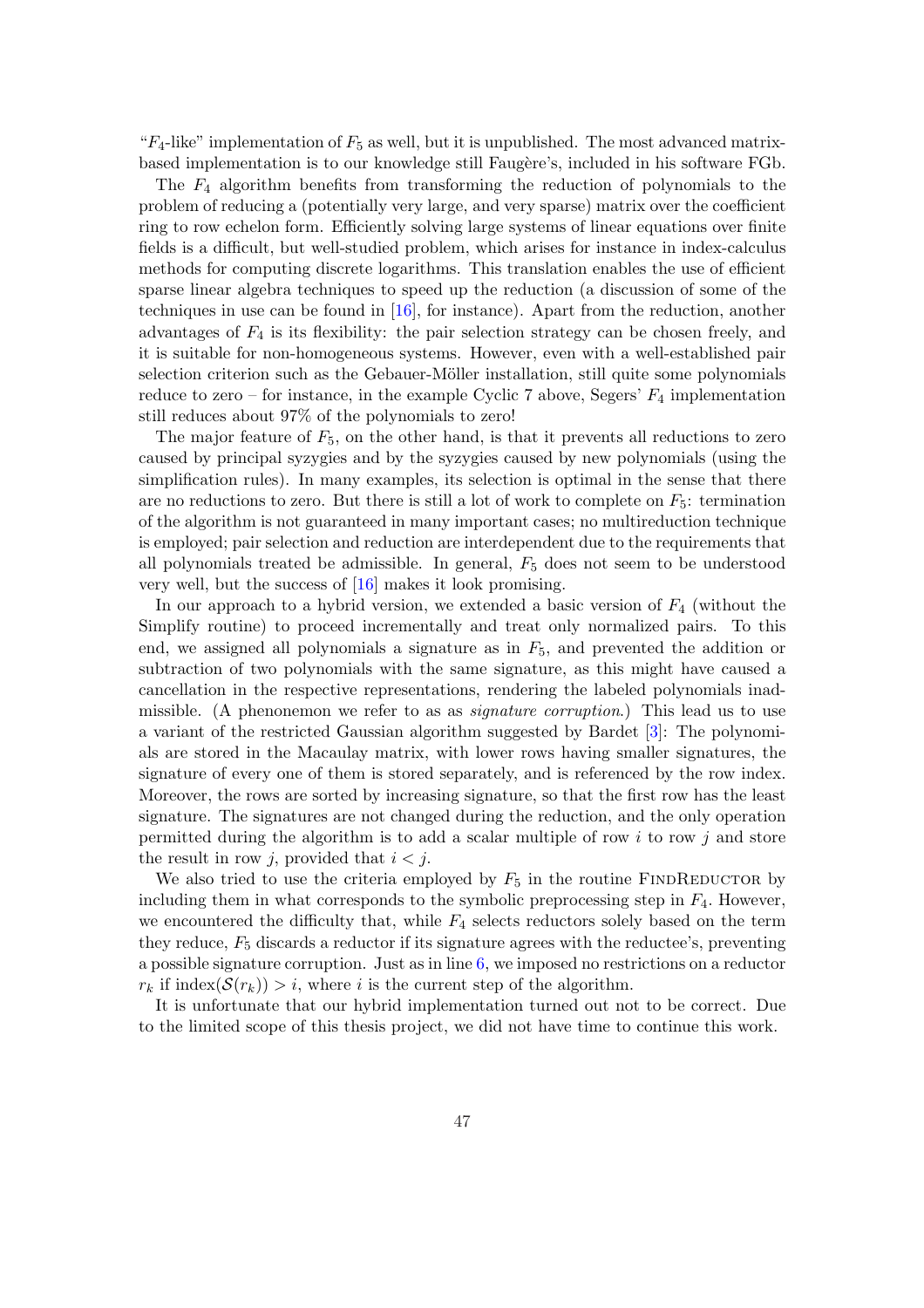"$F_4$-like" implementation of $F_5$ as well, but it is unpublished. The most advanced matrix-based implementation is to our knowledge still Faugère's, included in his software FGb.

The $F_4$ algorithm benefits from transforming the reduction of polynomials to the problem of reducing a (potentially very large, and very sparse) matrix over the coefficient ring to row echelon form. Efficiently solving large systems of linear equations over finite fields is a difficult, but well-studied problem, which arises for instance in index-calculus methods for computing discrete logarithms. This translation enables the use of efficient sparse linear algebra techniques to speed up the reduction (a discussion of some of the techniques in use can be found in [16], for instance). Apart from the reduction, another advantages of $F_4$ is its flexibility: the pair selection strategy can be chosen freely, and it is suitable for non-homogeneous systems. However, even with a well-established pair selection criterion such as the Gebauer-Möller installation, still quite some polynomials reduce to zero – for instance, in the example Cyclic 7 above, Segers' $F_4$ implementation still reduces about 97% of the polynomials to zero!

The major feature of $F_5$, on the other hand, is that it prevents all reductions to zero caused by principal syzygies and by the syzygies caused by new polynomials (using the simplification rules). In many examples, its selection is optimal in the sense that there are no reductions to zero. But there is still a lot of work to complete on $F_5$: termination of the algorithm is not guaranteed in many important cases; no multireduction technique is employed; pair selection and reduction are interdependent due to the requirements that all polynomials treated be admissible. In general, $F_5$ does not seem to be understood very well, but the success of [16] makes it look promising.

In our approach to a hybrid version, we extended a basic version of $F_4$ (without the Simplify routine) to proceed incrementally and treat only normalized pairs. To this end, we assigned all polynomials a signature as in $F_5$, and prevented the addition or subtraction of two polynomials with the same signature, as this might have caused a cancellation in the respective representations, rendering the labeled polynomials inadmissible. (A phenonemon we refer to as as *signature corruption*.) This lead us to use a variant of the restricted Gaussian algorithm suggested by Bardet [3]: The polynomials are stored in the Macaulay matrix, with lower rows having smaller signatures, the signature of every one of them is stored separately, and is referenced by the row index. Moreover, the rows are sorted by increasing signature, so that the first row has the least signature. The signatures are not changed during the reduction, and the only operation permitted during the algorithm is to add a scalar multiple of row $i$ to row $j$ and store the result in row $j$, provided that $i < j$.

We also tried to use the criteria employed by $F_5$ in the routine FindReductor by including them in what corresponds to the symbolic preprocessing step in $F_4$. However, we encountered the difficulty that, while $F_4$ selects reductors solely based on the term they reduce, $F_5$ discards a reductor if its signature agrees with the reductee's, preventing a possible signature corruption. Just as in line 6, we imposed no restrictions on a reductor $r_k$ if $\text{index}(\mathcal{S}(r_k)) > i$, where $i$ is the current step of the algorithm.

It is unfortunate that our hybrid implementation turned out not to be correct. Due to the limited scope of this thesis project, we did not have time to continue this work.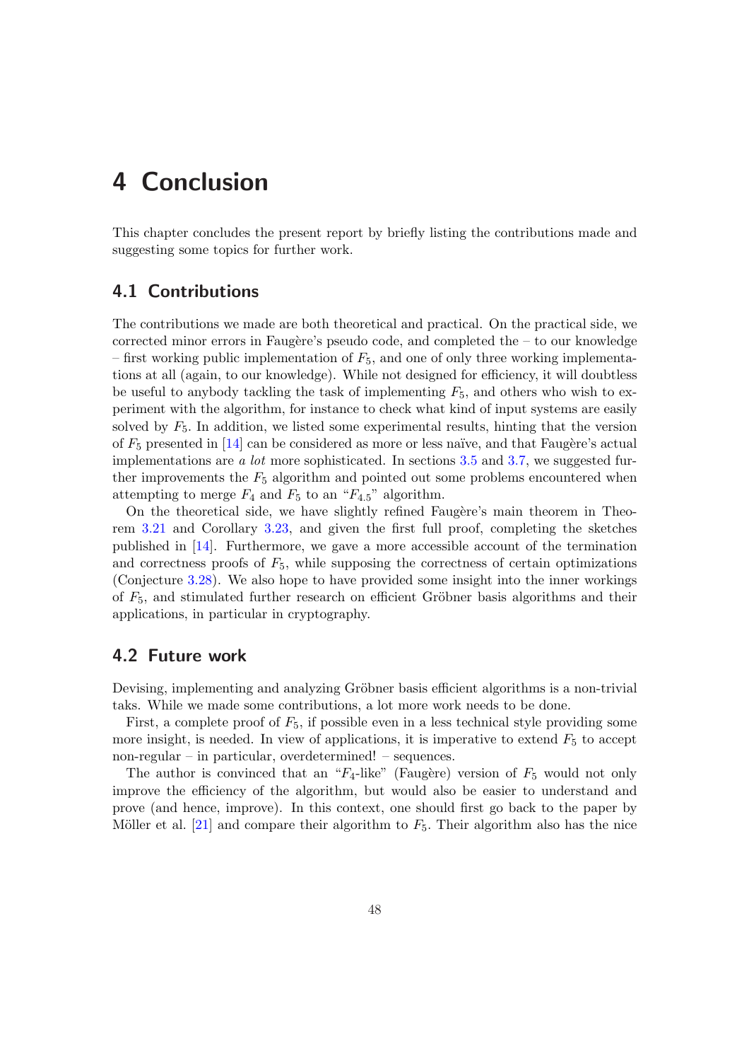# 4 Conclusion

This chapter concludes the present report by briefly listing the contributions made and suggesting some topics for further work.

## 4.1 Contributions

The contributions we made are both theoretical and practical. On the practical side, we corrected minor errors in Faugère's pseudo code, and completed the – to our knowledge – first working public implementation of $F_5$, and one of only three working implementations at all (again, to our knowledge). While not designed for efficiency, it will doubtless be useful to anybody tackling the task of implementing $F_5$, and others who wish to experiment with the algorithm, for instance to check what kind of input systems are easily solved by $F_5$. In addition, we listed some experimental results, hinting that the version of $F_5$ presented in [14] can be considered as more or less naïve, and that Faugère's actual implementations are *a lot* more sophisticated. In sections 3.5 and 3.7, we suggested further improvements the $F_5$ algorithm and pointed out some problems encountered when attempting to merge $F_4$ and $F_5$ to an "$F_{4.5}$" algorithm.

On the theoretical side, we have slightly refined Faugère's main theorem in Theorem 3.21 and Corollary 3.23, and given the first full proof, completing the sketches published in [14]. Furthermore, we gave a more accessible account of the termination and correctness proofs of $F_5$, while supposing the correctness of certain optimizations (Conjecture 3.28). We also hope to have provided some insight into the inner workings of $F_5$, and stimulated further research on efficient Gröbner basis algorithms and their applications, in particular in cryptography.

## 4.2 Future work

Devising, implementing and analyzing Gröbner basis efficient algorithms is a non-trivial taks. While we made some contributions, a lot more work needs to be done.

First, a complete proof of $F_5$, if possible even in a less technical style providing some more insight, is needed. In view of applications, it is imperative to extend $F_5$ to accept non-regular – in particular, overdetermined! – sequences.

The author is convinced that an "$F_4$-like" (Faugère) version of $F_5$ would not only improve the efficiency of the algorithm, but would also be easier to understand and prove (and hence, improve). In this context, one should first go back to the paper by Möller et al. [21] and compare their algorithm to $F_5$. Their algorithm also has the nice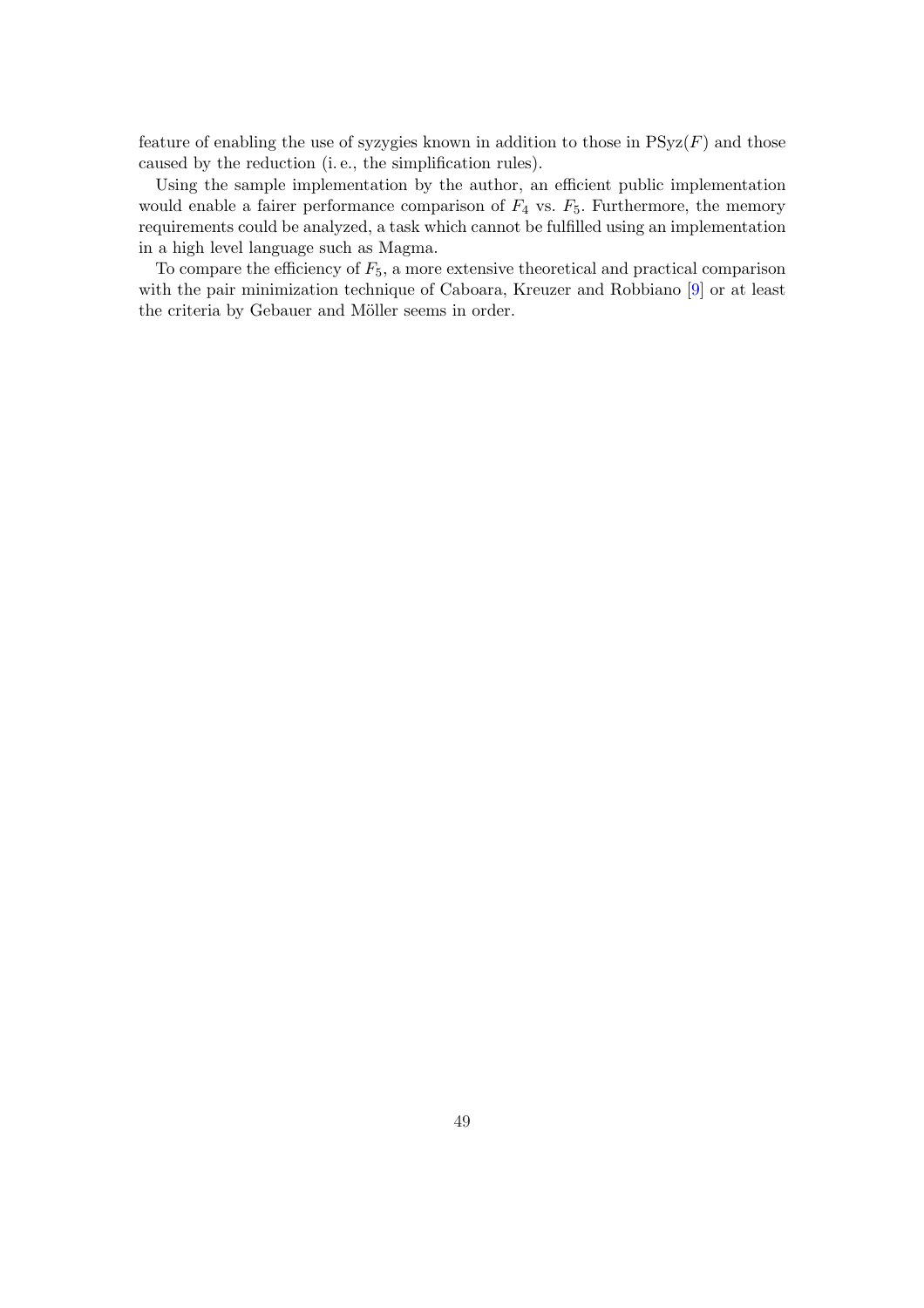feature of enabling the use of syzygies known in addition to those in $\mathrm{PSyz}(F)$ and those caused by the reduction (i. e., the simplification rules).

Using the sample implementation by the author, an efficient public implementation would enable a fairer performance comparison of $F_4$ vs. $F_5$. Furthermore, the memory requirements could be analyzed, a task which cannot be fulfilled using an implementation in a high level language such as Magma.

To compare the efficiency of $F_5$, a more extensive theoretical and practical comparison with the pair minimization technique of Caboara, Kreuzer and Robbiano [9] or at least the criteria by Gebauer and Möller seems in order.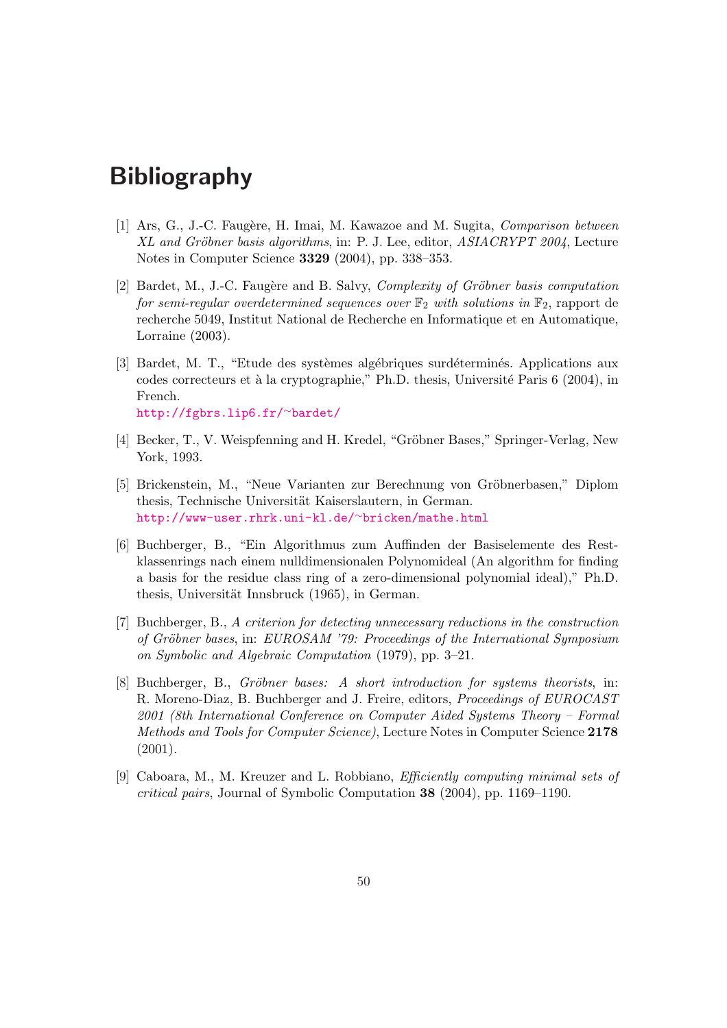# Bibliography

[1] Ars, G., J.-C. Faugère, H. Imai, M. Kawazoe and M. Sugita, *Comparison between XL and Gröbner basis algorithms*, in: P. J. Lee, editor, *ASIACRYPT 2004*, Lecture Notes in Computer Science **3329** (2004), pp. 338–353.

[2] Bardet, M., J.-C. Faugère and B. Salvy, *Complexity of Gröbner basis computation for semi-regular overdetermined sequences over* $\mathbb{F}_2$ *with solutions in* $\mathbb{F}_2$, rapport de recherche 5049, Institut National de Recherche en Informatique et en Automatique, Lorraine (2003).

[3] Bardet, M. T., "Etude des systèmes algébriques surdéterminés. Applications aux codes correcteurs et à la cryptographie," Ph.D. thesis, Université Paris 6 (2004), in French.
http://fgbrs.lip6.fr/~bardet/

[4] Becker, T., V. Weispfenning and H. Kredel, "Gröbner Bases," Springer-Verlag, New York, 1993.

[5] Brickenstein, M., "Neue Varianten zur Berechnung von Gröbnerbasen," Diplom thesis, Technische Universität Kaiserslautern, in German.
http://www-user.rhrk.uni-kl.de/~bricken/mathe.html

[6] Buchberger, B., "Ein Algorithmus zum Auffinden der Basiselemente des Restklassenrings nach einem nulldimensionalen Polynomideal (An algorithm for finding a basis for the residue class ring of a zero-dimensional polynomial ideal)," Ph.D. thesis, Universität Innsbruck (1965), in German.

[7] Buchberger, B., *A criterion for detecting unnecessary reductions in the construction of Gröbner bases*, in: *EUROSAM '79: Proceedings of the International Symposium on Symbolic and Algebraic Computation* (1979), pp. 3–21.

[8] Buchberger, B., *Gröbner bases: A short introduction for systems theorists*, in: R. Moreno-Diaz, B. Buchberger and J. Freire, editors, *Proceedings of EUROCAST 2001 (8th International Conference on Computer Aided Systems Theory – Formal Methods and Tools for Computer Science)*, Lecture Notes in Computer Science **2178** (2001).

[9] Caboara, M., M. Kreuzer and L. Robbiano, *Efficiently computing minimal sets of critical pairs*, Journal of Symbolic Computation **38** (2004), pp. 1169–1190.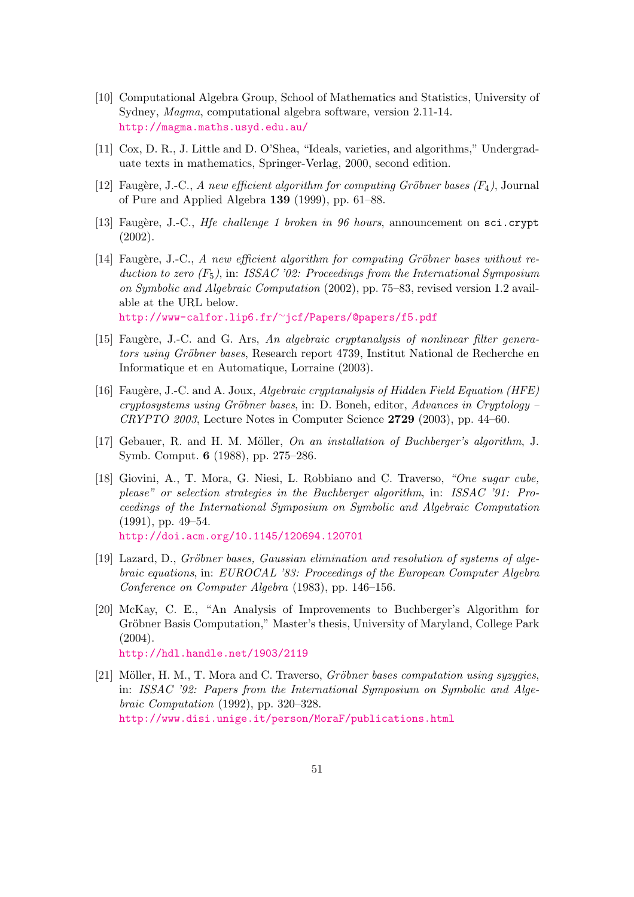[10] Computational Algebra Group, School of Mathematics and Statistics, University of Sydney, *Magma*, computational algebra software, version 2.11-14.
http://magma.maths.usyd.edu.au/

[11] Cox, D. R., J. Little and D. O'Shea, "Ideals, varieties, and algorithms," Undergraduate texts in mathematics, Springer-Verlag, 2000, second edition.

[12] Faugère, J.-C., *A new efficient algorithm for computing Gröbner bases ($F_4$)*, Journal of Pure and Applied Algebra **139** (1999), pp. 61–88.

[13] Faugère, J.-C., *Hfe challenge 1 broken in 96 hours*, announcement on `sci.crypt` (2002).

[14] Faugère, J.-C., *A new efficient algorithm for computing Gröbner bases without reduction to zero ($F_5$)*, in: *ISSAC '02: Proceedings from the International Symposium on Symbolic and Algebraic Computation* (2002), pp. 75–83, revised version 1.2 available at the URL below.
http://www-calfor.lip6.fr/~jcf/Papers/@papers/f5.pdf

[15] Faugère, J.-C. and G. Ars, *An algebraic cryptanalysis of nonlinear filter generators using Gröbner bases*, Research report 4739, Institut National de Recherche en Informatique et en Automatique, Lorraine (2003).

[16] Faugère, J.-C. and A. Joux, *Algebraic cryptanalysis of Hidden Field Equation (HFE) cryptosystems using Gröbner bases*, in: D. Boneh, editor, *Advances in Cryptology – CRYPTO 2003*, Lecture Notes in Computer Science **2729** (2003), pp. 44–60.

[17] Gebauer, R. and H. M. Möller, *On an installation of Buchberger's algorithm*, J. Symb. Comput. **6** (1988), pp. 275–286.

[18] Giovini, A., T. Mora, G. Niesi, L. Robbiano and C. Traverso, *"One sugar cube, please" or selection strategies in the Buchberger algorithm*, in: *ISSAC '91: Proceedings of the International Symposium on Symbolic and Algebraic Computation* (1991), pp. 49–54.
http://doi.acm.org/10.1145/120694.120701

[19] Lazard, D., *Gröbner bases, Gaussian elimination and resolution of systems of algebraic equations*, in: *EUROCAL '83: Proceedings of the European Computer Algebra Conference on Computer Algebra* (1983), pp. 146–156.

[20] McKay, C. E., "An Analysis of Improvements to Buchberger's Algorithm for Gröbner Basis Computation," Master's thesis, University of Maryland, College Park (2004).
http://hdl.handle.net/1903/2119

[21] Möller, H. M., T. Mora and C. Traverso, *Gröbner bases computation using syzygies*, in: *ISSAC '92: Papers from the International Symposium on Symbolic and Algebraic Computation* (1992), pp. 320–328.
http://www.disi.unige.it/person/MoraF/publications.html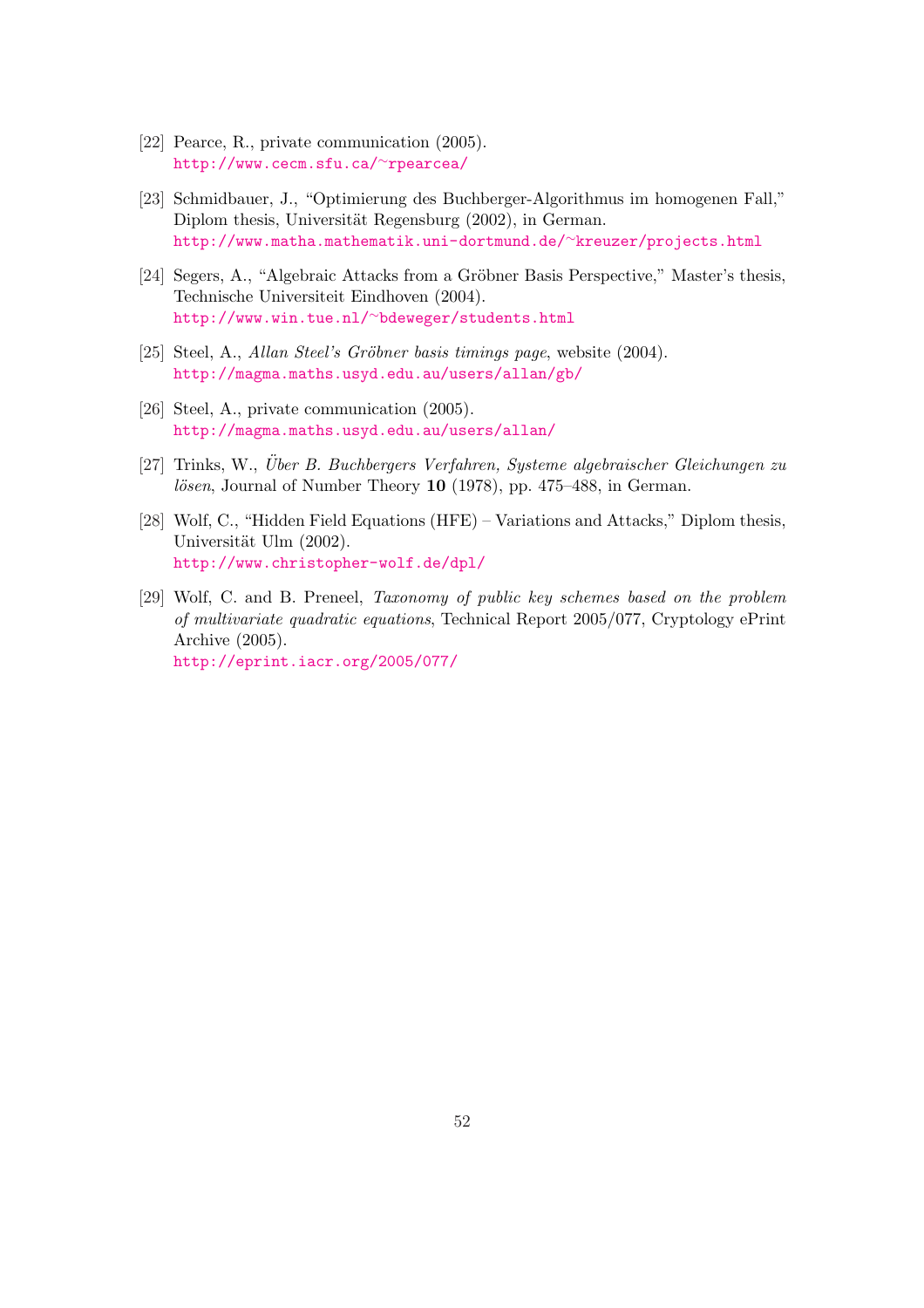[22] Pearce, R., private communication (2005).
http://www.cecm.sfu.ca/~rpearcea/

[23] Schmidbauer, J., "Optimierung des Buchberger-Algorithmus im homogenen Fall," Diplom thesis, Universität Regensburg (2002), in German.
http://www.matha.mathematik.uni-dortmund.de/~kreuzer/projects.html

[24] Segers, A., "Algebraic Attacks from a Gröbner Basis Perspective," Master's thesis, Technische Universiteit Eindhoven (2004).
http://www.win.tue.nl/~bdeweger/students.html

[25] Steel, A., *Allan Steel's Gröbner basis timings page*, website (2004).
http://magma.maths.usyd.edu.au/users/allan/gb/

[26] Steel, A., private communication (2005).
http://magma.maths.usyd.edu.au/users/allan/

[27] Trinks, W., *Über B. Buchbergers Verfahren, Systeme algebraischer Gleichungen zu lösen*, Journal of Number Theory **10** (1978), pp. 475–488, in German.

[28] Wolf, C., "Hidden Field Equations (HFE) – Variations and Attacks," Diplom thesis, Universität Ulm (2002).
http://www.christopher-wolf.de/dpl/

[29] Wolf, C. and B. Preneel, *Taxonomy of public key schemes based on the problem of multivariate quadratic equations*, Technical Report 2005/077, Cryptology ePrint Archive (2005).
http://eprint.iacr.org/2005/077/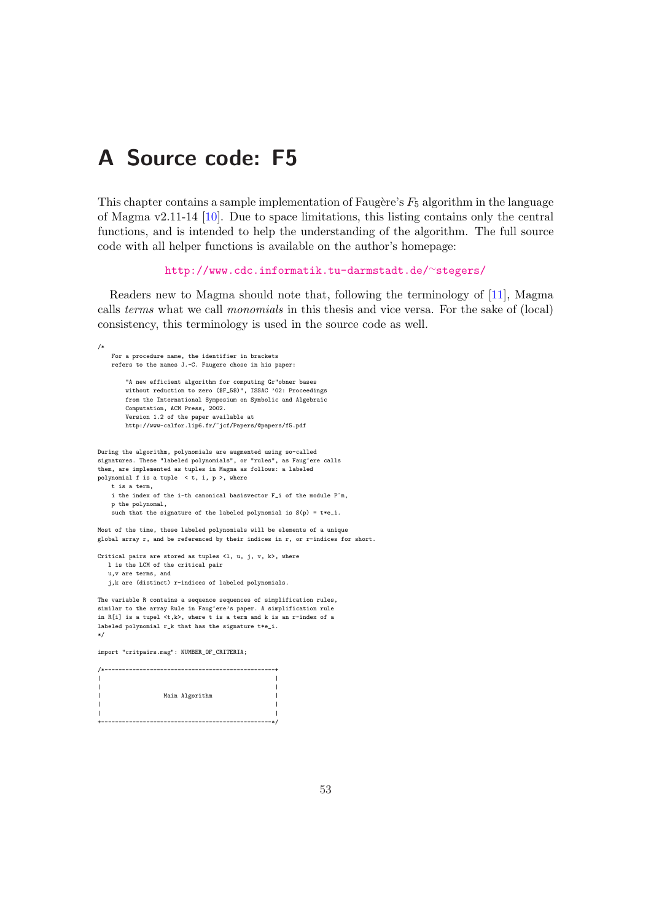# A Source code: F5

This chapter contains a sample implementation of Faugère's $F_5$ algorithm in the language of Magma v2.11-14 [10]. Due to space limitations, this listing contains only the central functions, and is intended to help the understanding of the algorithm. The full source code with all helper functions is available on the author's homepage:

http://www.cdc.informatik.tu-darmstadt.de/~stegers/

Readers new to Magma should note that, following the terminology of [11], Magma calls *terms* what we call *monomials* in this thesis and vice versa. For the sake of (local) consistency, this terminology is used in the source code as well.

```
/*
    For a procedure name, the identifier in brackets
    refers to the names J.-C. Faugere chose in his paper:

        "A new efficient algorithm for computing Gr"obner bases
        without reduction to zero ($F_5$)", ISSAC '02: Proceedings
        from the International Symposium on Symbolic and Algebraic
        Computation, ACM Press, 2002.
        Version 1.2 of the paper available at
        http://www-calfor.lip6.fr/~jcf/Papers/@papers/f5.pdf


During the algorithm, polynomials are augmented using so-called
signatures. These "labeled polynomials", or "rules", as Faug'ere calls
them, are implemented as tuples in Magma as follows: a labeled
polynomial f is a tuple  < t, i, p >, where
    t is a term,
    i the index of the i-th canonical basisvector F_i of the module P^m,
    p the polynomal,
    such that the signature of the labeled polynomial is S(p) = t*e_i.

Most of the time, these labeled polynomials will be elements of a unique
global array r, and be referenced by their indices in r, or r-indices for short.

Critical pairs are stored as tuples <l, u, j, v, k>, where
   l is the LCM of the critical pair
   u,v are terms, and
   j,k are (distinct) r-indices of labeled polynomials.

The variable R contains a sequence sequences of simplification rules,
similar to the array Rule in Faug'ere's paper. A simplification rule
in R[i] is a tupel <t,k>, where t is a term and k is an r-index of a
labeled polynomial r_k that has the signature t*e_i.
*/

import "critpairs.mag": NUMBER_OF_CRITERIA;

/*-------------------------------------------------+
|                                                  |
|                                                  |
|                 Main Algorithm                   |
|                                                  |
|                                                  |
+-------------------------------------------------*/
```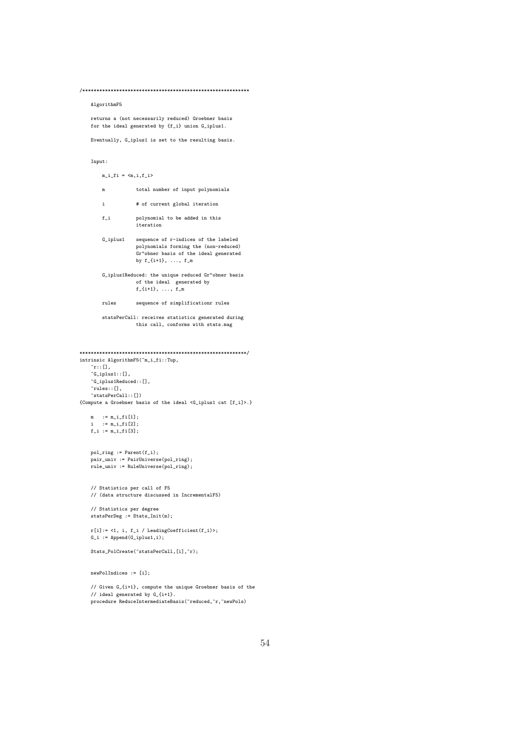```
/************************************************************

    AlgorithmF5

    returns a (not necessarily reduced) Groebner basis
    for the ideal generated by {f_i} union G_iplus1.

    Eventually, G_iplus1 is set to the resulting basis.


    Input:

        m_i_fi = <m,i,f_i>

        m           total number of input polynomials

        i           # of current global iteration

        f_i         polynomial to be added in this
                    iteration

        G_iplus1    sequence of r-indices of the labeled
                    polynomials forming the (non-reduced)
                    Gr"obner basis of the ideal generated
                    by f_{i+1}, ..., f_m

        G_iplus1Reduced: the unique reduced Gr"obner basis
                    of the ideal  generated by
                    f_{i+1}, ..., f_m

        rules       sequence of simplificationr rules

        statsPerCall: receives statistics generated during
                    this call, conforms with stats.mag



************************************************************/
intrinsic AlgorithmF5(~m_i_fi::Tup,
    ~r::[],
    ~G_iplus1::[],
    ~G_iplus1Reduced::[],
    ~rules::[],
    ~statsPerCall::[])
{Compute a Groebner basis of the ideal <G_iplus1 cat [f_i]>.}

    m   := m_i_fi[1];
    i   := m_i_fi[2];
    f_i := m_i_fi[3];


    pol_ring := Parent(f_i);
    pair_univ := PairUniverse(pol_ring);
    rule_univ := RuleUniverse(pol_ring);


    // Statistics per call of F5
    // (data structure discussed in IncrementalF5)

    // Statistics per degree
    statsPerDeg := Stats_Init(m);

    r[i]:= <1, i, f_i / LeadingCoefficient(f_i)>;
    G_i := Append(G_iplus1,i);

    Stats_PolCreate(~statsPerCall,[i],~r);


    newPolIndices := [i];

    // Given G_{i+1}, compute the unique Groebner basis of the
    // ideal generated by G_{i+1}.
    procedure ReduceIntermediateBasis(~reduced,~r,~newPols)
```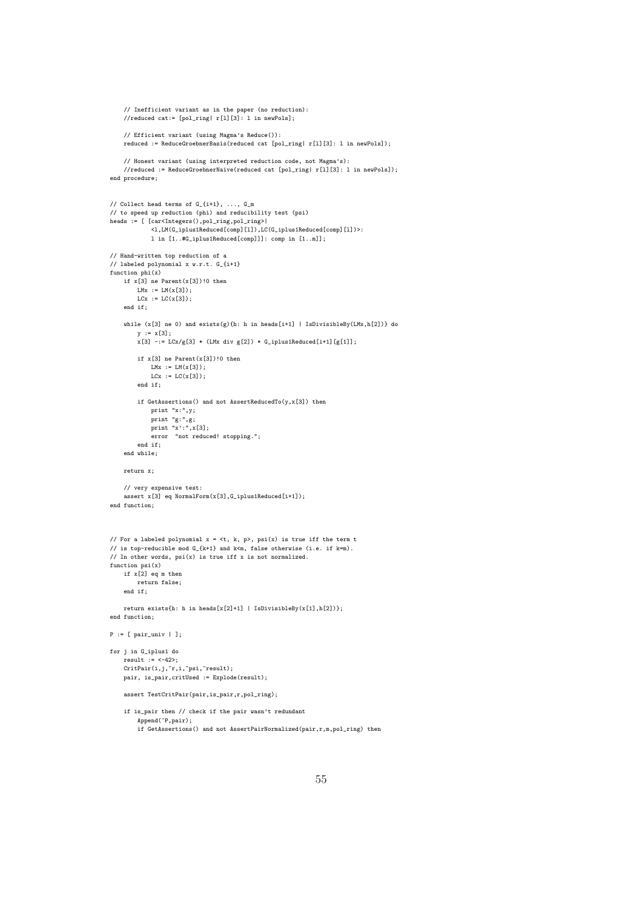```
    // Inefficient variant as in the paper (no reduction):
    //reduced cat:= [pol_ring| r[l][3]: l in newPols];

    // Efficient variant (using Magma's Reduce()):
    reduced := ReduceGroebnerBasis(reduced cat [pol_ring| r[l][3]: l in newPols]);

    // Honest variant (using interpreted reduction code, not Magma's):
    //reduced := ReduceGroebnerNaive(reduced cat [pol_ring| r[l][3]: l in newPols]);
end procedure;


// Collect head terms of G_{i+1}, ..., G_m
// to speed up reduction (phi) and reducibility test (psi)
heads := [ [car<Integers(),pol_ring,pol_ring>|
            <l,LM(G_iplus1Reduced[comp][l]),LC(G_iplus1Reduced[comp][l])>:
            l in [1..#G_iplus1Reduced[comp]]]: comp in [1..m]];

// Hand-written top reduction of a
// labeled polynomial x w.r.t. G_{i+1}
function phi(x)
    if x[3] ne Parent(x[3])!0 then
        LMx := LM(x[3]);
        LCx := LC(x[3]);
    end if;

    while (x[3] ne 0) and exists(g){h: h in heads[i+1] | IsDivisibleBy(LMx,h[2])} do
        y := x[3];
        x[3] -:= LCx/g[3] * (LMx div g[2]) * G_iplus1Reduced[i+1][g[1]];

        if x[3] ne Parent(x[3])!0 then
            LMx := LM(x[3]);
            LCx := LC(x[3]);
        end if;

        if GetAssertions() and not AssertReducedTo(y,x[3]) then
            print "x:",y;
            print "g:",g;
            print "x':",x[3];
            error  "not reduced! stopping.";
        end if;
    end while;

    return x;

    // very expensive test:
    assert x[3] eq NormalForm(x[3],G_iplus1Reduced[i+1]);
end function;



// For a labeled polynomial x = <t, k, p>, psi(x) is true iff the term t
// is top-reducible mod G_{k+1} and k<m, false otherwise (i.e. if k=m).
// In other words, psi(x) is true iff x is not normalized.
function psi(x)
    if x[2] eq m then
        return false;
    end if;

    return exists{h: h in heads[x[2]+1] | IsDivisibleBy(x[1],h[2])};
end function;

P := [ pair_univ | ];

for j in G_iplus1 do
    result := <-42>;
    CritPair(i,j,~r,i,~psi,~result);
    pair, is_pair,critUsed := Explode(result);

    assert TestCritPair(pair,is_pair,r,pol_ring);

    if is_pair then // check if the pair wasn't redundant
        Append(~P,pair);
        if GetAssertions() and not AssertPairNormalized(pair,r,m,pol_ring) then
```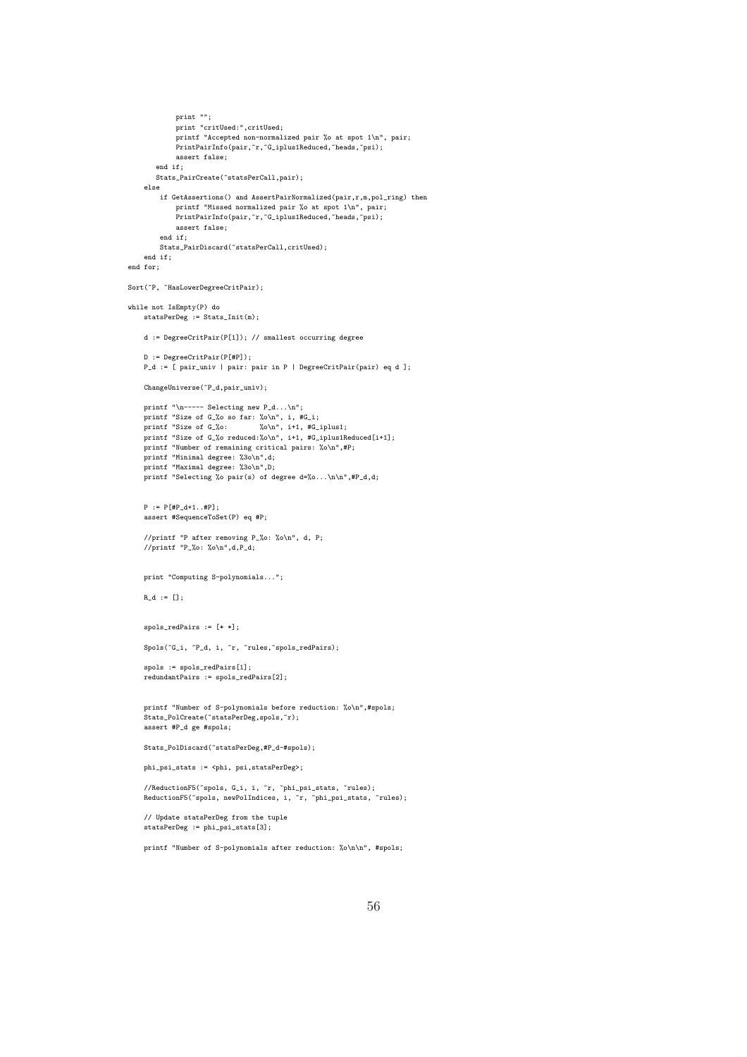```
            print "";
            print "critUsed:",critUsed;
            printf "Accepted non-normalized pair %o at spot 1\n", pair;
            PrintPairInfo(pair,~r,~G_iplus1Reduced,~heads,~psi);
            assert false;
        end if;
        Stats_PairCreate(~statsPerCall,pair);
    else
         if GetAssertions() and AssertPairNormalized(pair,r,m,pol_ring) then
            printf "Missed normalized pair %o at spot 1\n", pair;
            PrintPairInfo(pair,~r,~G_iplus1Reduced,~heads,~psi);
            assert false;
         end if;
         Stats_PairDiscard(~statsPerCall,critUsed);
    end if;
end for;

Sort(~P, ~HasLowerDegreeCritPair);

while not IsEmpty(P) do
    statsPerDeg := Stats_Init(m);

    d := DegreeCritPair(P[1]); // smallest occurring degree

    D := DegreeCritPair(P[#P]);
    P_d := [ pair_univ | pair: pair in P | DegreeCritPair(pair) eq d ];

    ChangeUniverse(~P_d,pair_univ);

    printf "\n----- Selecting new P_d...\n";
    printf "Size of G_%o so far: %o\n", i, #G_i;
    printf "Size of G_%o:        %o\n", i+1, #G_iplus1;
    printf "Size of G_%o reduced:%o\n", i+1, #G_iplus1Reduced[i+1];
    printf "Number of remaining critical pairs: %o\n",#P;
    printf "Minimal degree: %3o\n",d;
    printf "Maximal degree: %3o\n",D;
    printf "Selecting %o pair(s) of degree d=%o...\n\n",#P_d,d;


    P := P[#P_d+1..#P];
    assert #SequenceToSet(P) eq #P;

    //printf "P after removing P_%o: %o\n", d, P;
    //printf "P_%o: %o\n",d,P_d;


    print "Computing S-polynomials...";

    R_d := [];


    spols_redPairs := [* *];

    Spols(~G_i, ~P_d, i, ~r, ~rules,~spols_redPairs);

    spols := spols_redPairs[1];
    redundantPairs := spols_redPairs[2];


    printf "Number of S-polynomials before reduction: %o\n",#spols;
    Stats_PolCreate(~statsPerDeg,spols,~r);
    assert #P_d ge #spols;

    Stats_PolDiscard(~statsPerDeg,#P_d-#spols);

    phi_psi_stats := <phi, psi,statsPerDeg>;

    //ReductionF5(~spols, G_i, i, ~r, ~phi_psi_stats, ~rules);
    ReductionF5(~spols, newPolIndices, i, ~r, ~phi_psi_stats, ~rules);

    // Update statsPerDeg from the tuple
    statsPerDeg := phi_psi_stats[3];

    printf "Number of S-polynomials after reduction: %o\n\n", #spols;
```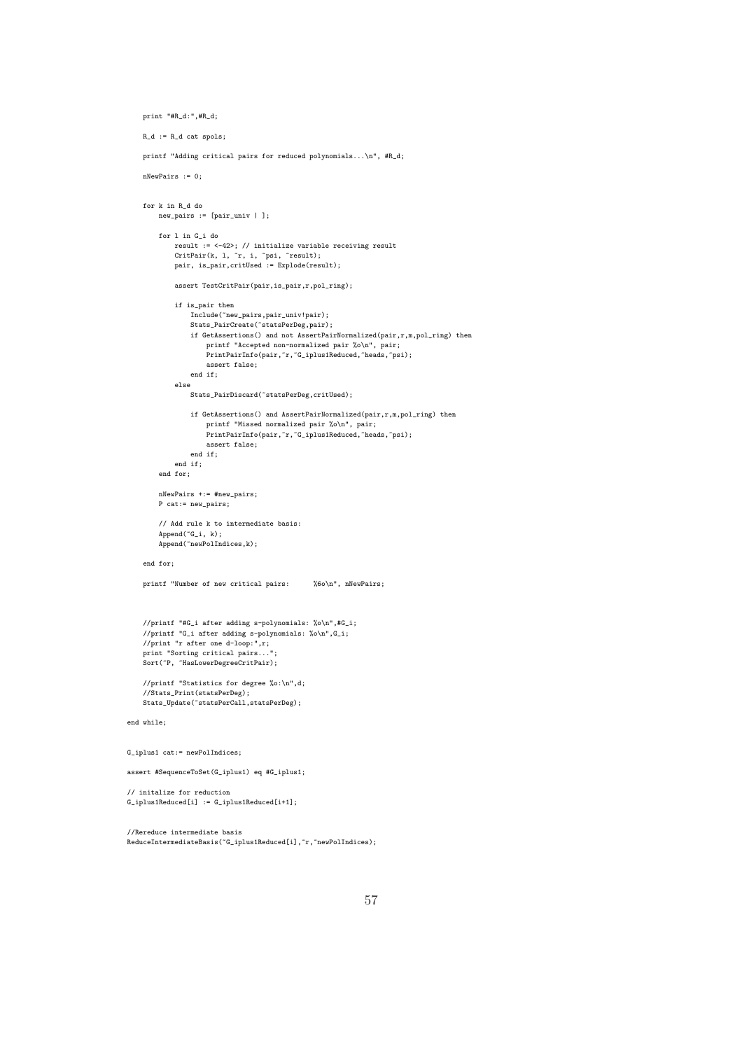```
    print "#R_d:",#R_d;

    R_d := R_d cat spols;

    printf "Adding critical pairs for reduced polynomials...\n", #R_d;

    nNewPairs := 0;


    for k in R_d do
        new_pairs := [pair_univ | ];

        for l in G_i do
            result := <-42>; // initialize variable receiving result
            CritPair(k, l, ~r, i, ~psi, ~result);
            pair, is_pair,critUsed := Explode(result);

            assert TestCritPair(pair,is_pair,r,pol_ring);

            if is_pair then
                Include(~new_pairs,pair_univ!pair);
                Stats_PairCreate(~statsPerDeg,pair);
                if GetAssertions() and not AssertPairNormalized(pair,r,m,pol_ring) then
                    printf "Accepted non-normalized pair %o\n", pair;
                    PrintPairInfo(pair,~r,~G_iplus1Reduced,~heads,~psi);
                    assert false;
                end if;
            else
                Stats_PairDiscard(~statsPerDeg,critUsed);

                if GetAssertions() and AssertPairNormalized(pair,r,m,pol_ring) then
                    printf "Missed normalized pair %o\n", pair;
                    PrintPairInfo(pair,~r,~G_iplus1Reduced,~heads,~psi);
                    assert false;
                end if;
            end if;
        end for;

        nNewPairs +:= #new_pairs;
        P cat:= new_pairs;

        // Add rule k to intermediate basis:
        Append(~G_i, k);
        Append(~newPolIndices,k);

    end for;

    printf "Number of new critical pairs:      %6o\n", nNewPairs;



    //printf "#G_i after adding s-polynomials: %o\n",#G_i;
    //printf "G_i after adding s-polynomials: %o\n",G_i;
    //print "r after one d-loop:",r;
    print "Sorting critical pairs...";
    Sort(~P, ~HasLowerDegreeCritPair);

    //printf "Statistics for degree %o:\n",d;
    //Stats_Print(statsPerDeg);
    Stats_Update(~statsPerCall,statsPerDeg);

end while;


G_iplus1 cat:= newPolIndices;

assert #SequenceToSet(G_iplus1) eq #G_iplus1;

// initalize for reduction
G_iplus1Reduced[i] := G_iplus1Reduced[i+1];


//Rereduce intermediate basis
ReduceIntermediateBasis(~G_iplus1Reduced[i],~r,~newPolIndices);
```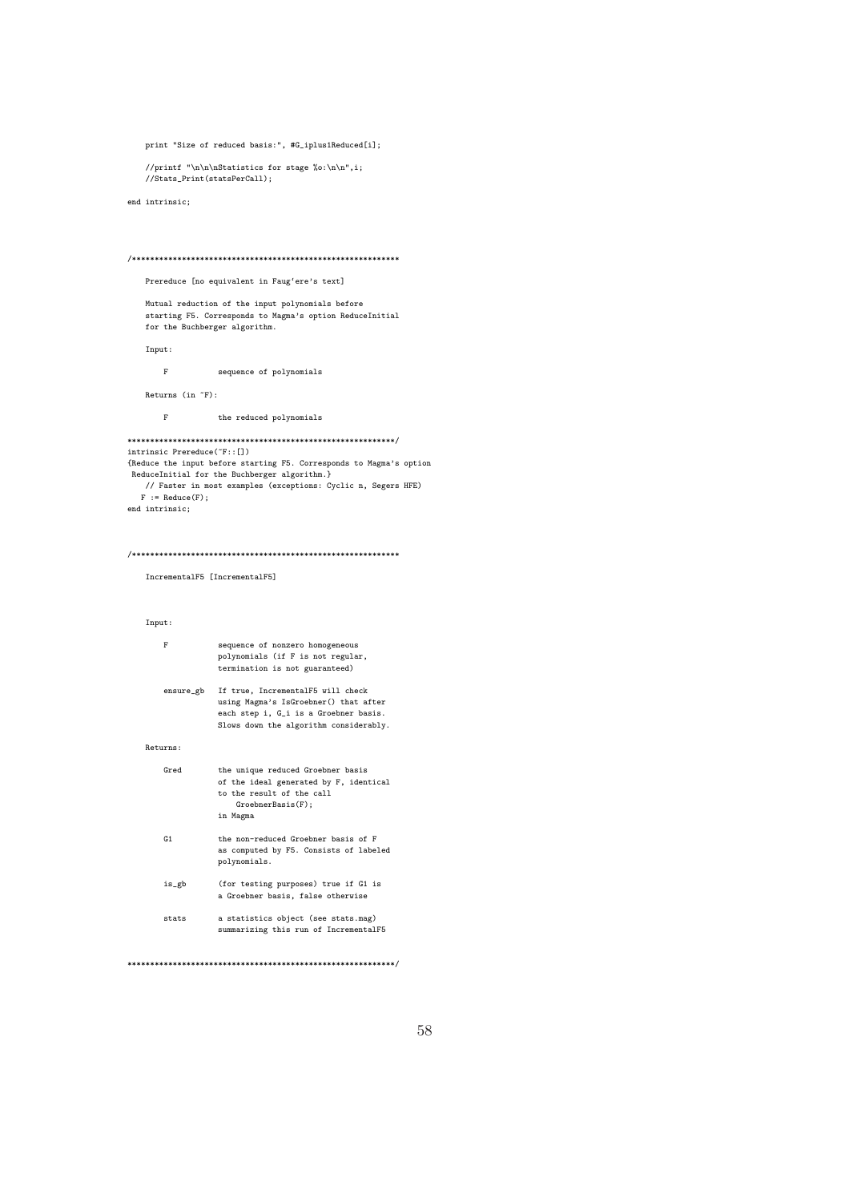```
    print "Size of reduced basis:", #G_iplus1Reduced[i];

    //printf "\n\n\nStatistics for stage %o:\n\n",i;
    //Stats_Print(statsPerCall);

end intrinsic;



/***********************************************************

    Prereduce [no equivalent in Faug'ere's text]

    Mutual reduction of the input polynomials before
    starting F5. Corresponds to Magma's option ReduceInitial
    for the Buchberger algorithm.

    Input:

        F           sequence of polynomials

    Returns (in ~F):

        F           the reduced polynomials

***********************************************************/
intrinsic Prereduce(~F::[])
{Reduce the input before starting F5. Corresponds to Magma's option
 ReduceInitial for the Buchberger algorithm.}
    // Faster in most examples (exceptions: Cyclic n, Segers HFE)
   F := Reduce(F);
end intrinsic;



/***********************************************************

    IncrementalF5 [IncrementalF5]



    Input:

        F           sequence of nonzero homogeneous
                    polynomials (if F is not regular,
                    termination is not guaranteed)

        ensure_gb   If true, IncrementalF5 will check
                    using Magma's IsGroebner() that after
                    each step i, G_i is a Groebner basis.
                    Slows down the algorithm considerably.

    Returns:

        Gred        the unique reduced Groebner basis
                    of the ideal generated by F, identical
                    to the result of the call
                        GroebnerBasis(F);
                    in Magma

        G1          the non-reduced Groebner basis of F
                    as computed by F5. Consists of labeled
                    polynomials.

        is_gb       (for testing purposes) true if G1 is
                    a Groebner basis, false otherwise

        stats       a statistics object (see stats.mag)
                    summarizing this run of IncrementalF5

***********************************************************/
```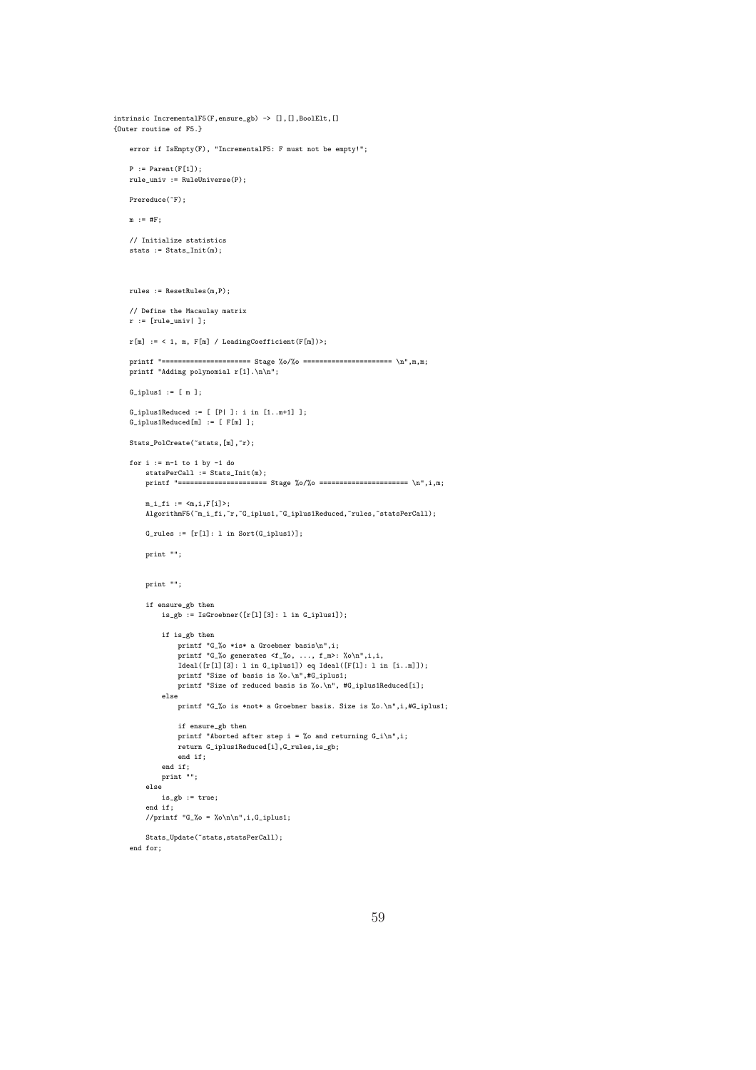```
intrinsic IncrementalF5(F,ensure_gb) -> [],[],BoolElt,[]
{Outer routine of F5.}

    error if IsEmpty(F), "IncrementalF5: F must not be empty!";

    P := Parent(F[1]);
    rule_univ := RuleUniverse(P);

    Prereduce(~F);

    m := #F;

    // Initialize statistics
    stats := Stats_Init(m);



    rules := ResetRules(m,P);

    // Define the Macaulay matrix
    r := [rule_univ| ];

    r[m] := < 1, m, F[m] / LeadingCoefficient(F[m])>;

    printf "====================== Stage %o/%o ====================== \n",m,m;
    printf "Adding polynomial r[1].\n\n";

    G_iplus1 := [ m ];

    G_iplus1Reduced := [ [P| ]: i in [1..m+1] ];
    G_iplus1Reduced[m] := [ F[m] ];

    Stats_PolCreate(~stats,[m],~r);

    for i := m-1 to 1 by -1 do
        statsPerCall := Stats_Init(m);
        printf "====================== Stage %o/%o ====================== \n",i,m;

        m_i_fi := <m,i,F[i]>;
        AlgorithmF5(~m_i_fi,~r,~G_iplus1,~G_iplus1Reduced,~rules,~statsPerCall);

        G_rules := [r[l]: l in Sort(G_iplus1)];

        print "";


        print "";

        if ensure_gb then
            is_gb := IsGroebner([r[l][3]: l in G_iplus1]);

            if is_gb then
                printf "G_%o *is* a Groebner basis\n",i;
                printf "G_%o generates <f_%o, ..., f_m>: %o\n",i,i,
                Ideal([r[l][3]: l in G_iplus1]) eq Ideal([F[l]: l in [i..m]]);
                printf "Size of basis is %o.\n",#G_iplus1;
                printf "Size of reduced basis is %o.\n", #G_iplus1Reduced[i];
            else
                printf "G_%o is *not* a Groebner basis. Size is %o.\n",i,#G_iplus1;

                if ensure_gb then
                printf "Aborted after step i = %o and returning G_i\n",i;
                return G_iplus1Reduced[i],G_rules,is_gb;
                end if;
            end if;
            print "";
        else
            is_gb := true;
        end if;
        //printf "G_%o = %o\n\n",i,G_iplus1;

        Stats_Update(~stats,statsPerCall);
    end for;
```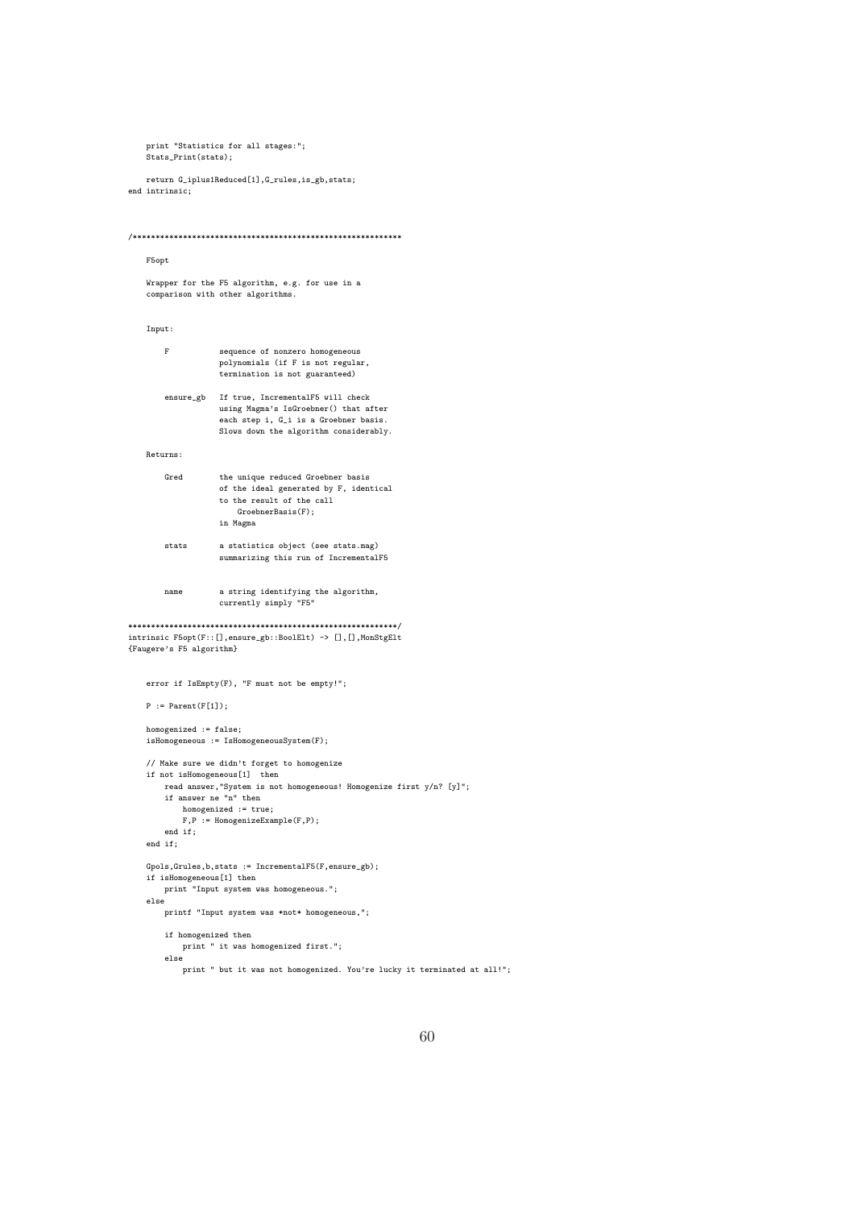```
    print "Statistics for all stages:";
    Stats_Print(stats);

    return G_iplus1Reduced[1],G_rules,is_gb,stats;
end intrinsic;



/************************************************************

    F5opt

    Wrapper for the F5 algorithm, e.g. for use in a
    comparison with other algorithms.


    Input:

        F           sequence of nonzero homogeneous
                    polynomials (if F is not regular,
                    termination is not guaranteed)

        ensure_gb   If true, IncrementalF5 will check
                    using Magma's IsGroebner() that after
                    each step i, G_i is a Groebner basis.
                    Slows down the algorithm considerably.

    Returns:

        Gred        the unique reduced Groebner basis
                    of the ideal generated by F, identical
                    to the result of the call
                        GroebnerBasis(F);
                    in Magma

        stats       a statistics object (see stats.mag)
                    summarizing this run of IncrementalF5


        name        a string identifying the algorithm,
                    currently simply "F5"

************************************************************/
intrinsic F5opt(F::[],ensure_gb::BoolElt) -> [],[],MonStgElt
{Faugere's F5 algorithm}


    error if IsEmpty(F), "F must not be empty!";

    P := Parent(F[1]);

    homogenized := false;
    isHomogeneous := IsHomogeneousSystem(F);

    // Make sure we didn't forget to homogenize
    if not isHomogeneous[1]  then
        read answer,"System is not homogeneous! Homogenize first y/n? [y]";
        if answer ne "n" then
            homogenized := true;
            F,P := HomogenizeExample(F,P);
        end if;
    end if;

    Gpols,Grules,b,stats := IncrementalF5(F,ensure_gb);
    if isHomogeneous[1] then
        print "Input system was homogeneous.";
    else
        printf "Input system was *not* homogeneous,";

        if homogenized then
            print " it was homogenized first.";
        else
            print " but it was not homogenized. You're lucky it terminated at all!";
```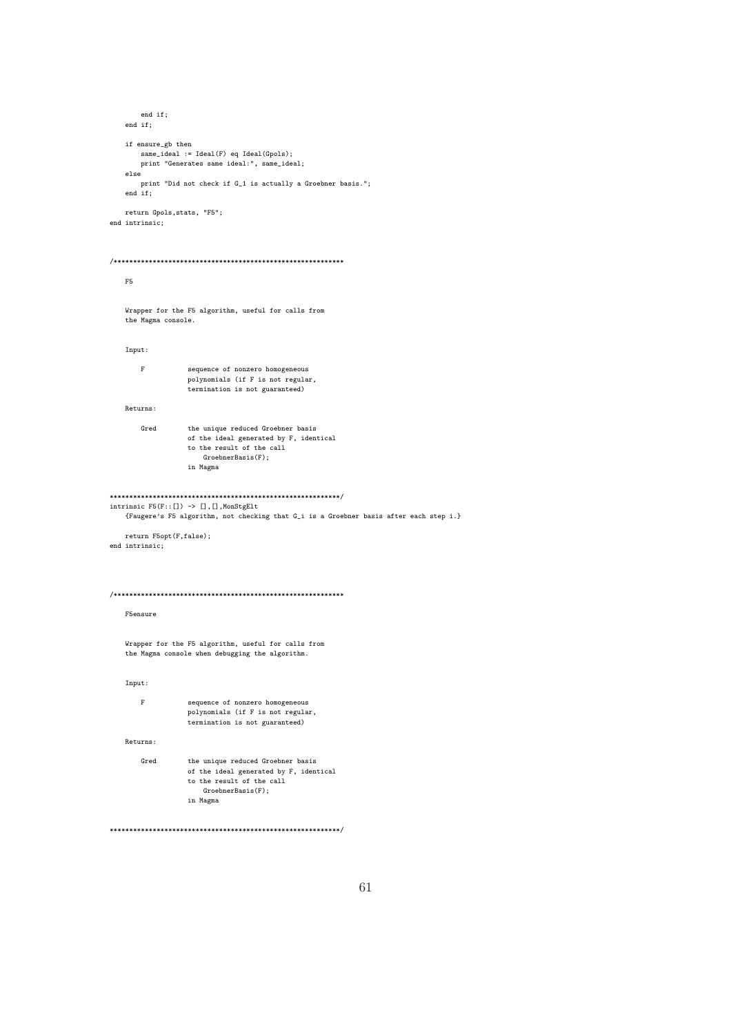```
        end if;
    end if;

    if ensure_gb then
        same_ideal := Ideal(F) eq Ideal(Gpols);
        print "Generates same ideal:", same_ideal;
    else
        print "Did not check if G_1 is actually a Groebner basis.";
    end if;

    return Gpols,stats, "F5";
end intrinsic;



/************************************************************

    F5


    Wrapper for the F5 algorithm, useful for calls from
    the Magma console.


    Input:

        F           sequence of nonzero homogeneous
                    polynomials (if F is not regular,
                    termination is not guaranteed)

    Returns:

        Gred        the unique reduced Groebner basis
                    of the ideal generated by F, identical
                    to the result of the call
                        GroebnerBasis(F);
                    in Magma


************************************************************/
intrinsic F5(F::[]) -> [],[],MonStgElt
    {Faugere's F5 algorithm, not checking that G_i is a Groebner basis after each step i.}

    return F5opt(F,false);
end intrinsic;



/************************************************************

    F5ensure


    Wrapper for the F5 algorithm, useful for calls from
    the Magma console when debugging the algorithm.


    Input:

        F           sequence of nonzero homogeneous
                    polynomials (if F is not regular,
                    termination is not guaranteed)

    Returns:

        Gred        the unique reduced Groebner basis
                    of the ideal generated by F, identical
                    to the result of the call
                        GroebnerBasis(F);
                    in Magma


************************************************************/
```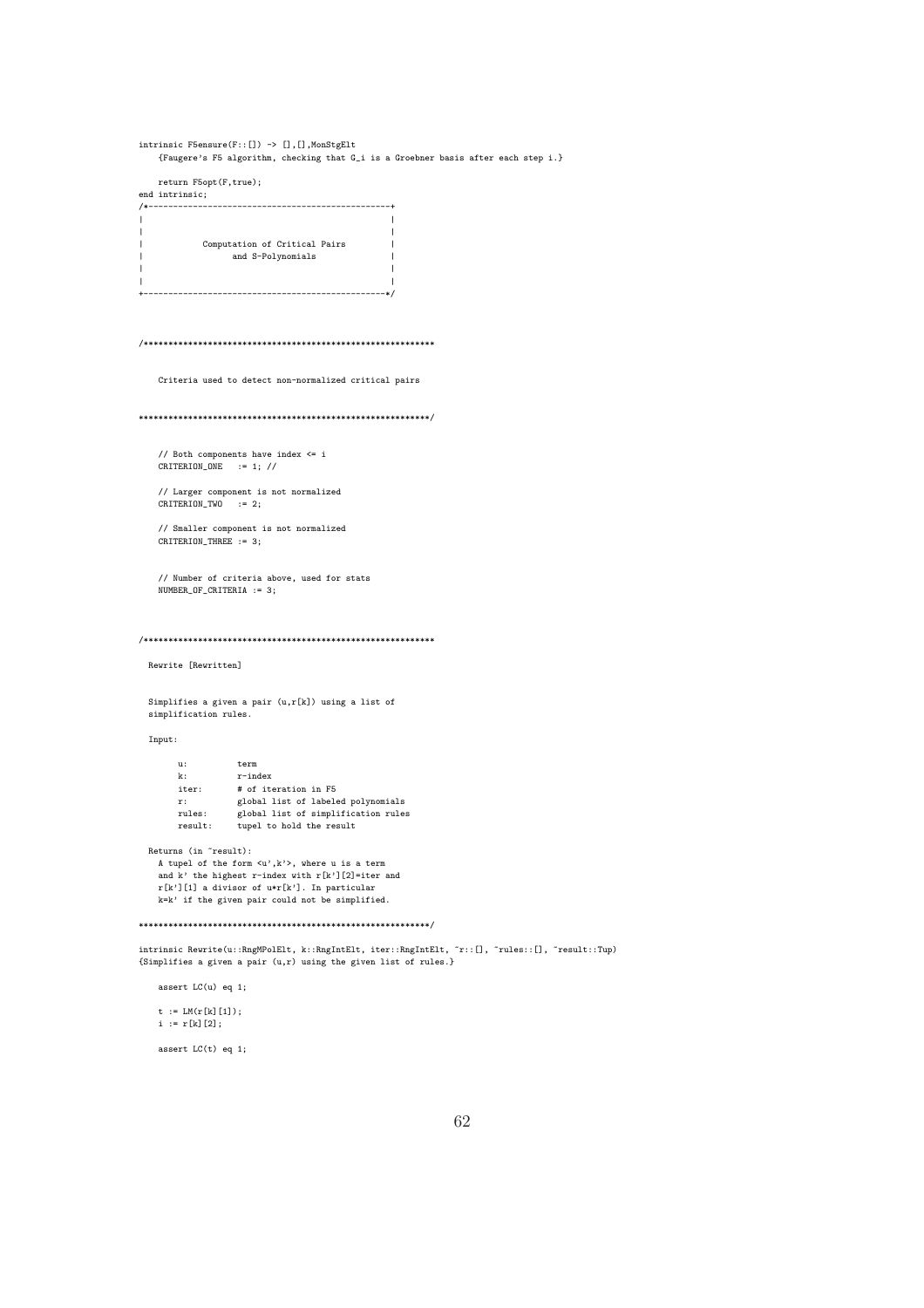```
intrinsic F5ensure(F::[]) -> [],[],MonStgElt
    {Faugere's F5 algorithm, checking that G_i is a Groebner basis after each step i.}

    return F5opt(F,true);
end intrinsic;
/*-------------------------------------------------+
|                                                  |
|                                                  |
|            Computation of Critical Pairs         |
|                 and S-Polynomials                |
|                                                  |
|                                                  |
+-------------------------------------------------*/



/**********************************************************

    Criteria used to detect non-normalized critical pairs


**********************************************************/


    // Both components have index <= i
    CRITERION_ONE   := 1; //

    // Larger component is not normalized
    CRITERION_TWO   := 2;

    // Smaller component is not normalized
    CRITERION_THREE := 3;


    // Number of criteria above, used for stats
    NUMBER_OF_CRITERIA := 3;



/**********************************************************

  Rewrite [Rewritten]


  Simplifies a given a pair (u,r[k]) using a list of
  simplification rules.

  Input:

        u:          term
        k:          r-index
        iter:       # of iteration in F5
        r:          global list of labeled polynomials
        rules:      global list of simplification rules
        result:     tupel to hold the result

  Returns (in ~result):
    A tupel of the form <u',k'>, where u is a term
    and k' the highest r-index with r[k'][2]=iter and
    r[k'][1] a divisor of u*r[k']. In particular
    k=k' if the given pair could not be simplified.

**********************************************************/

intrinsic Rewrite(u::RngMPolElt, k::RngIntElt, iter::RngIntElt, ~r::[], ~rules::[], ~result::Tup)
{Simplifies a given a pair (u,r) using the given list of rules.}

    assert LC(u) eq 1;

    t := LM(r[k][1]);
    i := r[k][2];

    assert LC(t) eq 1;
```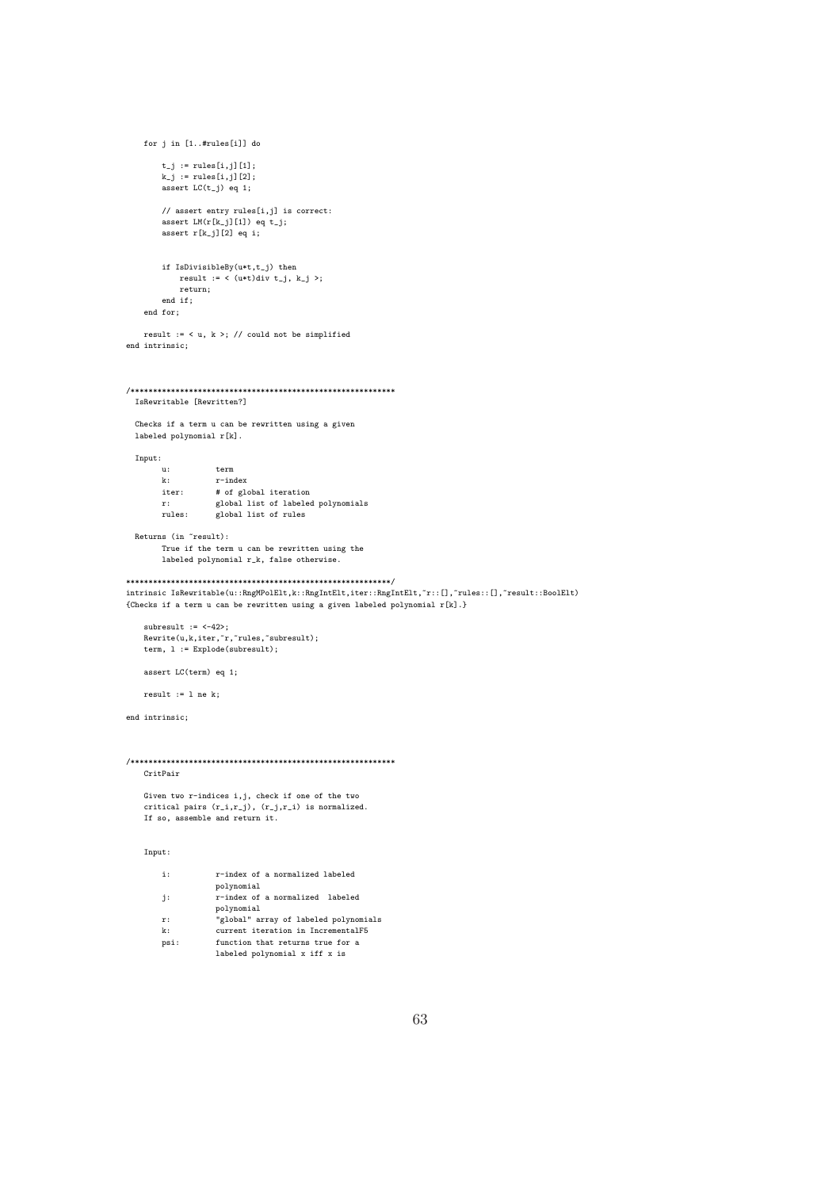```
    for j in [1..#rules[i]] do

        t_j := rules[i,j][1];
        k_j := rules[i,j][2];
        assert LC(t_j) eq 1;

        // assert entry rules[i,j] is correct:
        assert LM(r[k_j][1]) eq t_j;
        assert r[k_j][2] eq i;


        if IsDivisibleBy(u*t,t_j) then
            result := < (u*t)div t_j, k_j >;
            return;
        end if;
    end for;

    result := < u, k >; // could not be simplified
end intrinsic;



/***********************************************************
  IsRewritable [Rewritten?]

  Checks if a term u can be rewritten using a given
  labeled polynomial r[k].

  Input:
        u:          term
        k:          r-index
        iter:       # of global iteration
        r:          global list of labeled polynomials
        rules:      global list of rules

  Returns (in ~result):
        True if the term u can be rewritten using the
        labeled polynomial r_k, false otherwise.

***********************************************************/
intrinsic IsRewritable(u::RngMPolElt,k::RngIntElt,iter::RngIntElt,~r::[],~rules::[],~result::BoolElt)
{Checks if a term u can be rewritten using a given labeled polynomial r[k].}

    subresult := <-42>;
    Rewrite(u,k,iter,~r,~rules,~subresult);
    term, l := Explode(subresult);

    assert LC(term) eq 1;

    result := l ne k;

end intrinsic;



/***********************************************************
    CritPair

    Given two r-indices i,j, check if one of the two
    critical pairs (r_i,r_j), (r_j,r_i) is normalized.
    If so, assemble and return it.


    Input:

        i:          r-index of a normalized labeled
                    polynomial
        j:          r-index of a normalized  labeled
                    polynomial
        r:          "global" array of labeled polynomials
        k:          current iteration in IncrementalF5
        psi:        function that returns true for a
                    labeled polynomial x iff x is
```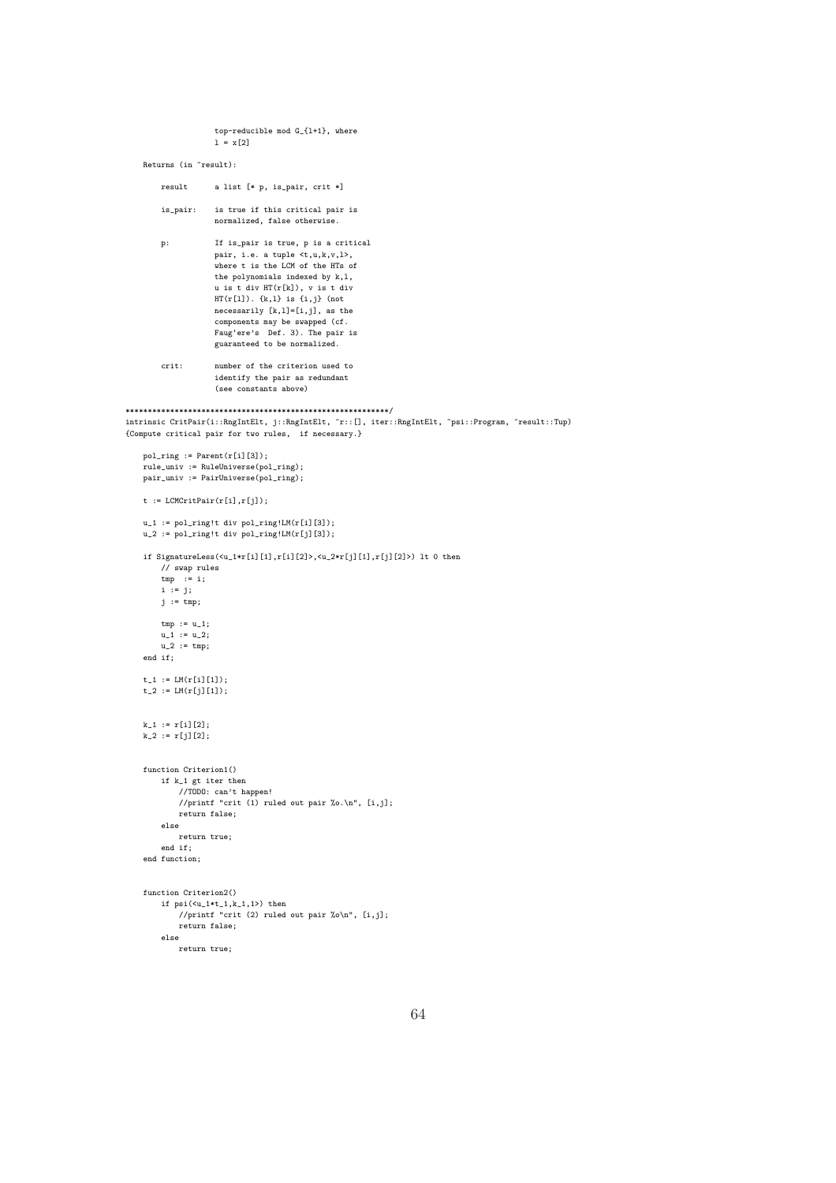```
                   top-reducible mod G_{l+1}, where
                   l = x[2]

    Returns (in ~result):

        result      a list [* p, is_pair, crit *]

        is_pair:    is true if this critical pair is
                    normalized, false otherwise.

        p:          If is_pair is true, p is a critical
                    pair, i.e. a tuple <t,u,k,v,l>,
                    where t is the LCM of the HTs of
                    the polynomials indexed by k,l,
                    u is t div HT(r[k]), v is t div
                    HT(r[l]). {k,l} is {i,j} (not
                    necessarily [k,l]=[i,j], as the
                    components may be swapped (cf.
                    Faug'ere's  Def. 3). The pair is
                    guaranteed to be normalized.

        crit:       number of the criterion used to
                    identify the pair as redundant
                    (see constants above)

***********************************************************/
intrinsic CritPair(i::RngIntElt, j::RngIntElt, ~r::[], iter::RngIntElt, ~psi::Program, ~result::Tup)
{Compute critical pair for two rules,  if necessary.}

    pol_ring := Parent(r[i][3]);
    rule_univ := RuleUniverse(pol_ring);
    pair_univ := PairUniverse(pol_ring);

    t := LCMCritPair(r[i],r[j]);

    u_1 := pol_ring!t div pol_ring!LM(r[i][3]);
    u_2 := pol_ring!t div pol_ring!LM(r[j][3]);

    if SignatureLess(<u_1*r[i][1],r[i][2]>,<u_2*r[j][1],r[j][2]>) lt 0 then
        // swap rules
        tmp  := i;
        i := j;
        j := tmp;

        tmp := u_1;
        u_1 := u_2;
        u_2 := tmp;
    end if;

    t_1 := LM(r[i][1]);
    t_2 := LM(r[j][1]);


    k_1 := r[i][2];
    k_2 := r[j][2];


    function Criterion1()
        if k_1 gt iter then
            //TODO: can't happen!
            //printf "crit (1) ruled out pair %o.\n", [i,j];
            return false;
        else
            return true;
        end if;
    end function;


    function Criterion2()
        if psi(<u_1*t_1,k_1,1>) then
            //printf "crit (2) ruled out pair %o\n", [i,j];
            return false;
        else
            return true;
```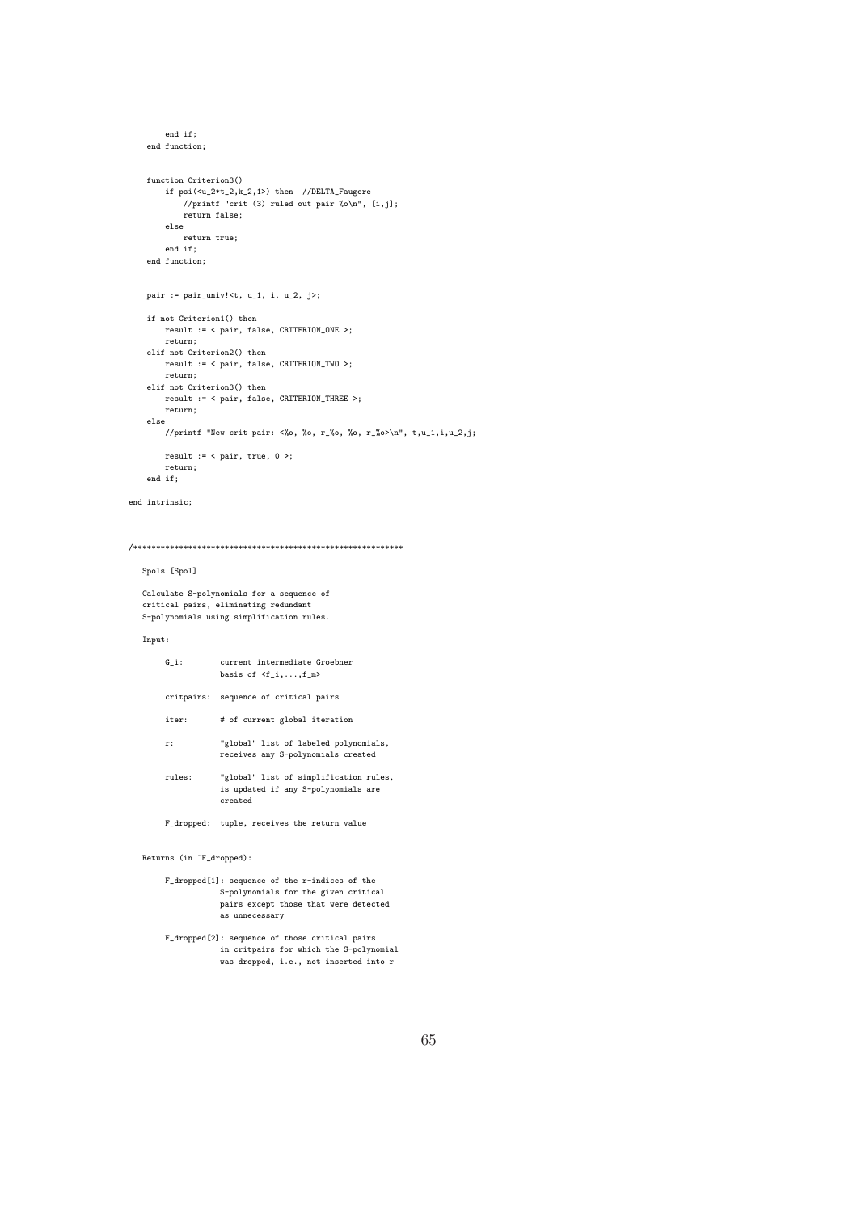```
        end if;
    end function;


    function Criterion3()
        if psi(<u_2*t_2,k_2,1>) then  //DELTA_Faugere
            //printf "crit (3) ruled out pair %o\n", [i,j];
            return false;
        else
            return true;
        end if;
    end function;


    pair := pair_univ!<t, u_1, i, u_2, j>;

    if not Criterion1() then
        result := < pair, false, CRITERION_ONE >;
        return;
    elif not Criterion2() then
        result := < pair, false, CRITERION_TWO >;
        return;
    elif not Criterion3() then
        result := < pair, false, CRITERION_THREE >;
        return;
    else
        //printf "New crit pair: <%o, %o, r_%o, %o, r_%o>\n", t,u_1,i,u_2,j;

        result := < pair, true, 0 >;
        return;
    end if;

end intrinsic;



/************************************************************

   Spols [Spol]

   Calculate S-polynomials for a sequence of
   critical pairs, eliminating redundant
   S-polynomials using simplification rules.

   Input:

        G_i:        current intermediate Groebner
                    basis of <f_i,...,f_m>

        critpairs:  sequence of critical pairs

        iter:       # of current global iteration

        r:          "global" list of labeled polynomials,
                    receives any S-polynomials created

        rules:      "global" list of simplification rules,
                    is updated if any S-polynomials are
                    created

        F_dropped:  tuple, receives the return value


   Returns (in ~F_dropped):

        F_dropped[1]: sequence of the r-indices of the
                    S-polynomials for the given critical
                    pairs except those that were detected
                    as unnecessary

        F_dropped[2]: sequence of those critical pairs
                    in critpairs for which the S-polynomial
                    was dropped, i.e., not inserted into r
```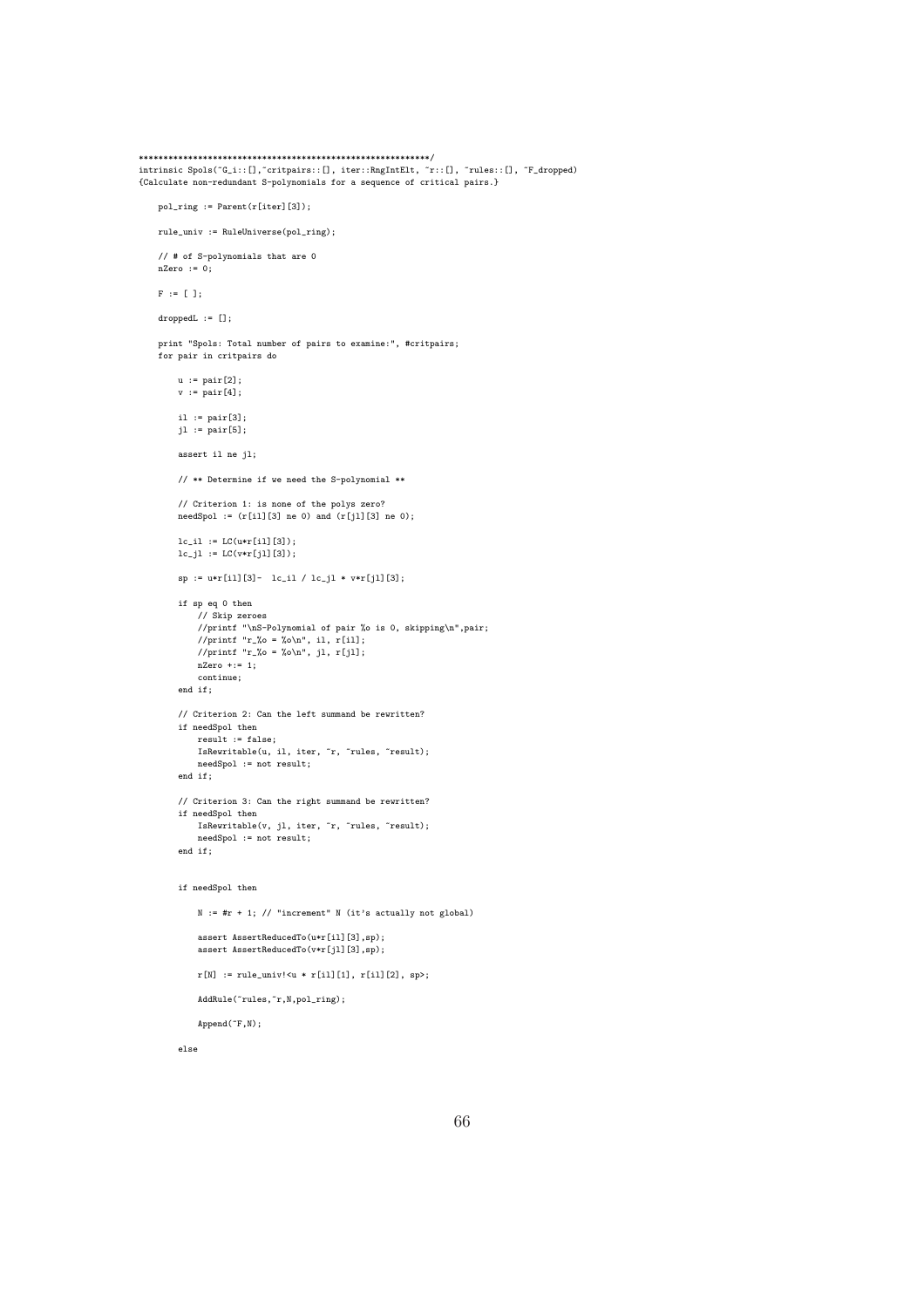```
************************************************************/
intrinsic Spols(~G_i::[],~critpairs::[], iter::RngIntElt, ~r::[], ~rules::[], ~F_dropped)
{Calculate non-redundant S-polynomials for a sequence of critical pairs.}

    pol_ring := Parent(r[iter][3]);

    rule_univ := RuleUniverse(pol_ring);

    // # of S-polynomials that are 0
    nZero := 0;

    F := [ ];

    droppedL := [];

    print "Spols: Total number of pairs to examine:", #critpairs;
    for pair in critpairs do

        u := pair[2];
        v := pair[4];

        il := pair[3];
        jl := pair[5];

        assert il ne jl;

        // ** Determine if we need the S-polynomial **

        // Criterion 1: is none of the polys zero?
        needSpol := (r[il][3] ne 0) and (r[jl][3] ne 0);

        lc_il := LC(u*r[il][3]);
        lc_jl := LC(v*r[jl][3]);

        sp := u*r[il][3]-  lc_il / lc_jl * v*r[jl][3];

        if sp eq 0 then
            // Skip zeroes
            //printf "\nS-Polynomial of pair %o is 0, skipping\n",pair;
            //printf "r_%o = %o\n", il, r[il];
            //printf "r_%o = %o\n", jl, r[jl];
            nZero +:= 1;
            continue;
        end if;

        // Criterion 2: Can the left summand be rewritten?
        if needSpol then
            result := false;
            IsRewritable(u, il, iter, ~r, ~rules, ~result);
            needSpol := not result;
        end if;

        // Criterion 3: Can the right summand be rewritten?
        if needSpol then
            IsRewritable(v, jl, iter, ~r, ~rules, ~result);
            needSpol := not result;
        end if;


        if needSpol then

            N := #r + 1; // "increment" N (it's actually not global)

            assert AssertReducedTo(u*r[il][3],sp);
            assert AssertReducedTo(v*r[jl][3],sp);

            r[N] := rule_univ!<u * r[il][1], r[il][2], sp>;

            AddRule(~rules,~r,N,pol_ring);

            Append(~F,N);

        else
```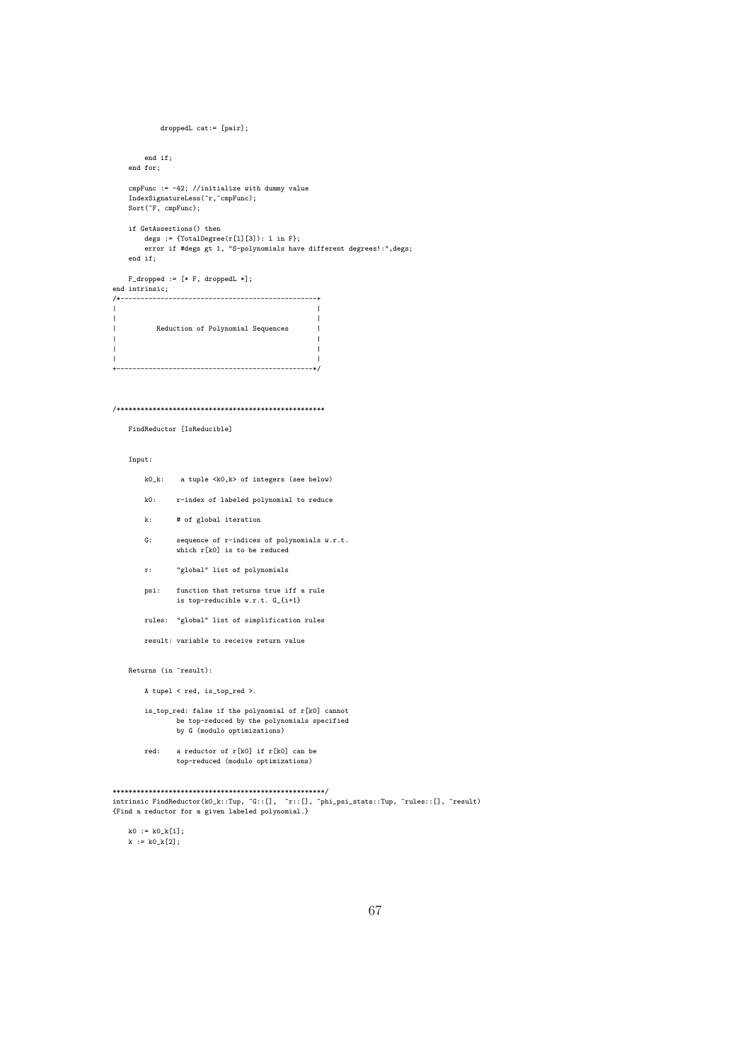```
            droppedL cat:= [pair];


        end if;
    end for;

    cmpFunc := -42; //initialize with dummy value
    IndexSignatureLess(~r,~cmpFunc);
    Sort(~F, cmpFunc);

    if GetAssertions() then
        degs := {TotalDegree(r[l][3]): l in F};
        error if #degs gt 1, "S-polynomials have different degrees!:",degs;
    end if;

    F_dropped := [* F, droppedL *];
end intrinsic;
/*-------------------------------------------------+
|                                                  |
|                                                  |
|          Reduction of Polynomial Sequences       |
|                                                  |
|                                                  |
|                                                  |
+-------------------------------------------------*/



/****************************************************

    FindReductor [IsReducible]


    Input:

        k0_k:    a tuple <k0,k> of integers (see below)

        k0:      r-index of labeled polynomial to reduce

        k:       # of global iteration

        G:       sequence of r-indices of polynomials w.r.t.
                 which r[k0] is to be reduced

        r:       "global" list of polynomials

        psi:     function that returns true iff a rule
                 is top-reducible w.r.t. G_{i+1}

        rules:  "global" list of simplification rules

        result: variable to receive return value


    Returns (in ~result):

        A tupel < red, is_top_red >.

        is_top_red: false if the polynomial of r[k0] cannot
                be top-reduced by the polynomials specified
                by G (modulo optimizations)

        red:     a reductor of r[k0] if r[k0] can be
                 top-reduced (modulo optimizations)


*****************************************************/
intrinsic FindReductor(k0_k::Tup, ~G::[],  ~r::[], ~phi_psi_stats::Tup, ~rules::[], ~result)
{Find a reductor for a given labeled polynomial.}

    k0 := k0_k[1];
    k := k0_k[2];
```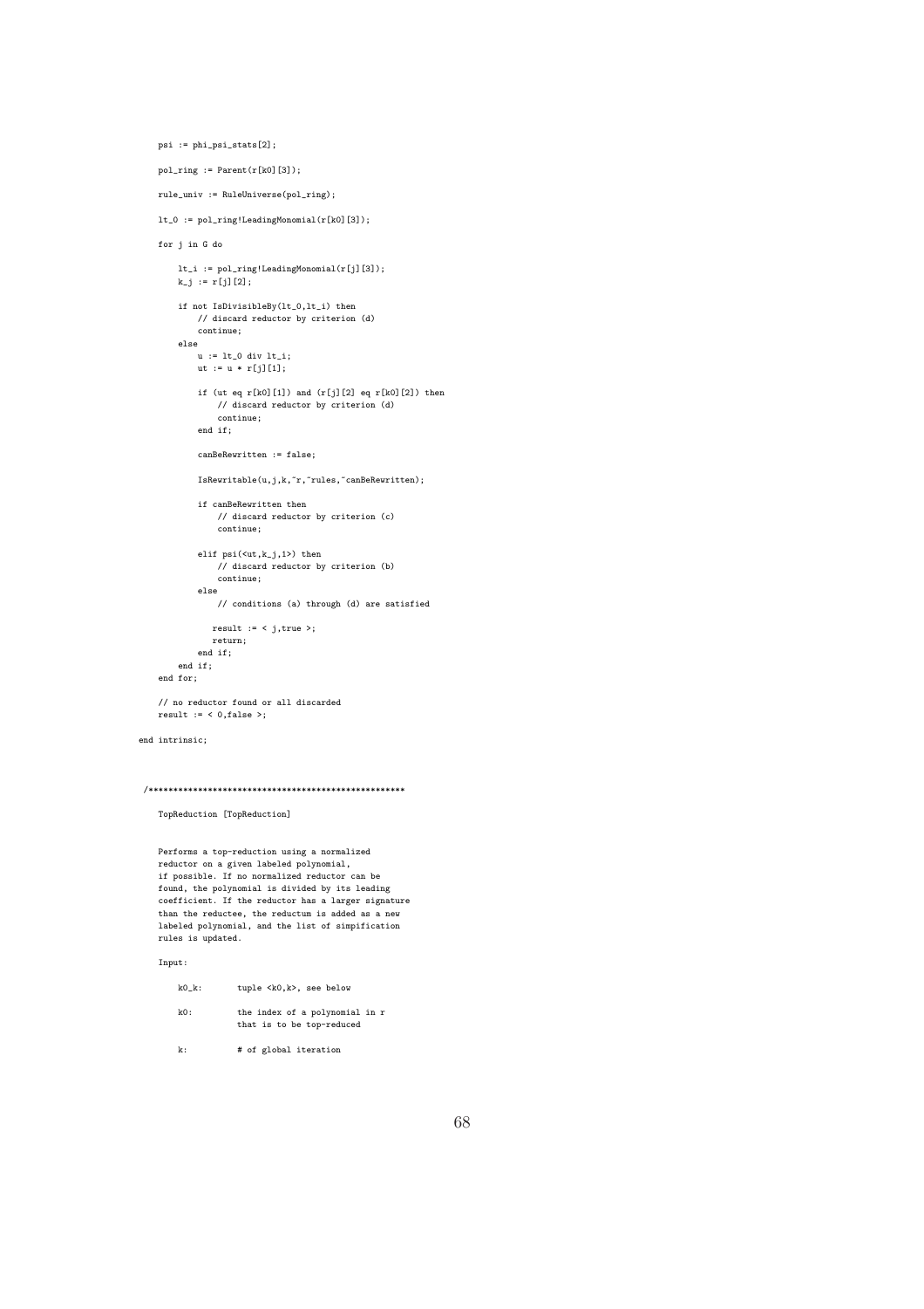```
    psi := phi_psi_stats[2];

    pol_ring := Parent(r[k0][3]);

    rule_univ := RuleUniverse(pol_ring);

    lt_0 := pol_ring!LeadingMonomial(r[k0][3]);

    for j in G do

        lt_i := pol_ring!LeadingMonomial(r[j][3]);
        k_j := r[j][2];

        if not IsDivisibleBy(lt_0,lt_i) then
            // discard reductor by criterion (d)
            continue;
        else
            u := lt_0 div lt_i;
            ut := u * r[j][1];

            if (ut eq r[k0][1]) and (r[j][2] eq r[k0][2]) then
                // discard reductor by criterion (d)
                continue;
            end if;

            canBeRewritten := false;

            IsRewritable(u,j,k,~r,~rules,~canBeRewritten);

            if canBeRewritten then
                // discard reductor by criterion (c)
                continue;

            elif psi(<ut,k_j,1>) then
                // discard reductor by criterion (b)
                continue;
            else
                // conditions (a) through (d) are satisfied

               result := < j,true >;
               return;
            end if;
        end if;
    end for;

    // no reductor found or all discarded
    result := < 0,false >;

end intrinsic;



 /****************************************************

    TopReduction [TopReduction]


    Performs a top-reduction using a normalized
    reductor on a given labeled polynomial,
    if possible. If no normalized reductor can be
    found, the polynomial is divided by its leading
    coefficient. If the reductor has a larger signature
    than the reductee, the reductum is added as a new
    labeled polynomial, and the list of simpification
    rules is updated.

    Input:

        k0_k:       tuple <k0,k>, see below

        k0:         the index of a polynomial in r
                    that is to be top-reduced

        k:          # of global iteration
```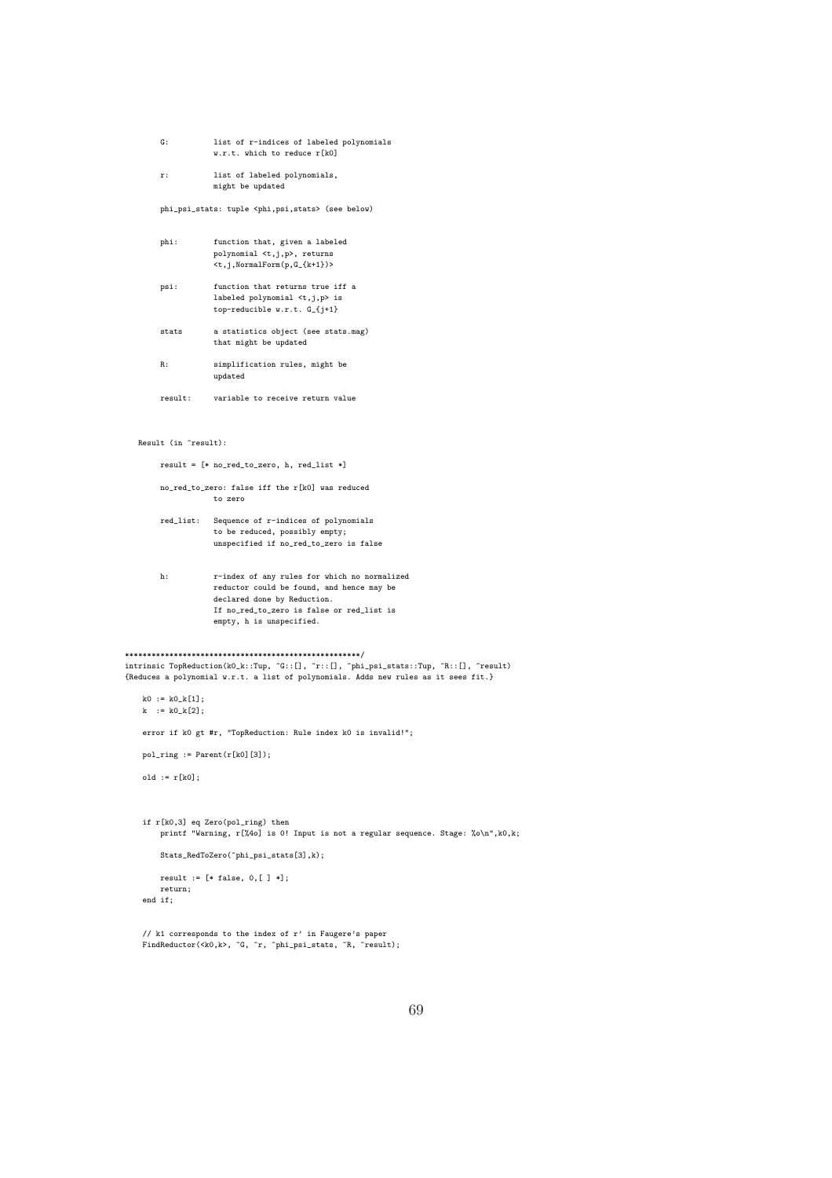```
        G:          list of r-indices of labeled polynomials
                    w.r.t. which to reduce r[k0]

        r:          list of labeled polynomials,
                    might be updated

        phi_psi_stats: tuple <phi,psi,stats> (see below)


        phi:        function that, given a labeled
                    polynomial <t,j,p>, returns
                    <t,j,NormalForm(p,G_{k+1})>

        psi:        function that returns true iff a
                    labeled polynomial <t,j,p> is
                    top-reducible w.r.t. G_{j+1}

        stats       a statistics object (see stats.mag)
                    that might be updated

        R:          simplification rules, might be
                    updated

        result:     variable to receive return value



    Result (in ~result):

        result = [* no_red_to_zero, h, red_list *]

        no_red_to_zero: false iff the r[k0] was reduced
                    to zero

        red_list:   Sequence of r-indices of polynomials
                    to be reduced, possibly empty;
                    unspecified if no_red_to_zero is false


        h:          r-index of any rules for which no normalized
                    reductor could be found, and hence may be
                    declared done by Reduction.
                    If no_red_to_zero is false or red_list is
                    empty, h is unspecified.


*****************************************************/
intrinsic TopReduction(k0_k::Tup, ~G::[], ~r::[], ~phi_psi_stats::Tup, ~R::[], ~result)
{Reduces a polynomial w.r.t. a list of polynomials. Adds new rules as it sees fit.}

    k0 := k0_k[1];
    k  := k0_k[2];

    error if k0 gt #r, "TopReduction: Rule index k0 is invalid!";

    pol_ring := Parent(r[k0][3]);

    old := r[k0];



    if r[k0,3] eq Zero(pol_ring) then
        printf "Warning, r[%4o] is 0! Input is not a regular sequence. Stage: %o\n",k0,k;

        Stats_RedToZero(~phi_psi_stats[3],k);

        result := [* false, 0,[ ] *];
        return;
    end if;


    // k1 corresponds to the index of r' in Faugere's paper
    FindReductor(<k0,k>, ~G, ~r, ~phi_psi_stats, ~R, ~result);
```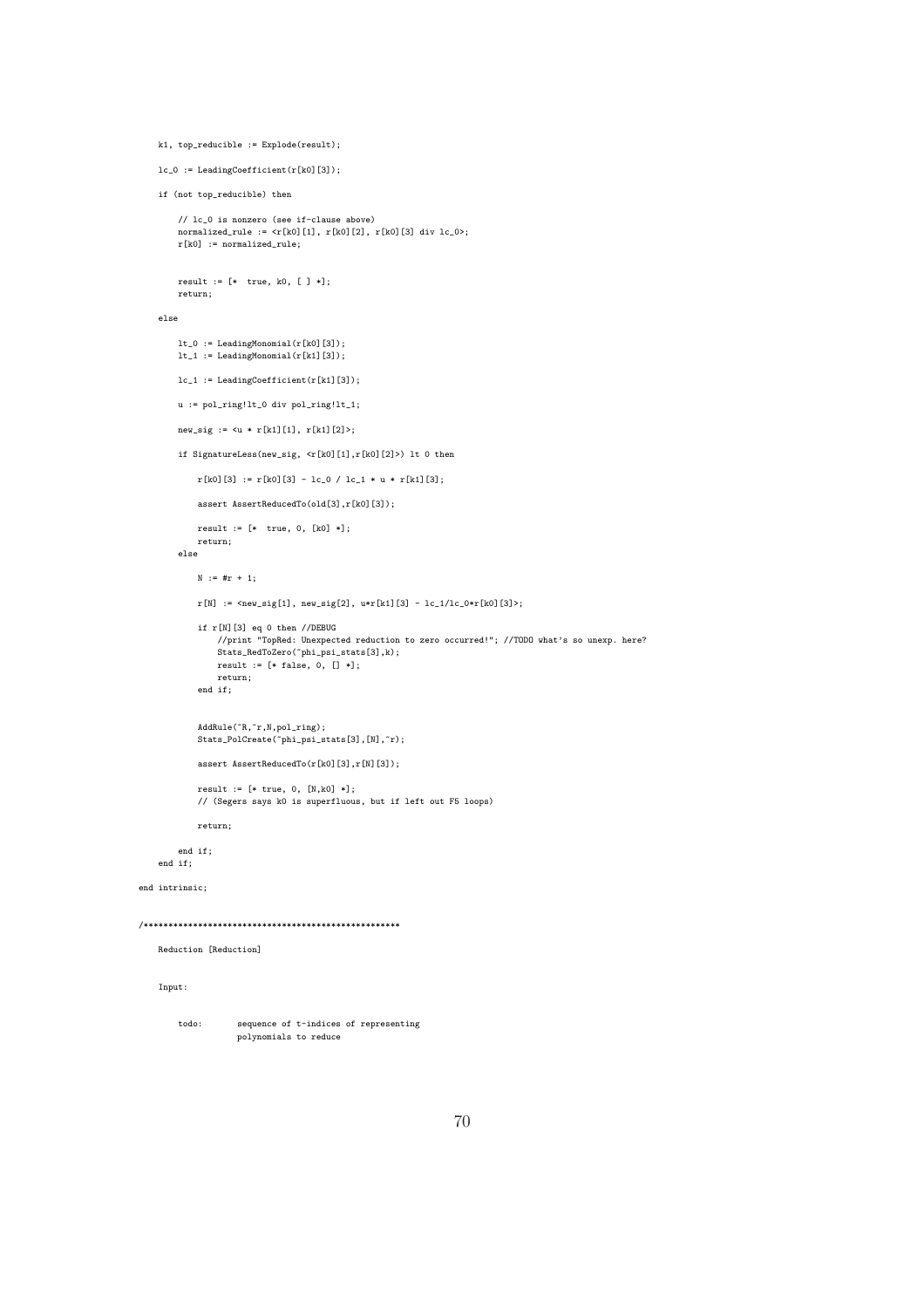```
    k1, top_reducible := Explode(result);

    lc_0 := LeadingCoefficient(r[k0][3]);

    if (not top_reducible) then

        // lc_0 is nonzero (see if-clause above)
        normalized_rule := <r[k0][1], r[k0][2], r[k0][3] div lc_0>;
        r[k0] := normalized_rule;


        result := [*  true, k0, [ ] *];
        return;

    else

        lt_0 := LeadingMonomial(r[k0][3]);
        lt_1 := LeadingMonomial(r[k1][3]);

        lc_1 := LeadingCoefficient(r[k1][3]);

        u := pol_ring!lt_0 div pol_ring!lt_1;

        new_sig := <u * r[k1][1], r[k1][2]>;

        if SignatureLess(new_sig, <r[k0][1],r[k0][2]>) lt 0 then

            r[k0][3] := r[k0][3] - lc_0 / lc_1 * u * r[k1][3];

            assert AssertReducedTo(old[3],r[k0][3]);

            result := [*  true, 0, [k0] *];
            return;
        else

            N := #r + 1;

            r[N] := <new_sig[1], new_sig[2], u*r[k1][3] - lc_1/lc_0*r[k0][3]>;

            if r[N][3] eq 0 then //DEBUG
                //print "TopRed: Unexpected reduction to zero occurred!"; //TODO what's so unexp. here?
                Stats_RedToZero(~phi_psi_stats[3],k);
                result := [* false, 0, [] *];
                return;
            end if;


            AddRule(~R,~r,N,pol_ring);
            Stats_PolCreate(~phi_psi_stats[3],[N],~r);

            assert AssertReducedTo(r[k0][3],r[N][3]);

            result := [* true, 0, [N,k0] *];
            // (Segers says k0 is superfluous, but if left out F5 loops)

            return;

        end if;
    end if;

end intrinsic;


/****************************************************

    Reduction [Reduction]


    Input:


        todo:       sequence of t-indices of representing
                    polynomials to reduce
```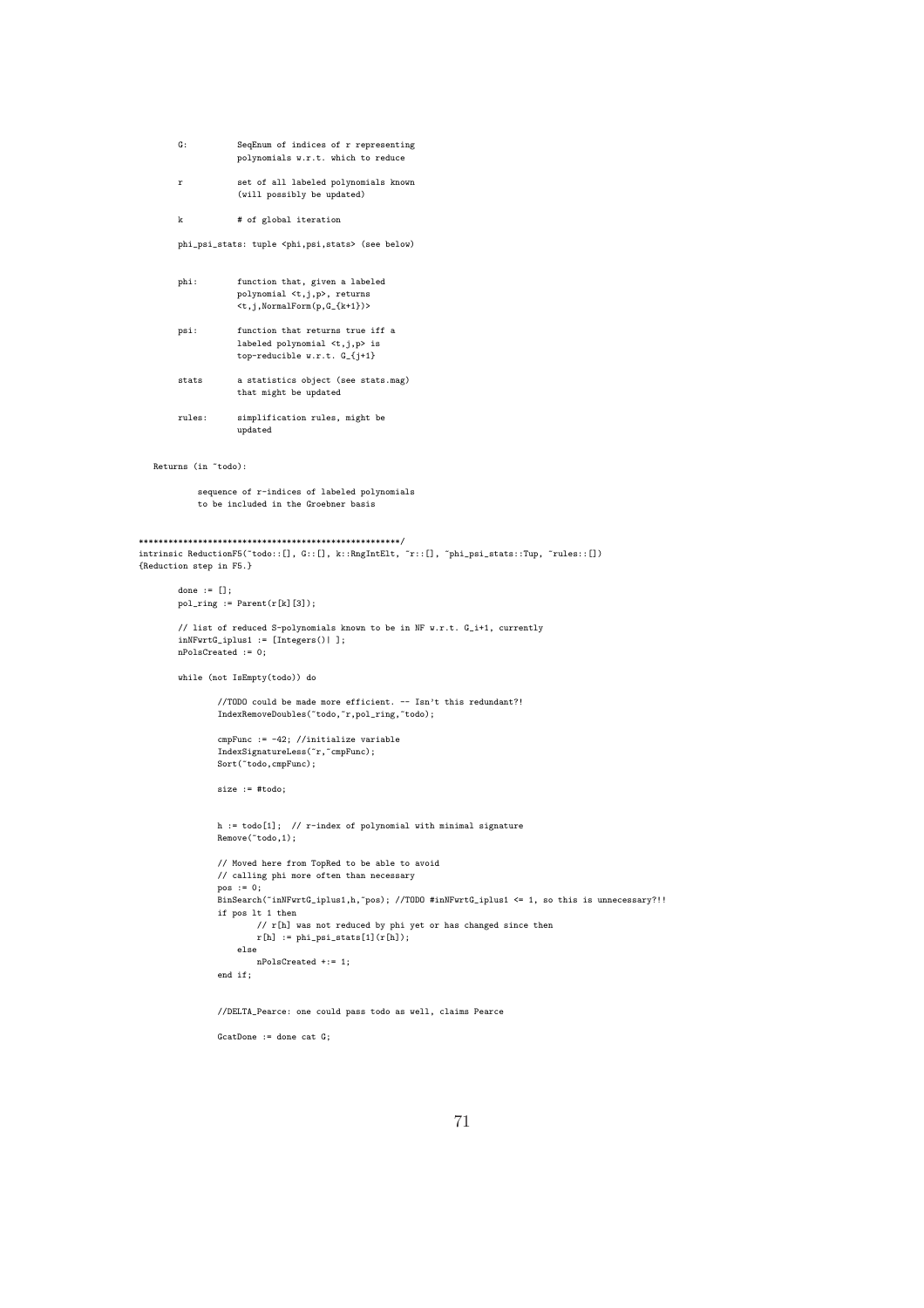```
        G:          SeqEnum of indices of r representing
                    polynomials w.r.t. which to reduce

        r           set of all labeled polynomials known
                    (will possibly be updated)

        k           # of global iteration

        phi_psi_stats: tuple <phi,psi,stats> (see below)


        phi:        function that, given a labeled
                    polynomial <t,j,p>, returns
                    <t,j,NormalForm(p,G_{k+1})>

        psi:        function that returns true iff a
                    labeled polynomial <t,j,p> is
                    top-reducible w.r.t. G_{j+1}

        stats       a statistics object (see stats.mag)
                    that might be updated

        rules:      simplification rules, might be
                    updated


    Returns (in ~todo):

            sequence of r-indices of labeled polynomials
            to be included in the Groebner basis


******************************************************/
intrinsic ReductionF5(~todo::[], G::[], k::RngIntElt, ~r::[], ~phi_psi_stats::Tup, ~rules::[])
{Reduction step in F5.}

        done := [];
        pol_ring := Parent(r[k][3]);

        // list of reduced S-polynomials known to be in NF w.r.t. G_i+1, currently
        inNFwrtG_iplus1 := [Integers()| ];
        nPolsCreated := 0;

        while (not IsEmpty(todo)) do

                //TODO could be made more efficient. -- Isn't this redundant?!
                IndexRemoveDoubles(~todo,~r,pol_ring,~todo);

                cmpFunc := -42; //initialize variable
                IndexSignatureLess(~r,~cmpFunc);
                Sort(~todo,cmpFunc);

                size := #todo;


                h := todo[1];  // r-index of polynomial with minimal signature
                Remove(~todo,1);

                // Moved here from TopRed to be able to avoid
                // calling phi more often than necessary
                pos := 0;
                BinSearch(~inNFwrtG_iplus1,h,~pos); //TODO #inNFwrtG_iplus1 <= 1, so this is unnecessary?!!
                if pos lt 1 then
                        // r[h] was not reduced by phi yet or has changed since then
                        r[h] := phi_psi_stats[1](r[h]);
                    else
                        nPolsCreated +:= 1;
                end if;


                //DELTA_Pearce: one could pass todo as well, claims Pearce

                GcatDone := done cat G;
```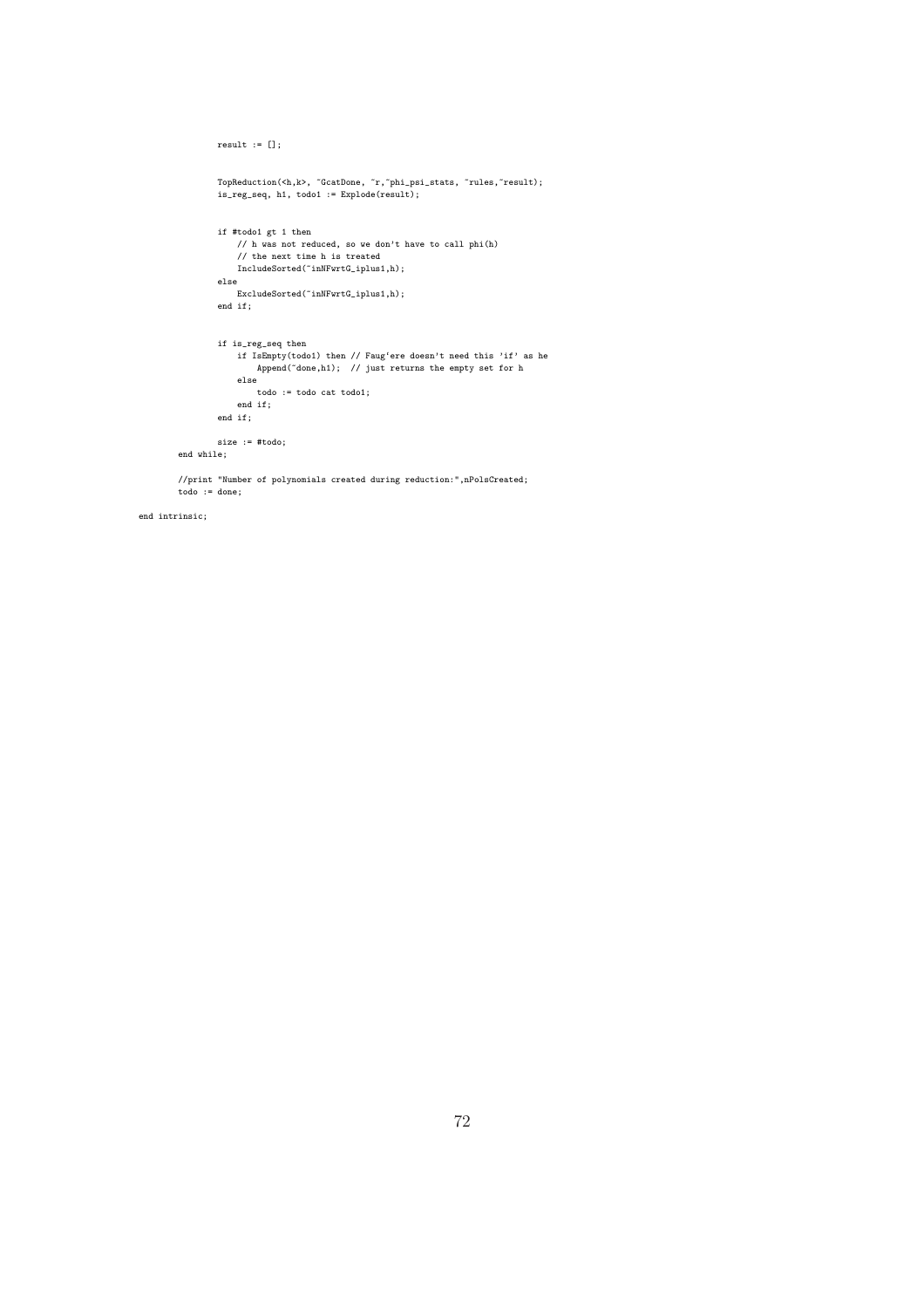```
            result := [];


            TopReduction(<h,k>, ~GcatDone, ~r,~phi_psi_stats, ~rules,~result);
            is_reg_seq, h1, todo1 := Explode(result);


            if #todo1 gt 1 then
                // h was not reduced, so we don't have to call phi(h)
                // the next time h is treated
                IncludeSorted(~inNFwrtG_iplus1,h);
            else
                ExcludeSorted(~inNFwrtG_iplus1,h);
            end if;


            if is_reg_seq then
                if IsEmpty(todo1) then // Faug'ere doesn't need this 'if' as he
                    Append(~done,h1);  // just returns the empty set for h
                else
                    todo := todo cat todo1;
                end if;
            end if;

            size := #todo;
        end while;

        //print "Number of polynomials created during reduction:",nPolsCreated;
        todo := done;

end intrinsic;
```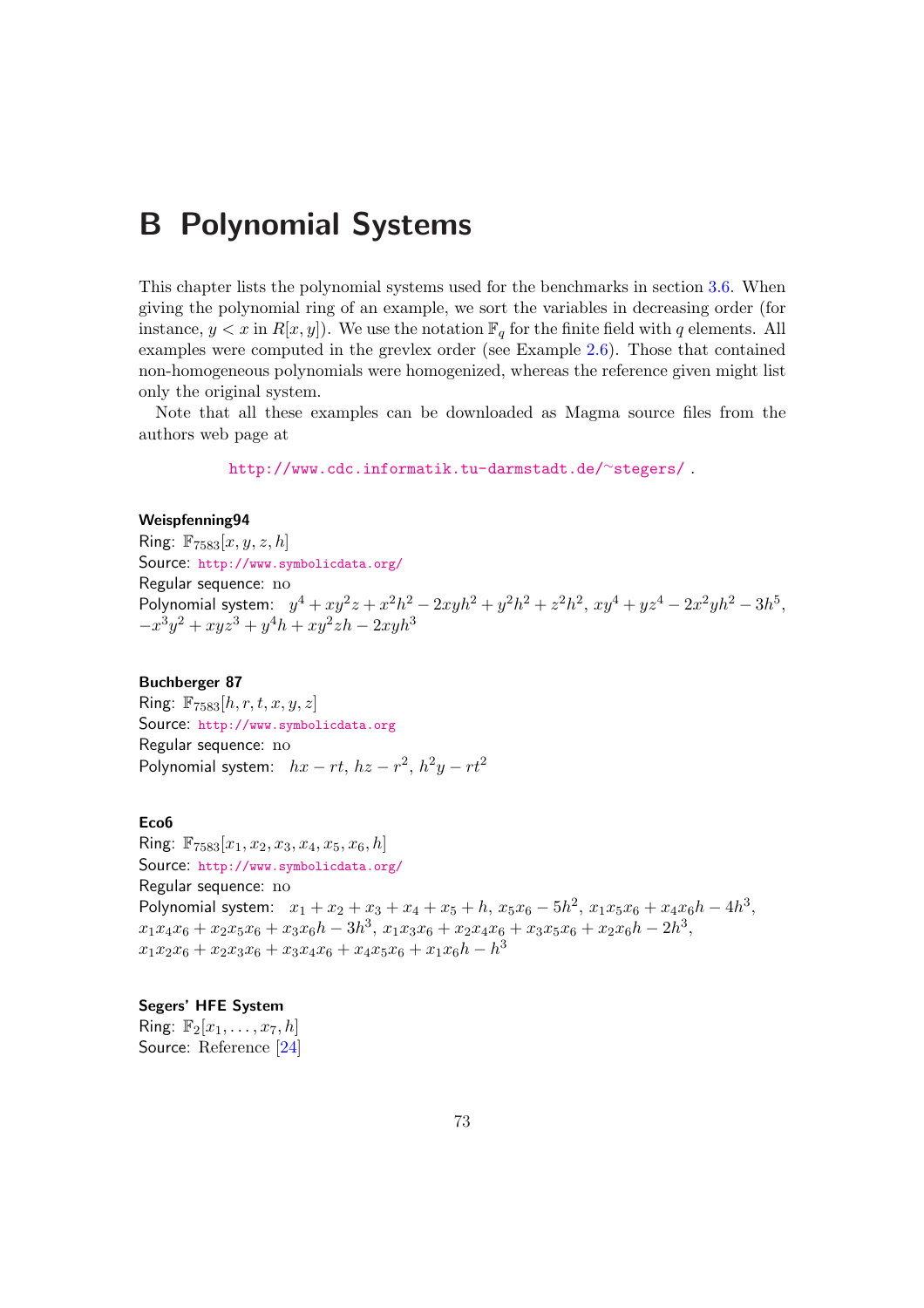# B Polynomial Systems

This chapter lists the polynomial systems used for the benchmarks in section 3.6. When giving the polynomial ring of an example, we sort the variables in decreasing order (for instance, $y < x$ in $R[x, y]$). We use the notation $\mathbb{F}_q$ for the finite field with $q$ elements. All examples were computed in the grevlex order (see Example 2.6). Those that contained non-homogeneous polynomials were homogenized, whereas the reference given might list only the original system.

Note that all these examples can be downloaded as Magma source files from the authors web page at

http://www.cdc.informatik.tu-darmstadt.de/~stegers/ .

**Weispfenning94**
Ring: $\mathbb{F}_{7583}[x, y, z, h]$
Source: http://www.symbolicdata.org/
Regular sequence: no
Polynomial system: $y^4 + xy^2z + x^2h^2 - 2xyh^2 + y^2h^2 + z^2h^2$, $xy^4 + yz^4 - 2x^2yh^2 - 3h^5$, $-x^3y^2 + xyz^3 + y^4h + xy^2zh - 2xyh^3$

**Buchberger 87**
Ring: $\mathbb{F}_{7583}[h, r, t, x, y, z]$
Source: http://www.symbolicdata.org
Regular sequence: no
Polynomial system: $hx - rt$, $hz - r^2$, $h^2y - rt^2$

**Eco6**
Ring: $\mathbb{F}_{7583}[x_1, x_2, x_3, x_4, x_5, x_6, h]$
Source: http://www.symbolicdata.org/
Regular sequence: no
Polynomial system: $x_1 + x_2 + x_3 + x_4 + x_5 + h$, $x_5x_6 - 5h^2$, $x_1x_5x_6 + x_4x_6h - 4h^3$, $x_1x_4x_6 + x_2x_5x_6 + x_3x_6h - 3h^3$, $x_1x_3x_6 + x_2x_4x_6 + x_3x_5x_6 + x_2x_6h - 2h^3$, $x_1x_2x_6 + x_2x_3x_6 + x_3x_4x_6 + x_4x_5x_6 + x_1x_6h - h^3$

**Segers' HFE System**
Ring: $\mathbb{F}_2[x_1, \dots, x_7, h]$
Source: Reference [24]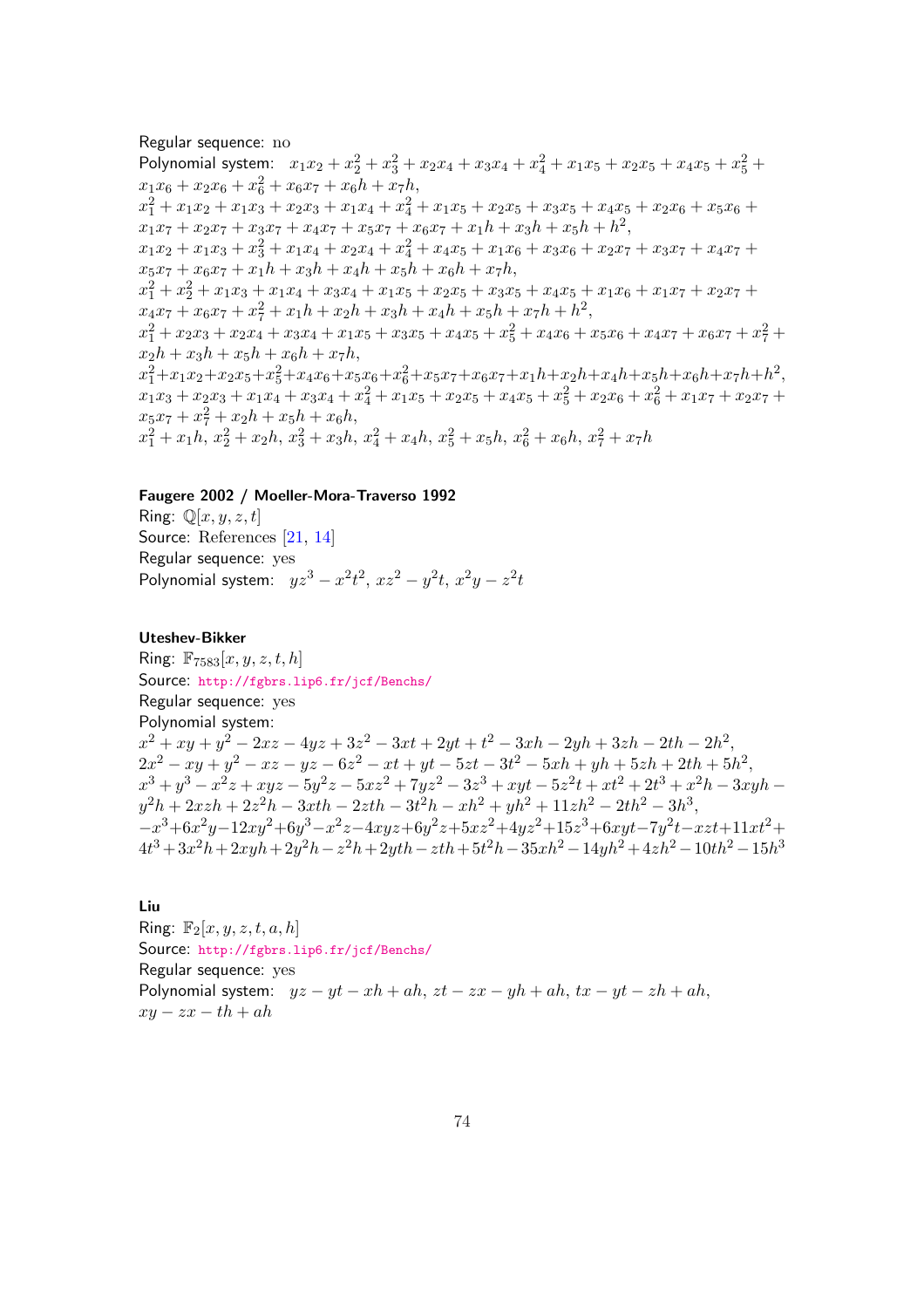Regular sequence: no

Polynomial system: $x_1x_2 + x_2^2 + x_3^2 + x_2x_4 + x_3x_4 + x_4^2 + x_1x_5 + x_2x_5 + x_4x_5 + x_5^2 + x_1x_6 + x_2x_6 + x_6^2 + x_6x_7 + x_6h + x_7h$,
$x_1^2 + x_1x_2 + x_1x_3 + x_2x_3 + x_1x_4 + x_4^2 + x_1x_5 + x_2x_5 + x_3x_5 + x_4x_5 + x_2x_6 + x_5x_6 + x_1x_7 + x_2x_7 + x_3x_7 + x_4x_7 + x_5x_7 + x_6x_7 + x_1h + x_3h + x_5h + h^2$,
$x_1x_2 + x_1x_3 + x_3^2 + x_1x_4 + x_2x_4 + x_4^2 + x_4x_5 + x_1x_6 + x_3x_6 + x_2x_7 + x_3x_7 + x_4x_7 + x_5x_7 + x_6x_7 + x_1h + x_3h + x_4h + x_5h + x_6h + x_7h$,
$x_1^2 + x_2^2 + x_1x_3 + x_1x_4 + x_3x_4 + x_1x_5 + x_2x_5 + x_3x_5 + x_4x_5 + x_1x_6 + x_1x_7 + x_2x_7 + x_4x_7 + x_6x_7 + x_7^2 + x_1h + x_2h + x_3h + x_4h + x_5h + x_7h + h^2$,
$x_1^2 + x_2x_3 + x_2x_4 + x_3x_4 + x_1x_5 + x_3x_5 + x_4x_5 + x_5^2 + x_4x_6 + x_5x_6 + x_4x_7 + x_6x_7 + x_7^2 + x_2h + x_3h + x_5h + x_6h + x_7h$,
$x_1^2 + x_1x_2 + x_2x_5 + x_5^2 + x_4x_6 + x_5x_6 + x_6^2 + x_5x_7 + x_6x_7 + x_1h + x_2h + x_4h + x_5h + x_6h + x_7h + h^2$,
$x_1x_3 + x_2x_3 + x_1x_4 + x_3x_4 + x_4^2 + x_1x_5 + x_2x_5 + x_4x_5 + x_5^2 + x_2x_6 + x_6^2 + x_1x_7 + x_2x_7 + x_5x_7 + x_7^2 + x_2h + x_5h + x_6h$,
$x_1^2 + x_1h,\ x_2^2 + x_2h,\ x_3^2 + x_3h,\ x_4^2 + x_4h,\ x_5^2 + x_5h,\ x_6^2 + x_6h,\ x_7^2 + x_7h$

**Faugere 2002 / Moeller-Mora-Traverso 1992**

Ring: $\mathbb{Q}[x, y, z, t]$

Source: References [21, 14]

Regular sequence: yes

Polynomial system: $yz^3 - x^2t^2,\ xz^2 - y^2t,\ x^2y - z^2t$

**Uteshev-Bikker**

Ring: $\mathbb{F}_{7583}[x, y, z, t, h]$

Source: http://fgbrs.lip6.fr/jcf/Benchs/

Regular sequence: yes

Polynomial system:
$x^2 + xy + y^2 - 2xz - 4yz + 3z^2 - 3xt + 2yt + t^2 - 3xh - 2yh + 3zh - 2th - 2h^2$,
$2x^2 - xy + y^2 - xz - yz - 6z^2 - xt + yt - 5zt - 3t^2 - 5xh + yh + 5zh + 2th + 5h^2$,
$x^3 + y^3 - x^2z + xyz - 5y^2z - 5xz^2 + 7yz^2 - 3z^3 + xyt - 5z^2t + xt^2 + 2t^3 + x^2h - 3xyh - y^2h + 2xzh + 2z^2h - 3xth - 2zth - 3t^2h - xh^2 + yh^2 + 11zh^2 - 2th^2 - 3h^3$,
$-x^3 + 6x^2y - 12xy^2 + 6y^3 - x^2z - 4xyz + 6y^2z + 5xz^2 + 4yz^2 + 15z^3 + 6xyt - 7y^2t - xzt + 11xt^2 + 4t^3 + 3x^2h + 2xyh + 2y^2h - z^2h + 2yth - zth + 5t^2h - 35xh^2 - 14yh^2 + 4zh^2 - 10th^2 - 15h^3$

**Liu**

Ring: $\mathbb{F}_2[x, y, z, t, a, h]$

Source: http://fgbrs.lip6.fr/jcf/Benchs/

Regular sequence: yes

Polynomial system: $yz - yt - xh + ah,\ zt - zx - yh + ah,\ tx - yt - zh + ah,\ xy - zx - th + ah$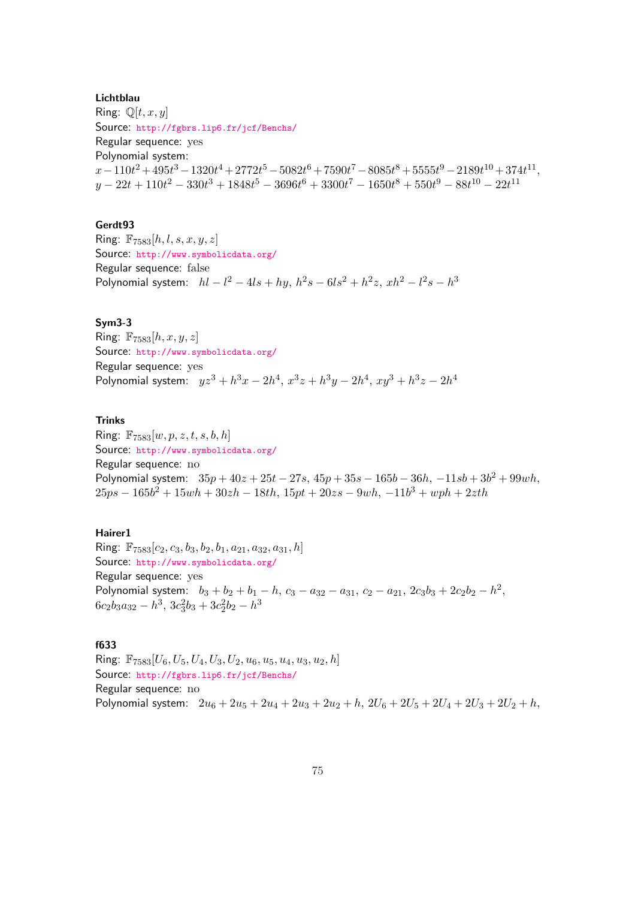**Lichtblau**
Ring: $\mathbb{Q}[t, x, y]$
Source: http://fgbrs.lip6.fr/jcf/Benchs/
Regular sequence: yes
Polynomial system:
$x - 110t^2 + 495t^3 - 1320t^4 + 2772t^5 - 5082t^6 + 7590t^7 - 8085t^8 + 5555t^9 - 2189t^{10} + 374t^{11}$,
$y - 22t + 110t^2 - 330t^3 + 1848t^5 - 3696t^6 + 3300t^7 - 1650t^8 + 550t^9 - 88t^{10} - 22t^{11}$

**Gerdt93**
Ring: $\mathbb{F}_{7583}[h, l, s, x, y, z]$
Source: http://www.symbolicdata.org/
Regular sequence: false
Polynomial system: $hl - l^2 - 4ls + hy$, $h^2s - 6ls^2 + h^2z$, $xh^2 - l^2s - h^3$

**Sym3-3**
Ring: $\mathbb{F}_{7583}[h, x, y, z]$
Source: http://www.symbolicdata.org/
Regular sequence: yes
Polynomial system: $yz^3 + h^3x - 2h^4$, $x^3z + h^3y - 2h^4$, $xy^3 + h^3z - 2h^4$

**Trinks**
Ring: $\mathbb{F}_{7583}[w, p, z, t, s, b, h]$
Source: http://www.symbolicdata.org/
Regular sequence: no
Polynomial system: $35p + 40z + 25t - 27s$, $45p + 35s - 165b - 36h$, $-11sb + 3b^2 + 99wh$,
$25ps - 165b^2 + 15wh + 30zh - 18th$, $15pt + 20zs - 9wh$, $-11b^3 + wph + 2zth$

**Hairer1**
Ring: $\mathbb{F}_{7583}[c_2, c_3, b_3, b_2, b_1, a_{21}, a_{32}, a_{31}, h]$
Source: http://www.symbolicdata.org/
Regular sequence: yes
Polynomial system: $b_3 + b_2 + b_1 - h$, $c_3 - a_{32} - a_{31}$, $c_2 - a_{21}$, $2c_3b_3 + 2c_2b_2 - h^2$,
$6c_2b_3a_{32} - h^3$, $3c_3^2b_3 + 3c_2^2b_2 - h^3$

**f633**
Ring: $\mathbb{F}_{7583}[U_6, U_5, U_4, U_3, U_2, u_6, u_5, u_4, u_3, u_2, h]$
Source: http://fgbrs.lip6.fr/jcf/Benchs/
Regular sequence: no
Polynomial system: $2u_6 + 2u_5 + 2u_4 + 2u_3 + 2u_2 + h$, $2U_6 + 2U_5 + 2U_4 + 2U_3 + 2U_2 + h$,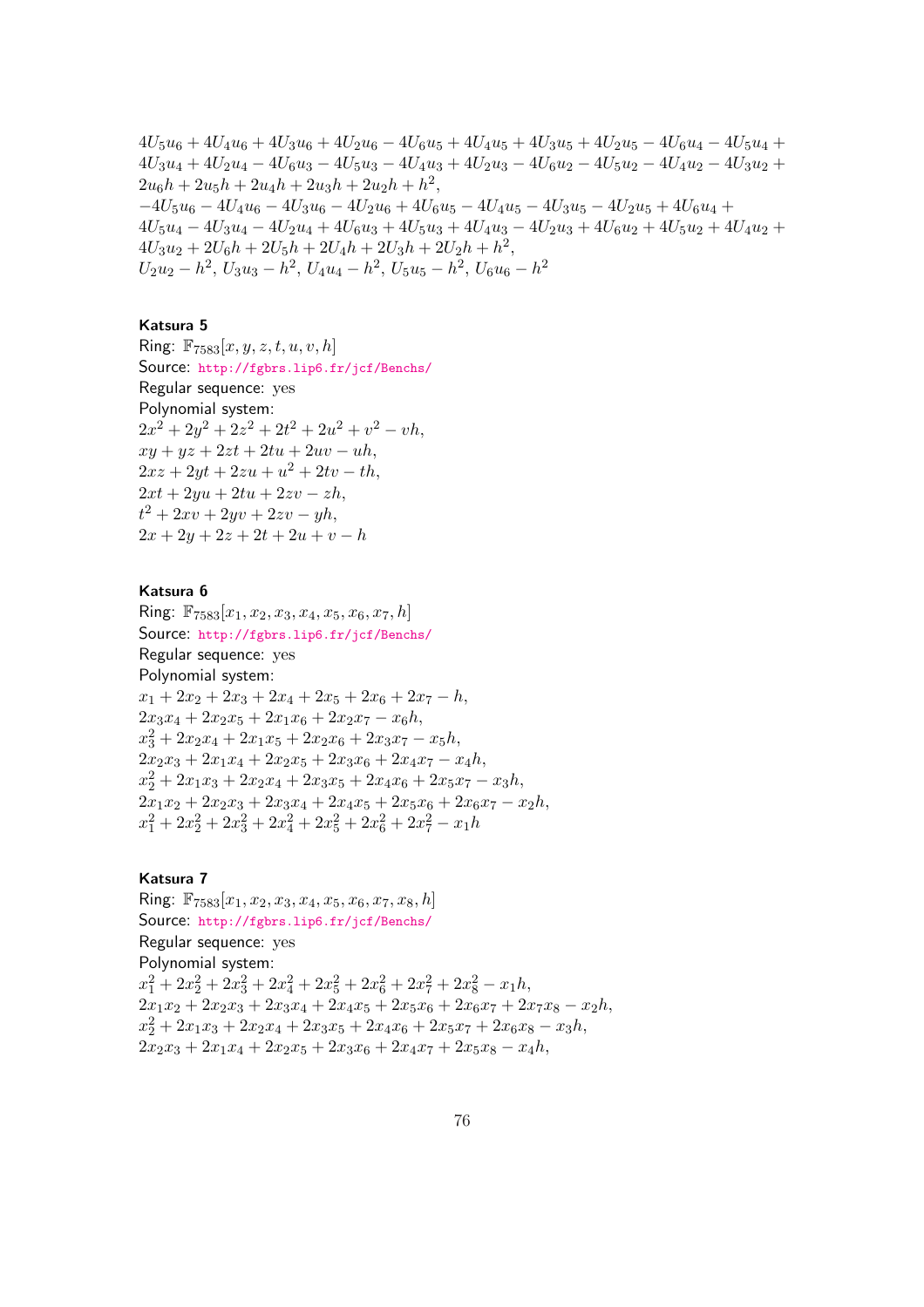$4U_5u_6 + 4U_4u_6 + 4U_3u_6 + 4U_2u_6 - 4U_6u_5 + 4U_4u_5 + 4U_3u_5 + 4U_2u_5 - 4U_6u_4 - 4U_5u_4 + 4U_3u_4 + 4U_2u_4 - 4U_6u_3 - 4U_5u_3 - 4U_4u_3 + 4U_2u_3 - 4U_6u_2 - 4U_5u_2 - 4U_4u_2 - 4U_3u_2 + 2u_6h + 2u_5h + 2u_4h + 2u_3h + 2u_2h + h^2$,
$-4U_5u_6 - 4U_4u_6 - 4U_3u_6 - 4U_2u_6 + 4U_6u_5 - 4U_4u_5 - 4U_3u_5 - 4U_2u_5 + 4U_6u_4 + 4U_5u_4 - 4U_3u_4 - 4U_2u_4 + 4U_6u_3 + 4U_5u_3 + 4U_4u_3 - 4U_2u_3 + 4U_6u_2 + 4U_5u_2 + 4U_4u_2 + 4U_3u_2 + 2U_6h + 2U_5h + 2U_4h + 2U_3h + 2U_2h + h^2$,
$U_2u_2 - h^2$, $U_3u_3 - h^2$, $U_4u_4 - h^2$, $U_5u_5 - h^2$, $U_6u_6 - h^2$

**Katsura 5**
Ring: $\mathbb{F}_{7583}[x, y, z, t, u, v, h]$
Source: http://fgbrs.lip6.fr/jcf/Benchs/
Regular sequence: yes
Polynomial system:
$2x^2 + 2y^2 + 2z^2 + 2t^2 + 2u^2 + v^2 - vh$,
$xy + yz + 2zt + 2tu + 2uv - uh$,
$2xz + 2yt + 2zu + u^2 + 2tv - th$,
$2xt + 2yu + 2tu + 2zv - zh$,
$t^2 + 2xv + 2yv + 2zv - yh$,
$2x + 2y + 2z + 2t + 2u + v - h$

**Katsura 6**
Ring: $\mathbb{F}_{7583}[x_1, x_2, x_3, x_4, x_5, x_6, x_7, h]$
Source: http://fgbrs.lip6.fr/jcf/Benchs/
Regular sequence: yes
Polynomial system:
$x_1 + 2x_2 + 2x_3 + 2x_4 + 2x_5 + 2x_6 + 2x_7 - h$,
$2x_3x_4 + 2x_2x_5 + 2x_1x_6 + 2x_2x_7 - x_6h$,
$x_3^2 + 2x_2x_4 + 2x_1x_5 + 2x_2x_6 + 2x_3x_7 - x_5h$,
$2x_2x_3 + 2x_1x_4 + 2x_2x_5 + 2x_3x_6 + 2x_4x_7 - x_4h$,
$x_2^2 + 2x_1x_3 + 2x_2x_4 + 2x_3x_5 + 2x_4x_6 + 2x_5x_7 - x_3h$,
$2x_1x_2 + 2x_2x_3 + 2x_3x_4 + 2x_4x_5 + 2x_5x_6 + 2x_6x_7 - x_2h$,
$x_1^2 + 2x_2^2 + 2x_3^2 + 2x_4^2 + 2x_5^2 + 2x_6^2 + 2x_7^2 - x_1h$

**Katsura 7**
Ring: $\mathbb{F}_{7583}[x_1, x_2, x_3, x_4, x_5, x_6, x_7, x_8, h]$
Source: http://fgbrs.lip6.fr/jcf/Benchs/
Regular sequence: yes
Polynomial system:
$x_1^2 + 2x_2^2 + 2x_3^2 + 2x_4^2 + 2x_5^2 + 2x_6^2 + 2x_7^2 + 2x_8^2 - x_1h$,
$2x_1x_2 + 2x_2x_3 + 2x_3x_4 + 2x_4x_5 + 2x_5x_6 + 2x_6x_7 + 2x_7x_8 - x_2h$,
$x_2^2 + 2x_1x_3 + 2x_2x_4 + 2x_3x_5 + 2x_4x_6 + 2x_5x_7 + 2x_6x_8 - x_3h$,
$2x_2x_3 + 2x_1x_4 + 2x_2x_5 + 2x_3x_6 + 2x_4x_7 + 2x_5x_8 - x_4h$,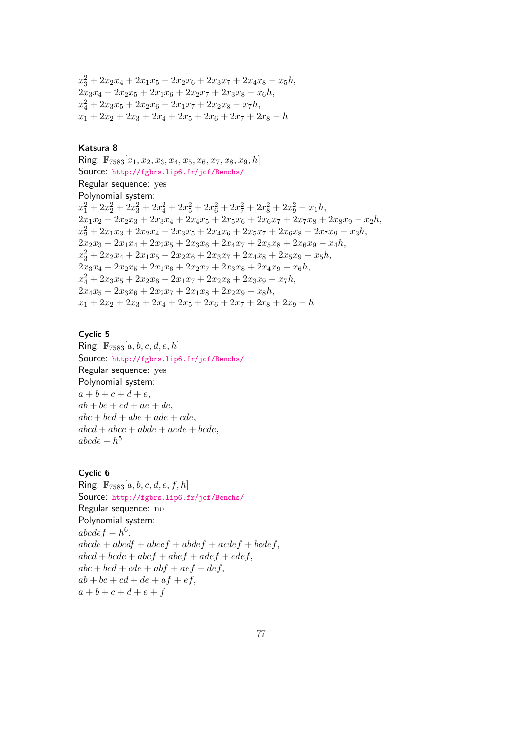$x_3^2 + 2x_2x_4 + 2x_1x_5 + 2x_2x_6 + 2x_3x_7 + 2x_4x_8 - x_5h,$
$2x_3x_4 + 2x_2x_5 + 2x_1x_6 + 2x_2x_7 + 2x_3x_8 - x_6h,$
$x_4^2 + 2x_3x_5 + 2x_2x_6 + 2x_1x_7 + 2x_2x_8 - x_7h,$
$x_1 + 2x_2 + 2x_3 + 2x_4 + 2x_5 + 2x_6 + 2x_7 + 2x_8 - h$

**Katsura 8**

Ring: $\mathbb{F}_{7583}[x_1, x_2, x_3, x_4, x_5, x_6, x_7, x_8, x_9, h]$
Source: http://fgbrs.lip6.fr/jcf/Benchs/
Regular sequence: yes
Polynomial system:
$x_1^2 + 2x_2^2 + 2x_3^2 + 2x_4^2 + 2x_5^2 + 2x_6^2 + 2x_7^2 + 2x_8^2 + 2x_9^2 - x_1h,$
$2x_1x_2 + 2x_2x_3 + 2x_3x_4 + 2x_4x_5 + 2x_5x_6 + 2x_6x_7 + 2x_7x_8 + 2x_8x_9 - x_2h,$
$x_2^2 + 2x_1x_3 + 2x_2x_4 + 2x_3x_5 + 2x_4x_6 + 2x_5x_7 + 2x_6x_8 + 2x_7x_9 - x_3h,$
$2x_2x_3 + 2x_1x_4 + 2x_2x_5 + 2x_3x_6 + 2x_4x_7 + 2x_5x_8 + 2x_6x_9 - x_4h,$
$x_3^2 + 2x_2x_4 + 2x_1x_5 + 2x_2x_6 + 2x_3x_7 + 2x_4x_8 + 2x_5x_9 - x_5h,$
$2x_3x_4 + 2x_2x_5 + 2x_1x_6 + 2x_2x_7 + 2x_3x_8 + 2x_4x_9 - x_6h,$
$x_4^2 + 2x_3x_5 + 2x_2x_6 + 2x_1x_7 + 2x_2x_8 + 2x_3x_9 - x_7h,$
$2x_4x_5 + 2x_3x_6 + 2x_2x_7 + 2x_1x_8 + 2x_2x_9 - x_8h,$
$x_1 + 2x_2 + 2x_3 + 2x_4 + 2x_5 + 2x_6 + 2x_7 + 2x_8 + 2x_9 - h$

**Cyclic 5**

Ring: $\mathbb{F}_{7583}[a, b, c, d, e, h]$
Source: http://fgbrs.lip6.fr/jcf/Benchs/
Regular sequence: yes
Polynomial system:
$a + b + c + d + e,$
$ab + bc + cd + ae + de,$
$abc + bcd + abe + ade + cde,$
$abcd + abce + abde + acde + bcde,$
$abcde - h^5$

**Cyclic 6**

Ring: $\mathbb{F}_{7583}[a, b, c, d, e, f, h]$
Source: http://fgbrs.lip6.fr/jcf/Benchs/
Regular sequence: no
Polynomial system:
$abcdef - h^6,$
$abcde + abcdf + abcef + abdef + acdef + bcdef,$
$abcd + bcde + abcf + abef + adef + cdef,$
$abc + bcd + cde + abf + aef + def,$
$ab + bc + cd + de + af + ef,$
$a + b + c + d + e + f$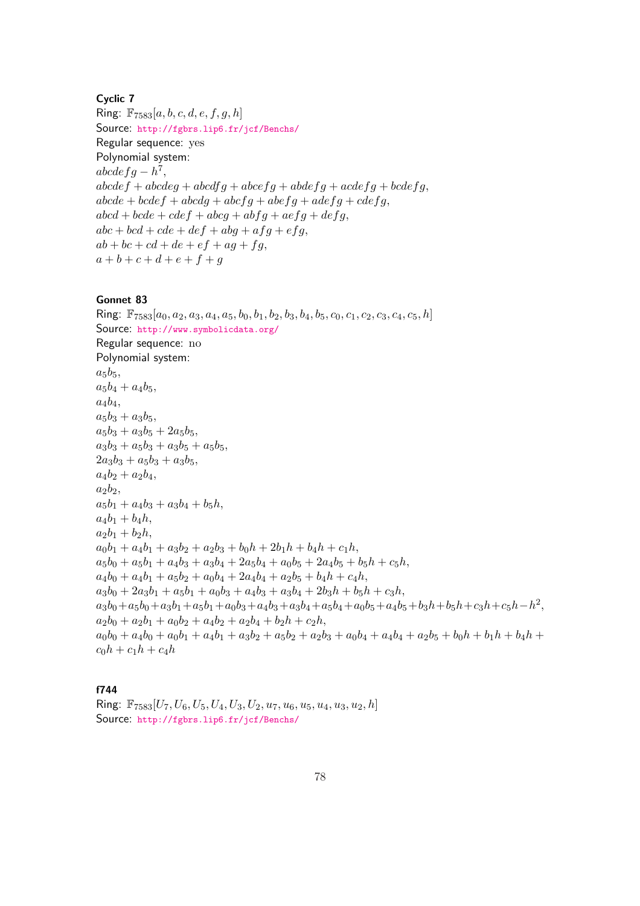**Cyclic 7**
Ring: $\mathbb{F}_{7583}[a, b, c, d, e, f, g, h]$
Source: http://fgbrs.lip6.fr/jcf/Benchs/
Regular sequence: yes
Polynomial system:
$abcdefg - h^7$,
$abcdef + abcdeg + abcdfg + abcefg + abdefg + acdefg + bcdefg$,
$abcde + bcdef + abcdg + abcfg + abefg + adefg + cdefg$,
$abcd + bcde + cdef + abcg + abfg + aefg + defg$,
$abc + bcd + cde + def + abg + afg + efg$,
$ab + bc + cd + de + ef + ag + fg$,
$a + b + c + d + e + f + g$

**Gonnet 83**
Ring: $\mathbb{F}_{7583}[a_0, a_2, a_3, a_4, a_5, b_0, b_1, b_2, b_3, b_4, b_5, c_0, c_1, c_2, c_3, c_4, c_5, h]$
Source: http://www.symbolicdata.org/
Regular sequence: no
Polynomial system:
$a_5b_5$,
$a_5b_4 + a_4b_5$,
$a_4b_4$,
$a_5b_3 + a_3b_5$,
$a_5b_3 + a_3b_5 + 2a_5b_5$,
$a_3b_3 + a_5b_3 + a_3b_5 + a_5b_5$,
$2a_3b_3 + a_5b_3 + a_3b_5$,
$a_4b_2 + a_2b_4$,
$a_2b_2$,
$a_5b_1 + a_4b_3 + a_3b_4 + b_5h$,
$a_4b_1 + b_4h$,
$a_2b_1 + b_2h$,
$a_0b_1 + a_4b_1 + a_3b_2 + a_2b_3 + b_0h + 2b_1h + b_4h + c_1h$,
$a_5b_0 + a_5b_1 + a_4b_3 + a_3b_4 + 2a_5b_4 + a_0b_5 + 2a_4b_5 + b_5h + c_5h$,
$a_4b_0 + a_4b_1 + a_5b_2 + a_0b_4 + 2a_4b_4 + a_2b_5 + b_4h + c_4h$,
$a_3b_0 + 2a_3b_1 + a_5b_1 + a_0b_3 + a_4b_3 + a_3b_4 + 2b_3h + b_5h + c_3h$,
$a_3b_0 + a_5b_0 + a_3b_1 + a_5b_1 + a_0b_3 + a_4b_3 + a_3b_4 + a_5b_4 + a_0b_5 + a_4b_5 + b_3h + b_5h + c_3h + c_5h - h^2$,
$a_2b_0 + a_2b_1 + a_0b_2 + a_4b_2 + a_2b_4 + b_2h + c_2h$,
$a_0b_0 + a_4b_0 + a_0b_1 + a_4b_1 + a_3b_2 + a_5b_2 + a_2b_3 + a_0b_4 + a_4b_4 + a_2b_5 + b_0h + b_1h + b_4h + c_0h + c_1h + c_4h$

**f744**
Ring: $\mathbb{F}_{7583}[U_7, U_6, U_5, U_4, U_3, U_2, u_7, u_6, u_5, u_4, u_3, u_2, h]$
Source: http://fgbrs.lip6.fr/jcf/Benchs/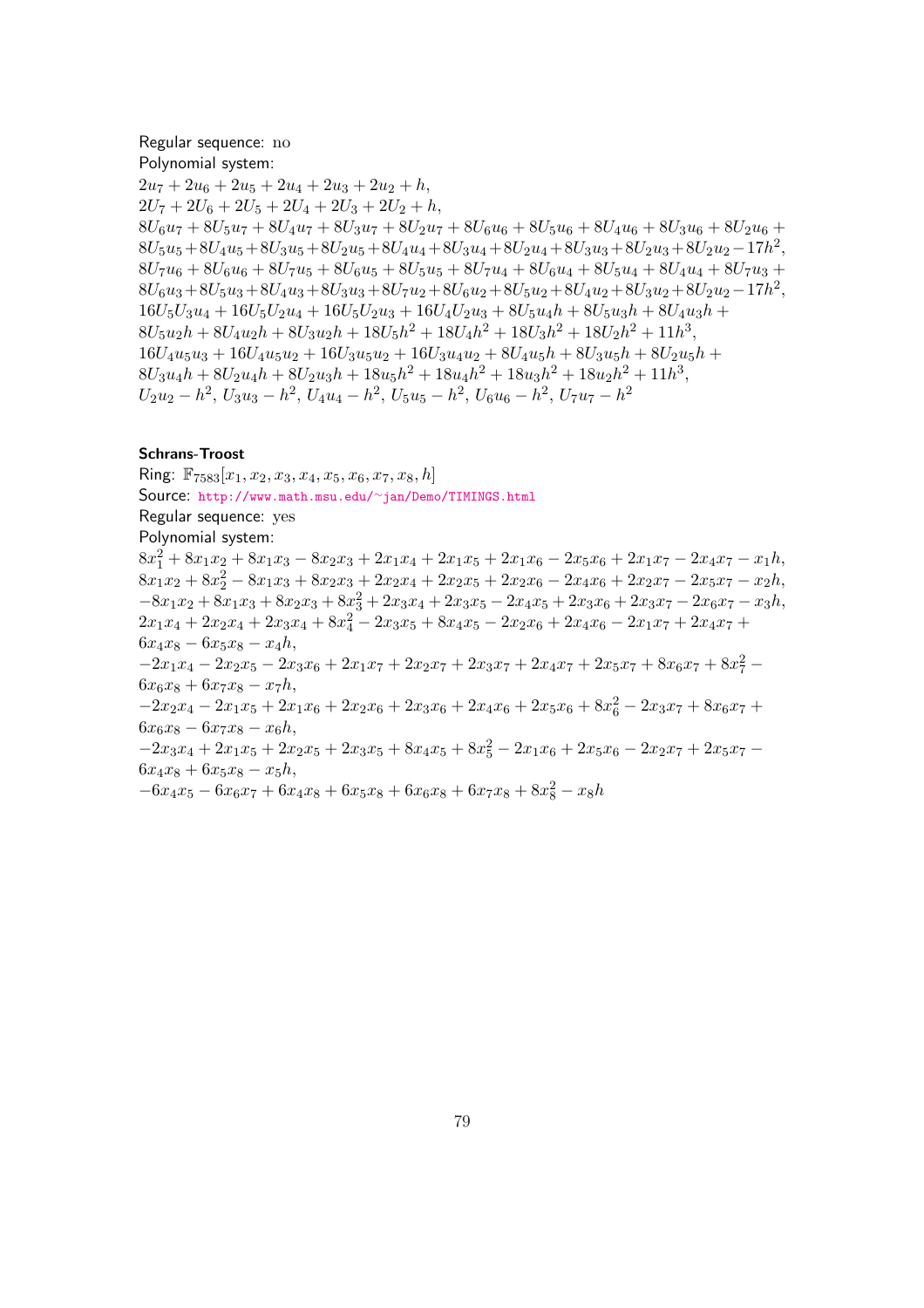Regular sequence: no

Polynomial system:

$2u_7 + 2u_6 + 2u_5 + 2u_4 + 2u_3 + 2u_2 + h,$
$2U_7 + 2U_6 + 2U_5 + 2U_4 + 2U_3 + 2U_2 + h,$
$8U_6u_7 + 8U_5u_7 + 8U_4u_7 + 8U_3u_7 + 8U_2u_7 + 8U_6u_6 + 8U_5u_6 + 8U_4u_6 + 8U_3u_6 + 8U_2u_6 + 8U_5u_5 + 8U_4u_5 + 8U_3u_5 + 8U_2u_5 + 8U_4u_4 + 8U_3u_4 + 8U_2u_4 + 8U_3u_3 + 8U_2u_3 + 8U_2u_2 - 17h^2,$
$8U_7u_6 + 8U_6u_6 + 8U_7u_5 + 8U_6u_5 + 8U_5u_5 + 8U_7u_4 + 8U_6u_4 + 8U_5u_4 + 8U_4u_4 + 8U_7u_3 + 8U_6u_3 + 8U_5u_3 + 8U_4u_3 + 8U_3u_3 + 8U_7u_2 + 8U_6u_2 + 8U_5u_2 + 8U_4u_2 + 8U_3u_2 + 8U_2u_2 - 17h^2,$
$16U_5U_3u_4 + 16U_5U_2u_4 + 16U_5U_2u_3 + 16U_4U_2u_3 + 8U_5u_4h + 8U_5u_3h + 8U_4u_3h + 8U_5u_2h + 8U_4u_2h + 8U_3u_2h + 18U_5h^2 + 18U_4h^2 + 18U_3h^2 + 18U_2h^2 + 11h^3,$
$16U_4u_5u_3 + 16U_4u_5u_2 + 16U_3u_5u_2 + 16U_3u_4u_2 + 8U_4u_5h + 8U_3u_5h + 8U_2u_5h + 8U_3u_4h + 8U_2u_4h + 8U_2u_3h + 18u_5h^2 + 18u_4h^2 + 18u_3h^2 + 18u_2h^2 + 11h^3,$
$U_2u_2 - h^2,\ U_3u_3 - h^2,\ U_4u_4 - h^2,\ U_5u_5 - h^2,\ U_6u_6 - h^2,\ U_7u_7 - h^2$

**Schrans-Troost**

Ring: $\mathbb{F}_{7583}[x_1, x_2, x_3, x_4, x_5, x_6, x_7, x_8, h]$

Source: http://www.math.msu.edu/~jan/Demo/TIMINGS.html

Regular sequence: yes

Polynomial system:

$8x_1^2 + 8x_1x_2 + 8x_1x_3 - 8x_2x_3 + 2x_1x_4 + 2x_1x_5 + 2x_1x_6 - 2x_5x_6 + 2x_1x_7 - 2x_4x_7 - x_1h,$
$8x_1x_2 + 8x_2^2 - 8x_1x_3 + 8x_2x_3 + 2x_2x_4 + 2x_2x_5 + 2x_2x_6 - 2x_4x_6 + 2x_2x_7 - 2x_5x_7 - x_2h,$
$-8x_1x_2 + 8x_1x_3 + 8x_2x_3 + 8x_3^2 + 2x_3x_4 + 2x_3x_5 - 2x_4x_5 + 2x_3x_6 + 2x_3x_7 - 2x_6x_7 - x_3h,$
$2x_1x_4 + 2x_2x_4 + 2x_3x_4 + 8x_4^2 - 2x_3x_5 + 8x_4x_5 - 2x_2x_6 + 2x_4x_6 - 2x_1x_7 + 2x_4x_7 + 6x_4x_8 - 6x_5x_8 - x_4h,$
$-2x_1x_4 - 2x_2x_5 - 2x_3x_6 + 2x_1x_7 + 2x_2x_7 + 2x_3x_7 + 2x_4x_7 + 2x_5x_7 + 8x_6x_7 + 8x_7^2 - 6x_6x_8 + 6x_7x_8 - x_7h,$
$-2x_2x_4 - 2x_1x_5 + 2x_1x_6 + 2x_2x_6 + 2x_3x_6 + 2x_4x_6 + 2x_5x_6 + 8x_6^2 - 2x_3x_7 + 8x_6x_7 + 6x_6x_8 - 6x_7x_8 - x_6h,$
$-2x_3x_4 + 2x_1x_5 + 2x_2x_5 + 2x_3x_5 + 8x_4x_5 + 8x_5^2 - 2x_1x_6 + 2x_5x_6 - 2x_2x_7 + 2x_5x_7 - 6x_4x_8 + 6x_5x_8 - x_5h,$
$-6x_4x_5 - 6x_6x_7 + 6x_4x_8 + 6x_5x_8 + 6x_6x_8 + 6x_7x_8 + 8x_8^2 - x_8h$